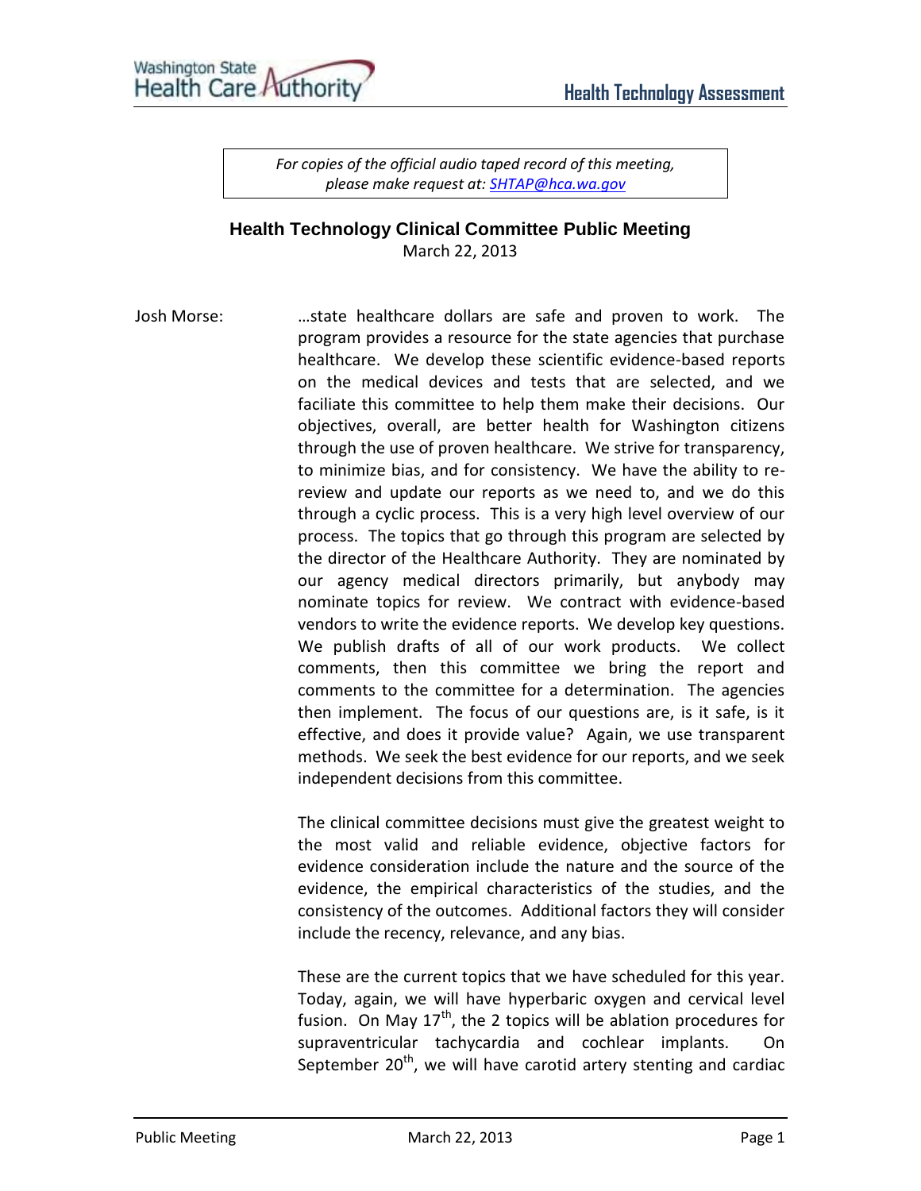*For copies of the official audio taped record of this meeting, please make request at: SHTAP@hca.wa.gov*

## Health Technology Clinical Committee Public Meeting

March 22, 2013

Josh Morse: …state healthcare dollars are safe and proven to work. The program provides a resource for the state agencies that purchase healthcare. We develop these scientific evidence-based reports on the medical devices and tests that are selected, and we faciliate this committee to help them make their decisions. Our objectives, overall, are better health for Washington citizens through the use of proven healthcare. We strive for transparency, to minimize bias, and for consistency. We have the ability to re-review and update our reports as we need to, and we do this through a cyclic process. This is a very high level overview of our process. The topics that go through this program are selected by the director of the Healthcare Authority. They are nominated by our agency medical directors primarily, but anybody may nominate topics for review. We contract with evidence-based vendors to write the evidence reports. We develop key questions. We publish drafts of all of our work products. We collect comments, then this committee we bring the report and comments to the committee for a determination. The agencies then implement. The focus of our questions are, is it safe, is it effective, and does it provide value? Again, we use transparent methods. We seek the best evidence for our reports, and we seek independent decisions from this committee.

The clinical committee decisions must give the greatest weight to the most valid and reliable evidence, objective factors for evidence consideration include the nature and the source of the evidence, the empirical characteristics of the studies, and the consistency of the outcomes. Additional factors they will consider include the recency, relevance, and any bias.

These are the current topics that we have scheduled for this year. Today, again, we will have hyperbaric oxygen and cervical level fusion. On May 17th, the 2 topics will be ablation procedures for supraventricular tachycardia and cochlear implants. On September 20th, we will have carotid artery stenting and cardiac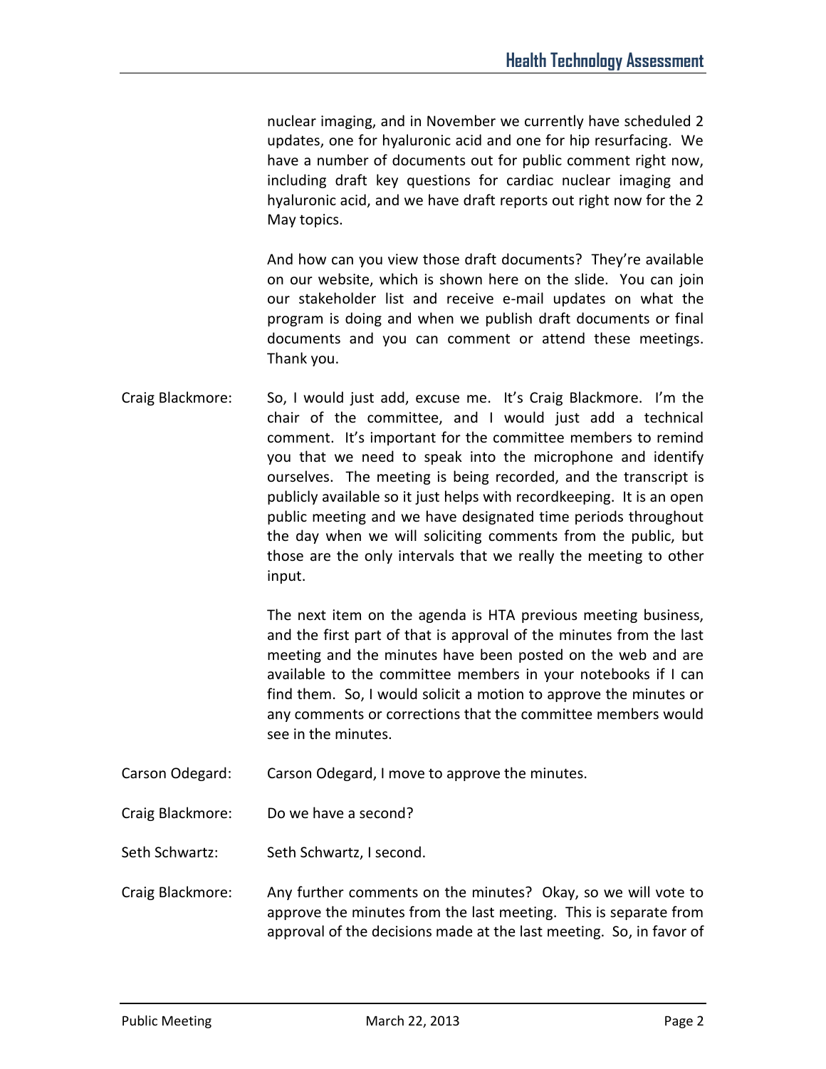nuclear imaging, and in November we currently have scheduled 2 updates, one for hyaluronic acid and one for hip resurfacing. We have a number of documents out for public comment right now, including draft key questions for cardiac nuclear imaging and hyaluronic acid, and we have draft reports out right now for the 2 May topics.

And how can you view those draft documents? They're available on our website, which is shown here on the slide. You can join our stakeholder list and receive e-mail updates on what the program is doing and when we publish draft documents or final documents and you can comment or attend these meetings. Thank you.

Craig Blackmore: So, I would just add, excuse me. It's Craig Blackmore. I'm the chair of the committee, and I would just add a technical comment. It's important for the committee members to remind you that we need to speak into the microphone and identify ourselves. The meeting is being recorded, and the transcript is publicly available so it just helps with recordkeeping. It is an open public meeting and we have designated time periods throughout the day when we will soliciting comments from the public, but those are the only intervals that we really the meeting to other input.

The next item on the agenda is HTA previous meeting business, and the first part of that is approval of the minutes from the last meeting and the minutes have been posted on the web and are available to the committee members in your notebooks if I can find them. So, I would solicit a motion to approve the minutes or any comments or corrections that the committee members would see in the minutes.

Carson Odegard: Carson Odegard, I move to approve the minutes.

Craig Blackmore: Do we have a second?

Seth Schwartz: Seth Schwartz, I second.

Craig Blackmore: Any further comments on the minutes? Okay, so we will vote to approve the minutes from the last meeting. This is separate from approval of the decisions made at the last meeting. So, in favor of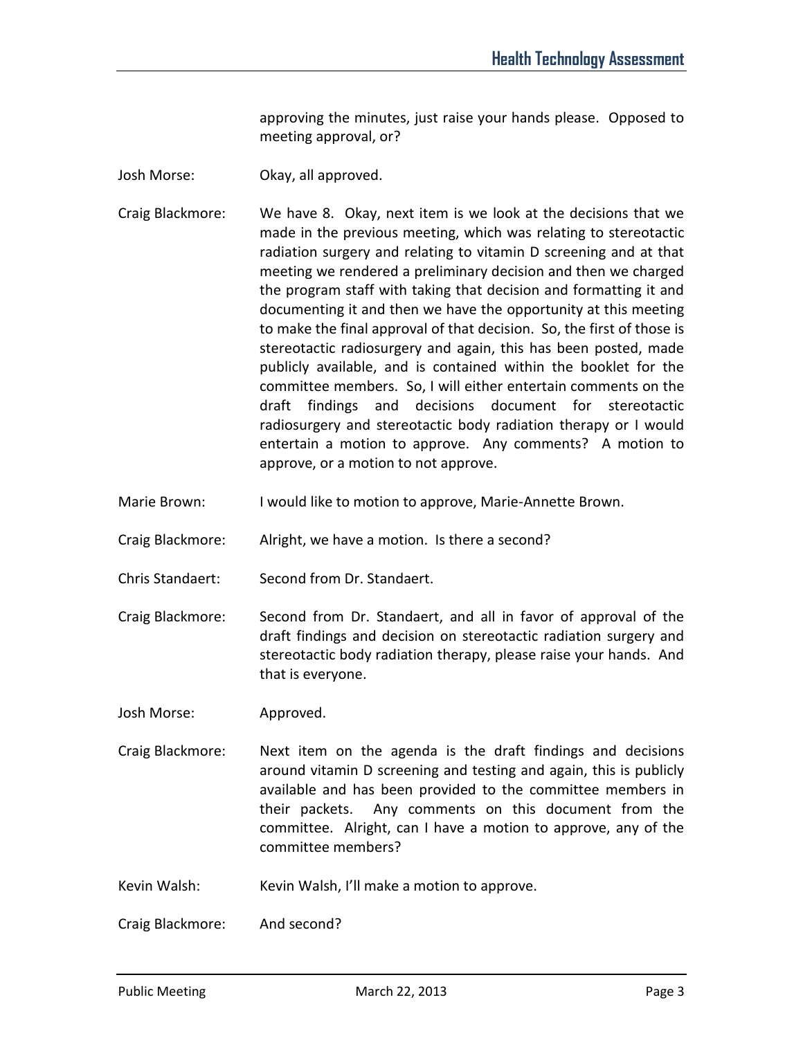approving the minutes, just raise your hands please. Opposed to meeting approval, or?

**Josh Morse:** Okay, all approved.

**Craig Blackmore:** We have 8. Okay, next item is we look at the decisions that we made in the previous meeting, which was relating to stereotactic radiation surgery and relating to vitamin D screening and at that meeting we rendered a preliminary decision and then we charged the program staff with taking that decision and formatting it and documenting it and then we have the opportunity at this meeting to make the final approval of that decision. So, the first of those is stereotactic radiosurgery and again, this has been posted, made publicly available, and is contained within the booklet for the committee members. So, I will either entertain comments on the draft findings and decisions document for stereotactic radiosurgery and stereotactic body radiation therapy or I would entertain a motion to approve. Any comments? A motion to approve, or a motion to not approve.

**Marie Brown:** I would like to motion to approve, Marie-Annette Brown.

**Craig Blackmore:** Alright, we have a motion. Is there a second?

**Chris Standaert:** Second from Dr. Standaert.

**Craig Blackmore:** Second from Dr. Standaert, and all in favor of approval of the draft findings and decision on stereotactic radiation surgery and stereotactic body radiation therapy, please raise your hands. And that is everyone.

**Josh Morse:** Approved.

**Craig Blackmore:** Next item on the agenda is the draft findings and decisions around vitamin D screening and testing and again, this is publicly available and has been provided to the committee members in their packets. Any comments on this document from the committee. Alright, can I have a motion to approve, any of the committee members?

**Kevin Walsh:** Kevin Walsh, I'll make a motion to approve.

**Craig Blackmore:** And second?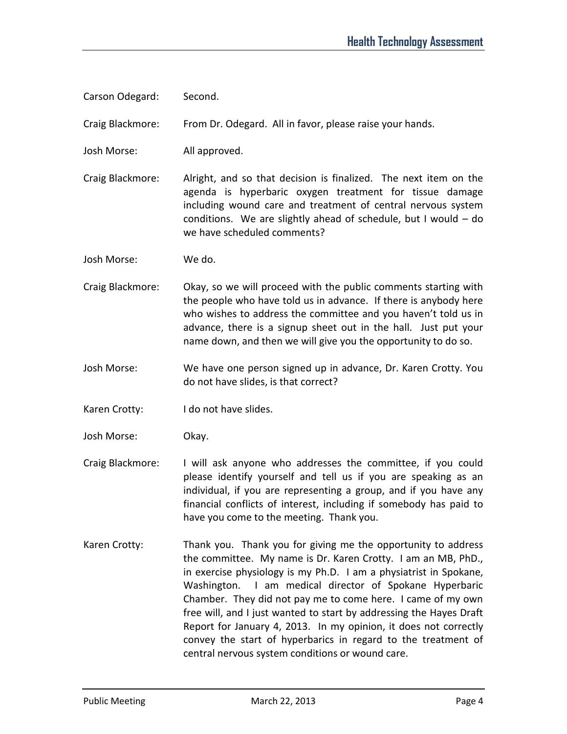Carson Odegard: Second.

Craig Blackmore: From Dr. Odegard. All in favor, please raise your hands.

Josh Morse: All approved.

Craig Blackmore: Alright, and so that decision is finalized. The next item on the agenda is hyperbaric oxygen treatment for tissue damage including wound care and treatment of central nervous system conditions. We are slightly ahead of schedule, but I would – do we have scheduled comments?

Josh Morse: We do.

Craig Blackmore: Okay, so we will proceed with the public comments starting with the people who have told us in advance. If there is anybody here who wishes to address the committee and you haven't told us in advance, there is a signup sheet out in the hall. Just put your name down, and then we will give you the opportunity to do so.

Josh Morse: We have one person signed up in advance, Dr. Karen Crotty. You do not have slides, is that correct?

Karen Crotty: I do not have slides.

Josh Morse: Okay.

Craig Blackmore: I will ask anyone who addresses the committee, if you could please identify yourself and tell us if you are speaking as an individual, if you are representing a group, and if you have any financial conflicts of interest, including if somebody has paid to have you come to the meeting. Thank you.

Karen Crotty: Thank you. Thank you for giving me the opportunity to address the committee. My name is Dr. Karen Crotty. I am an MB, PhD., in exercise physiology is my Ph.D. I am a physiatrist in Spokane, Washington. I am medical director of Spokane Hyperbaric Chamber. They did not pay me to come here. I came of my own free will, and I just wanted to start by addressing the Hayes Draft Report for January 4, 2013. In my opinion, it does not correctly convey the start of hyperbarics in regard to the treatment of central nervous system conditions or wound care.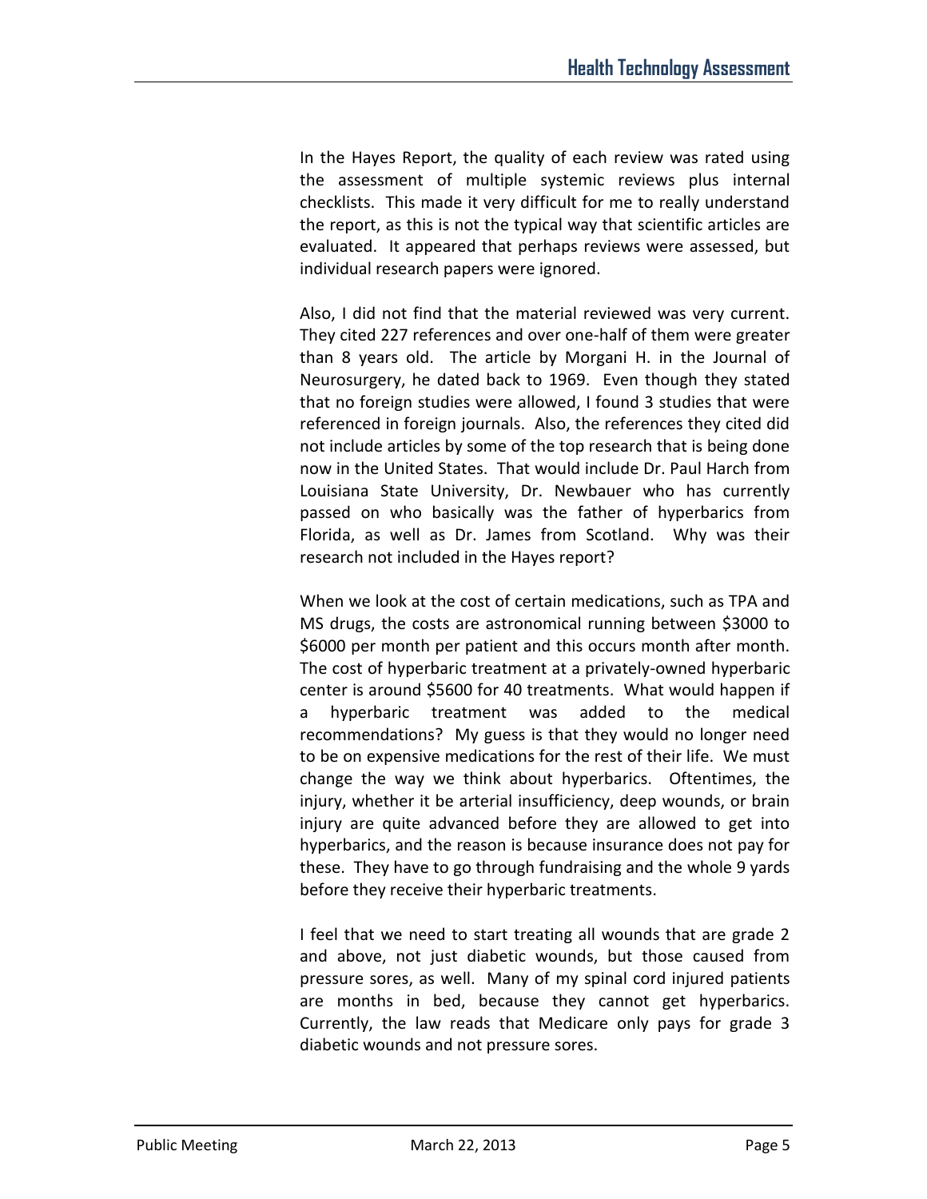In the Hayes Report, the quality of each review was rated using the assessment of multiple systemic reviews plus internal checklists. This made it very difficult for me to really understand the report, as this is not the typical way that scientific articles are evaluated. It appeared that perhaps reviews were assessed, but individual research papers were ignored.

Also, I did not find that the material reviewed was very current. They cited 227 references and over one-half of them were greater than 8 years old. The article by Morgani H. in the Journal of Neurosurgery, he dated back to 1969. Even though they stated that no foreign studies were allowed, I found 3 studies that were referenced in foreign journals. Also, the references they cited did not include articles by some of the top research that is being done now in the United States. That would include Dr. Paul Harch from Louisiana State University, Dr. Newbauer who has currently passed on who basically was the father of hyperbarics from Florida, as well as Dr. James from Scotland. Why was their research not included in the Hayes report?

When we look at the cost of certain medications, such as TPA and MS drugs, the costs are astronomical running between $3000 to $6000 per month per patient and this occurs month after month. The cost of hyperbaric treatment at a privately-owned hyperbaric center is around $5600 for 40 treatments. What would happen if a hyperbaric treatment was added to the medical recommendations? My guess is that they would no longer need to be on expensive medications for the rest of their life. We must change the way we think about hyperbarics. Oftentimes, the injury, whether it be arterial insufficiency, deep wounds, or brain injury are quite advanced before they are allowed to get into hyperbarics, and the reason is because insurance does not pay for these. They have to go through fundraising and the whole 9 yards before they receive their hyperbaric treatments.

I feel that we need to start treating all wounds that are grade 2 and above, not just diabetic wounds, but those caused from pressure sores, as well. Many of my spinal cord injured patients are months in bed, because they cannot get hyperbarics. Currently, the law reads that Medicare only pays for grade 3 diabetic wounds and not pressure sores.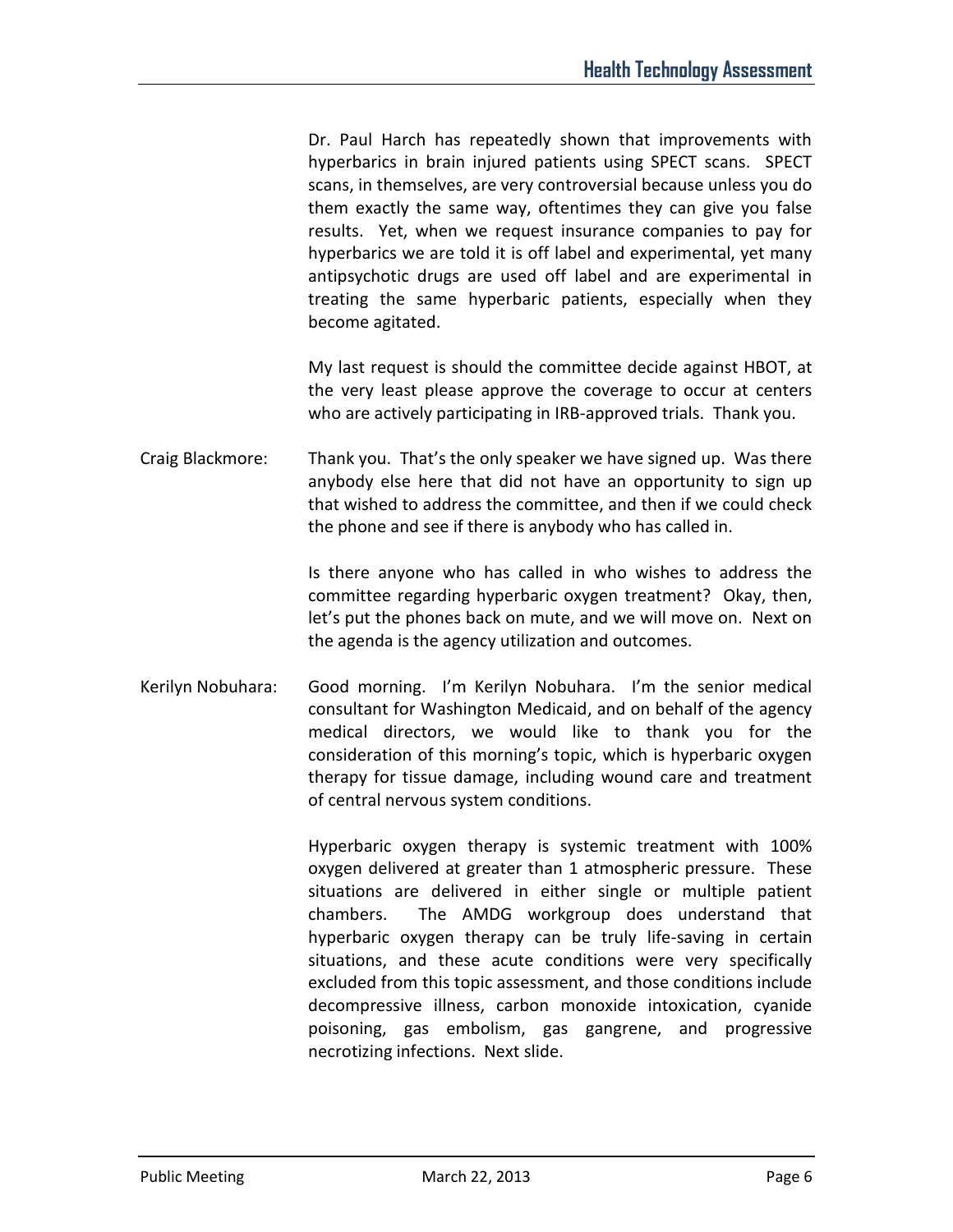Dr. Paul Harch has repeatedly shown that improvements with hyperbarics in brain injured patients using SPECT scans. SPECT scans, in themselves, are very controversial because unless you do them exactly the same way, oftentimes they can give you false results. Yet, when we request insurance companies to pay for hyperbarics we are told it is off label and experimental, yet many antipsychotic drugs are used off label and are experimental in treating the same hyperbaric patients, especially when they become agitated.

My last request is should the committee decide against HBOT, at the very least please approve the coverage to occur at centers who are actively participating in IRB-approved trials. Thank you.

Craig Blackmore: Thank you. That's the only speaker we have signed up. Was there anybody else here that did not have an opportunity to sign up that wished to address the committee, and then if we could check the phone and see if there is anybody who has called in.

Is there anyone who has called in who wishes to address the committee regarding hyperbaric oxygen treatment? Okay, then, let's put the phones back on mute, and we will move on. Next on the agenda is the agency utilization and outcomes.

Kerilyn Nobuhara: Good morning. I'm Kerilyn Nobuhara. I'm the senior medical consultant for Washington Medicaid, and on behalf of the agency medical directors, we would like to thank you for the consideration of this morning's topic, which is hyperbaric oxygen therapy for tissue damage, including wound care and treatment of central nervous system conditions.

Hyperbaric oxygen therapy is systemic treatment with 100% oxygen delivered at greater than 1 atmospheric pressure. These situations are delivered in either single or multiple patient chambers. The AMDG workgroup does understand that hyperbaric oxygen therapy can be truly life-saving in certain situations, and these acute conditions were very specifically excluded from this topic assessment, and those conditions include decompressive illness, carbon monoxide intoxication, cyanide poisoning, gas embolism, gas gangrene, and progressive necrotizing infections. Next slide.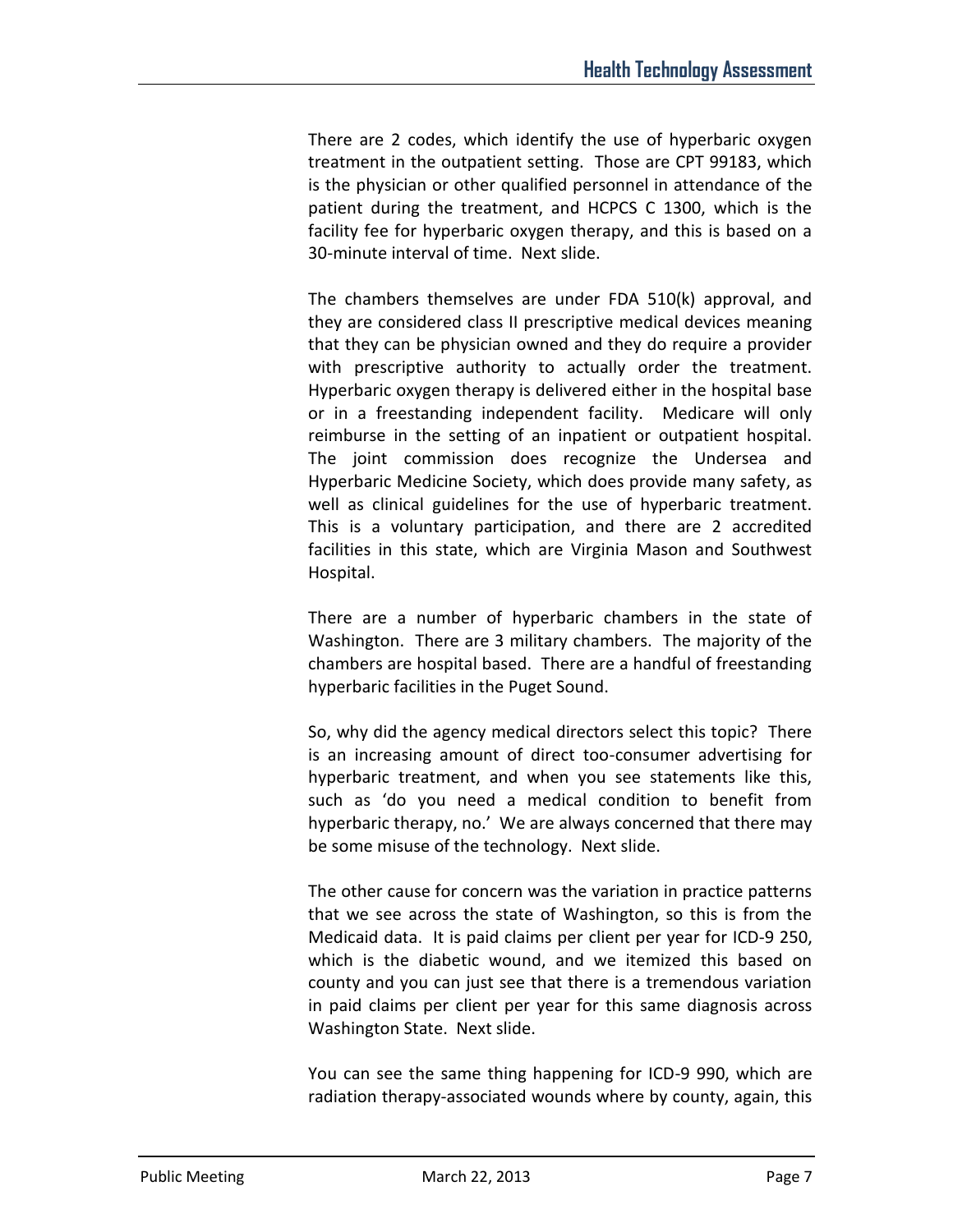There are 2 codes, which identify the use of hyperbaric oxygen treatment in the outpatient setting. Those are CPT 99183, which is the physician or other qualified personnel in attendance of the patient during the treatment, and HCPCS C 1300, which is the facility fee for hyperbaric oxygen therapy, and this is based on a 30-minute interval of time. Next slide.

The chambers themselves are under FDA 510(k) approval, and they are considered class II prescriptive medical devices meaning that they can be physician owned and they do require a provider with prescriptive authority to actually order the treatment. Hyperbaric oxygen therapy is delivered either in the hospital base or in a freestanding independent facility. Medicare will only reimburse in the setting of an inpatient or outpatient hospital. The joint commission does recognize the Undersea and Hyperbaric Medicine Society, which does provide many safety, as well as clinical guidelines for the use of hyperbaric treatment. This is a voluntary participation, and there are 2 accredited facilities in this state, which are Virginia Mason and Southwest Hospital.

There are a number of hyperbaric chambers in the state of Washington. There are 3 military chambers. The majority of the chambers are hospital based. There are a handful of freestanding hyperbaric facilities in the Puget Sound.

So, why did the agency medical directors select this topic? There is an increasing amount of direct too-consumer advertising for hyperbaric treatment, and when you see statements like this, such as 'do you need a medical condition to benefit from hyperbaric therapy, no.' We are always concerned that there may be some misuse of the technology. Next slide.

The other cause for concern was the variation in practice patterns that we see across the state of Washington, so this is from the Medicaid data. It is paid claims per client per year for ICD-9 250, which is the diabetic wound, and we itemized this based on county and you can just see that there is a tremendous variation in paid claims per client per year for this same diagnosis across Washington State. Next slide.

You can see the same thing happening for ICD-9 990, which are radiation therapy-associated wounds where by county, again, this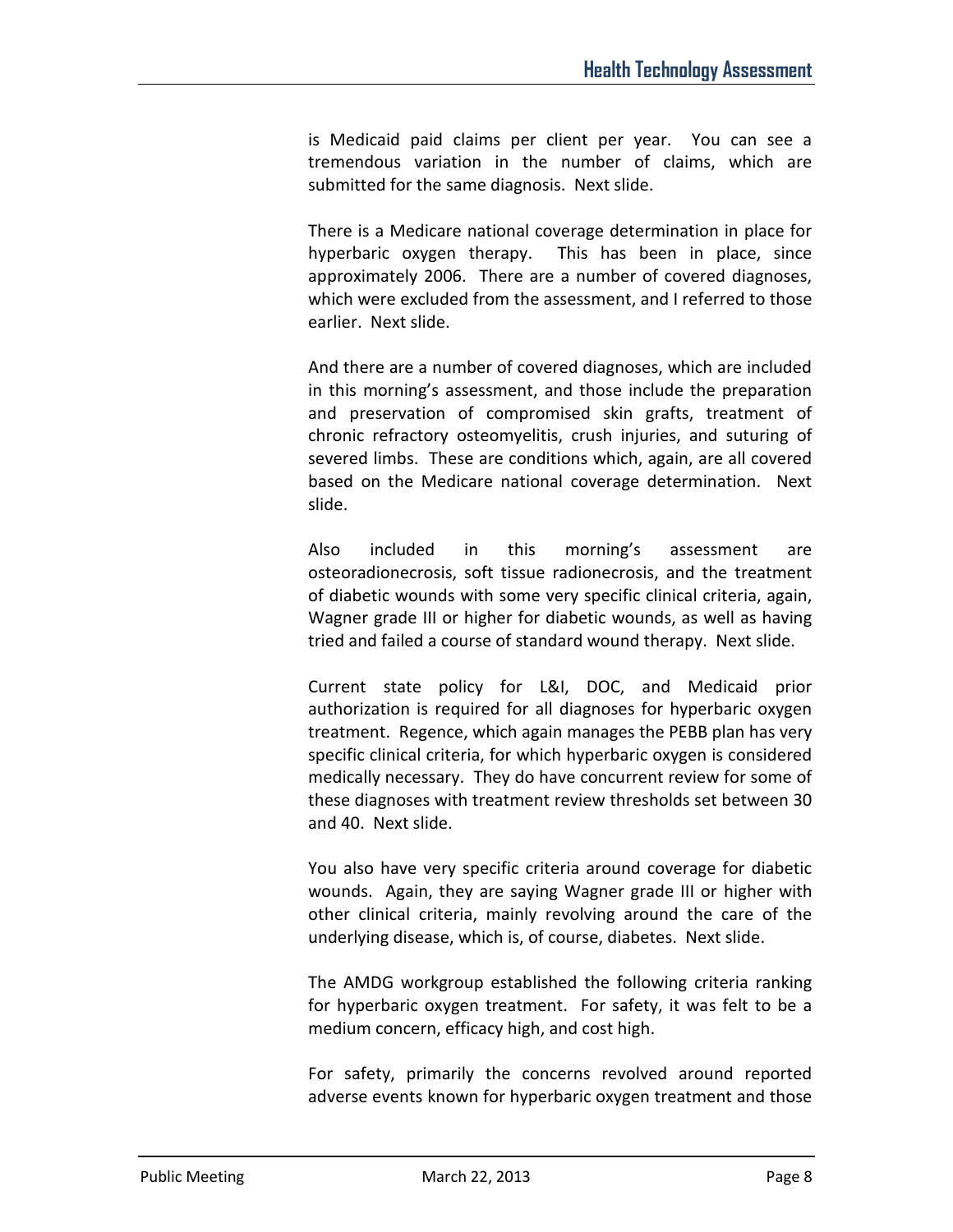is Medicaid paid claims per client per year. You can see a tremendous variation in the number of claims, which are submitted for the same diagnosis. Next slide.

There is a Medicare national coverage determination in place for hyperbaric oxygen therapy. This has been in place, since approximately 2006. There are a number of covered diagnoses, which were excluded from the assessment, and I referred to those earlier. Next slide.

And there are a number of covered diagnoses, which are included in this morning's assessment, and those include the preparation and preservation of compromised skin grafts, treatment of chronic refractory osteomyelitis, crush injuries, and suturing of severed limbs. These are conditions which, again, are all covered based on the Medicare national coverage determination. Next slide.

Also included in this morning's assessment are osteoradionecrosis, soft tissue radionecrosis, and the treatment of diabetic wounds with some very specific clinical criteria, again, Wagner grade III or higher for diabetic wounds, as well as having tried and failed a course of standard wound therapy. Next slide.

Current state policy for L&I, DOC, and Medicaid prior authorization is required for all diagnoses for hyperbaric oxygen treatment. Regence, which again manages the PEBB plan has very specific clinical criteria, for which hyperbaric oxygen is considered medically necessary. They do have concurrent review for some of these diagnoses with treatment review thresholds set between 30 and 40. Next slide.

You also have very specific criteria around coverage for diabetic wounds. Again, they are saying Wagner grade III or higher with other clinical criteria, mainly revolving around the care of the underlying disease, which is, of course, diabetes. Next slide.

The AMDG workgroup established the following criteria ranking for hyperbaric oxygen treatment. For safety, it was felt to be a medium concern, efficacy high, and cost high.

For safety, primarily the concerns revolved around reported adverse events known for hyperbaric oxygen treatment and those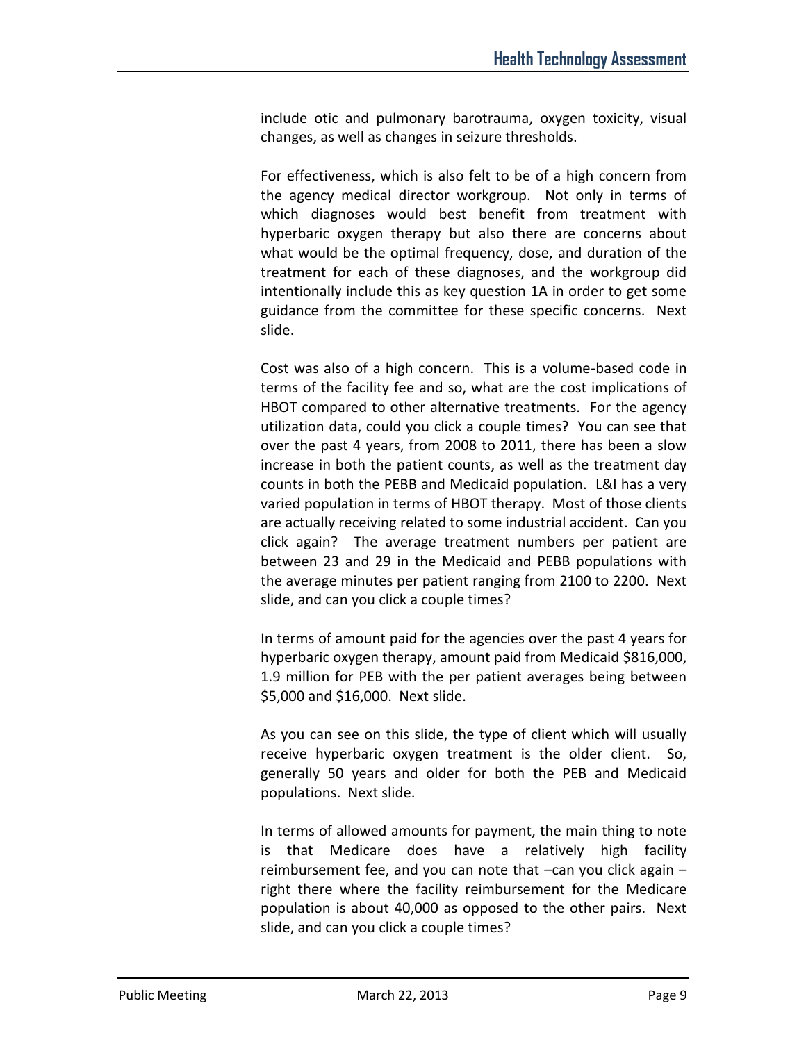include otic and pulmonary barotrauma, oxygen toxicity, visual changes, as well as changes in seizure thresholds.

For effectiveness, which is also felt to be of a high concern from the agency medical director workgroup. Not only in terms of which diagnoses would best benefit from treatment with hyperbaric oxygen therapy but also there are concerns about what would be the optimal frequency, dose, and duration of the treatment for each of these diagnoses, and the workgroup did intentionally include this as key question 1A in order to get some guidance from the committee for these specific concerns. Next slide.

Cost was also of a high concern. This is a volume-based code in terms of the facility fee and so, what are the cost implications of HBOT compared to other alternative treatments. For the agency utilization data, could you click a couple times? You can see that over the past 4 years, from 2008 to 2011, there has been a slow increase in both the patient counts, as well as the treatment day counts in both the PEBB and Medicaid population. L&I has a very varied population in terms of HBOT therapy. Most of those clients are actually receiving related to some industrial accident. Can you click again? The average treatment numbers per patient are between 23 and 29 in the Medicaid and PEBB populations with the average minutes per patient ranging from 2100 to 2200. Next slide, and can you click a couple times?

In terms of amount paid for the agencies over the past 4 years for hyperbaric oxygen therapy, amount paid from Medicaid $816,000, 1.9 million for PEB with the per patient averages being between $5,000 and $16,000. Next slide.

As you can see on this slide, the type of client which will usually receive hyperbaric oxygen treatment is the older client. So, generally 50 years and older for both the PEB and Medicaid populations. Next slide.

In terms of allowed amounts for payment, the main thing to note is that Medicare does have a relatively high facility reimbursement fee, and you can note that –can you click again – right there where the facility reimbursement for the Medicare population is about 40,000 as opposed to the other pairs. Next slide, and can you click a couple times?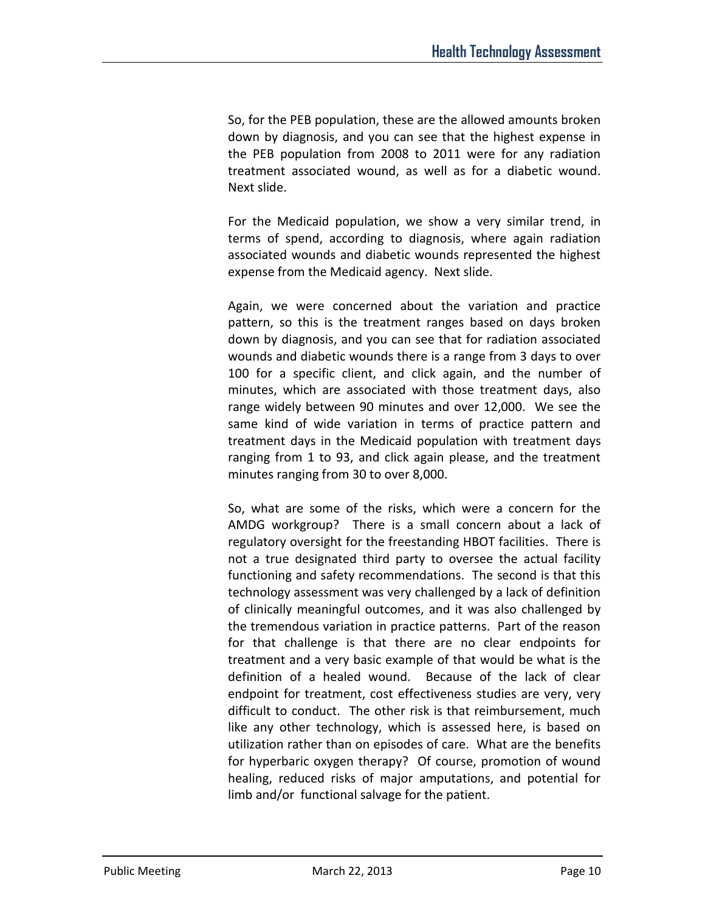So, for the PEB population, these are the allowed amounts broken down by diagnosis, and you can see that the highest expense in the PEB population from 2008 to 2011 were for any radiation treatment associated wound, as well as for a diabetic wound. Next slide.

For the Medicaid population, we show a very similar trend, in terms of spend, according to diagnosis, where again radiation associated wounds and diabetic wounds represented the highest expense from the Medicaid agency. Next slide.

Again, we were concerned about the variation and practice pattern, so this is the treatment ranges based on days broken down by diagnosis, and you can see that for radiation associated wounds and diabetic wounds there is a range from 3 days to over 100 for a specific client, and click again, and the number of minutes, which are associated with those treatment days, also range widely between 90 minutes and over 12,000. We see the same kind of wide variation in terms of practice pattern and treatment days in the Medicaid population with treatment days ranging from 1 to 93, and click again please, and the treatment minutes ranging from 30 to over 8,000.

So, what are some of the risks, which were a concern for the AMDG workgroup? There is a small concern about a lack of regulatory oversight for the freestanding HBOT facilities. There is not a true designated third party to oversee the actual facility functioning and safety recommendations. The second is that this technology assessment was very challenged by a lack of definition of clinically meaningful outcomes, and it was also challenged by the tremendous variation in practice patterns. Part of the reason for that challenge is that there are no clear endpoints for treatment and a very basic example of that would be what is the definition of a healed wound. Because of the lack of clear endpoint for treatment, cost effectiveness studies are very, very difficult to conduct. The other risk is that reimbursement, much like any other technology, which is assessed here, is based on utilization rather than on episodes of care. What are the benefits for hyperbaric oxygen therapy? Of course, promotion of wound healing, reduced risks of major amputations, and potential for limb and/or functional salvage for the patient.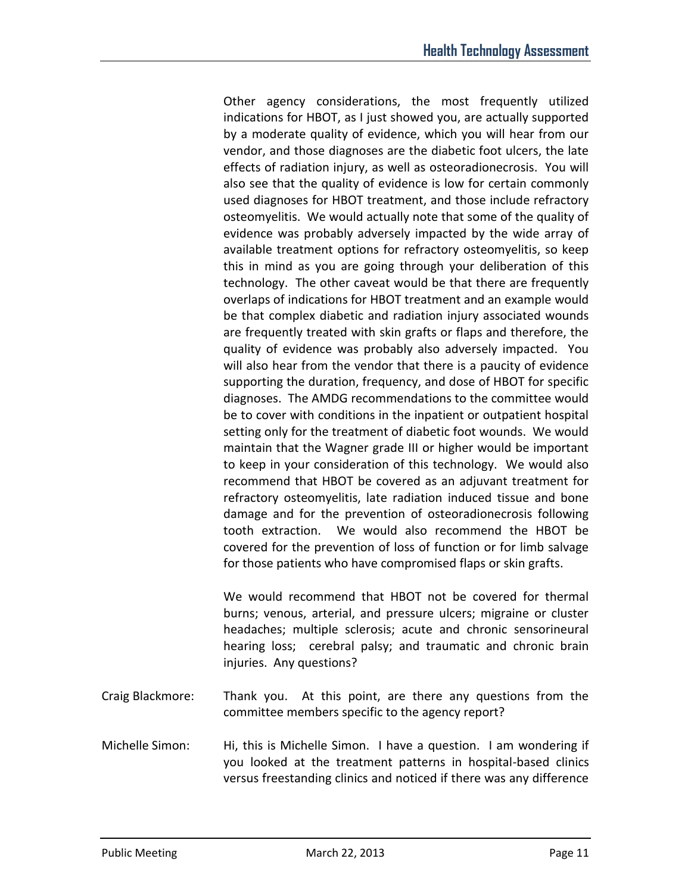Other agency considerations, the most frequently utilized indications for HBOT, as I just showed you, are actually supported by a moderate quality of evidence, which you will hear from our vendor, and those diagnoses are the diabetic foot ulcers, the late effects of radiation injury, as well as osteoradionecrosis. You will also see that the quality of evidence is low for certain commonly used diagnoses for HBOT treatment, and those include refractory osteomyelitis. We would actually note that some of the quality of evidence was probably adversely impacted by the wide array of available treatment options for refractory osteomyelitis, so keep this in mind as you are going through your deliberation of this technology. The other caveat would be that there are frequently overlaps of indications for HBOT treatment and an example would be that complex diabetic and radiation injury associated wounds are frequently treated with skin grafts or flaps and therefore, the quality of evidence was probably also adversely impacted. You will also hear from the vendor that there is a paucity of evidence supporting the duration, frequency, and dose of HBOT for specific diagnoses. The AMDG recommendations to the committee would be to cover with conditions in the inpatient or outpatient hospital setting only for the treatment of diabetic foot wounds. We would maintain that the Wagner grade III or higher would be important to keep in your consideration of this technology. We would also recommend that HBOT be covered as an adjuvant treatment for refractory osteomyelitis, late radiation induced tissue and bone damage and for the prevention of osteoradionecrosis following tooth extraction. We would also recommend the HBOT be covered for the prevention of loss of function or for limb salvage for those patients who have compromised flaps or skin grafts.

We would recommend that HBOT not be covered for thermal burns; venous, arterial, and pressure ulcers; migraine or cluster headaches; multiple sclerosis; acute and chronic sensorineural hearing loss; cerebral palsy; and traumatic and chronic brain injuries. Any questions?

Craig Blackmore: Thank you. At this point, are there any questions from the committee members specific to the agency report?

Michelle Simon: Hi, this is Michelle Simon. I have a question. I am wondering if you looked at the treatment patterns in hospital-based clinics versus freestanding clinics and noticed if there was any difference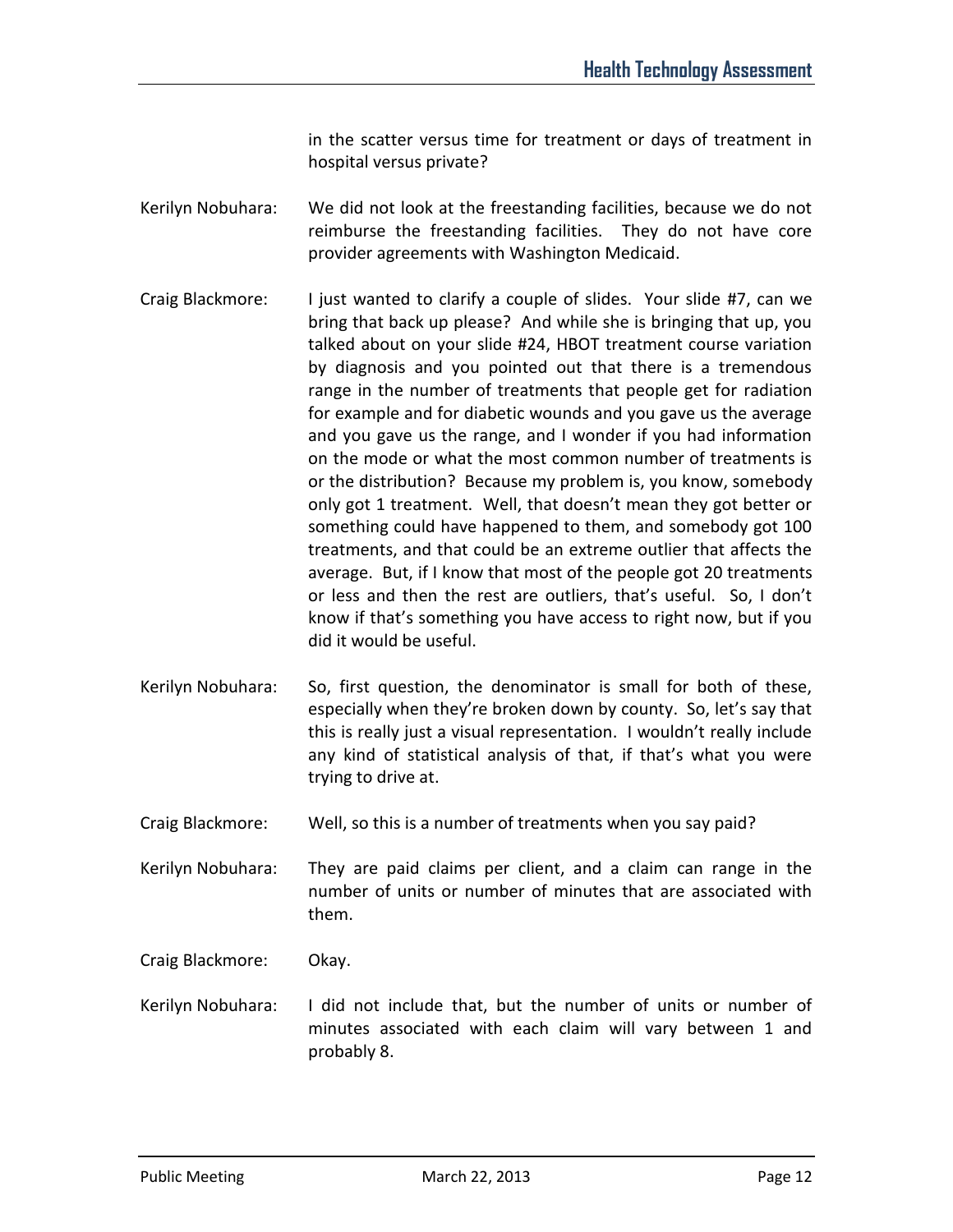in the scatter versus time for treatment or days of treatment in hospital versus private?

Kerilyn Nobuhara: We did not look at the freestanding facilities, because we do not reimburse the freestanding facilities. They do not have core provider agreements with Washington Medicaid.

Craig Blackmore: I just wanted to clarify a couple of slides. Your slide #7, can we bring that back up please? And while she is bringing that up, you talked about on your slide #24, HBOT treatment course variation by diagnosis and you pointed out that there is a tremendous range in the number of treatments that people get for radiation for example and for diabetic wounds and you gave us the average and you gave us the range, and I wonder if you had information on the mode or what the most common number of treatments is or the distribution? Because my problem is, you know, somebody only got 1 treatment. Well, that doesn't mean they got better or something could have happened to them, and somebody got 100 treatments, and that could be an extreme outlier that affects the average. But, if I know that most of the people got 20 treatments or less and then the rest are outliers, that's useful. So, I don't know if that's something you have access to right now, but if you did it would be useful.

Kerilyn Nobuhara: So, first question, the denominator is small for both of these, especially when they're broken down by county. So, let's say that this is really just a visual representation. I wouldn't really include any kind of statistical analysis of that, if that's what you were trying to drive at.

Craig Blackmore: Well, so this is a number of treatments when you say paid?

Kerilyn Nobuhara: They are paid claims per client, and a claim can range in the number of units or number of minutes that are associated with them.

Craig Blackmore: Okay.

Kerilyn Nobuhara: I did not include that, but the number of units or number of minutes associated with each claim will vary between 1 and probably 8.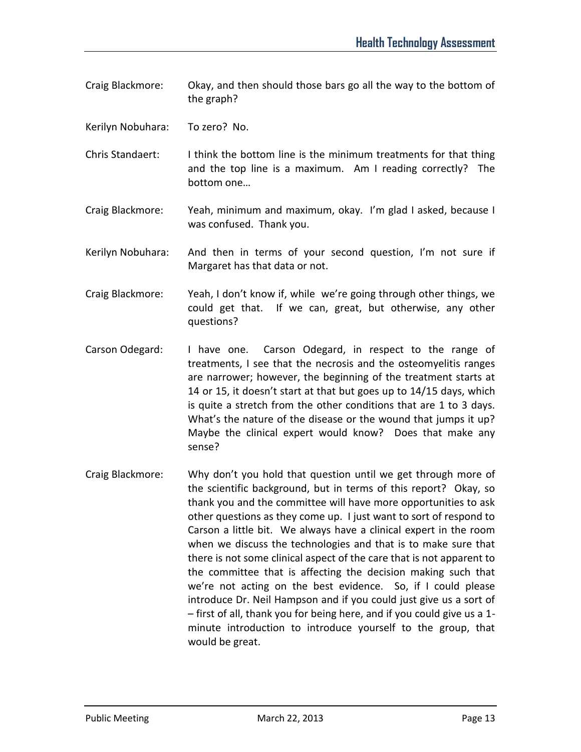Craig Blackmore: Okay, and then should those bars go all the way to the bottom of the graph?

Kerilyn Nobuhara: To zero? No.

Chris Standaert: I think the bottom line is the minimum treatments for that thing and the top line is a maximum. Am I reading correctly? The bottom one…

Craig Blackmore: Yeah, minimum and maximum, okay. I'm glad I asked, because I was confused. Thank you.

Kerilyn Nobuhara: And then in terms of your second question, I'm not sure if Margaret has that data or not.

Craig Blackmore: Yeah, I don't know if, while we're going through other things, we could get that. If we can, great, but otherwise, any other questions?

Carson Odegard: I have one. Carson Odegard, in respect to the range of treatments, I see that the necrosis and the osteomyelitis ranges are narrower; however, the beginning of the treatment starts at 14 or 15, it doesn't start at that but goes up to 14/15 days, which is quite a stretch from the other conditions that are 1 to 3 days. What's the nature of the disease or the wound that jumps it up? Maybe the clinical expert would know? Does that make any sense?

Craig Blackmore: Why don't you hold that question until we get through more of the scientific background, but in terms of this report? Okay, so thank you and the committee will have more opportunities to ask other questions as they come up. I just want to sort of respond to Carson a little bit. We always have a clinical expert in the room when we discuss the technologies and that is to make sure that there is not some clinical aspect of the care that is not apparent to the committee that is affecting the decision making such that we're not acting on the best evidence. So, if I could please introduce Dr. Neil Hampson and if you could just give us a sort of – first of all, thank you for being here, and if you could give us a 1-minute introduction to introduce yourself to the group, that would be great.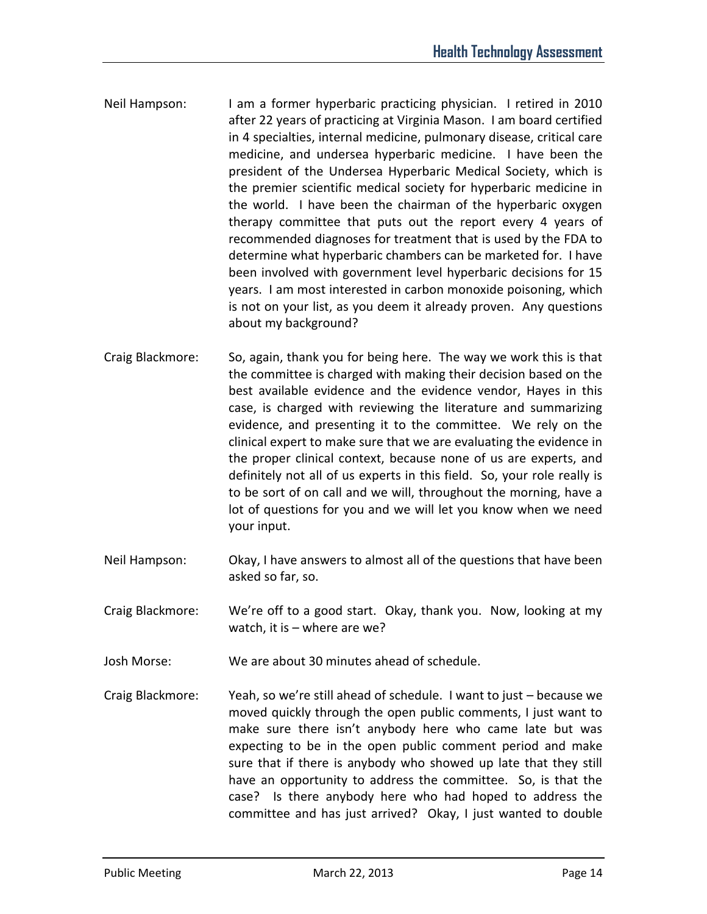Neil Hampson: I am a former hyperbaric practicing physician. I retired in 2010 after 22 years of practicing at Virginia Mason. I am board certified in 4 specialties, internal medicine, pulmonary disease, critical care medicine, and undersea hyperbaric medicine. I have been the president of the Undersea Hyperbaric Medical Society, which is the premier scientific medical society for hyperbaric medicine in the world. I have been the chairman of the hyperbaric oxygen therapy committee that puts out the report every 4 years of recommended diagnoses for treatment that is used by the FDA to determine what hyperbaric chambers can be marketed for. I have been involved with government level hyperbaric decisions for 15 years. I am most interested in carbon monoxide poisoning, which is not on your list, as you deem it already proven. Any questions about my background?

Craig Blackmore: So, again, thank you for being here. The way we work this is that the committee is charged with making their decision based on the best available evidence and the evidence vendor, Hayes in this case, is charged with reviewing the literature and summarizing evidence, and presenting it to the committee. We rely on the clinical expert to make sure that we are evaluating the evidence in the proper clinical context, because none of us are experts, and definitely not all of us experts in this field. So, your role really is to be sort of on call and we will, throughout the morning, have a lot of questions for you and we will let you know when we need your input.

Neil Hampson: Okay, I have answers to almost all of the questions that have been asked so far, so.

Craig Blackmore: We're off to a good start. Okay, thank you. Now, looking at my watch, it is – where are we?

Josh Morse: We are about 30 minutes ahead of schedule.

Craig Blackmore: Yeah, so we're still ahead of schedule. I want to just – because we moved quickly through the open public comments, I just want to make sure there isn't anybody here who came late but was expecting to be in the open public comment period and make sure that if there is anybody who showed up late that they still have an opportunity to address the committee. So, is that the case? Is there anybody here who had hoped to address the committee and has just arrived? Okay, I just wanted to double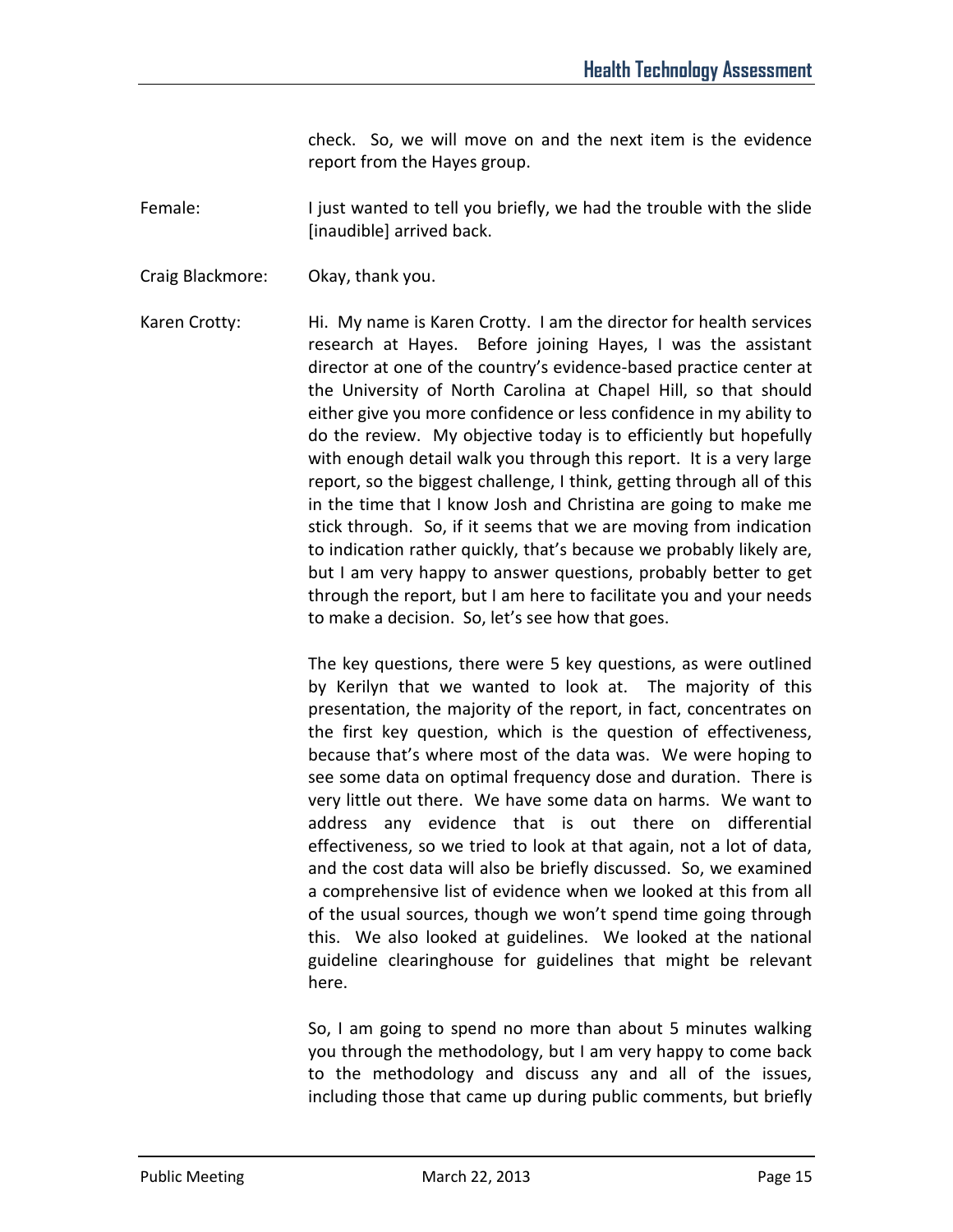check. So, we will move on and the next item is the evidence report from the Hayes group.

Female: I just wanted to tell you briefly, we had the trouble with the slide [inaudible] arrived back.

Craig Blackmore: Okay, thank you.

Karen Crotty: Hi. My name is Karen Crotty. I am the director for health services research at Hayes. Before joining Hayes, I was the assistant director at one of the country's evidence-based practice center at the University of North Carolina at Chapel Hill, so that should either give you more confidence or less confidence in my ability to do the review. My objective today is to efficiently but hopefully with enough detail walk you through this report. It is a very large report, so the biggest challenge, I think, getting through all of this in the time that I know Josh and Christina are going to make me stick through. So, if it seems that we are moving from indication to indication rather quickly, that's because we probably likely are, but I am very happy to answer questions, probably better to get through the report, but I am here to facilitate you and your needs to make a decision. So, let's see how that goes.

The key questions, there were 5 key questions, as were outlined by Kerilyn that we wanted to look at. The majority of this presentation, the majority of the report, in fact, concentrates on the first key question, which is the question of effectiveness, because that's where most of the data was. We were hoping to see some data on optimal frequency dose and duration. There is very little out there. We have some data on harms. We want to address any evidence that is out there on differential effectiveness, so we tried to look at that again, not a lot of data, and the cost data will also be briefly discussed. So, we examined a comprehensive list of evidence when we looked at this from all of the usual sources, though we won't spend time going through this. We also looked at guidelines. We looked at the national guideline clearinghouse for guidelines that might be relevant here.

So, I am going to spend no more than about 5 minutes walking you through the methodology, but I am very happy to come back to the methodology and discuss any and all of the issues, including those that came up during public comments, but briefly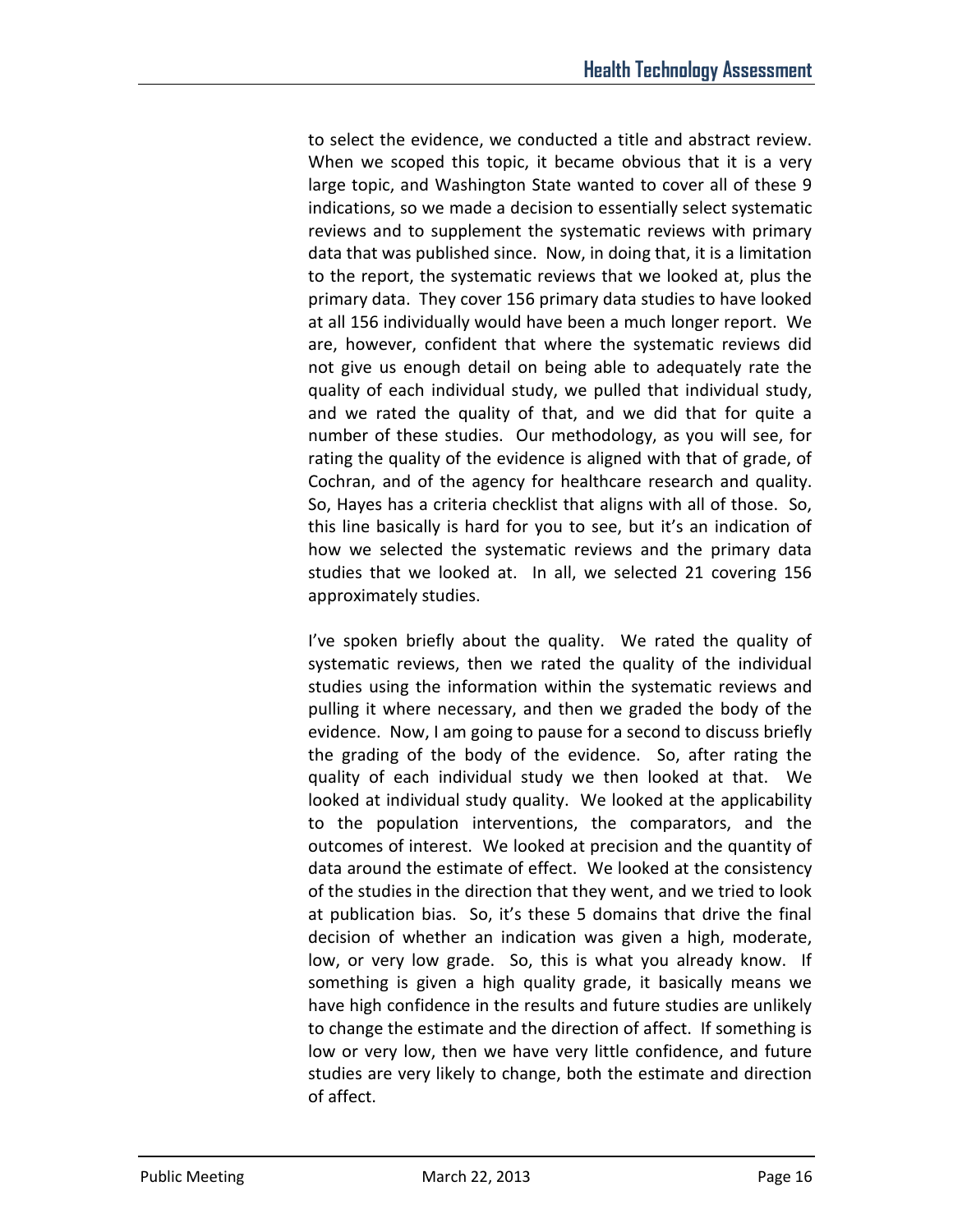to select the evidence, we conducted a title and abstract review. When we scoped this topic, it became obvious that it is a very large topic, and Washington State wanted to cover all of these 9 indications, so we made a decision to essentially select systematic reviews and to supplement the systematic reviews with primary data that was published since. Now, in doing that, it is a limitation to the report, the systematic reviews that we looked at, plus the primary data. They cover 156 primary data studies to have looked at all 156 individually would have been a much longer report. We are, however, confident that where the systematic reviews did not give us enough detail on being able to adequately rate the quality of each individual study, we pulled that individual study, and we rated the quality of that, and we did that for quite a number of these studies. Our methodology, as you will see, for rating the quality of the evidence is aligned with that of grade, of Cochran, and of the agency for healthcare research and quality. So, Hayes has a criteria checklist that aligns with all of those. So, this line basically is hard for you to see, but it's an indication of how we selected the systematic reviews and the primary data studies that we looked at. In all, we selected 21 covering 156 approximately studies.

I've spoken briefly about the quality. We rated the quality of systematic reviews, then we rated the quality of the individual studies using the information within the systematic reviews and pulling it where necessary, and then we graded the body of the evidence. Now, I am going to pause for a second to discuss briefly the grading of the body of the evidence. So, after rating the quality of each individual study we then looked at that. We looked at individual study quality. We looked at the applicability to the population interventions, the comparators, and the outcomes of interest. We looked at precision and the quantity of data around the estimate of effect. We looked at the consistency of the studies in the direction that they went, and we tried to look at publication bias. So, it's these 5 domains that drive the final decision of whether an indication was given a high, moderate, low, or very low grade. So, this is what you already know. If something is given a high quality grade, it basically means we have high confidence in the results and future studies are unlikely to change the estimate and the direction of affect. If something is low or very low, then we have very little confidence, and future studies are very likely to change, both the estimate and direction of affect.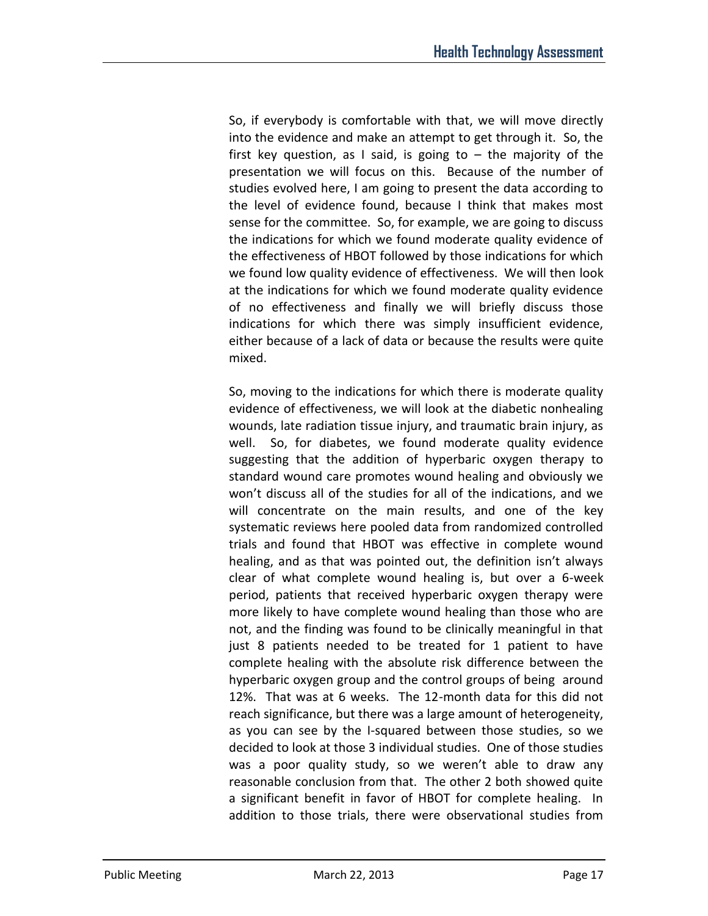So, if everybody is comfortable with that, we will move directly into the evidence and make an attempt to get through it. So, the first key question, as I said, is going to – the majority of the presentation we will focus on this. Because of the number of studies evolved here, I am going to present the data according to the level of evidence found, because I think that makes most sense for the committee. So, for example, we are going to discuss the indications for which we found moderate quality evidence of the effectiveness of HBOT followed by those indications for which we found low quality evidence of effectiveness. We will then look at the indications for which we found moderate quality evidence of no effectiveness and finally we will briefly discuss those indications for which there was simply insufficient evidence, either because of a lack of data or because the results were quite mixed.

So, moving to the indications for which there is moderate quality evidence of effectiveness, we will look at the diabetic nonhealing wounds, late radiation tissue injury, and traumatic brain injury, as well. So, for diabetes, we found moderate quality evidence suggesting that the addition of hyperbaric oxygen therapy to standard wound care promotes wound healing and obviously we won't discuss all of the studies for all of the indications, and we will concentrate on the main results, and one of the key systematic reviews here pooled data from randomized controlled trials and found that HBOT was effective in complete wound healing, and as that was pointed out, the definition isn't always clear of what complete wound healing is, but over a 6-week period, patients that received hyperbaric oxygen therapy were more likely to have complete wound healing than those who are not, and the finding was found to be clinically meaningful in that just 8 patients needed to be treated for 1 patient to have complete healing with the absolute risk difference between the hyperbaric oxygen group and the control groups of being around 12%. That was at 6 weeks. The 12-month data for this did not reach significance, but there was a large amount of heterogeneity, as you can see by the I-squared between those studies, so we decided to look at those 3 individual studies. One of those studies was a poor quality study, so we weren't able to draw any reasonable conclusion from that. The other 2 both showed quite a significant benefit in favor of HBOT for complete healing. In addition to those trials, there were observational studies from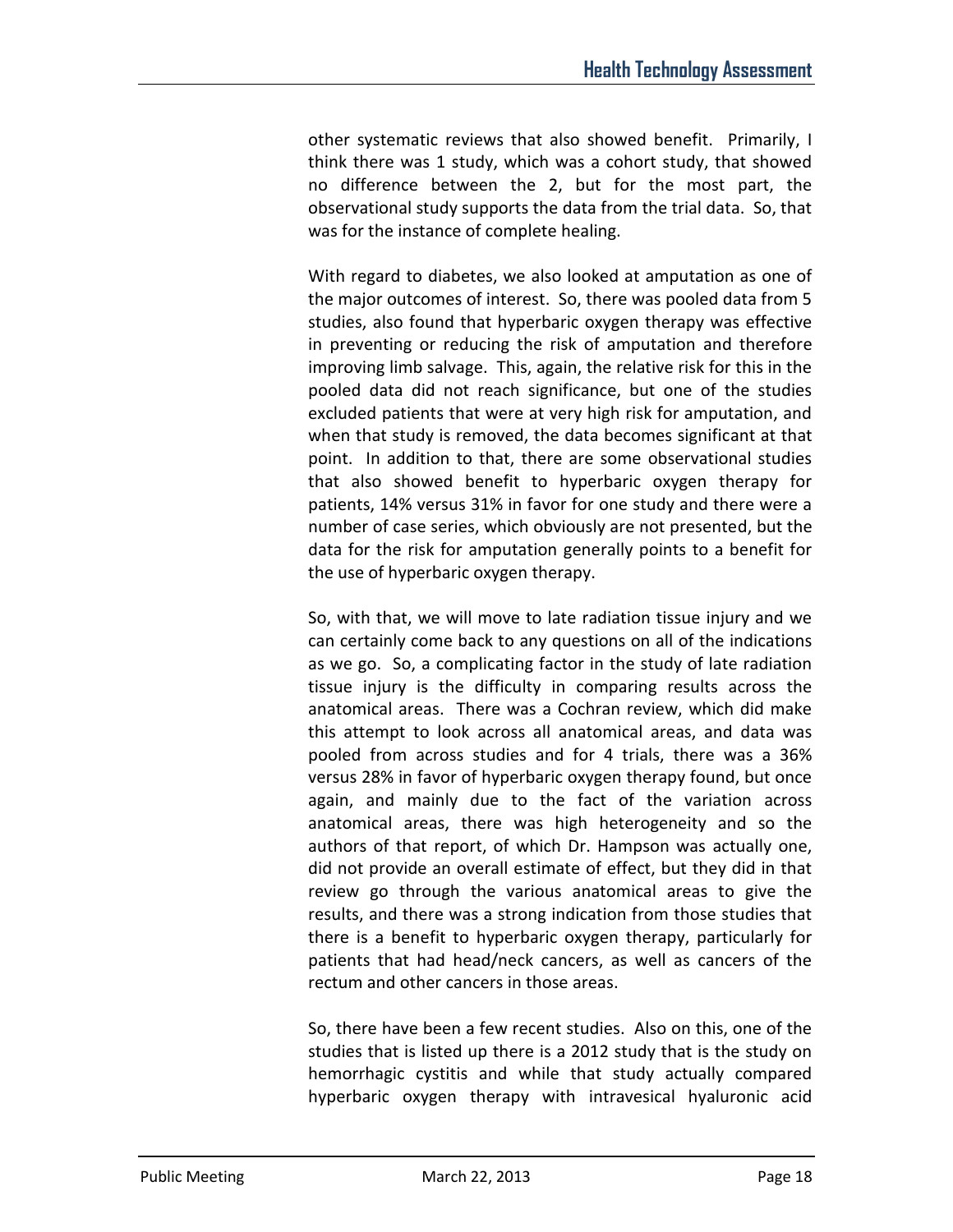other systematic reviews that also showed benefit. Primarily, I think there was 1 study, which was a cohort study, that showed no difference between the 2, but for the most part, the observational study supports the data from the trial data. So, that was for the instance of complete healing.

With regard to diabetes, we also looked at amputation as one of the major outcomes of interest. So, there was pooled data from 5 studies, also found that hyperbaric oxygen therapy was effective in preventing or reducing the risk of amputation and therefore improving limb salvage. This, again, the relative risk for this in the pooled data did not reach significance, but one of the studies excluded patients that were at very high risk for amputation, and when that study is removed, the data becomes significant at that point. In addition to that, there are some observational studies that also showed benefit to hyperbaric oxygen therapy for patients, 14% versus 31% in favor for one study and there were a number of case series, which obviously are not presented, but the data for the risk for amputation generally points to a benefit for the use of hyperbaric oxygen therapy.

So, with that, we will move to late radiation tissue injury and we can certainly come back to any questions on all of the indications as we go. So, a complicating factor in the study of late radiation tissue injury is the difficulty in comparing results across the anatomical areas. There was a Cochran review, which did make this attempt to look across all anatomical areas, and data was pooled from across studies and for 4 trials, there was a 36% versus 28% in favor of hyperbaric oxygen therapy found, but once again, and mainly due to the fact of the variation across anatomical areas, there was high heterogeneity and so the authors of that report, of which Dr. Hampson was actually one, did not provide an overall estimate of effect, but they did in that review go through the various anatomical areas to give the results, and there was a strong indication from those studies that there is a benefit to hyperbaric oxygen therapy, particularly for patients that had head/neck cancers, as well as cancers of the rectum and other cancers in those areas.

So, there have been a few recent studies. Also on this, one of the studies that is listed up there is a 2012 study that is the study on hemorrhagic cystitis and while that study actually compared hyperbaric oxygen therapy with intravesical hyaluronic acid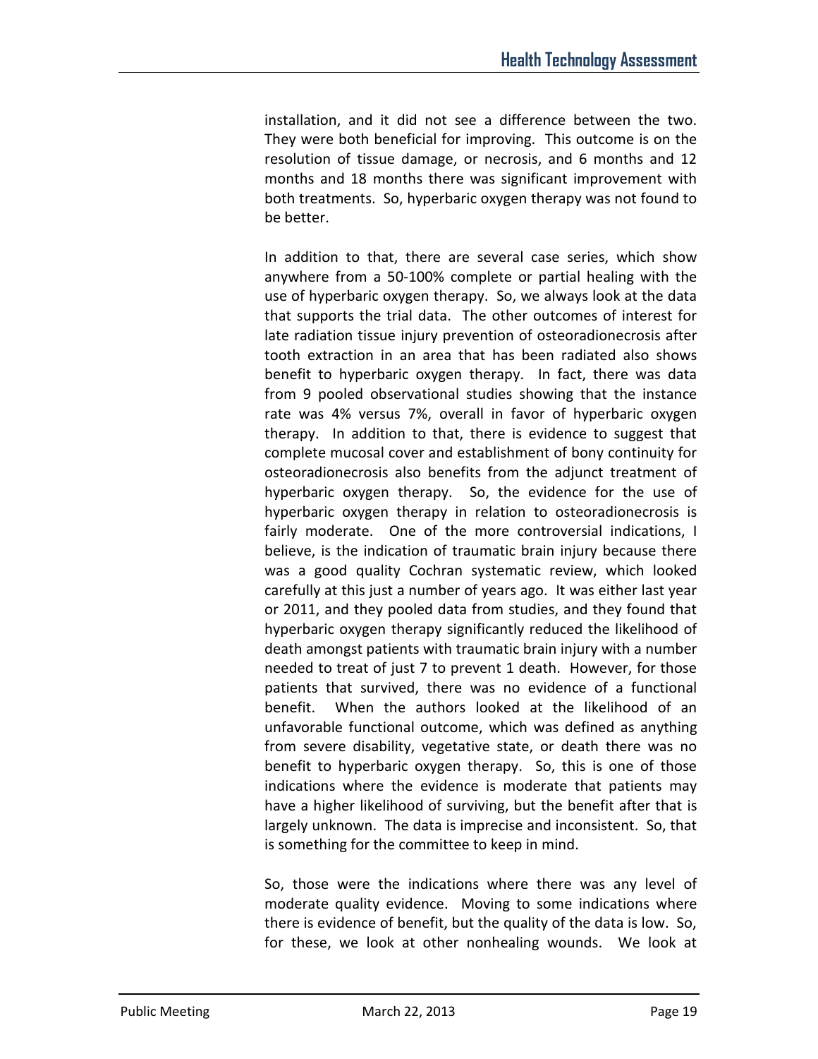installation, and it did not see a difference between the two. They were both beneficial for improving. This outcome is on the resolution of tissue damage, or necrosis, and 6 months and 12 months and 18 months there was significant improvement with both treatments. So, hyperbaric oxygen therapy was not found to be better.

In addition to that, there are several case series, which show anywhere from a 50-100% complete or partial healing with the use of hyperbaric oxygen therapy. So, we always look at the data that supports the trial data. The other outcomes of interest for late radiation tissue injury prevention of osteoradionecrosis after tooth extraction in an area that has been radiated also shows benefit to hyperbaric oxygen therapy. In fact, there was data from 9 pooled observational studies showing that the instance rate was 4% versus 7%, overall in favor of hyperbaric oxygen therapy. In addition to that, there is evidence to suggest that complete mucosal cover and establishment of bony continuity for osteoradionecrosis also benefits from the adjunct treatment of hyperbaric oxygen therapy. So, the evidence for the use of hyperbaric oxygen therapy in relation to osteoradionecrosis is fairly moderate. One of the more controversial indications, I believe, is the indication of traumatic brain injury because there was a good quality Cochran systematic review, which looked carefully at this just a number of years ago. It was either last year or 2011, and they pooled data from studies, and they found that hyperbaric oxygen therapy significantly reduced the likelihood of death amongst patients with traumatic brain injury with a number needed to treat of just 7 to prevent 1 death. However, for those patients that survived, there was no evidence of a functional benefit. When the authors looked at the likelihood of an unfavorable functional outcome, which was defined as anything from severe disability, vegetative state, or death there was no benefit to hyperbaric oxygen therapy. So, this is one of those indications where the evidence is moderate that patients may have a higher likelihood of surviving, but the benefit after that is largely unknown. The data is imprecise and inconsistent. So, that is something for the committee to keep in mind.

So, those were the indications where there was any level of moderate quality evidence. Moving to some indications where there is evidence of benefit, but the quality of the data is low. So, for these, we look at other nonhealing wounds. We look at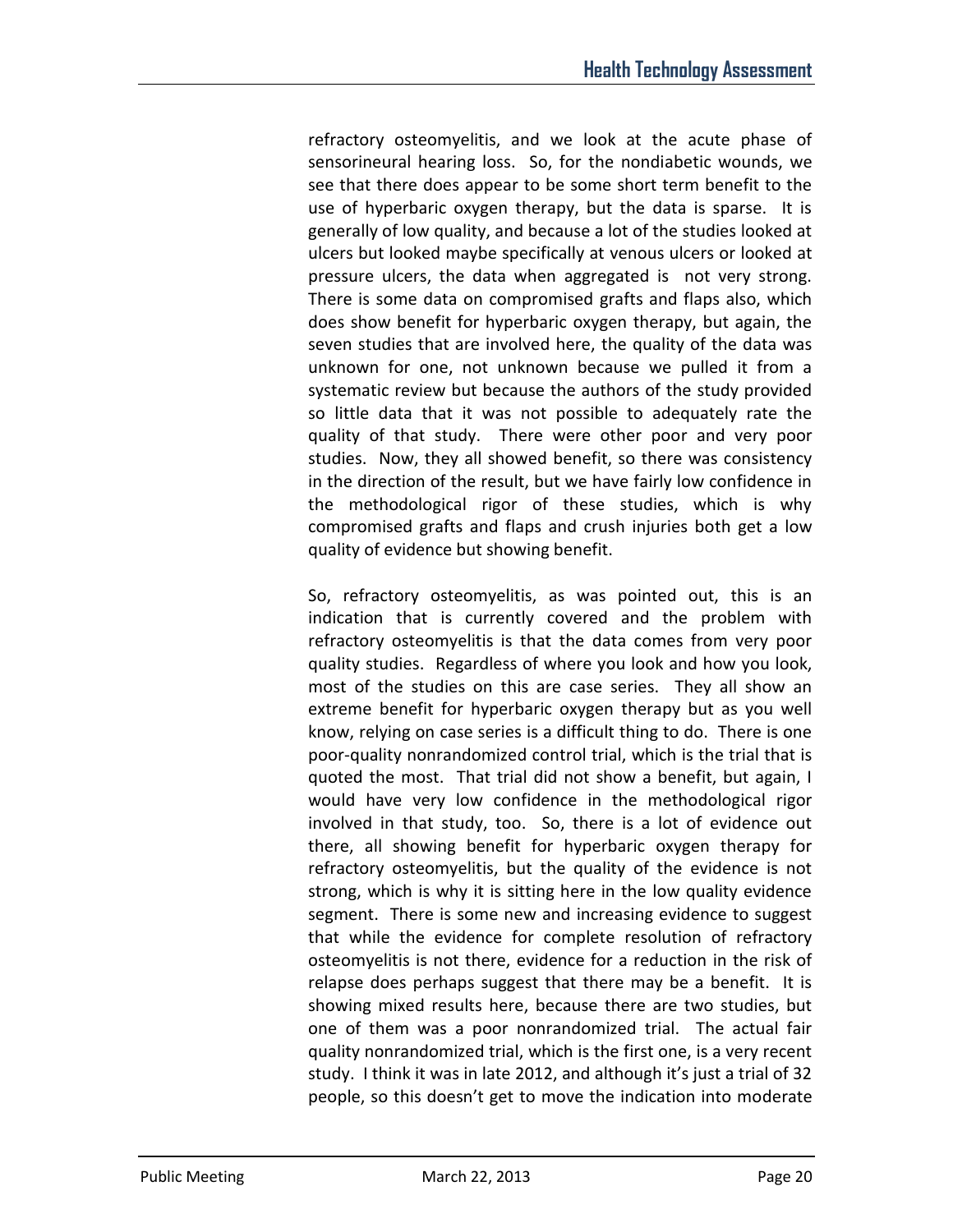refractory osteomyelitis, and we look at the acute phase of sensorineural hearing loss. So, for the nondiabetic wounds, we see that there does appear to be some short term benefit to the use of hyperbaric oxygen therapy, but the data is sparse. It is generally of low quality, and because a lot of the studies looked at ulcers but looked maybe specifically at venous ulcers or looked at pressure ulcers, the data when aggregated is not very strong. There is some data on compromised grafts and flaps also, which does show benefit for hyperbaric oxygen therapy, but again, the seven studies that are involved here, the quality of the data was unknown for one, not unknown because we pulled it from a systematic review but because the authors of the study provided so little data that it was not possible to adequately rate the quality of that study. There were other poor and very poor studies. Now, they all showed benefit, so there was consistency in the direction of the result, but we have fairly low confidence in the methodological rigor of these studies, which is why compromised grafts and flaps and crush injuries both get a low quality of evidence but showing benefit.

So, refractory osteomyelitis, as was pointed out, this is an indication that is currently covered and the problem with refractory osteomyelitis is that the data comes from very poor quality studies. Regardless of where you look and how you look, most of the studies on this are case series. They all show an extreme benefit for hyperbaric oxygen therapy but as you well know, relying on case series is a difficult thing to do. There is one poor-quality nonrandomized control trial, which is the trial that is quoted the most. That trial did not show a benefit, but again, I would have very low confidence in the methodological rigor involved in that study, too. So, there is a lot of evidence out there, all showing benefit for hyperbaric oxygen therapy for refractory osteomyelitis, but the quality of the evidence is not strong, which is why it is sitting here in the low quality evidence segment. There is some new and increasing evidence to suggest that while the evidence for complete resolution of refractory osteomyelitis is not there, evidence for a reduction in the risk of relapse does perhaps suggest that there may be a benefit. It is showing mixed results here, because there are two studies, but one of them was a poor nonrandomized trial. The actual fair quality nonrandomized trial, which is the first one, is a very recent study. I think it was in late 2012, and although it's just a trial of 32 people, so this doesn't get to move the indication into moderate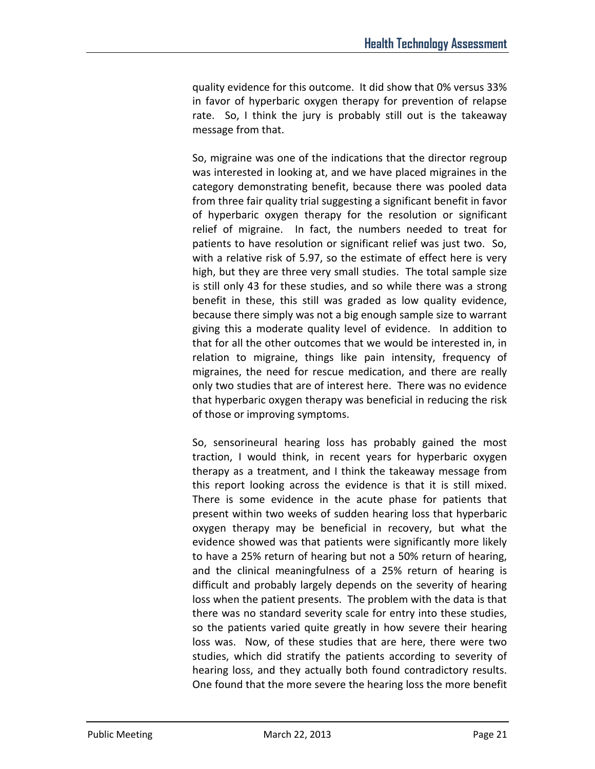quality evidence for this outcome. It did show that 0% versus 33% in favor of hyperbaric oxygen therapy for prevention of relapse rate. So, I think the jury is probably still out is the takeaway message from that.

So, migraine was one of the indications that the director regroup was interested in looking at, and we have placed migraines in the category demonstrating benefit, because there was pooled data from three fair quality trial suggesting a significant benefit in favor of hyperbaric oxygen therapy for the resolution or significant relief of migraine. In fact, the numbers needed to treat for patients to have resolution or significant relief was just two. So, with a relative risk of 5.97, so the estimate of effect here is very high, but they are three very small studies. The total sample size is still only 43 for these studies, and so while there was a strong benefit in these, this still was graded as low quality evidence, because there simply was not a big enough sample size to warrant giving this a moderate quality level of evidence. In addition to that for all the other outcomes that we would be interested in, in relation to migraine, things like pain intensity, frequency of migraines, the need for rescue medication, and there are really only two studies that are of interest here. There was no evidence that hyperbaric oxygen therapy was beneficial in reducing the risk of those or improving symptoms.

So, sensorineural hearing loss has probably gained the most traction, I would think, in recent years for hyperbaric oxygen therapy as a treatment, and I think the takeaway message from this report looking across the evidence is that it is still mixed. There is some evidence in the acute phase for patients that present within two weeks of sudden hearing loss that hyperbaric oxygen therapy may be beneficial in recovery, but what the evidence showed was that patients were significantly more likely to have a 25% return of hearing but not a 50% return of hearing, and the clinical meaningfulness of a 25% return of hearing is difficult and probably largely depends on the severity of hearing loss when the patient presents. The problem with the data is that there was no standard severity scale for entry into these studies, so the patients varied quite greatly in how severe their hearing loss was. Now, of these studies that are here, there were two studies, which did stratify the patients according to severity of hearing loss, and they actually both found contradictory results. One found that the more severe the hearing loss the more benefit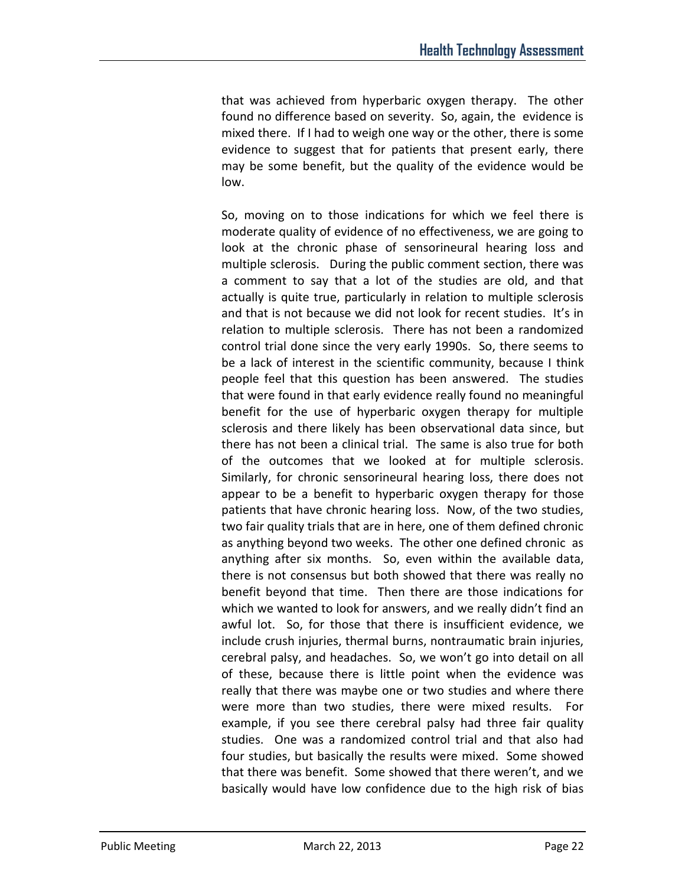that was achieved from hyperbaric oxygen therapy. The other found no difference based on severity. So, again, the evidence is mixed there. If I had to weigh one way or the other, there is some evidence to suggest that for patients that present early, there may be some benefit, but the quality of the evidence would be low.

So, moving on to those indications for which we feel there is moderate quality of evidence of no effectiveness, we are going to look at the chronic phase of sensorineural hearing loss and multiple sclerosis. During the public comment section, there was a comment to say that a lot of the studies are old, and that actually is quite true, particularly in relation to multiple sclerosis and that is not because we did not look for recent studies. It's in relation to multiple sclerosis. There has not been a randomized control trial done since the very early 1990s. So, there seems to be a lack of interest in the scientific community, because I think people feel that this question has been answered. The studies that were found in that early evidence really found no meaningful benefit for the use of hyperbaric oxygen therapy for multiple sclerosis and there likely has been observational data since, but there has not been a clinical trial. The same is also true for both of the outcomes that we looked at for multiple sclerosis. Similarly, for chronic sensorineural hearing loss, there does not appear to be a benefit to hyperbaric oxygen therapy for those patients that have chronic hearing loss. Now, of the two studies, two fair quality trials that are in here, one of them defined chronic as anything beyond two weeks. The other one defined chronic as anything after six months. So, even within the available data, there is not consensus but both showed that there was really no benefit beyond that time. Then there are those indications for which we wanted to look for answers, and we really didn't find an awful lot. So, for those that there is insufficient evidence, we include crush injuries, thermal burns, nontraumatic brain injuries, cerebral palsy, and headaches. So, we won't go into detail on all of these, because there is little point when the evidence was really that there was maybe one or two studies and where there were more than two studies, there were mixed results. For example, if you see there cerebral palsy had three fair quality studies. One was a randomized control trial and that also had four studies, but basically the results were mixed. Some showed that there was benefit. Some showed that there weren't, and we basically would have low confidence due to the high risk of bias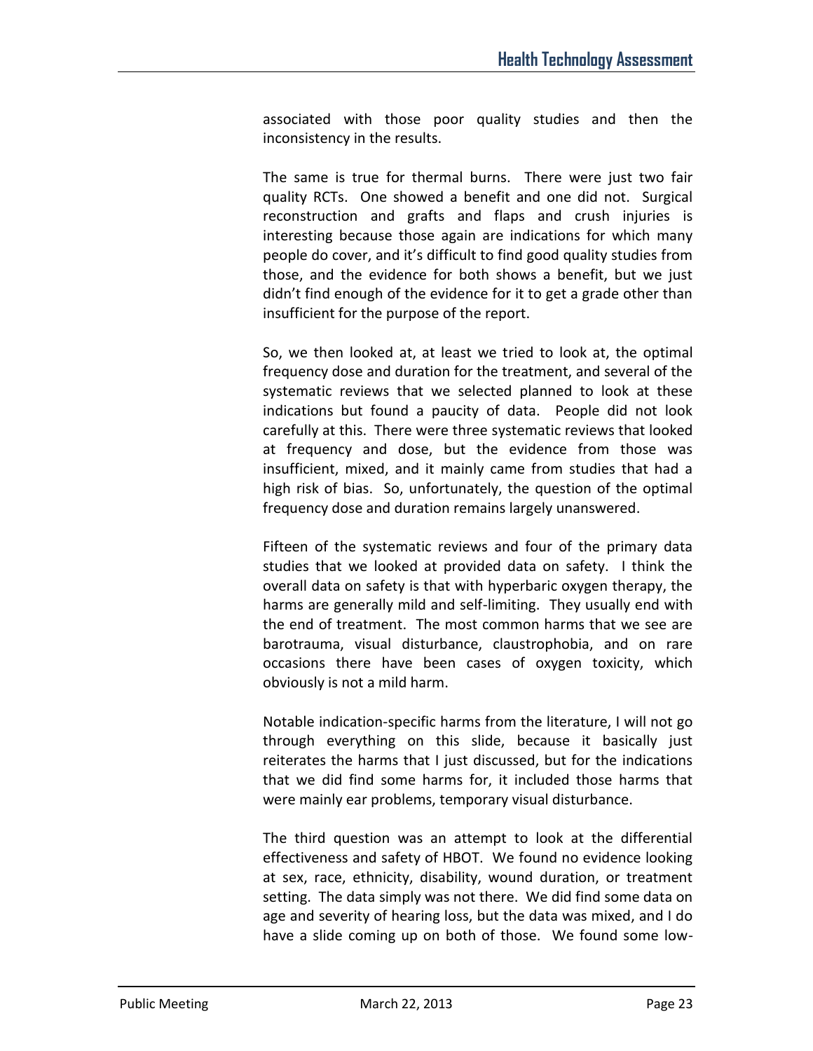associated with those poor quality studies and then the inconsistency in the results.

The same is true for thermal burns. There were just two fair quality RCTs. One showed a benefit and one did not. Surgical reconstruction and grafts and flaps and crush injuries is interesting because those again are indications for which many people do cover, and it's difficult to find good quality studies from those, and the evidence for both shows a benefit, but we just didn't find enough of the evidence for it to get a grade other than insufficient for the purpose of the report.

So, we then looked at, at least we tried to look at, the optimal frequency dose and duration for the treatment, and several of the systematic reviews that we selected planned to look at these indications but found a paucity of data. People did not look carefully at this. There were three systematic reviews that looked at frequency and dose, but the evidence from those was insufficient, mixed, and it mainly came from studies that had a high risk of bias. So, unfortunately, the question of the optimal frequency dose and duration remains largely unanswered.

Fifteen of the systematic reviews and four of the primary data studies that we looked at provided data on safety. I think the overall data on safety is that with hyperbaric oxygen therapy, the harms are generally mild and self-limiting. They usually end with the end of treatment. The most common harms that we see are barotrauma, visual disturbance, claustrophobia, and on rare occasions there have been cases of oxygen toxicity, which obviously is not a mild harm.

Notable indication-specific harms from the literature, I will not go through everything on this slide, because it basically just reiterates the harms that I just discussed, but for the indications that we did find some harms for, it included those harms that were mainly ear problems, temporary visual disturbance.

The third question was an attempt to look at the differential effectiveness and safety of HBOT. We found no evidence looking at sex, race, ethnicity, disability, wound duration, or treatment setting. The data simply was not there. We did find some data on age and severity of hearing loss, but the data was mixed, and I do have a slide coming up on both of those. We found some low-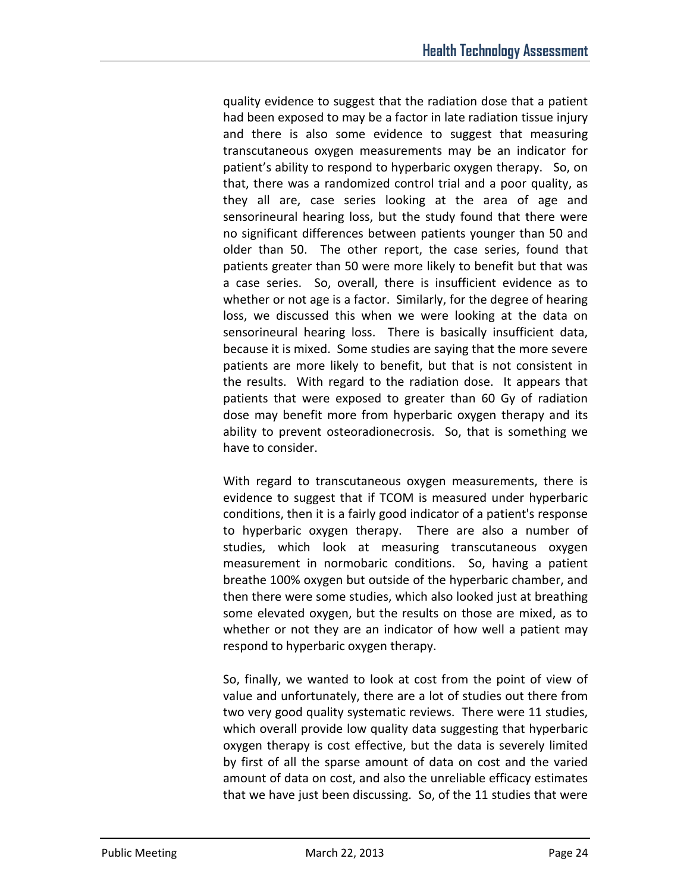quality evidence to suggest that the radiation dose that a patient had been exposed to may be a factor in late radiation tissue injury and there is also some evidence to suggest that measuring transcutaneous oxygen measurements may be an indicator for patient's ability to respond to hyperbaric oxygen therapy. So, on that, there was a randomized control trial and a poor quality, as they all are, case series looking at the area of age and sensorineural hearing loss, but the study found that there were no significant differences between patients younger than 50 and older than 50. The other report, the case series, found that patients greater than 50 were more likely to benefit but that was a case series. So, overall, there is insufficient evidence as to whether or not age is a factor. Similarly, for the degree of hearing loss, we discussed this when we were looking at the data on sensorineural hearing loss. There is basically insufficient data, because it is mixed. Some studies are saying that the more severe patients are more likely to benefit, but that is not consistent in the results. With regard to the radiation dose. It appears that patients that were exposed to greater than 60 Gy of radiation dose may benefit more from hyperbaric oxygen therapy and its ability to prevent osteoradionecrosis. So, that is something we have to consider.

With regard to transcutaneous oxygen measurements, there is evidence to suggest that if TCOM is measured under hyperbaric conditions, then it is a fairly good indicator of a patient's response to hyperbaric oxygen therapy. There are also a number of studies, which look at measuring transcutaneous oxygen measurement in normobaric conditions. So, having a patient breathe 100% oxygen but outside of the hyperbaric chamber, and then there were some studies, which also looked just at breathing some elevated oxygen, but the results on those are mixed, as to whether or not they are an indicator of how well a patient may respond to hyperbaric oxygen therapy.

So, finally, we wanted to look at cost from the point of view of value and unfortunately, there are a lot of studies out there from two very good quality systematic reviews. There were 11 studies, which overall provide low quality data suggesting that hyperbaric oxygen therapy is cost effective, but the data is severely limited by first of all the sparse amount of data on cost and the varied amount of data on cost, and also the unreliable efficacy estimates that we have just been discussing. So, of the 11 studies that were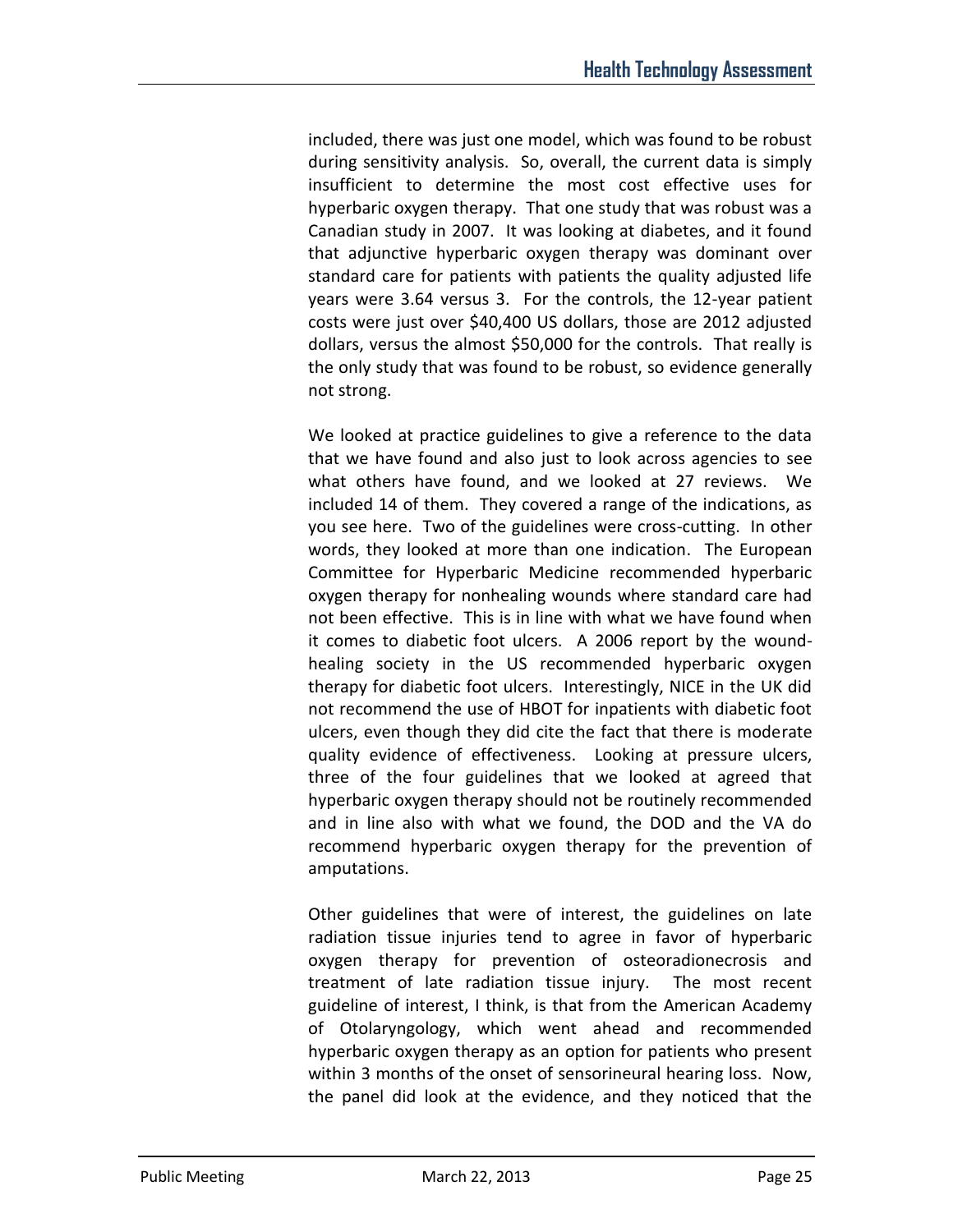included, there was just one model, which was found to be robust during sensitivity analysis. So, overall, the current data is simply insufficient to determine the most cost effective uses for hyperbaric oxygen therapy. That one study that was robust was a Canadian study in 2007. It was looking at diabetes, and it found that adjunctive hyperbaric oxygen therapy was dominant over standard care for patients with patients the quality adjusted life years were 3.64 versus 3. For the controls, the 12-year patient costs were just over $40,400 US dollars, those are 2012 adjusted dollars, versus the almost $50,000 for the controls. That really is the only study that was found to be robust, so evidence generally not strong.

We looked at practice guidelines to give a reference to the data that we have found and also just to look across agencies to see what others have found, and we looked at 27 reviews. We included 14 of them. They covered a range of the indications, as you see here. Two of the guidelines were cross-cutting. In other words, they looked at more than one indication. The European Committee for Hyperbaric Medicine recommended hyperbaric oxygen therapy for nonhealing wounds where standard care had not been effective. This is in line with what we have found when it comes to diabetic foot ulcers. A 2006 report by the wound-healing society in the US recommended hyperbaric oxygen therapy for diabetic foot ulcers. Interestingly, NICE in the UK did not recommend the use of HBOT for inpatients with diabetic foot ulcers, even though they did cite the fact that there is moderate quality evidence of effectiveness. Looking at pressure ulcers, three of the four guidelines that we looked at agreed that hyperbaric oxygen therapy should not be routinely recommended and in line also with what we found, the DOD and the VA do recommend hyperbaric oxygen therapy for the prevention of amputations.

Other guidelines that were of interest, the guidelines on late radiation tissue injuries tend to agree in favor of hyperbaric oxygen therapy for prevention of osteoradionecrosis and treatment of late radiation tissue injury. The most recent guideline of interest, I think, is that from the American Academy of Otolaryngology, which went ahead and recommended hyperbaric oxygen therapy as an option for patients who present within 3 months of the onset of sensorineural hearing loss. Now, the panel did look at the evidence, and they noticed that the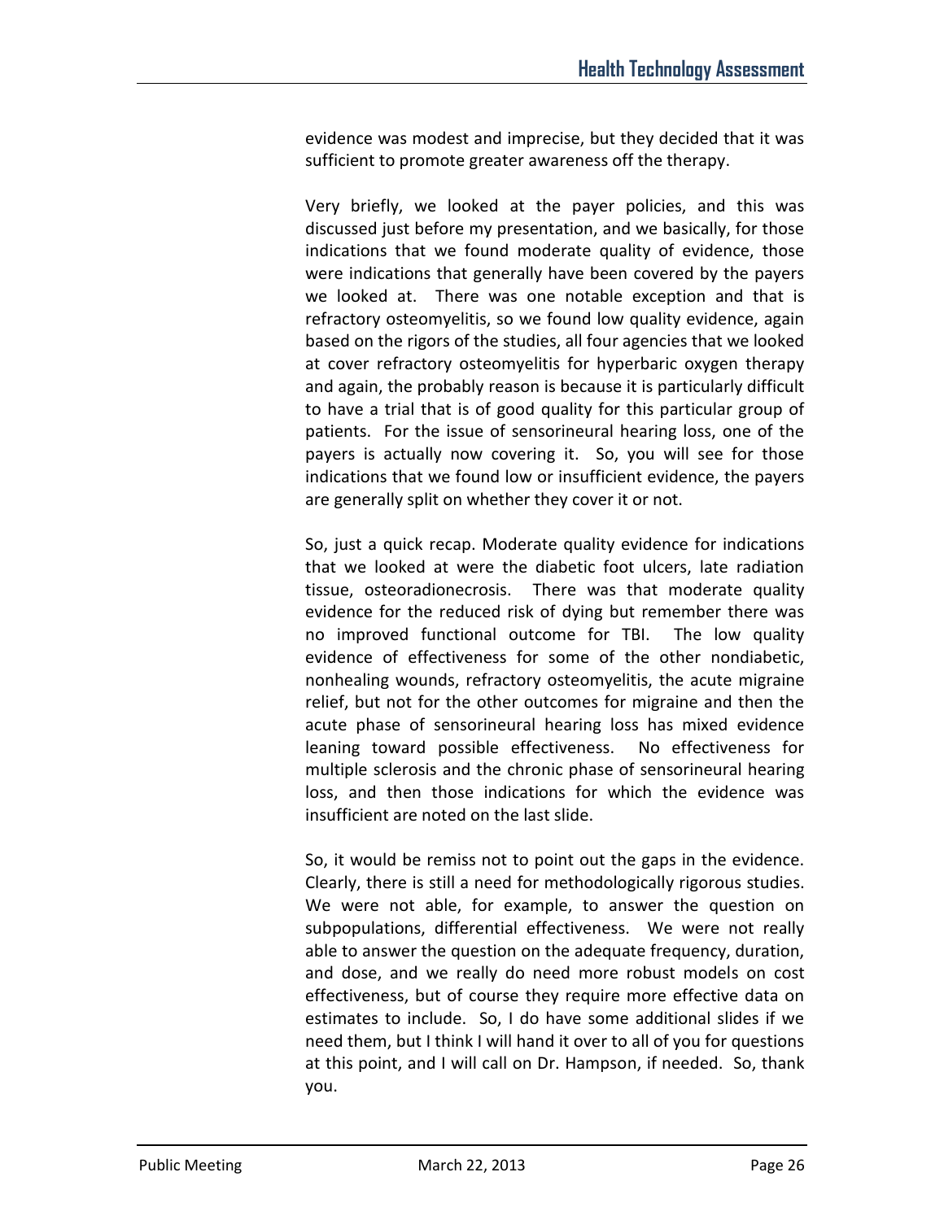evidence was modest and imprecise, but they decided that it was sufficient to promote greater awareness off the therapy.

Very briefly, we looked at the payer policies, and this was discussed just before my presentation, and we basically, for those indications that we found moderate quality of evidence, those were indications that generally have been covered by the payers we looked at. There was one notable exception and that is refractory osteomyelitis, so we found low quality evidence, again based on the rigors of the studies, all four agencies that we looked at cover refractory osteomyelitis for hyperbaric oxygen therapy and again, the probably reason is because it is particularly difficult to have a trial that is of good quality for this particular group of patients. For the issue of sensorineural hearing loss, one of the payers is actually now covering it. So, you will see for those indications that we found low or insufficient evidence, the payers are generally split on whether they cover it or not.

So, just a quick recap. Moderate quality evidence for indications that we looked at were the diabetic foot ulcers, late radiation tissue, osteoradionecrosis. There was that moderate quality evidence for the reduced risk of dying but remember there was no improved functional outcome for TBI. The low quality evidence of effectiveness for some of the other nondiabetic, nonhealing wounds, refractory osteomyelitis, the acute migraine relief, but not for the other outcomes for migraine and then the acute phase of sensorineural hearing loss has mixed evidence leaning toward possible effectiveness. No effectiveness for multiple sclerosis and the chronic phase of sensorineural hearing loss, and then those indications for which the evidence was insufficient are noted on the last slide.

So, it would be remiss not to point out the gaps in the evidence. Clearly, there is still a need for methodologically rigorous studies. We were not able, for example, to answer the question on subpopulations, differential effectiveness. We were not really able to answer the question on the adequate frequency, duration, and dose, and we really do need more robust models on cost effectiveness, but of course they require more effective data on estimates to include. So, I do have some additional slides if we need them, but I think I will hand it over to all of you for questions at this point, and I will call on Dr. Hampson, if needed. So, thank you.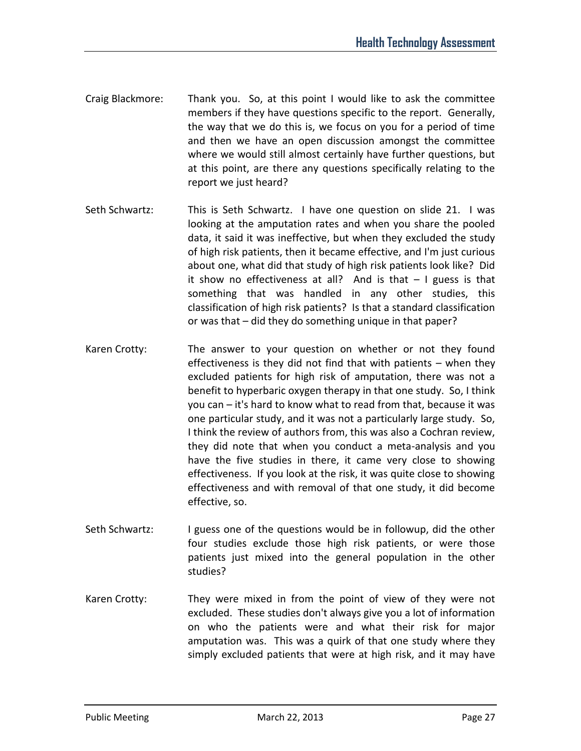Craig Blackmore: Thank you. So, at this point I would like to ask the committee members if they have questions specific to the report. Generally, the way that we do this is, we focus on you for a period of time and then we have an open discussion amongst the committee where we would still almost certainly have further questions, but at this point, are there any questions specifically relating to the report we just heard?

Seth Schwartz: This is Seth Schwartz. I have one question on slide 21. I was looking at the amputation rates and when you share the pooled data, it said it was ineffective, but when they excluded the study of high risk patients, then it became effective, and I'm just curious about one, what did that study of high risk patients look like? Did it show no effectiveness at all? And is that – I guess is that something that was handled in any other studies, this classification of high risk patients? Is that a standard classification or was that – did they do something unique in that paper?

Karen Crotty: The answer to your question on whether or not they found effectiveness is they did not find that with patients – when they excluded patients for high risk of amputation, there was not a benefit to hyperbaric oxygen therapy in that one study. So, I think you can – it's hard to know what to read from that, because it was one particular study, and it was not a particularly large study. So, I think the review of authors from, this was also a Cochran review, they did note that when you conduct a meta-analysis and you have the five studies in there, it came very close to showing effectiveness. If you look at the risk, it was quite close to showing effectiveness and with removal of that one study, it did become effective, so.

Seth Schwartz: I guess one of the questions would be in followup, did the other four studies exclude those high risk patients, or were those patients just mixed into the general population in the other studies?

Karen Crotty: They were mixed in from the point of view of they were not excluded. These studies don't always give you a lot of information on who the patients were and what their risk for major amputation was. This was a quirk of that one study where they simply excluded patients that were at high risk, and it may have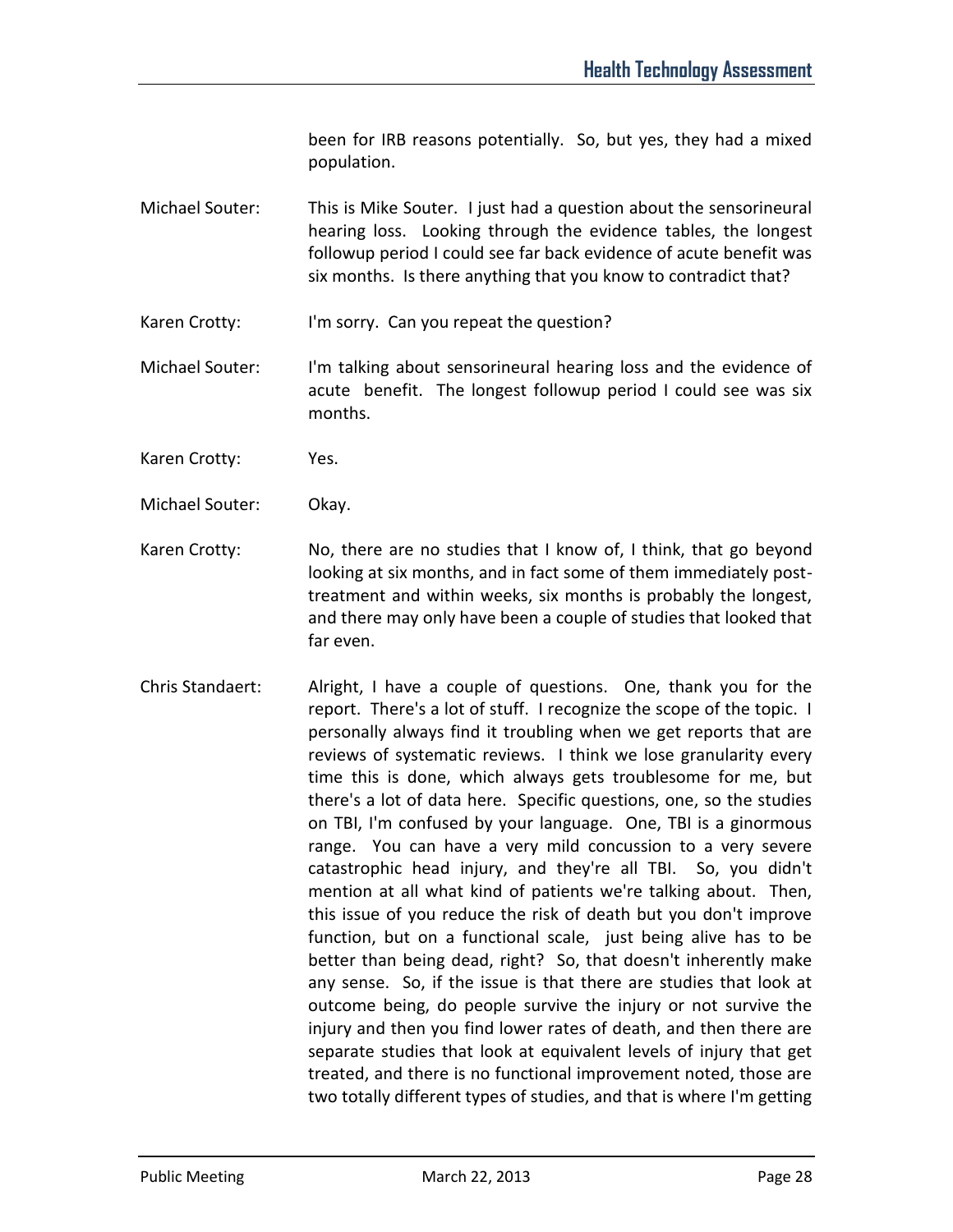been for IRB reasons potentially. So, but yes, they had a mixed population.

Michael Souter: This is Mike Souter. I just had a question about the sensorineural hearing loss. Looking through the evidence tables, the longest followup period I could see far back evidence of acute benefit was six months. Is there anything that you know to contradict that?

Karen Crotty: I'm sorry. Can you repeat the question?

Michael Souter: I'm talking about sensorineural hearing loss and the evidence of acute benefit. The longest followup period I could see was six months.

Karen Crotty: Yes.

Michael Souter: Okay.

Karen Crotty: No, there are no studies that I know of, I think, that go beyond looking at six months, and in fact some of them immediately post-treatment and within weeks, six months is probably the longest, and there may only have been a couple of studies that looked that far even.

Chris Standaert: Alright, I have a couple of questions. One, thank you for the report. There's a lot of stuff. I recognize the scope of the topic. I personally always find it troubling when we get reports that are reviews of systematic reviews. I think we lose granularity every time this is done, which always gets troublesome for me, but there's a lot of data here. Specific questions, one, so the studies on TBI, I'm confused by your language. One, TBI is a ginormous range. You can have a very mild concussion to a very severe catastrophic head injury, and they're all TBI. So, you didn't mention at all what kind of patients we're talking about. Then, this issue of you reduce the risk of death but you don't improve function, but on a functional scale, just being alive has to be better than being dead, right? So, that doesn't inherently make any sense. So, if the issue is that there are studies that look at outcome being, do people survive the injury or not survive the injury and then you find lower rates of death, and then there are separate studies that look at equivalent levels of injury that get treated, and there is no functional improvement noted, those are two totally different types of studies, and that is where I'm getting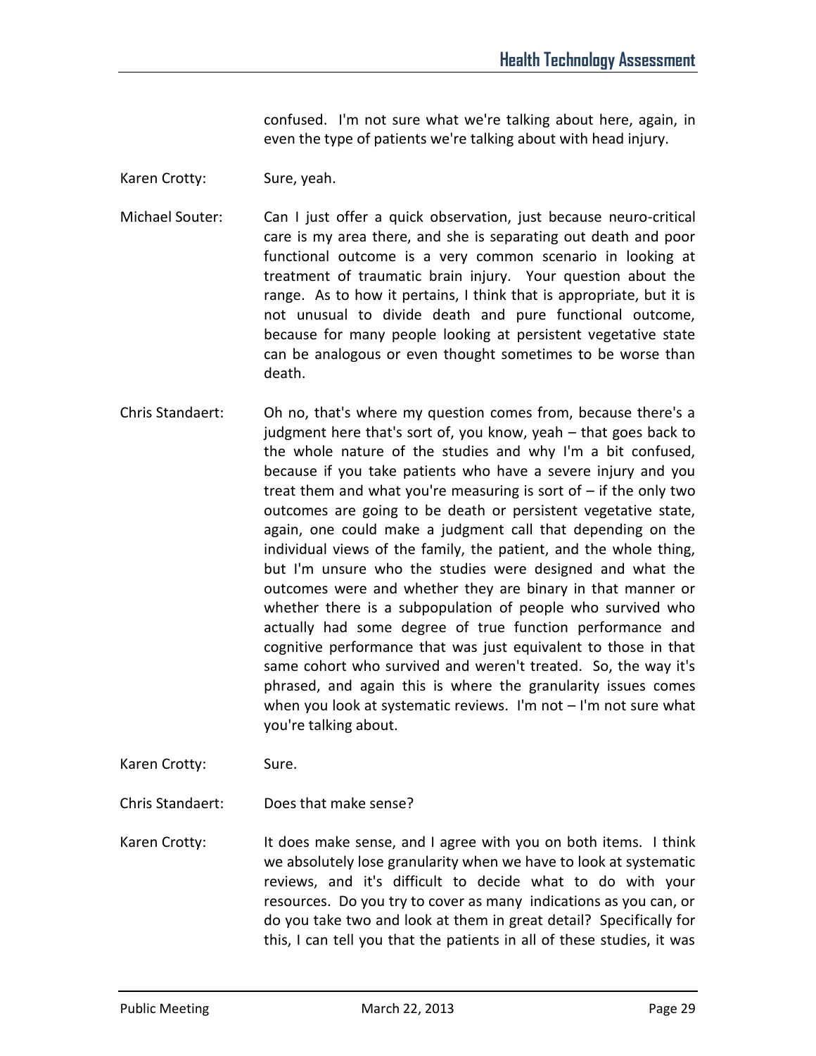confused. I'm not sure what we're talking about here, again, in even the type of patients we're talking about with head injury.

Karen Crotty: Sure, yeah.

Michael Souter: Can I just offer a quick observation, just because neuro-critical care is my area there, and she is separating out death and poor functional outcome is a very common scenario in looking at treatment of traumatic brain injury. Your question about the range. As to how it pertains, I think that is appropriate, but it is not unusual to divide death and pure functional outcome, because for many people looking at persistent vegetative state can be analogous or even thought sometimes to be worse than death.

Chris Standaert: Oh no, that's where my question comes from, because there's a judgment here that's sort of, you know, yeah – that goes back to the whole nature of the studies and why I'm a bit confused, because if you take patients who have a severe injury and you treat them and what you're measuring is sort of – if the only two outcomes are going to be death or persistent vegetative state, again, one could make a judgment call that depending on the individual views of the family, the patient, and the whole thing, but I'm unsure who the studies were designed and what the outcomes were and whether they are binary in that manner or whether there is a subpopulation of people who survived who actually had some degree of true function performance and cognitive performance that was just equivalent to those in that same cohort who survived and weren't treated. So, the way it's phrased, and again this is where the granularity issues comes when you look at systematic reviews. I'm not – I'm not sure what you're talking about.

Karen Crotty: Sure.

Chris Standaert: Does that make sense?

Karen Crotty: It does make sense, and I agree with you on both items. I think we absolutely lose granularity when we have to look at systematic reviews, and it's difficult to decide what to do with your resources. Do you try to cover as many indications as you can, or do you take two and look at them in great detail? Specifically for this, I can tell you that the patients in all of these studies, it was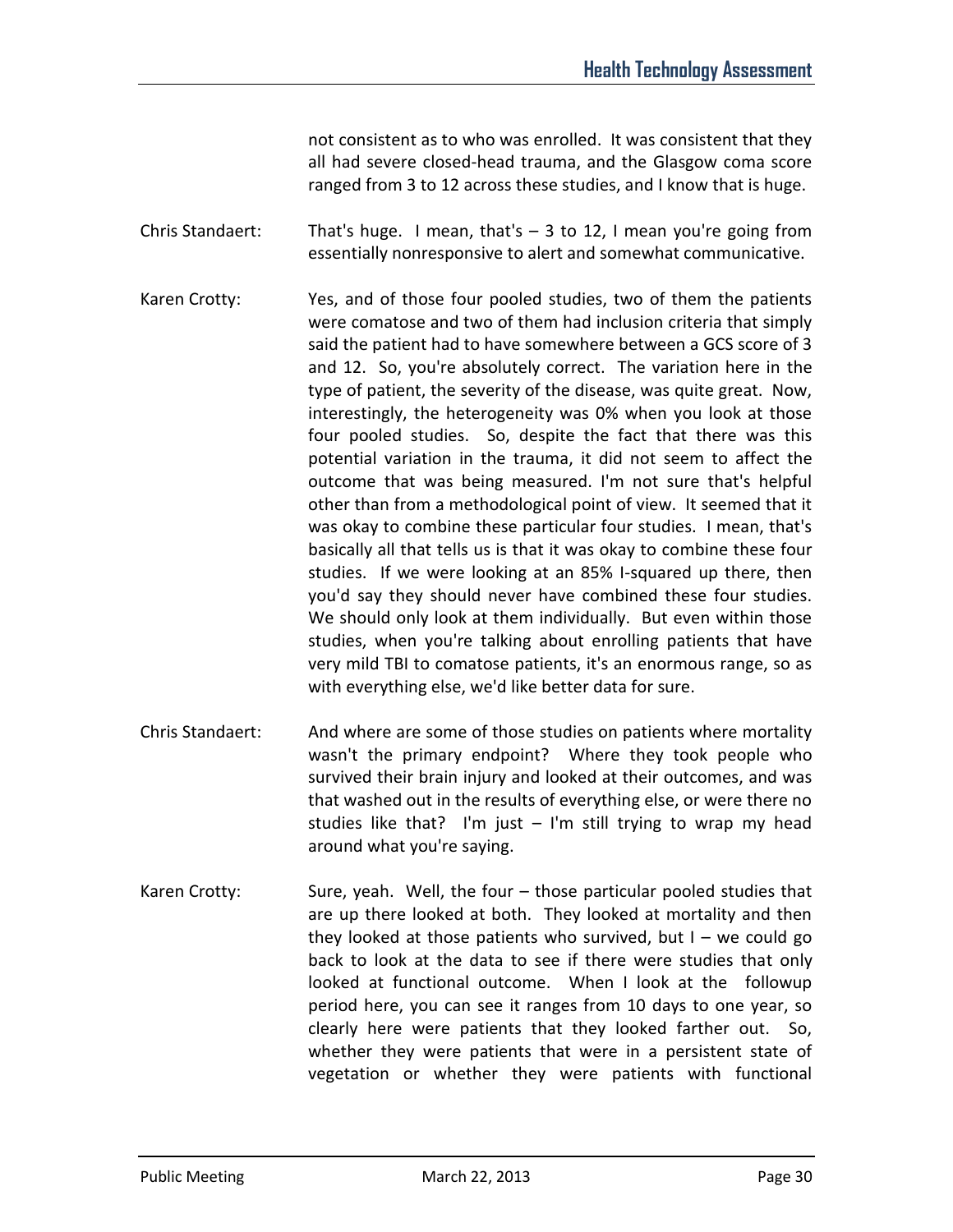not consistent as to who was enrolled. It was consistent that they all had severe closed-head trauma, and the Glasgow coma score ranged from 3 to 12 across these studies, and I know that is huge.

Chris Standaert: That's huge. I mean, that's – 3 to 12, I mean you're going from essentially nonresponsive to alert and somewhat communicative.

Karen Crotty: Yes, and of those four pooled studies, two of them the patients were comatose and two of them had inclusion criteria that simply said the patient had to have somewhere between a GCS score of 3 and 12. So, you're absolutely correct. The variation here in the type of patient, the severity of the disease, was quite great. Now, interestingly, the heterogeneity was 0% when you look at those four pooled studies. So, despite the fact that there was this potential variation in the trauma, it did not seem to affect the outcome that was being measured. I'm not sure that's helpful other than from a methodological point of view. It seemed that it was okay to combine these particular four studies. I mean, that's basically all that tells us is that it was okay to combine these four studies. If we were looking at an 85% I-squared up there, then you'd say they should never have combined these four studies. We should only look at them individually. But even within those studies, when you're talking about enrolling patients that have very mild TBI to comatose patients, it's an enormous range, so as with everything else, we'd like better data for sure.

Chris Standaert: And where are some of those studies on patients where mortality wasn't the primary endpoint? Where they took people who survived their brain injury and looked at their outcomes, and was that washed out in the results of everything else, or were there no studies like that? I'm just – I'm still trying to wrap my head around what you're saying.

Karen Crotty: Sure, yeah. Well, the four – those particular pooled studies that are up there looked at both. They looked at mortality and then they looked at those patients who survived, but I – we could go back to look at the data to see if there were studies that only looked at functional outcome. When I look at the followup period here, you can see it ranges from 10 days to one year, so clearly here were patients that they looked farther out. So, whether they were patients that were in a persistent state of vegetation or whether they were patients with functional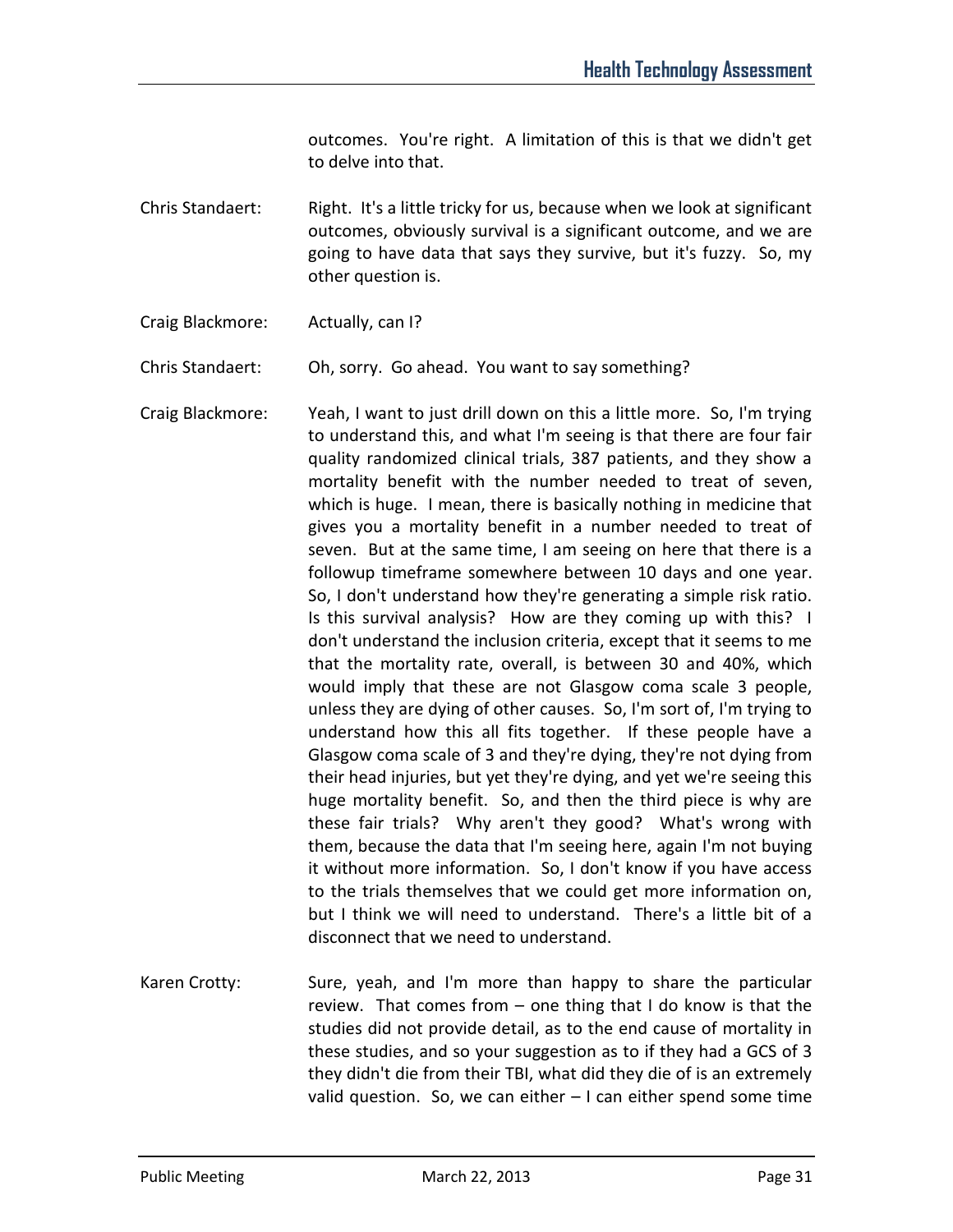outcomes. You're right. A limitation of this is that we didn't get to delve into that.

Chris Standaert: Right. It's a little tricky for us, because when we look at significant outcomes, obviously survival is a significant outcome, and we are going to have data that says they survive, but it's fuzzy. So, my other question is.

Craig Blackmore: Actually, can I?

Chris Standaert: Oh, sorry. Go ahead. You want to say something?

Craig Blackmore: Yeah, I want to just drill down on this a little more. So, I'm trying to understand this, and what I'm seeing is that there are four fair quality randomized clinical trials, 387 patients, and they show a mortality benefit with the number needed to treat of seven, which is huge. I mean, there is basically nothing in medicine that gives you a mortality benefit in a number needed to treat of seven. But at the same time, I am seeing on here that there is a followup timeframe somewhere between 10 days and one year. So, I don't understand how they're generating a simple risk ratio. Is this survival analysis? How are they coming up with this? I don't understand the inclusion criteria, except that it seems to me that the mortality rate, overall, is between 30 and 40%, which would imply that these are not Glasgow coma scale 3 people, unless they are dying of other causes. So, I'm sort of, I'm trying to understand how this all fits together. If these people have a Glasgow coma scale of 3 and they're dying, they're not dying from their head injuries, but yet they're dying, and yet we're seeing this huge mortality benefit. So, and then the third piece is why are these fair trials? Why aren't they good? What's wrong with them, because the data that I'm seeing here, again I'm not buying it without more information. So, I don't know if you have access to the trials themselves that we could get more information on, but I think we will need to understand. There's a little bit of a disconnect that we need to understand.

Karen Crotty: Sure, yeah, and I'm more than happy to share the particular review. That comes from – one thing that I do know is that the studies did not provide detail, as to the end cause of mortality in these studies, and so your suggestion as to if they had a GCS of 3 they didn't die from their TBI, what did they die of is an extremely valid question. So, we can either – I can either spend some time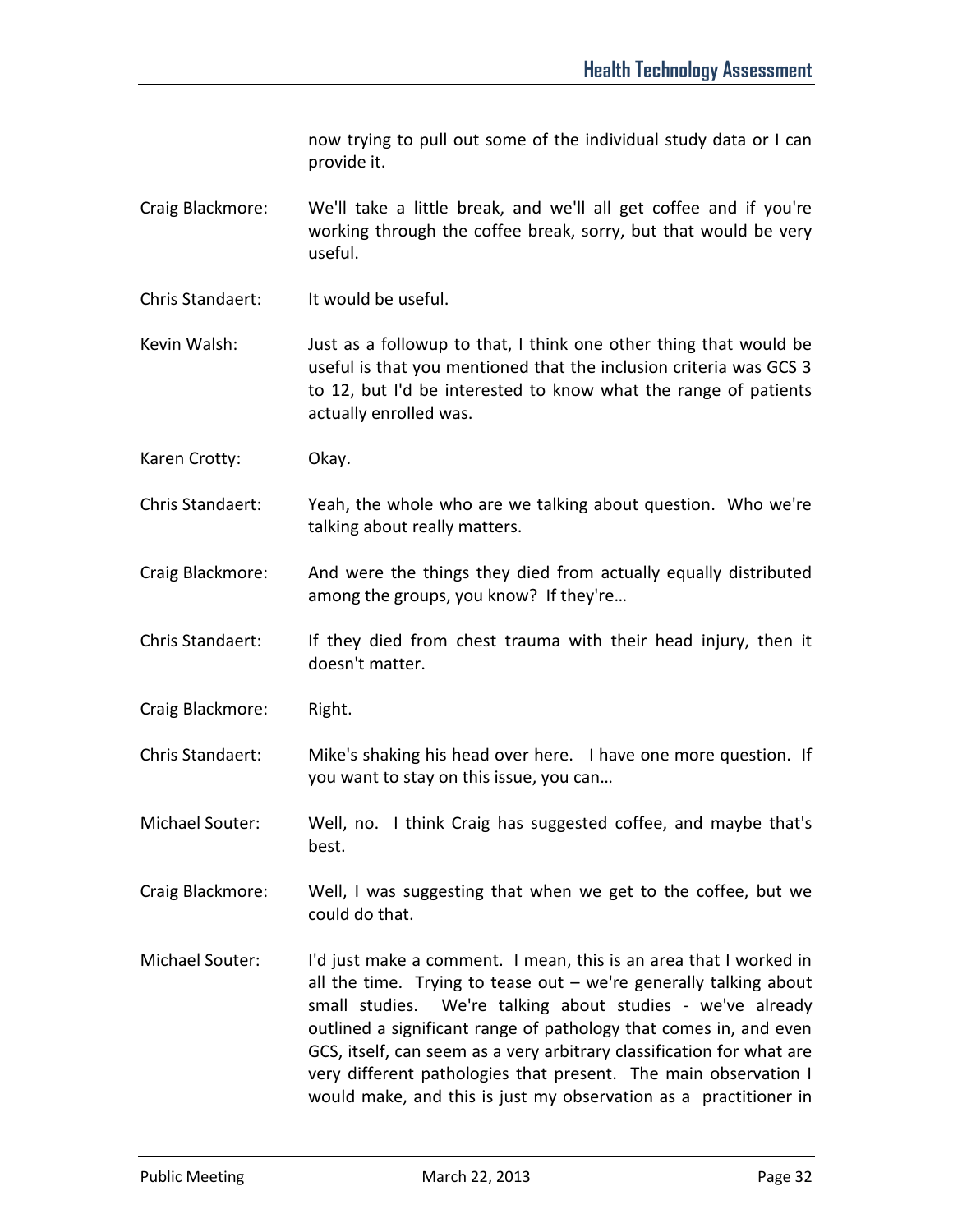now trying to pull out some of the individual study data or I can provide it.

Craig Blackmore: We'll take a little break, and we'll all get coffee and if you're working through the coffee break, sorry, but that would be very useful.

Chris Standaert: It would be useful.

Kevin Walsh: Just as a followup to that, I think one other thing that would be useful is that you mentioned that the inclusion criteria was GCS 3 to 12, but I'd be interested to know what the range of patients actually enrolled was.

Karen Crotty: Okay.

Chris Standaert: Yeah, the whole who are we talking about question. Who we're talking about really matters.

Craig Blackmore: And were the things they died from actually equally distributed among the groups, you know? If they're…

Chris Standaert: If they died from chest trauma with their head injury, then it doesn't matter.

Craig Blackmore: Right.

Chris Standaert: Mike's shaking his head over here. I have one more question. If you want to stay on this issue, you can…

Michael Souter: Well, no. I think Craig has suggested coffee, and maybe that's best.

Craig Blackmore: Well, I was suggesting that when we get to the coffee, but we could do that.

Michael Souter: I'd just make a comment. I mean, this is an area that I worked in all the time. Trying to tease out – we're generally talking about small studies. We're talking about studies - we've already outlined a significant range of pathology that comes in, and even GCS, itself, can seem as a very arbitrary classification for what are very different pathologies that present. The main observation I would make, and this is just my observation as a practitioner in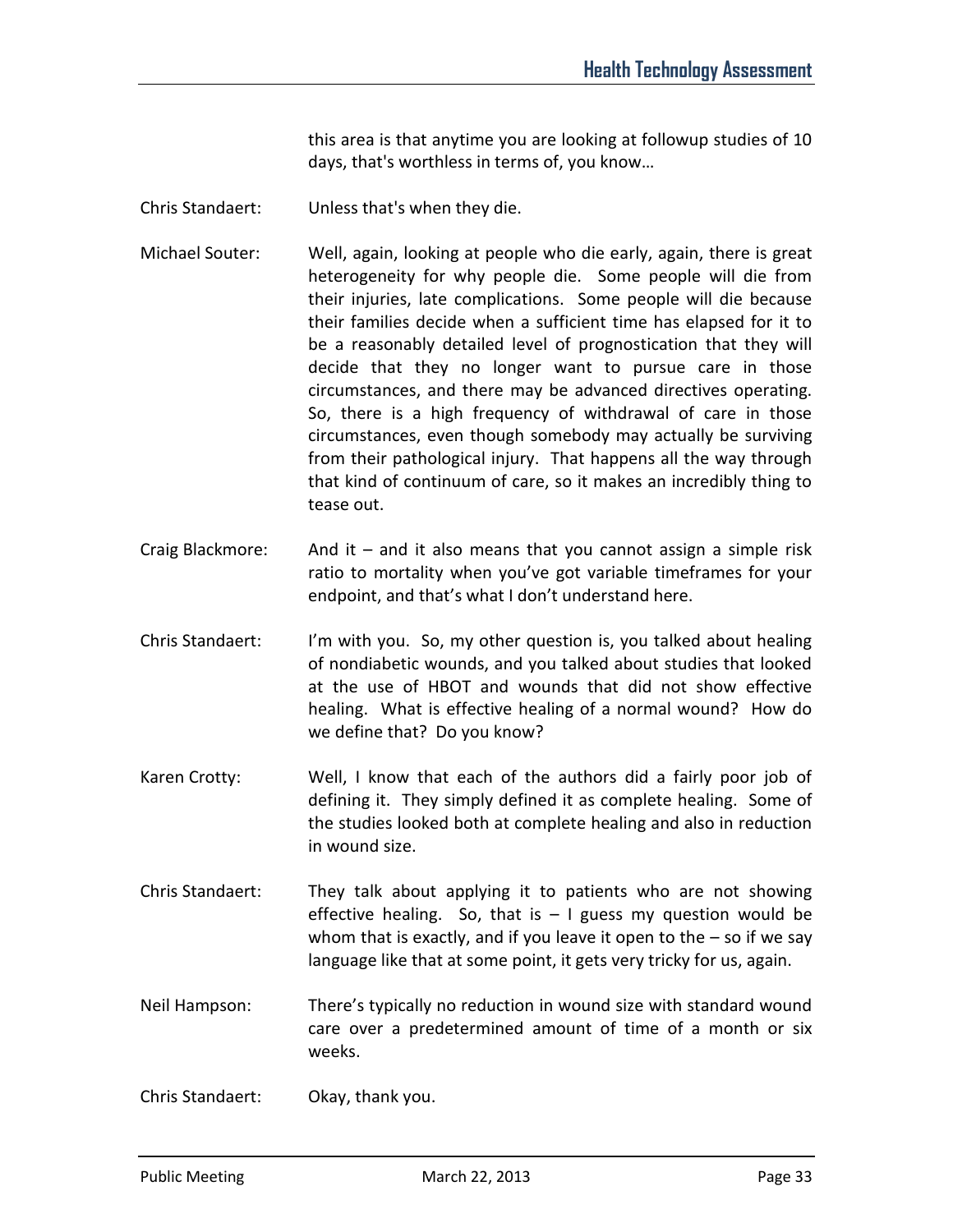this area is that anytime you are looking at followup studies of 10 days, that's worthless in terms of, you know…

Chris Standaert: Unless that's when they die.

Michael Souter: Well, again, looking at people who die early, again, there is great heterogeneity for why people die. Some people will die from their injuries, late complications. Some people will die because their families decide when a sufficient time has elapsed for it to be a reasonably detailed level of prognostication that they will decide that they no longer want to pursue care in those circumstances, and there may be advanced directives operating. So, there is a high frequency of withdrawal of care in those circumstances, even though somebody may actually be surviving from their pathological injury. That happens all the way through that kind of continuum of care, so it makes an incredibly thing to tease out.

Craig Blackmore: And it – and it also means that you cannot assign a simple risk ratio to mortality when you've got variable timeframes for your endpoint, and that's what I don't understand here.

Chris Standaert: I'm with you. So, my other question is, you talked about healing of nondiabetic wounds, and you talked about studies that looked at the use of HBOT and wounds that did not show effective healing. What is effective healing of a normal wound? How do we define that? Do you know?

Karen Crotty: Well, I know that each of the authors did a fairly poor job of defining it. They simply defined it as complete healing. Some of the studies looked both at complete healing and also in reduction in wound size.

Chris Standaert: They talk about applying it to patients who are not showing effective healing. So, that is – I guess my question would be whom that is exactly, and if you leave it open to the – so if we say language like that at some point, it gets very tricky for us, again.

Neil Hampson: There's typically no reduction in wound size with standard wound care over a predetermined amount of time of a month or six weeks.

Chris Standaert: Okay, thank you.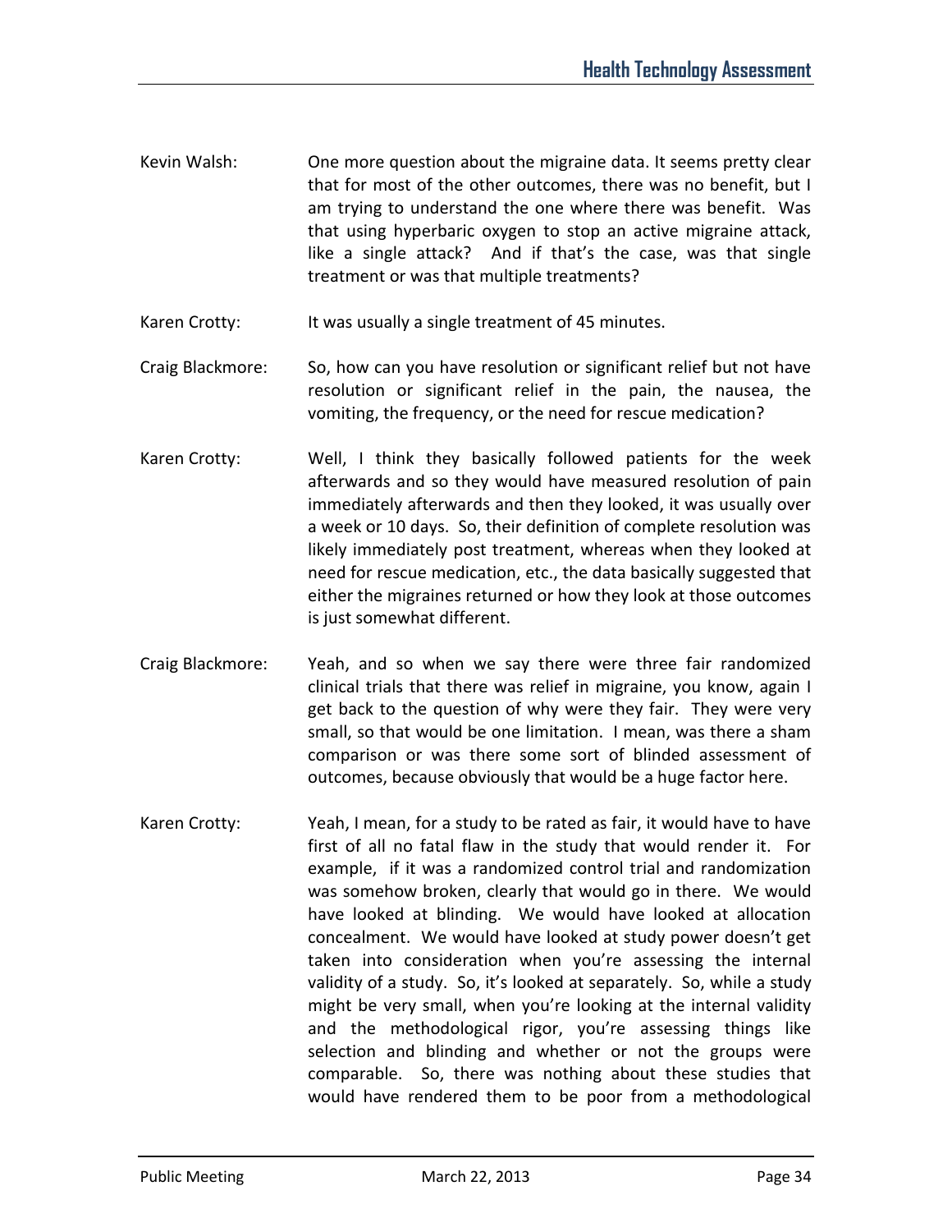Kevin Walsh: One more question about the migraine data. It seems pretty clear that for most of the other outcomes, there was no benefit, but I am trying to understand the one where there was benefit. Was that using hyperbaric oxygen to stop an active migraine attack, like a single attack? And if that's the case, was that single treatment or was that multiple treatments?

Karen Crotty: It was usually a single treatment of 45 minutes.

Craig Blackmore: So, how can you have resolution or significant relief but not have resolution or significant relief in the pain, the nausea, the vomiting, the frequency, or the need for rescue medication?

Karen Crotty: Well, I think they basically followed patients for the week afterwards and so they would have measured resolution of pain immediately afterwards and then they looked, it was usually over a week or 10 days. So, their definition of complete resolution was likely immediately post treatment, whereas when they looked at need for rescue medication, etc., the data basically suggested that either the migraines returned or how they look at those outcomes is just somewhat different.

Craig Blackmore: Yeah, and so when we say there were three fair randomized clinical trials that there was relief in migraine, you know, again I get back to the question of why were they fair. They were very small, so that would be one limitation. I mean, was there a sham comparison or was there some sort of blinded assessment of outcomes, because obviously that would be a huge factor here.

Karen Crotty: Yeah, I mean, for a study to be rated as fair, it would have to have first of all no fatal flaw in the study that would render it. For example, if it was a randomized control trial and randomization was somehow broken, clearly that would go in there. We would have looked at blinding. We would have looked at allocation concealment. We would have looked at study power doesn't get taken into consideration when you're assessing the internal validity of a study. So, it's looked at separately. So, while a study might be very small, when you're looking at the internal validity and the methodological rigor, you're assessing things like selection and blinding and whether or not the groups were comparable. So, there was nothing about these studies that would have rendered them to be poor from a methodological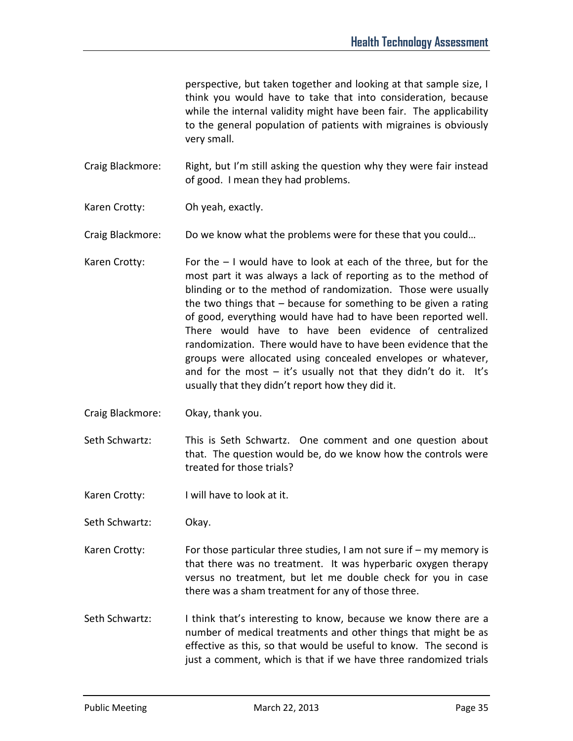perspective, but taken together and looking at that sample size, I think you would have to take that into consideration, because while the internal validity might have been fair. The applicability to the general population of patients with migraines is obviously very small.

Craig Blackmore: Right, but I'm still asking the question why they were fair instead of good. I mean they had problems.

Karen Crotty: Oh yeah, exactly.

Craig Blackmore: Do we know what the problems were for these that you could…

Karen Crotty: For the – I would have to look at each of the three, but for the most part it was always a lack of reporting as to the method of blinding or to the method of randomization. Those were usually the two things that – because for something to be given a rating of good, everything would have had to have been reported well. There would have to have been evidence of centralized randomization. There would have to have been evidence that the groups were allocated using concealed envelopes or whatever, and for the most – it's usually not that they didn't do it. It's usually that they didn't report how they did it.

Craig Blackmore: Okay, thank you.

Seth Schwartz: This is Seth Schwartz. One comment and one question about that. The question would be, do we know how the controls were treated for those trials?

Karen Crotty: I will have to look at it.

Seth Schwartz: Okay.

Karen Crotty: For those particular three studies, I am not sure if – my memory is that there was no treatment. It was hyperbaric oxygen therapy versus no treatment, but let me double check for you in case there was a sham treatment for any of those three.

Seth Schwartz: I think that's interesting to know, because we know there are a number of medical treatments and other things that might be as effective as this, so that would be useful to know. The second is just a comment, which is that if we have three randomized trials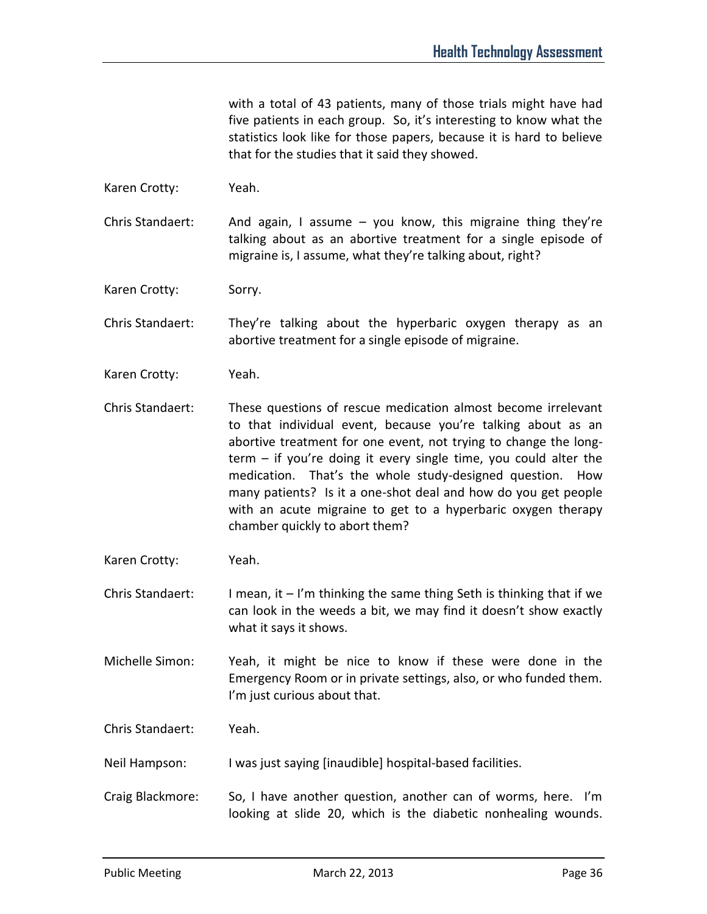with a total of 43 patients, many of those trials might have had five patients in each group. So, it's interesting to know what the statistics look like for those papers, because it is hard to believe that for the studies that it said they showed.

Karen Crotty: Yeah.

Chris Standaert: And again, I assume – you know, this migraine thing they're talking about as an abortive treatment for a single episode of migraine is, I assume, what they're talking about, right?

Karen Crotty: Sorry.

Chris Standaert: They're talking about the hyperbaric oxygen therapy as an abortive treatment for a single episode of migraine.

Karen Crotty: Yeah.

Chris Standaert: These questions of rescue medication almost become irrelevant to that individual event, because you're talking about as an abortive treatment for one event, not trying to change the long-term – if you're doing it every single time, you could alter the medication. That's the whole study-designed question. How many patients? Is it a one-shot deal and how do you get people with an acute migraine to get to a hyperbaric oxygen therapy chamber quickly to abort them?

Karen Crotty: Yeah.

Chris Standaert: I mean, it – I'm thinking the same thing Seth is thinking that if we can look in the weeds a bit, we may find it doesn't show exactly what it says it shows.

Michelle Simon: Yeah, it might be nice to know if these were done in the Emergency Room or in private settings, also, or who funded them. I'm just curious about that.

Chris Standaert: Yeah.

Neil Hampson: I was just saying [inaudible] hospital-based facilities.

Craig Blackmore: So, I have another question, another can of worms, here. I'm looking at slide 20, which is the diabetic nonhealing wounds.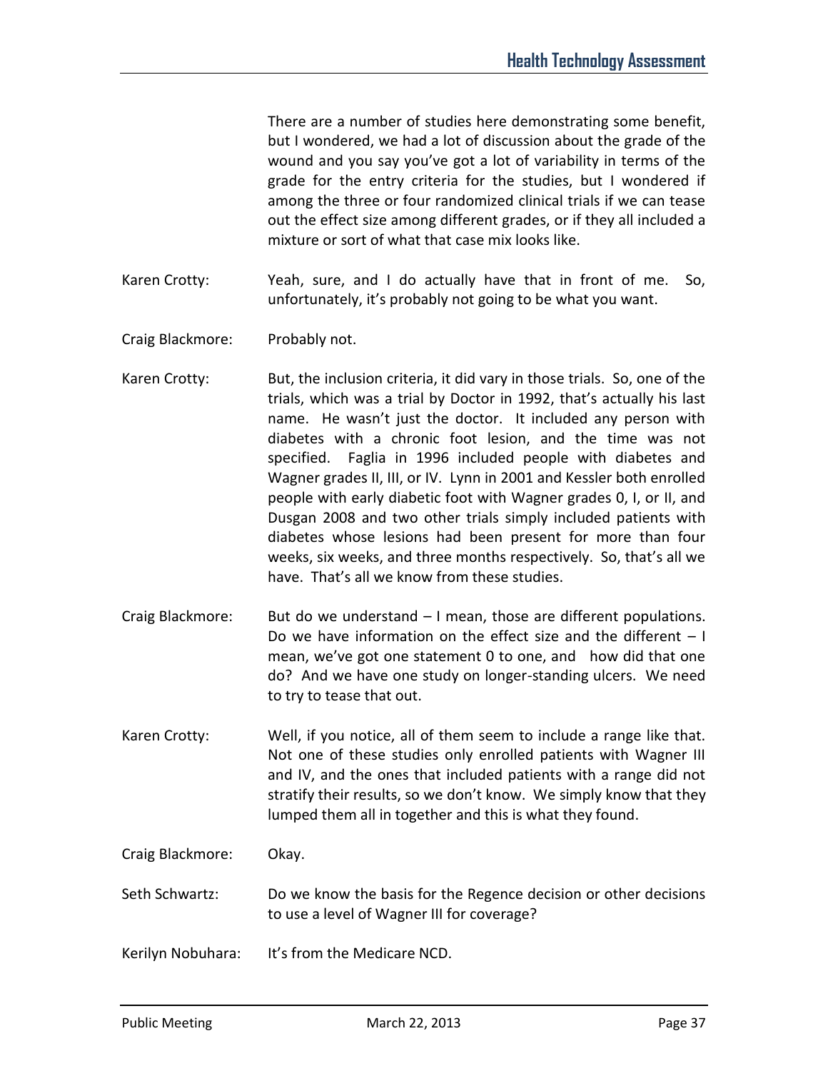There are a number of studies here demonstrating some benefit, but I wondered, we had a lot of discussion about the grade of the wound and you say you've got a lot of variability in terms of the grade for the entry criteria for the studies, but I wondered if among the three or four randomized clinical trials if we can tease out the effect size among different grades, or if they all included a mixture or sort of what that case mix looks like.

Karen Crotty: Yeah, sure, and I do actually have that in front of me. So, unfortunately, it's probably not going to be what you want.

Craig Blackmore: Probably not.

Karen Crotty: But, the inclusion criteria, it did vary in those trials. So, one of the trials, which was a trial by Doctor in 1992, that's actually his last name. He wasn't just the doctor. It included any person with diabetes with a chronic foot lesion, and the time was not specified. Faglia in 1996 included people with diabetes and Wagner grades II, III, or IV. Lynn in 2001 and Kessler both enrolled people with early diabetic foot with Wagner grades 0, I, or II, and Dusgan 2008 and two other trials simply included patients with diabetes whose lesions had been present for more than four weeks, six weeks, and three months respectively. So, that's all we have. That's all we know from these studies.

Craig Blackmore: But do we understand – I mean, those are different populations. Do we have information on the effect size and the different – I mean, we've got one statement 0 to one, and how did that one do? And we have one study on longer-standing ulcers. We need to try to tease that out.

Karen Crotty: Well, if you notice, all of them seem to include a range like that. Not one of these studies only enrolled patients with Wagner III and IV, and the ones that included patients with a range did not stratify their results, so we don't know. We simply know that they lumped them all in together and this is what they found.

Craig Blackmore: Okay.

Seth Schwartz: Do we know the basis for the Regence decision or other decisions to use a level of Wagner III for coverage?

Kerilyn Nobuhara: It's from the Medicare NCD.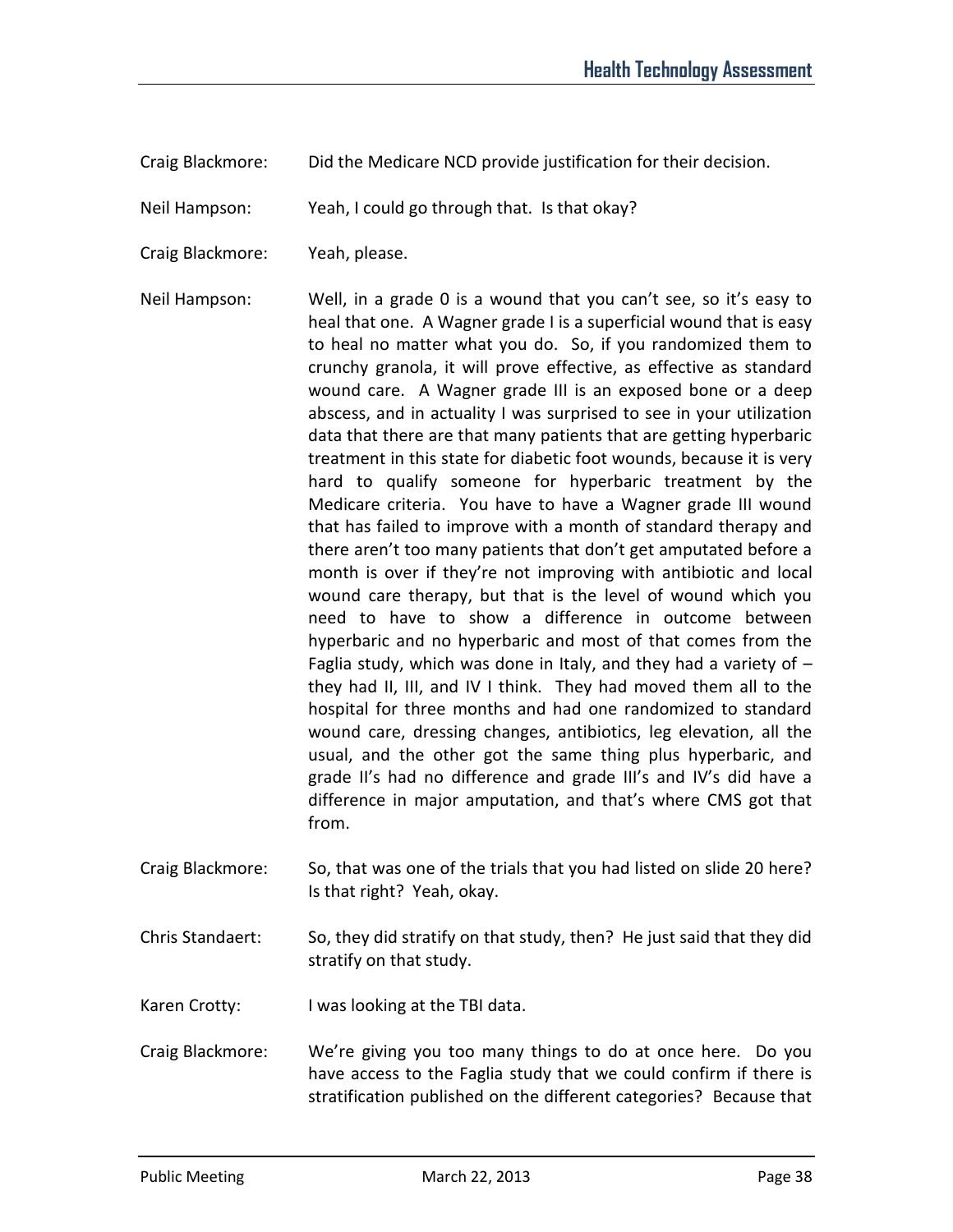Craig Blackmore: Did the Medicare NCD provide justification for their decision.

Neil Hampson: Yeah, I could go through that. Is that okay?

Craig Blackmore: Yeah, please.

Neil Hampson: Well, in a grade 0 is a wound that you can't see, so it's easy to heal that one. A Wagner grade I is a superficial wound that is easy to heal no matter what you do. So, if you randomized them to crunchy granola, it will prove effective, as effective as standard wound care. A Wagner grade III is an exposed bone or a deep abscess, and in actuality I was surprised to see in your utilization data that there are that many patients that are getting hyperbaric treatment in this state for diabetic foot wounds, because it is very hard to qualify someone for hyperbaric treatment by the Medicare criteria. You have to have a Wagner grade III wound that has failed to improve with a month of standard therapy and there aren't too many patients that don't get amputated before a month is over if they're not improving with antibiotic and local wound care therapy, but that is the level of wound which you need to have to show a difference in outcome between hyperbaric and no hyperbaric and most of that comes from the Faglia study, which was done in Italy, and they had a variety of – they had II, III, and IV I think. They had moved them all to the hospital for three months and had one randomized to standard wound care, dressing changes, antibiotics, leg elevation, all the usual, and the other got the same thing plus hyperbaric, and grade II's had no difference and grade III's and IV's did have a difference in major amputation, and that's where CMS got that from.

Craig Blackmore: So, that was one of the trials that you had listed on slide 20 here? Is that right? Yeah, okay.

Chris Standaert: So, they did stratify on that study, then? He just said that they did stratify on that study.

Karen Crotty: I was looking at the TBI data.

Craig Blackmore: We're giving you too many things to do at once here. Do you have access to the Faglia study that we could confirm if there is stratification published on the different categories? Because that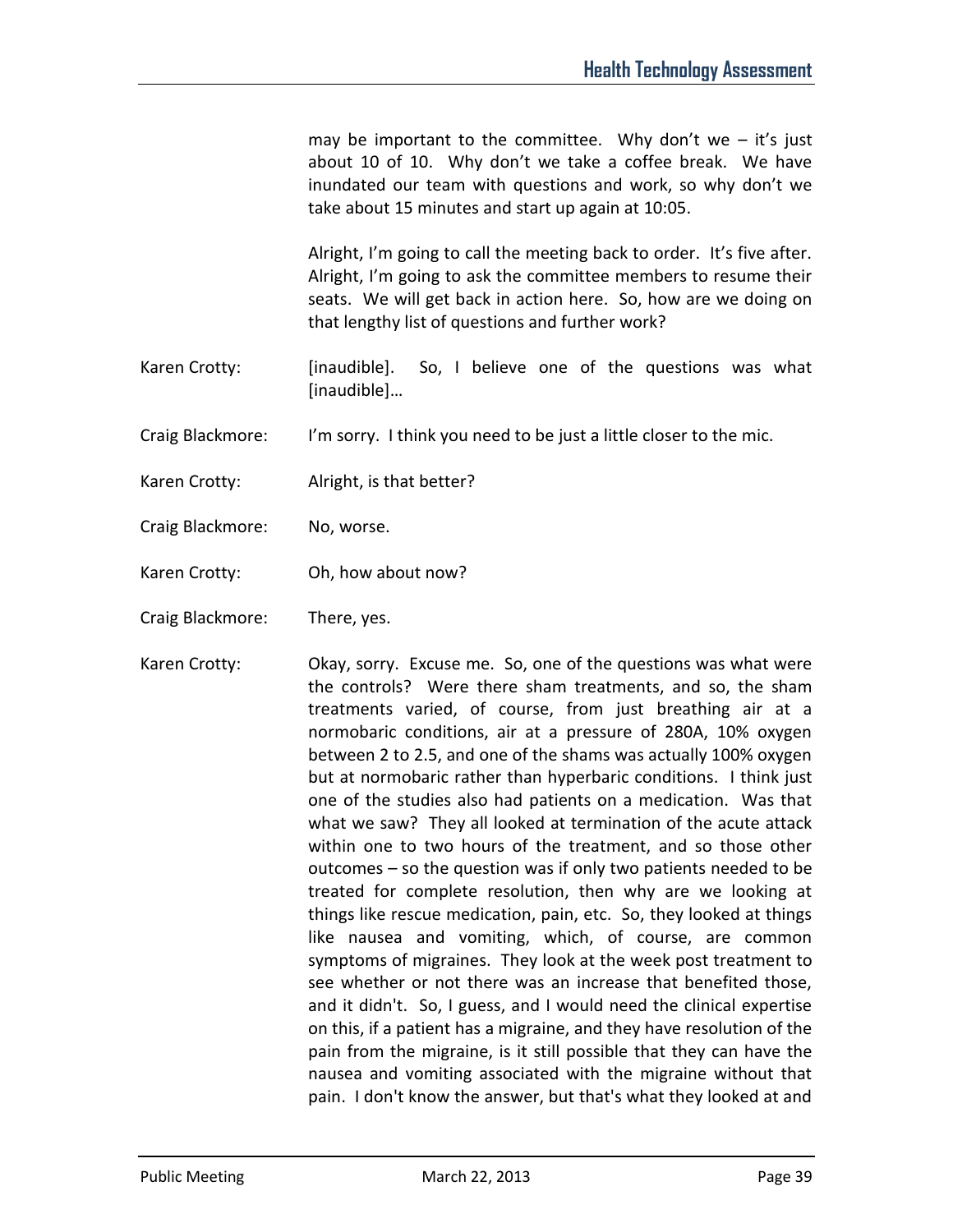may be important to the committee. Why don't we – it's just about 10 of 10. Why don't we take a coffee break. We have inundated our team with questions and work, so why don't we take about 15 minutes and start up again at 10:05.

Alright, I'm going to call the meeting back to order. It's five after. Alright, I'm going to ask the committee members to resume their seats. We will get back in action here. So, how are we doing on that lengthy list of questions and further work?

Karen Crotty: [inaudible]. So, I believe one of the questions was what [inaudible]…

Craig Blackmore: I'm sorry. I think you need to be just a little closer to the mic.

Karen Crotty: Alright, is that better?

Craig Blackmore: No, worse.

Karen Crotty: Oh, how about now?

Craig Blackmore: There, yes.

Karen Crotty: Okay, sorry. Excuse me. So, one of the questions was what were the controls? Were there sham treatments, and so, the sham treatments varied, of course, from just breathing air at a normobaric conditions, air at a pressure of 280A, 10% oxygen between 2 to 2.5, and one of the shams was actually 100% oxygen but at normobaric rather than hyperbaric conditions. I think just one of the studies also had patients on a medication. Was that what we saw? They all looked at termination of the acute attack within one to two hours of the treatment, and so those other outcomes – so the question was if only two patients needed to be treated for complete resolution, then why are we looking at things like rescue medication, pain, etc. So, they looked at things like nausea and vomiting, which, of course, are common symptoms of migraines. They look at the week post treatment to see whether or not there was an increase that benefited those, and it didn't. So, I guess, and I would need the clinical expertise on this, if a patient has a migraine, and they have resolution of the pain from the migraine, is it still possible that they can have the nausea and vomiting associated with the migraine without that pain. I don't know the answer, but that's what they looked at and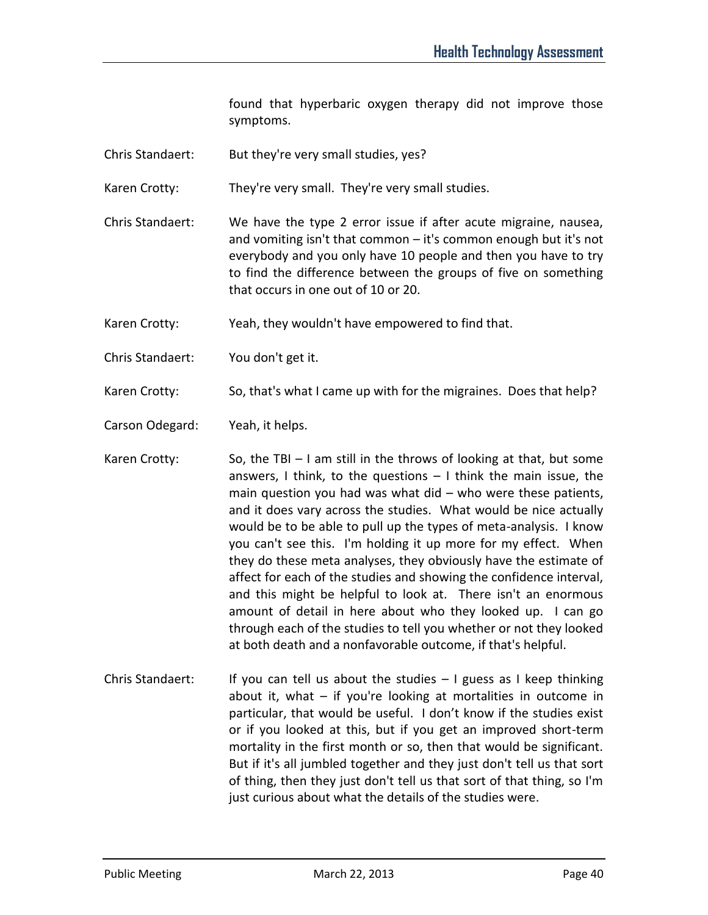found that hyperbaric oxygen therapy did not improve those symptoms.

Chris Standaert: But they're very small studies, yes?

Karen Crotty: They're very small. They're very small studies.

Chris Standaert: We have the type 2 error issue if after acute migraine, nausea, and vomiting isn't that common – it's common enough but it's not everybody and you only have 10 people and then you have to try to find the difference between the groups of five on something that occurs in one out of 10 or 20.

Karen Crotty: Yeah, they wouldn't have empowered to find that.

Chris Standaert: You don't get it.

Karen Crotty: So, that's what I came up with for the migraines. Does that help?

Carson Odegard: Yeah, it helps.

Karen Crotty: So, the TBI – I am still in the throws of looking at that, but some answers, I think, to the questions – I think the main issue, the main question you had was what did – who were these patients, and it does vary across the studies. What would be nice actually would be to be able to pull up the types of meta-analysis. I know you can't see this. I'm holding it up more for my effect. When they do these meta analyses, they obviously have the estimate of affect for each of the studies and showing the confidence interval, and this might be helpful to look at. There isn't an enormous amount of detail in here about who they looked up. I can go through each of the studies to tell you whether or not they looked at both death and a nonfavorable outcome, if that's helpful.

Chris Standaert: If you can tell us about the studies – I guess as I keep thinking about it, what – if you're looking at mortalities in outcome in particular, that would be useful. I don't know if the studies exist or if you looked at this, but if you get an improved short-term mortality in the first month or so, then that would be significant. But if it's all jumbled together and they just don't tell us that sort of thing, then they just don't tell us that sort of that thing, so I'm just curious about what the details of the studies were.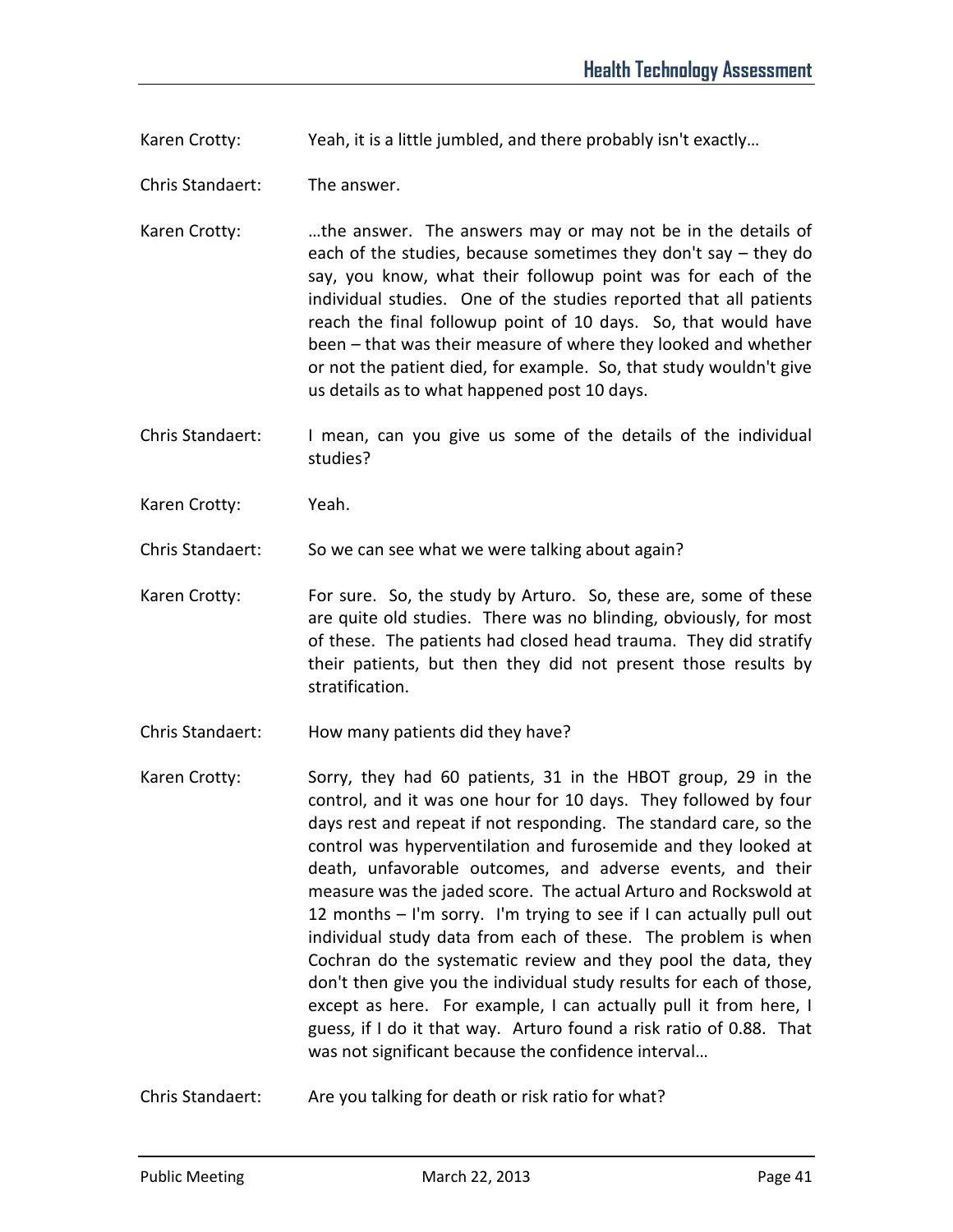Karen Crotty: Yeah, it is a little jumbled, and there probably isn't exactly…

Chris Standaert: The answer.

Karen Crotty: …the answer. The answers may or may not be in the details of each of the studies, because sometimes they don't say – they do say, you know, what their followup point was for each of the individual studies. One of the studies reported that all patients reach the final followup point of 10 days. So, that would have been – that was their measure of where they looked and whether or not the patient died, for example. So, that study wouldn't give us details as to what happened post 10 days.

Chris Standaert: I mean, can you give us some of the details of the individual studies?

Karen Crotty: Yeah.

Chris Standaert: So we can see what we were talking about again?

Karen Crotty: For sure. So, the study by Arturo. So, these are, some of these are quite old studies. There was no blinding, obviously, for most of these. The patients had closed head trauma. They did stratify their patients, but then they did not present those results by stratification.

Chris Standaert: How many patients did they have?

Karen Crotty: Sorry, they had 60 patients, 31 in the HBOT group, 29 in the control, and it was one hour for 10 days. They followed by four days rest and repeat if not responding. The standard care, so the control was hyperventilation and furosemide and they looked at death, unfavorable outcomes, and adverse events, and their measure was the jaded score. The actual Arturo and Rockswold at 12 months – I'm sorry. I'm trying to see if I can actually pull out individual study data from each of these. The problem is when Cochran do the systematic review and they pool the data, they don't then give you the individual study results for each of those, except as here. For example, I can actually pull it from here, I guess, if I do it that way. Arturo found a risk ratio of 0.88. That was not significant because the confidence interval…

Chris Standaert: Are you talking for death or risk ratio for what?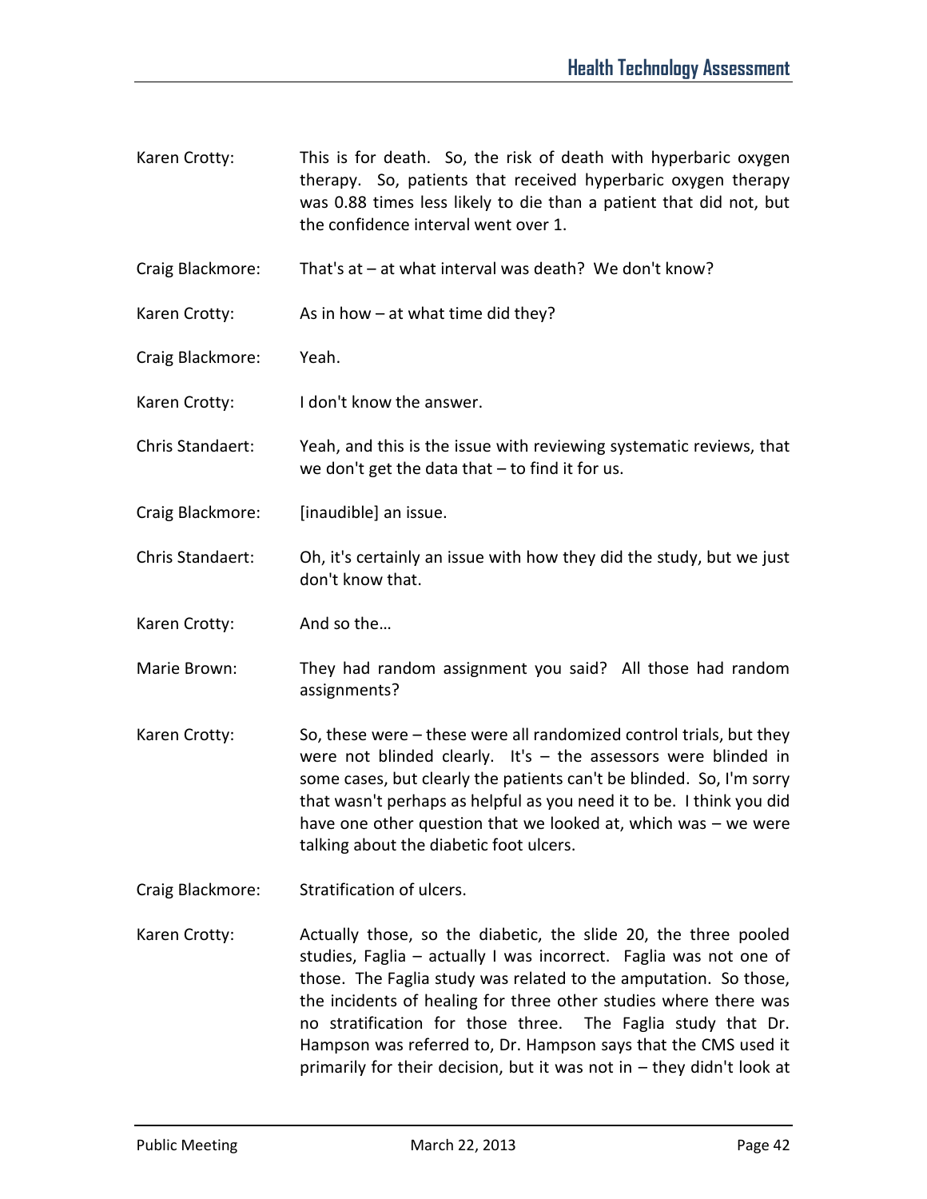Karen Crotty: This is for death. So, the risk of death with hyperbaric oxygen therapy. So, patients that received hyperbaric oxygen therapy was 0.88 times less likely to die than a patient that did not, but the confidence interval went over 1.

Craig Blackmore: That's at – at what interval was death? We don't know?

Karen Crotty: As in how – at what time did they?

Craig Blackmore: Yeah.

Karen Crotty: I don't know the answer.

Chris Standaert: Yeah, and this is the issue with reviewing systematic reviews, that we don't get the data that – to find it for us.

Craig Blackmore: [inaudible] an issue.

Chris Standaert: Oh, it's certainly an issue with how they did the study, but we just don't know that.

Karen Crotty: And so the…

Marie Brown: They had random assignment you said? All those had random assignments?

Karen Crotty: So, these were – these were all randomized control trials, but they were not blinded clearly. It's – the assessors were blinded in some cases, but clearly the patients can't be blinded. So, I'm sorry that wasn't perhaps as helpful as you need it to be. I think you did have one other question that we looked at, which was – we were talking about the diabetic foot ulcers.

Craig Blackmore: Stratification of ulcers.

Karen Crotty: Actually those, so the diabetic, the slide 20, the three pooled studies, Faglia – actually I was incorrect. Faglia was not one of those. The Faglia study was related to the amputation. So those, the incidents of healing for three other studies where there was no stratification for those three. The Faglia study that Dr. Hampson was referred to, Dr. Hampson says that the CMS used it primarily for their decision, but it was not in – they didn't look at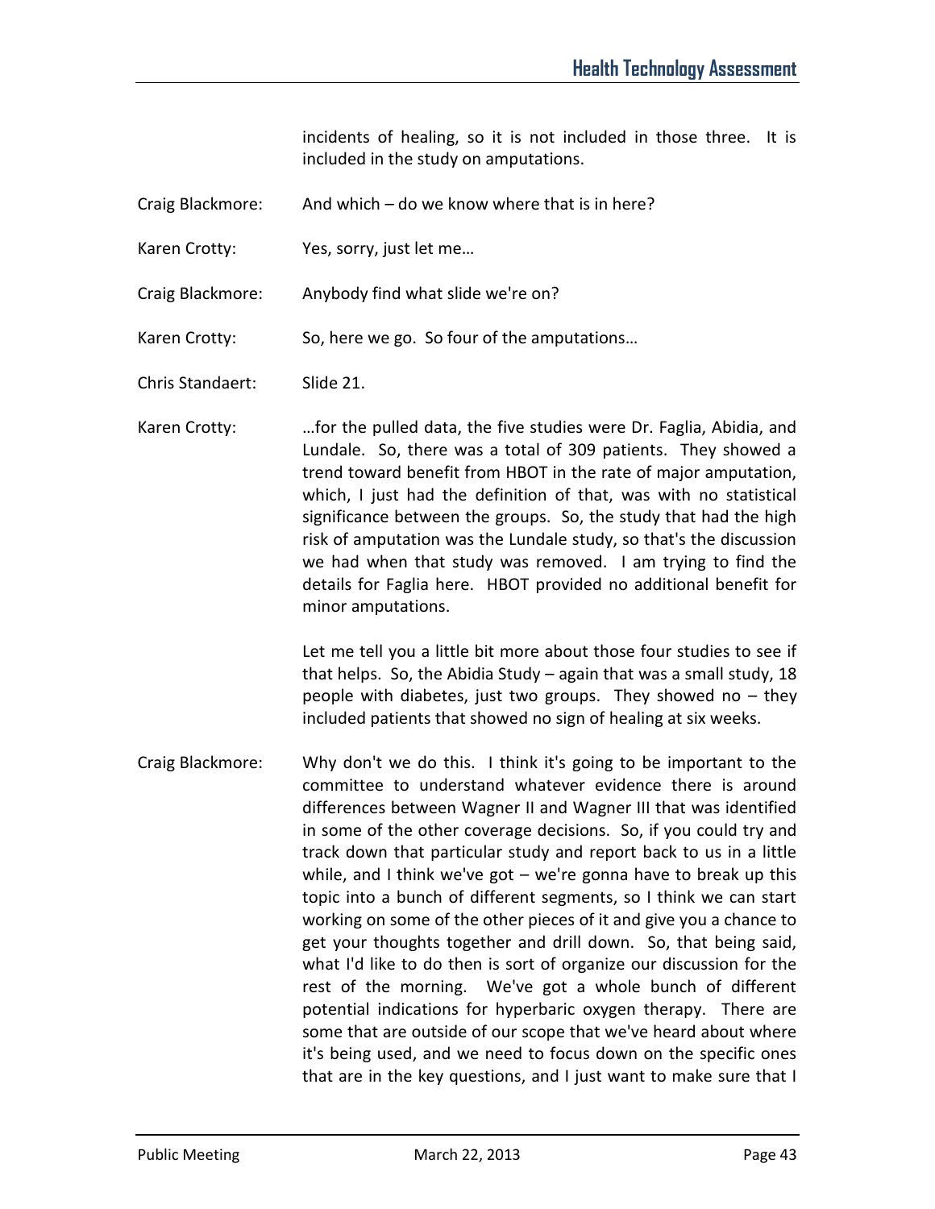incidents of healing, so it is not included in those three. It is included in the study on amputations.

Craig Blackmore: And which – do we know where that is in here?

Karen Crotty: Yes, sorry, just let me…

Craig Blackmore: Anybody find what slide we're on?

Karen Crotty: So, here we go. So four of the amputations…

Chris Standaert: Slide 21.

Karen Crotty: …for the pulled data, the five studies were Dr. Faglia, Abidia, and Lundale. So, there was a total of 309 patients. They showed a trend toward benefit from HBOT in the rate of major amputation, which, I just had the definition of that, was with no statistical significance between the groups. So, the study that had the high risk of amputation was the Lundale study, so that's the discussion we had when that study was removed. I am trying to find the details for Faglia here. HBOT provided no additional benefit for minor amputations.

Let me tell you a little bit more about those four studies to see if that helps. So, the Abidia Study – again that was a small study, 18 people with diabetes, just two groups. They showed no – they included patients that showed no sign of healing at six weeks.

Craig Blackmore: Why don't we do this. I think it's going to be important to the committee to understand whatever evidence there is around differences between Wagner II and Wagner III that was identified in some of the other coverage decisions. So, if you could try and track down that particular study and report back to us in a little while, and I think we've got – we're gonna have to break up this topic into a bunch of different segments, so I think we can start working on some of the other pieces of it and give you a chance to get your thoughts together and drill down. So, that being said, what I'd like to do then is sort of organize our discussion for the rest of the morning. We've got a whole bunch of different potential indications for hyperbaric oxygen therapy. There are some that are outside of our scope that we've heard about where it's being used, and we need to focus down on the specific ones that are in the key questions, and I just want to make sure that I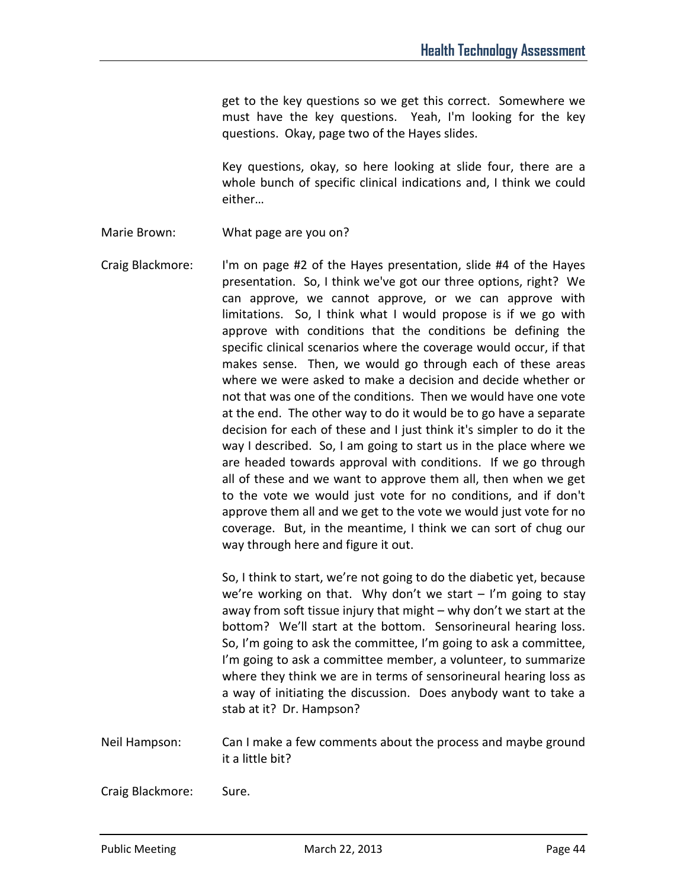get to the key questions so we get this correct. Somewhere we must have the key questions. Yeah, I'm looking for the key questions. Okay, page two of the Hayes slides.

Key questions, okay, so here looking at slide four, there are a whole bunch of specific clinical indications and, I think we could either…

Marie Brown: What page are you on?

Craig Blackmore: I'm on page #2 of the Hayes presentation, slide #4 of the Hayes presentation. So, I think we've got our three options, right? We can approve, we cannot approve, or we can approve with limitations. So, I think what I would propose is if we go with approve with conditions that the conditions be defining the specific clinical scenarios where the coverage would occur, if that makes sense. Then, we would go through each of these areas where we were asked to make a decision and decide whether or not that was one of the conditions. Then we would have one vote at the end. The other way to do it would be to go have a separate decision for each of these and I just think it's simpler to do it the way I described. So, I am going to start us in the place where we are headed towards approval with conditions. If we go through all of these and we want to approve them all, then when we get to the vote we would just vote for no conditions, and if don't approve them all and we get to the vote we would just vote for no coverage. But, in the meantime, I think we can sort of chug our way through here and figure it out.

So, I think to start, we're not going to do the diabetic yet, because we're working on that. Why don't we start – I'm going to stay away from soft tissue injury that might – why don't we start at the bottom? We'll start at the bottom. Sensorineural hearing loss. So, I'm going to ask the committee, I'm going to ask a committee, I'm going to ask a committee member, a volunteer, to summarize where they think we are in terms of sensorineural hearing loss as a way of initiating the discussion. Does anybody want to take a stab at it? Dr. Hampson?

Neil Hampson: Can I make a few comments about the process and maybe ground it a little bit?

Craig Blackmore: Sure.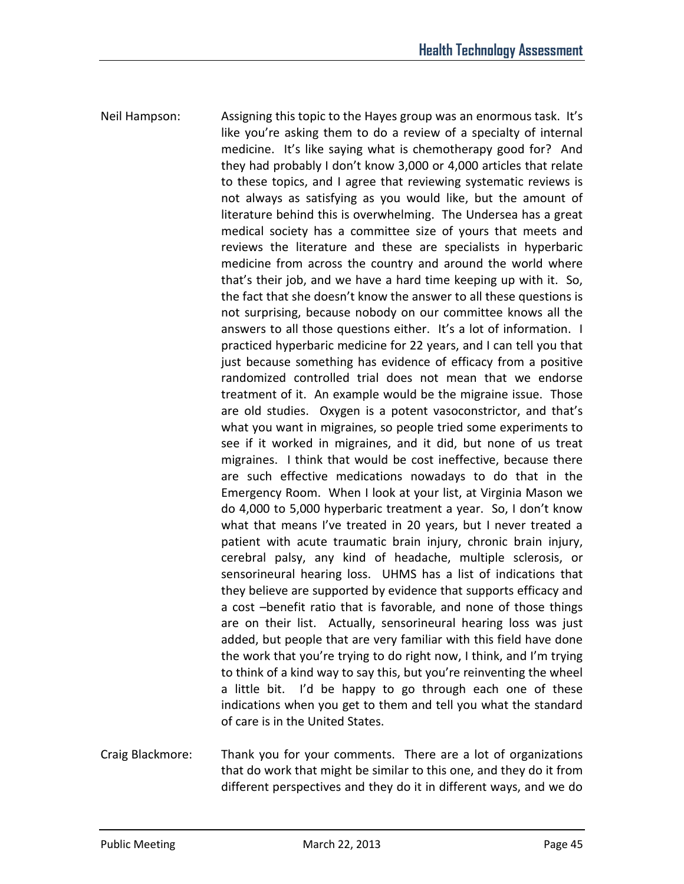Neil Hampson: Assigning this topic to the Hayes group was an enormous task. It's like you're asking them to do a review of a specialty of internal medicine. It's like saying what is chemotherapy good for? And they had probably I don't know 3,000 or 4,000 articles that relate to these topics, and I agree that reviewing systematic reviews is not always as satisfying as you would like, but the amount of literature behind this is overwhelming. The Undersea has a great medical society has a committee size of yours that meets and reviews the literature and these are specialists in hyperbaric medicine from across the country and around the world where that's their job, and we have a hard time keeping up with it. So, the fact that she doesn't know the answer to all these questions is not surprising, because nobody on our committee knows all the answers to all those questions either. It's a lot of information. I practiced hyperbaric medicine for 22 years, and I can tell you that just because something has evidence of efficacy from a positive randomized controlled trial does not mean that we endorse treatment of it. An example would be the migraine issue. Those are old studies. Oxygen is a potent vasoconstrictor, and that's what you want in migraines, so people tried some experiments to see if it worked in migraines, and it did, but none of us treat migraines. I think that would be cost ineffective, because there are such effective medications nowadays to do that in the Emergency Room. When I look at your list, at Virginia Mason we do 4,000 to 5,000 hyperbaric treatment a year. So, I don't know what that means I've treated in 20 years, but I never treated a patient with acute traumatic brain injury, chronic brain injury, cerebral palsy, any kind of headache, multiple sclerosis, or sensorineural hearing loss. UHMS has a list of indications that they believe are supported by evidence that supports efficacy and a cost –benefit ratio that is favorable, and none of those things are on their list. Actually, sensorineural hearing loss was just added, but people that are very familiar with this field have done the work that you're trying to do right now, I think, and I'm trying to think of a kind way to say this, but you're reinventing the wheel a little bit. I'd be happy to go through each one of these indications when you get to them and tell you what the standard of care is in the United States.

Craig Blackmore: Thank you for your comments. There are a lot of organizations that do work that might be similar to this one, and they do it from different perspectives and they do it in different ways, and we do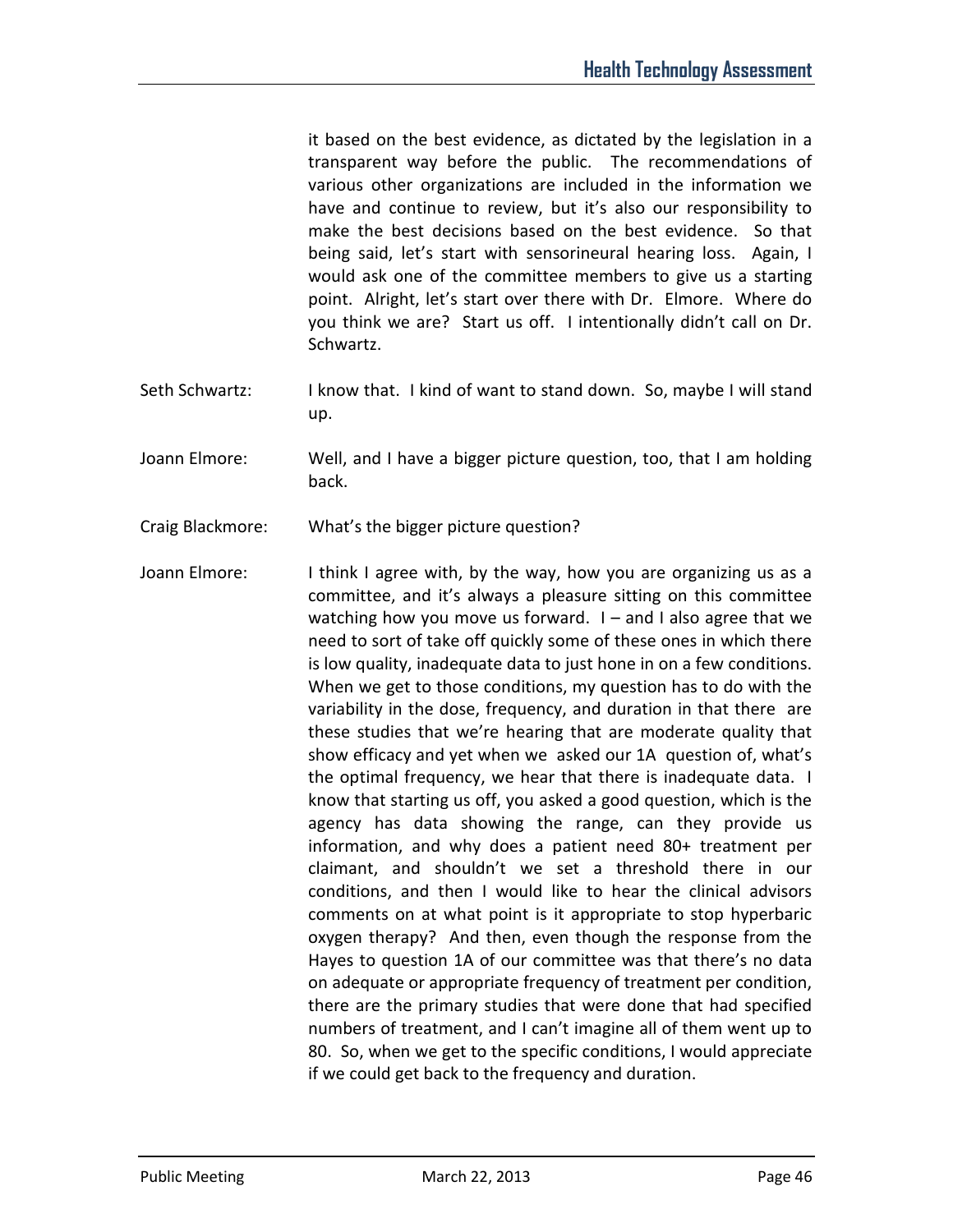it based on the best evidence, as dictated by the legislation in a transparent way before the public. The recommendations of various other organizations are included in the information we have and continue to review, but it's also our responsibility to make the best decisions based on the best evidence. So that being said, let's start with sensorineural hearing loss. Again, I would ask one of the committee members to give us a starting point. Alright, let's start over there with Dr. Elmore. Where do you think we are? Start us off. I intentionally didn't call on Dr. Schwartz.

Seth Schwartz: I know that. I kind of want to stand down. So, maybe I will stand up.

Joann Elmore: Well, and I have a bigger picture question, too, that I am holding back.

Craig Blackmore: What's the bigger picture question?

Joann Elmore: I think I agree with, by the way, how you are organizing us as a committee, and it's always a pleasure sitting on this committee watching how you move us forward. I – and I also agree that we need to sort of take off quickly some of these ones in which there is low quality, inadequate data to just hone in on a few conditions. When we get to those conditions, my question has to do with the variability in the dose, frequency, and duration in that there are these studies that we're hearing that are moderate quality that show efficacy and yet when we asked our 1A question of, what's the optimal frequency, we hear that there is inadequate data. I know that starting us off, you asked a good question, which is the agency has data showing the range, can they provide us information, and why does a patient need 80+ treatment per claimant, and shouldn't we set a threshold there in our conditions, and then I would like to hear the clinical advisors comments on at what point is it appropriate to stop hyperbaric oxygen therapy? And then, even though the response from the Hayes to question 1A of our committee was that there's no data on adequate or appropriate frequency of treatment per condition, there are the primary studies that were done that had specified numbers of treatment, and I can't imagine all of them went up to 80. So, when we get to the specific conditions, I would appreciate if we could get back to the frequency and duration.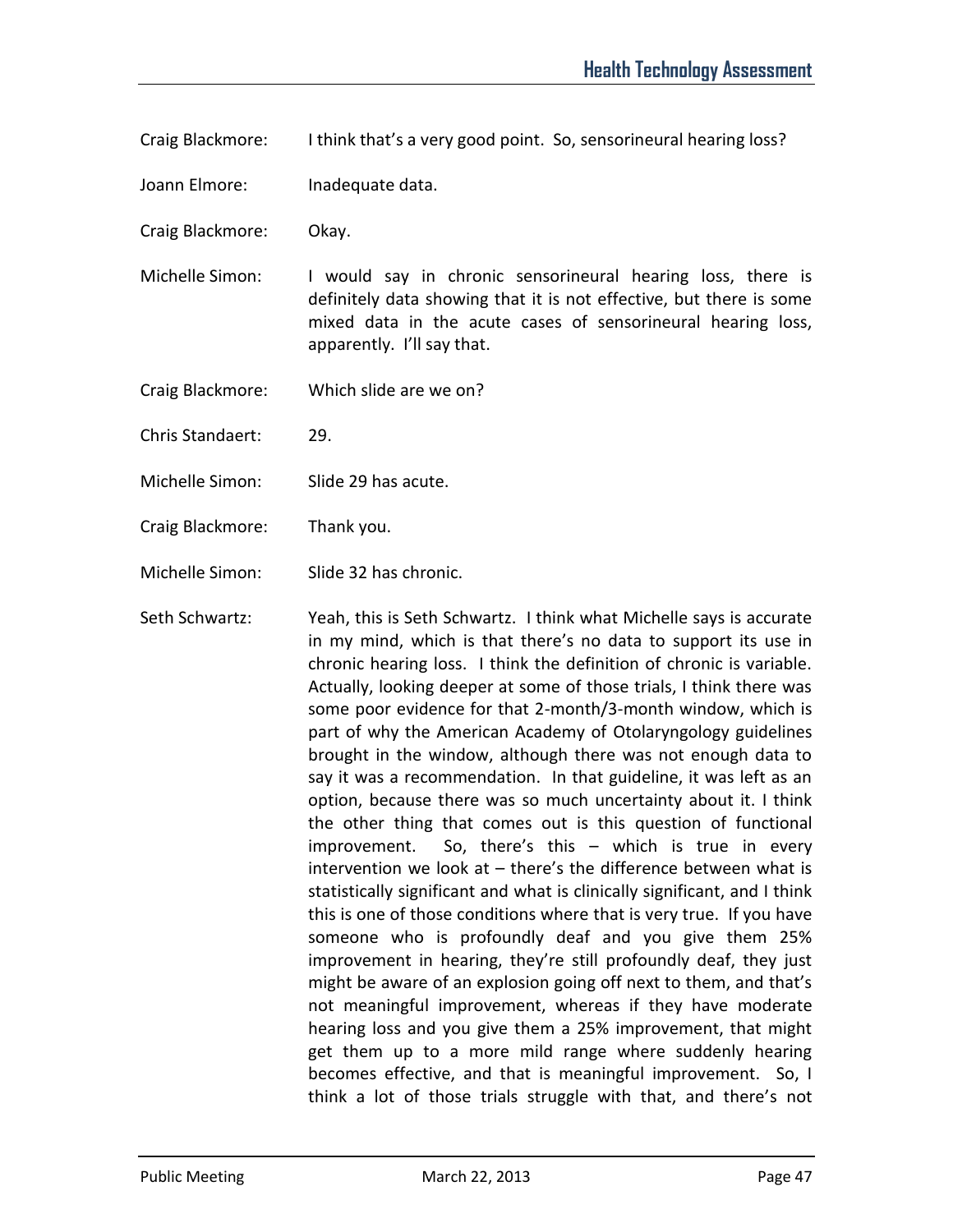Craig Blackmore: I think that's a very good point. So, sensorineural hearing loss?

Joann Elmore: Inadequate data.

Craig Blackmore: Okay.

Michelle Simon: I would say in chronic sensorineural hearing loss, there is definitely data showing that it is not effective, but there is some mixed data in the acute cases of sensorineural hearing loss, apparently. I'll say that.

Craig Blackmore: Which slide are we on?

Chris Standaert: 29.

Michelle Simon: Slide 29 has acute.

Craig Blackmore: Thank you.

Michelle Simon: Slide 32 has chronic.

Seth Schwartz: Yeah, this is Seth Schwartz. I think what Michelle says is accurate in my mind, which is that there's no data to support its use in chronic hearing loss. I think the definition of chronic is variable. Actually, looking deeper at some of those trials, I think there was some poor evidence for that 2-month/3-month window, which is part of why the American Academy of Otolaryngology guidelines brought in the window, although there was not enough data to say it was a recommendation. In that guideline, it was left as an option, because there was so much uncertainty about it. I think the other thing that comes out is this question of functional improvement. So, there's this – which is true in every intervention we look at – there's the difference between what is statistically significant and what is clinically significant, and I think this is one of those conditions where that is very true. If you have someone who is profoundly deaf and you give them 25% improvement in hearing, they're still profoundly deaf, they just might be aware of an explosion going off next to them, and that's not meaningful improvement, whereas if they have moderate hearing loss and you give them a 25% improvement, that might get them up to a more mild range where suddenly hearing becomes effective, and that is meaningful improvement. So, I think a lot of those trials struggle with that, and there's not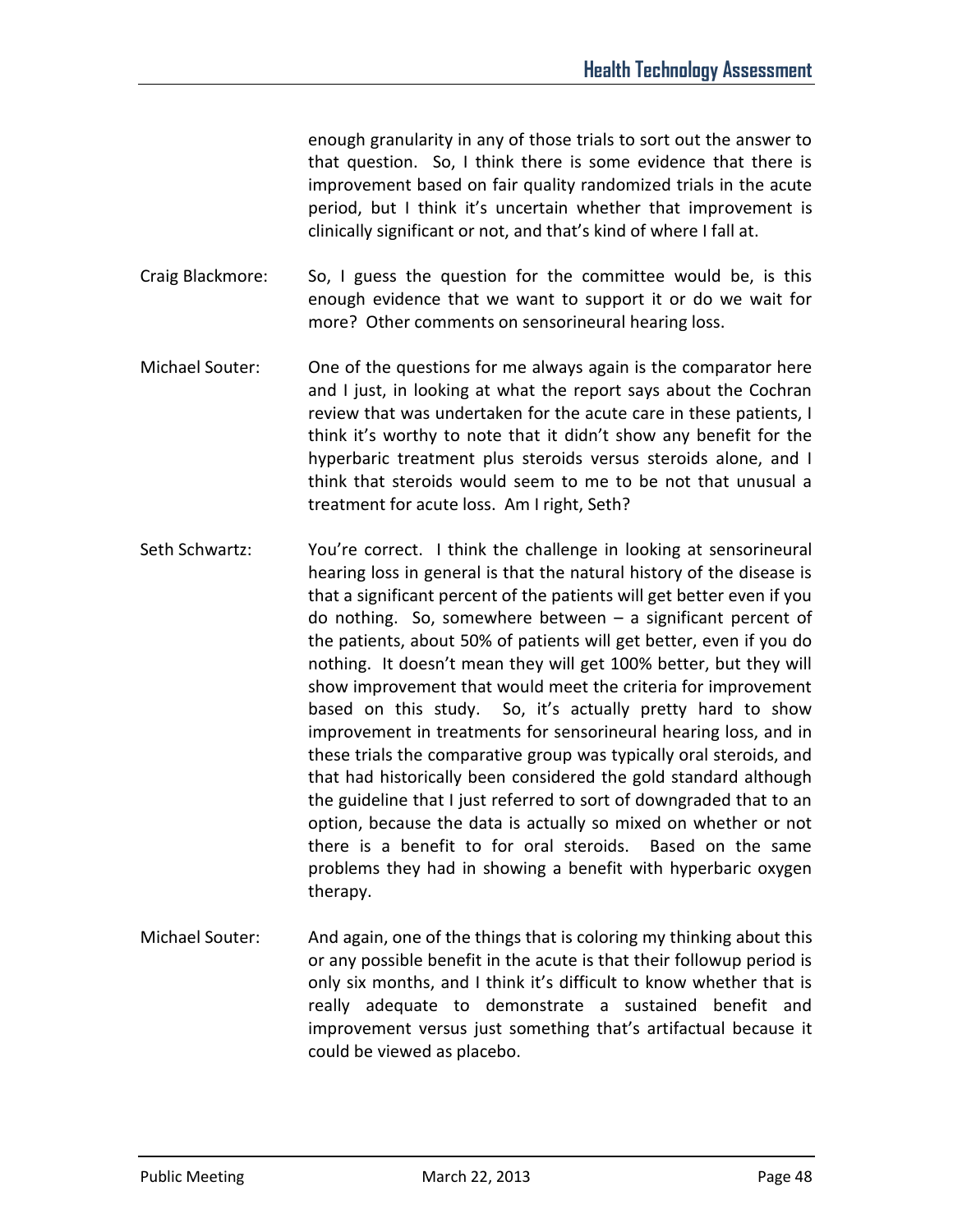enough granularity in any of those trials to sort out the answer to that question. So, I think there is some evidence that there is improvement based on fair quality randomized trials in the acute period, but I think it's uncertain whether that improvement is clinically significant or not, and that's kind of where I fall at.

Craig Blackmore: So, I guess the question for the committee would be, is this enough evidence that we want to support it or do we wait for more? Other comments on sensorineural hearing loss.

Michael Souter: One of the questions for me always again is the comparator here and I just, in looking at what the report says about the Cochran review that was undertaken for the acute care in these patients, I think it's worthy to note that it didn't show any benefit for the hyperbaric treatment plus steroids versus steroids alone, and I think that steroids would seem to me to be not that unusual a treatment for acute loss. Am I right, Seth?

Seth Schwartz: You're correct. I think the challenge in looking at sensorineural hearing loss in general is that the natural history of the disease is that a significant percent of the patients will get better even if you do nothing. So, somewhere between – a significant percent of the patients, about 50% of patients will get better, even if you do nothing. It doesn't mean they will get 100% better, but they will show improvement that would meet the criteria for improvement based on this study. So, it's actually pretty hard to show improvement in treatments for sensorineural hearing loss, and in these trials the comparative group was typically oral steroids, and that had historically been considered the gold standard although the guideline that I just referred to sort of downgraded that to an option, because the data is actually so mixed on whether or not there is a benefit to for oral steroids. Based on the same problems they had in showing a benefit with hyperbaric oxygen therapy.

Michael Souter: And again, one of the things that is coloring my thinking about this or any possible benefit in the acute is that their followup period is only six months, and I think it's difficult to know whether that is really adequate to demonstrate a sustained benefit and improvement versus just something that's artifactual because it could be viewed as placebo.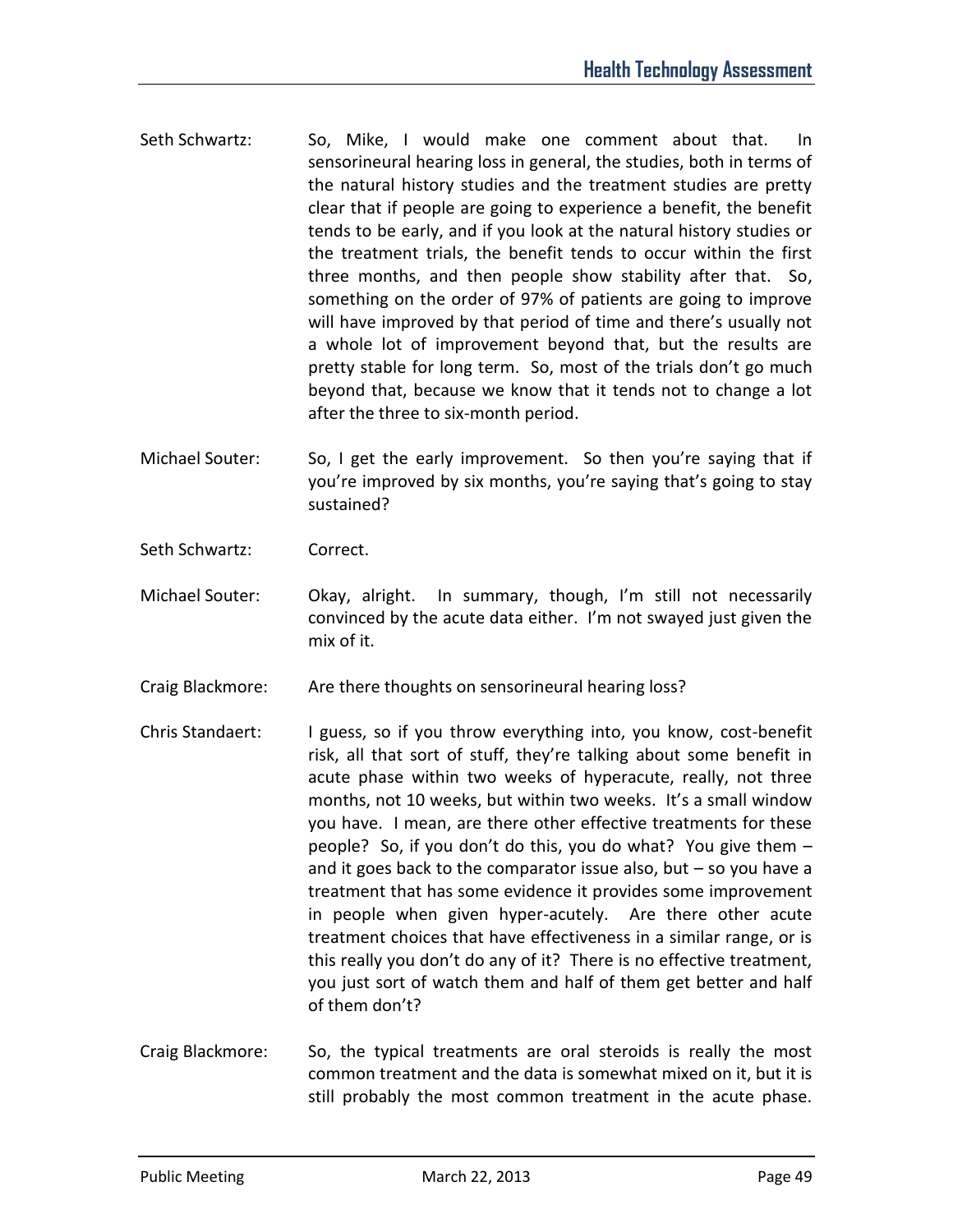Seth Schwartz: So, Mike, I would make one comment about that. In sensorineural hearing loss in general, the studies, both in terms of the natural history studies and the treatment studies are pretty clear that if people are going to experience a benefit, the benefit tends to be early, and if you look at the natural history studies or the treatment trials, the benefit tends to occur within the first three months, and then people show stability after that. So, something on the order of 97% of patients are going to improve will have improved by that period of time and there's usually not a whole lot of improvement beyond that, but the results are pretty stable for long term. So, most of the trials don't go much beyond that, because we know that it tends not to change a lot after the three to six-month period.

Michael Souter: So, I get the early improvement. So then you're saying that if you're improved by six months, you're saying that's going to stay sustained?

Seth Schwartz: Correct.

Michael Souter: Okay, alright. In summary, though, I'm still not necessarily convinced by the acute data either. I'm not swayed just given the mix of it.

Craig Blackmore: Are there thoughts on sensorineural hearing loss?

Chris Standaert: I guess, so if you throw everything into, you know, cost-benefit risk, all that sort of stuff, they're talking about some benefit in acute phase within two weeks of hyperacute, really, not three months, not 10 weeks, but within two weeks. It's a small window you have. I mean, are there other effective treatments for these people? So, if you don't do this, you do what? You give them – and it goes back to the comparator issue also, but – so you have a treatment that has some evidence it provides some improvement in people when given hyper-acutely. Are there other acute treatment choices that have effectiveness in a similar range, or is this really you don't do any of it? There is no effective treatment, you just sort of watch them and half of them get better and half of them don't?

Craig Blackmore: So, the typical treatments are oral steroids is really the most common treatment and the data is somewhat mixed on it, but it is still probably the most common treatment in the acute phase.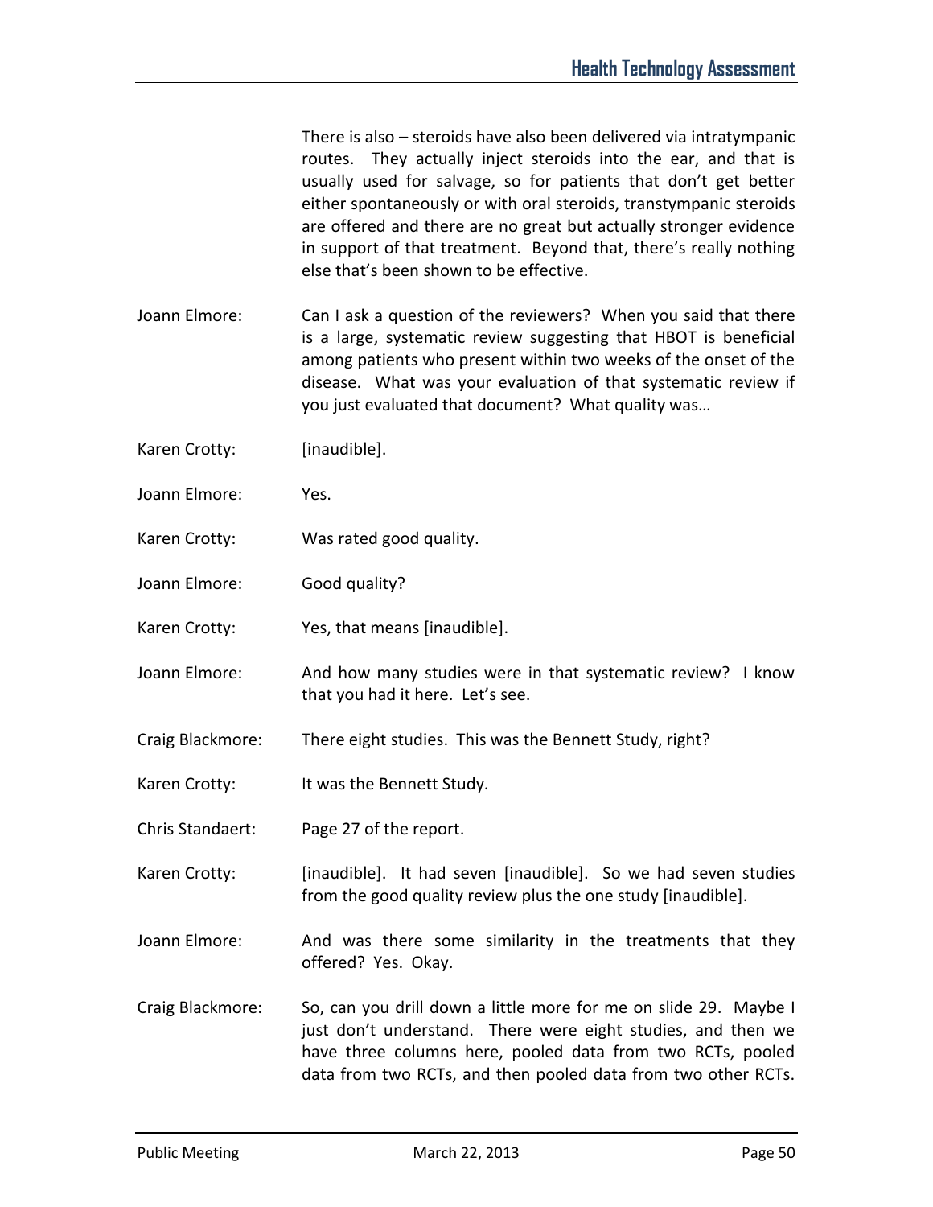There is also – steroids have also been delivered via intratympanic routes. They actually inject steroids into the ear, and that is usually used for salvage, so for patients that don't get better either spontaneously or with oral steroids, transtympanic steroids are offered and there are no great but actually stronger evidence in support of that treatment. Beyond that, there's really nothing else that's been shown to be effective.

Joann Elmore: Can I ask a question of the reviewers? When you said that there is a large, systematic review suggesting that HBOT is beneficial among patients who present within two weeks of the onset of the disease. What was your evaluation of that systematic review if you just evaluated that document? What quality was…

Karen Crotty: [inaudible].

Joann Elmore: Yes.

Karen Crotty: Was rated good quality.

Joann Elmore: Good quality?

Karen Crotty: Yes, that means [inaudible].

Joann Elmore: And how many studies were in that systematic review? I know that you had it here. Let's see.

Craig Blackmore: There eight studies. This was the Bennett Study, right?

Karen Crotty: It was the Bennett Study.

Chris Standaert: Page 27 of the report.

Karen Crotty: [inaudible]. It had seven [inaudible]. So we had seven studies from the good quality review plus the one study [inaudible].

Joann Elmore: And was there some similarity in the treatments that they offered? Yes. Okay.

Craig Blackmore: So, can you drill down a little more for me on slide 29. Maybe I just don't understand. There were eight studies, and then we have three columns here, pooled data from two RCTs, pooled data from two RCTs, and then pooled data from two other RCTs.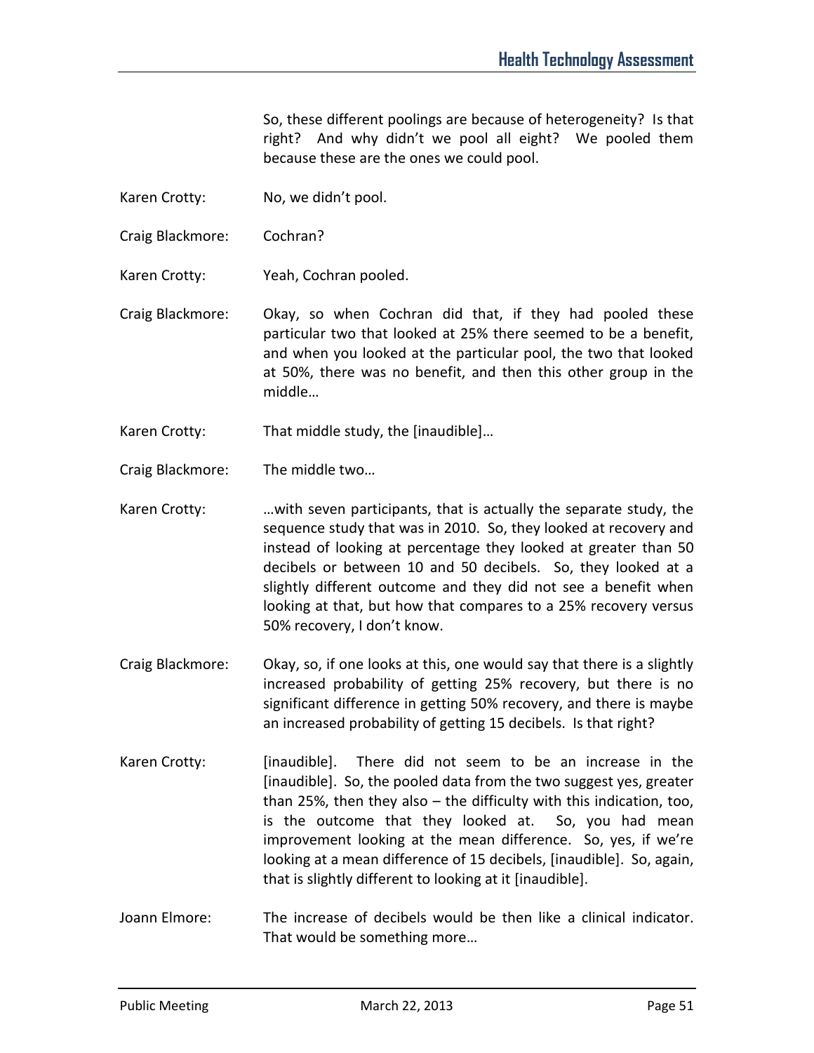So, these different poolings are because of heterogeneity? Is that right? And why didn't we pool all eight? We pooled them because these are the ones we could pool.

Karen Crotty: No, we didn't pool.

Craig Blackmore: Cochran?

Karen Crotty: Yeah, Cochran pooled.

Craig Blackmore: Okay, so when Cochran did that, if they had pooled these particular two that looked at 25% there seemed to be a benefit, and when you looked at the particular pool, the two that looked at 50%, there was no benefit, and then this other group in the middle…

Karen Crotty: That middle study, the [inaudible]…

Craig Blackmore: The middle two…

Karen Crotty: …with seven participants, that is actually the separate study, the sequence study that was in 2010. So, they looked at recovery and instead of looking at percentage they looked at greater than 50 decibels or between 10 and 50 decibels. So, they looked at a slightly different outcome and they did not see a benefit when looking at that, but how that compares to a 25% recovery versus 50% recovery, I don't know.

Craig Blackmore: Okay, so, if one looks at this, one would say that there is a slightly increased probability of getting 25% recovery, but there is no significant difference in getting 50% recovery, and there is maybe an increased probability of getting 15 decibels. Is that right?

Karen Crotty: [inaudible]. There did not seem to be an increase in the [inaudible]. So, the pooled data from the two suggest yes, greater than 25%, then they also – the difficulty with this indication, too, is the outcome that they looked at. So, you had mean improvement looking at the mean difference. So, yes, if we're looking at a mean difference of 15 decibels, [inaudible]. So, again, that is slightly different to looking at it [inaudible].

Joann Elmore: The increase of decibels would be then like a clinical indicator. That would be something more…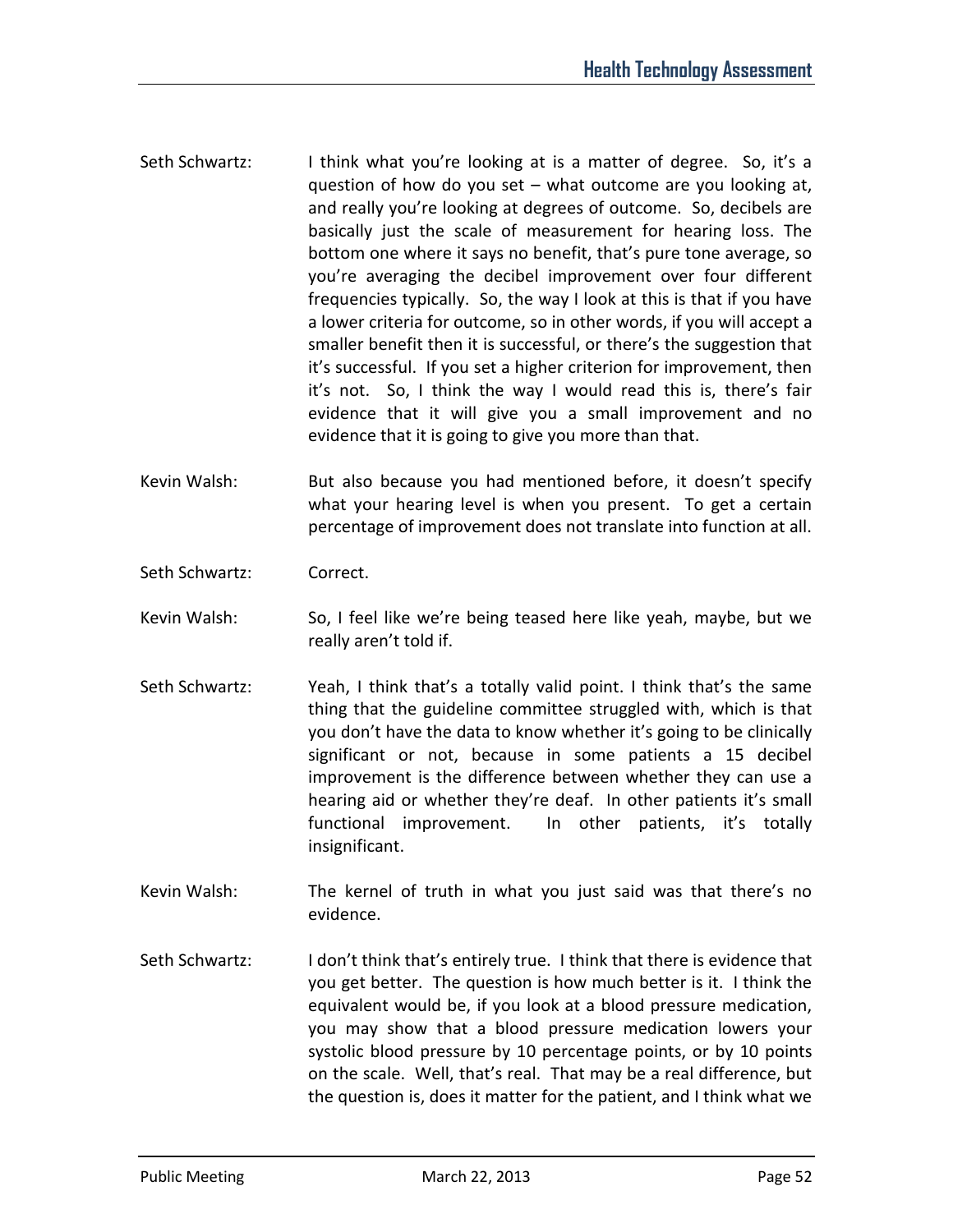Seth Schwartz: I think what you're looking at is a matter of degree. So, it's a question of how do you set – what outcome are you looking at, and really you're looking at degrees of outcome. So, decibels are basically just the scale of measurement for hearing loss. The bottom one where it says no benefit, that's pure tone average, so you're averaging the decibel improvement over four different frequencies typically. So, the way I look at this is that if you have a lower criteria for outcome, so in other words, if you will accept a smaller benefit then it is successful, or there's the suggestion that it's successful. If you set a higher criterion for improvement, then it's not. So, I think the way I would read this is, there's fair evidence that it will give you a small improvement and no evidence that it is going to give you more than that.

Kevin Walsh: But also because you had mentioned before, it doesn't specify what your hearing level is when you present. To get a certain percentage of improvement does not translate into function at all.

Seth Schwartz: Correct.

Kevin Walsh: So, I feel like we're being teased here like yeah, maybe, but we really aren't told if.

Seth Schwartz: Yeah, I think that's a totally valid point. I think that's the same thing that the guideline committee struggled with, which is that you don't have the data to know whether it's going to be clinically significant or not, because in some patients a 15 decibel improvement is the difference between whether they can use a hearing aid or whether they're deaf. In other patients it's small functional improvement. In other patients, it's totally insignificant.

Kevin Walsh: The kernel of truth in what you just said was that there's no evidence.

Seth Schwartz: I don't think that's entirely true. I think that there is evidence that you get better. The question is how much better is it. I think the equivalent would be, if you look at a blood pressure medication, you may show that a blood pressure medication lowers your systolic blood pressure by 10 percentage points, or by 10 points on the scale. Well, that's real. That may be a real difference, but the question is, does it matter for the patient, and I think what we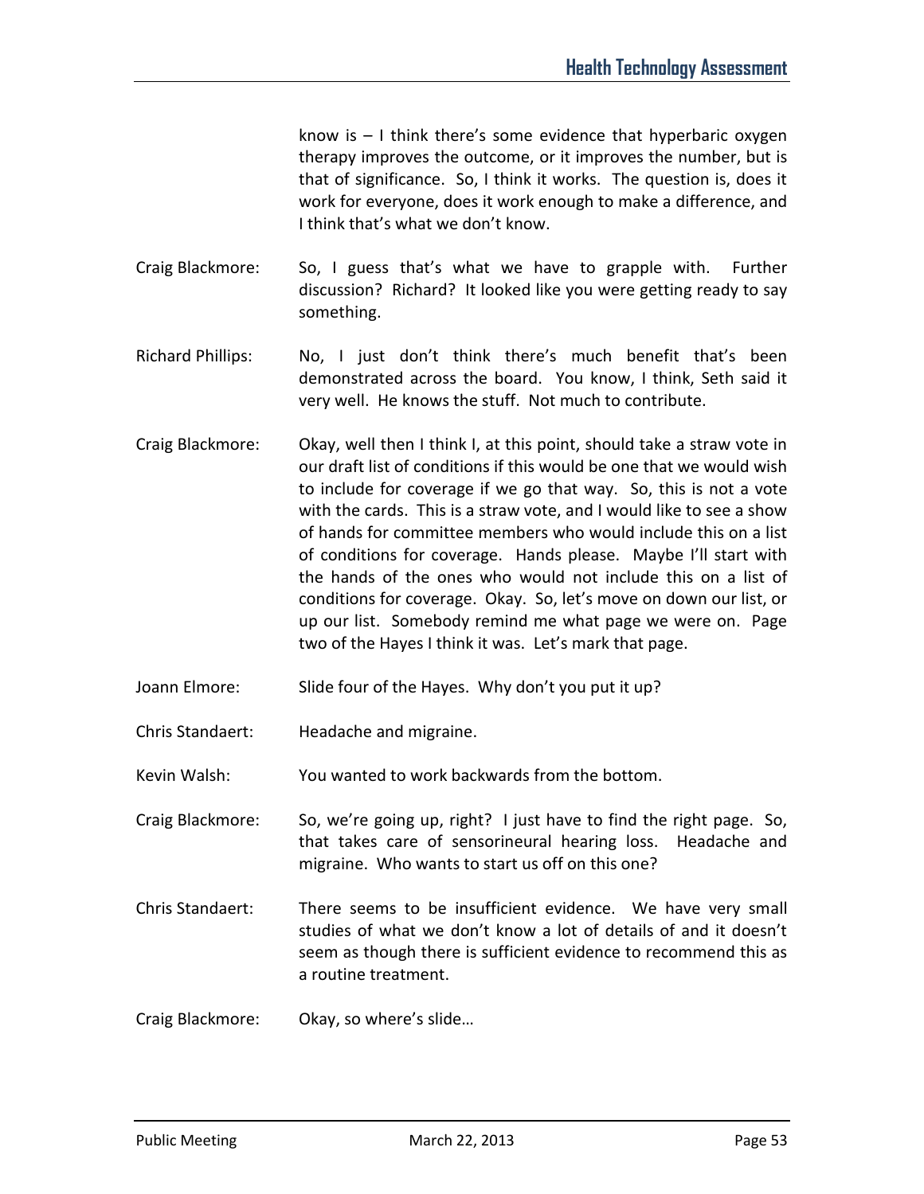know is – I think there's some evidence that hyperbaric oxygen therapy improves the outcome, or it improves the number, but is that of significance. So, I think it works. The question is, does it work for everyone, does it work enough to make a difference, and I think that's what we don't know.

Craig Blackmore: So, I guess that's what we have to grapple with. Further discussion? Richard? It looked like you were getting ready to say something.

Richard Phillips: No, I just don't think there's much benefit that's been demonstrated across the board. You know, I think, Seth said it very well. He knows the stuff. Not much to contribute.

Craig Blackmore: Okay, well then I think I, at this point, should take a straw vote in our draft list of conditions if this would be one that we would wish to include for coverage if we go that way. So, this is not a vote with the cards. This is a straw vote, and I would like to see a show of hands for committee members who would include this on a list of conditions for coverage. Hands please. Maybe I'll start with the hands of the ones who would not include this on a list of conditions for coverage. Okay. So, let's move on down our list, or up our list. Somebody remind me what page we were on. Page two of the Hayes I think it was. Let's mark that page.

Joann Elmore: Slide four of the Hayes. Why don't you put it up?

Chris Standaert: Headache and migraine.

Kevin Walsh: You wanted to work backwards from the bottom.

Craig Blackmore: So, we're going up, right? I just have to find the right page. So, that takes care of sensorineural hearing loss. Headache and migraine. Who wants to start us off on this one?

Chris Standaert: There seems to be insufficient evidence. We have very small studies of what we don't know a lot of details of and it doesn't seem as though there is sufficient evidence to recommend this as a routine treatment.

Craig Blackmore: Okay, so where's slide…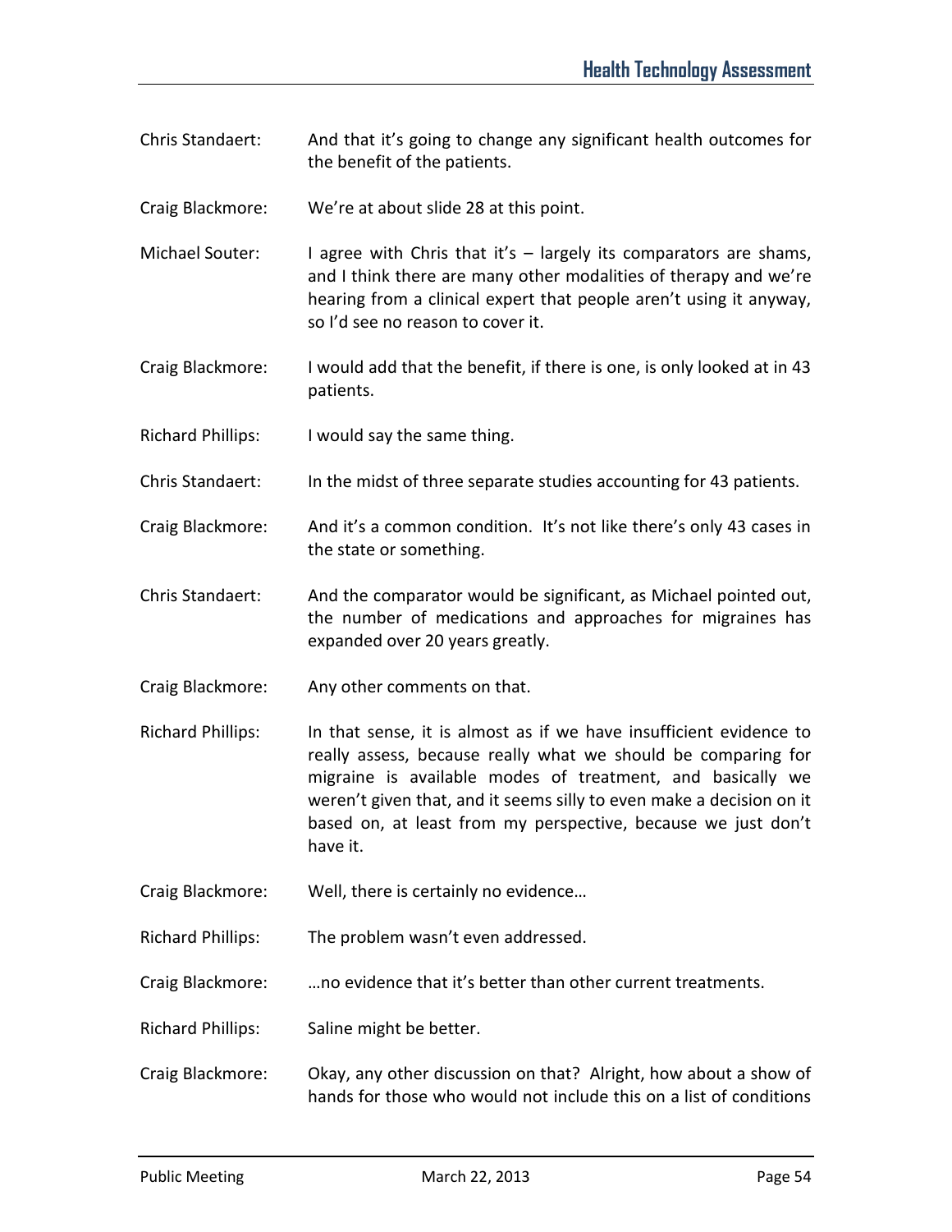Chris Standaert: And that it's going to change any significant health outcomes for the benefit of the patients.

Craig Blackmore: We're at about slide 28 at this point.

Michael Souter: I agree with Chris that it's – largely its comparators are shams, and I think there are many other modalities of therapy and we're hearing from a clinical expert that people aren't using it anyway, so I'd see no reason to cover it.

Craig Blackmore: I would add that the benefit, if there is one, is only looked at in 43 patients.

Richard Phillips: I would say the same thing.

Chris Standaert: In the midst of three separate studies accounting for 43 patients.

Craig Blackmore: And it's a common condition. It's not like there's only 43 cases in the state or something.

Chris Standaert: And the comparator would be significant, as Michael pointed out, the number of medications and approaches for migraines has expanded over 20 years greatly.

Craig Blackmore: Any other comments on that.

Richard Phillips: In that sense, it is almost as if we have insufficient evidence to really assess, because really what we should be comparing for migraine is available modes of treatment, and basically we weren't given that, and it seems silly to even make a decision on it based on, at least from my perspective, because we just don't have it.

Craig Blackmore: Well, there is certainly no evidence…

Richard Phillips: The problem wasn't even addressed.

Craig Blackmore: …no evidence that it's better than other current treatments.

Richard Phillips: Saline might be better.

Craig Blackmore: Okay, any other discussion on that? Alright, how about a show of hands for those who would not include this on a list of conditions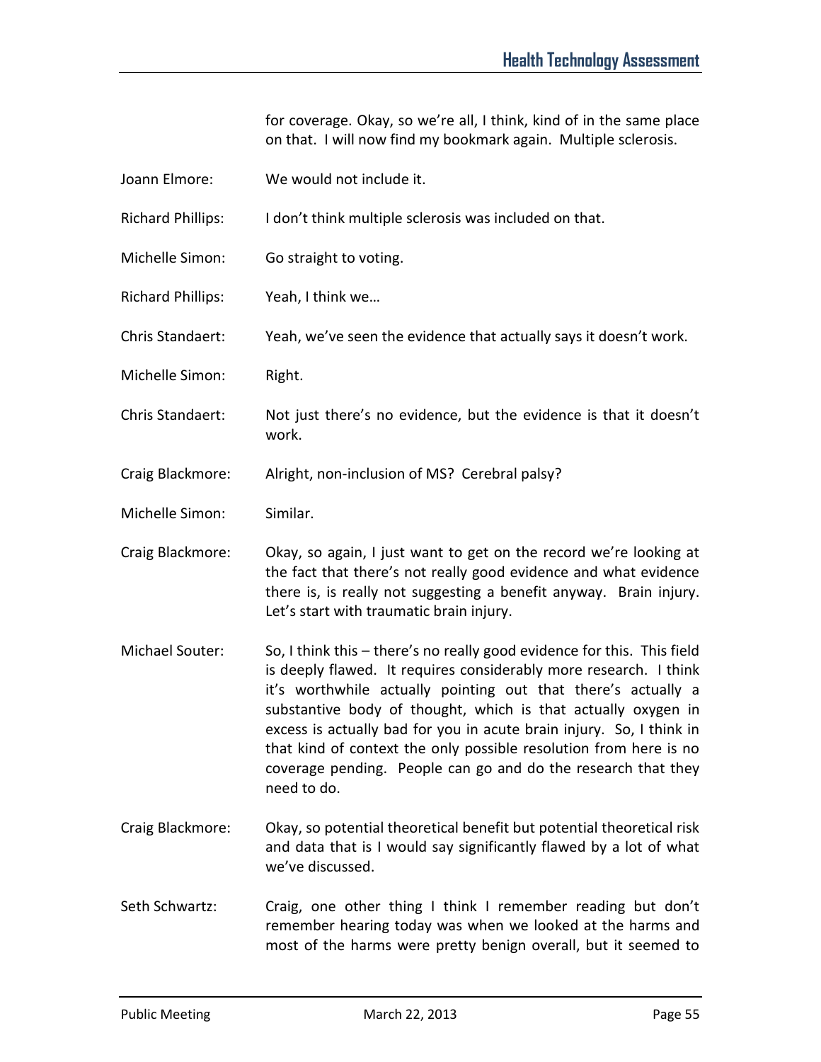for coverage. Okay, so we're all, I think, kind of in the same place on that. I will now find my bookmark again. Multiple sclerosis.

Joann Elmore: We would not include it.

Richard Phillips: I don't think multiple sclerosis was included on that.

Michelle Simon: Go straight to voting.

Richard Phillips: Yeah, I think we…

Chris Standaert: Yeah, we've seen the evidence that actually says it doesn't work.

Michelle Simon: Right.

Chris Standaert: Not just there's no evidence, but the evidence is that it doesn't work.

Craig Blackmore: Alright, non-inclusion of MS? Cerebral palsy?

Michelle Simon: Similar.

Craig Blackmore: Okay, so again, I just want to get on the record we're looking at the fact that there's not really good evidence and what evidence there is, is really not suggesting a benefit anyway. Brain injury. Let's start with traumatic brain injury.

Michael Souter: So, I think this – there's no really good evidence for this. This field is deeply flawed. It requires considerably more research. I think it's worthwhile actually pointing out that there's actually a substantive body of thought, which is that actually oxygen in excess is actually bad for you in acute brain injury. So, I think in that kind of context the only possible resolution from here is no coverage pending. People can go and do the research that they need to do.

Craig Blackmore: Okay, so potential theoretical benefit but potential theoretical risk and data that is I would say significantly flawed by a lot of what we've discussed.

Seth Schwartz: Craig, one other thing I think I remember reading but don't remember hearing today was when we looked at the harms and most of the harms were pretty benign overall, but it seemed to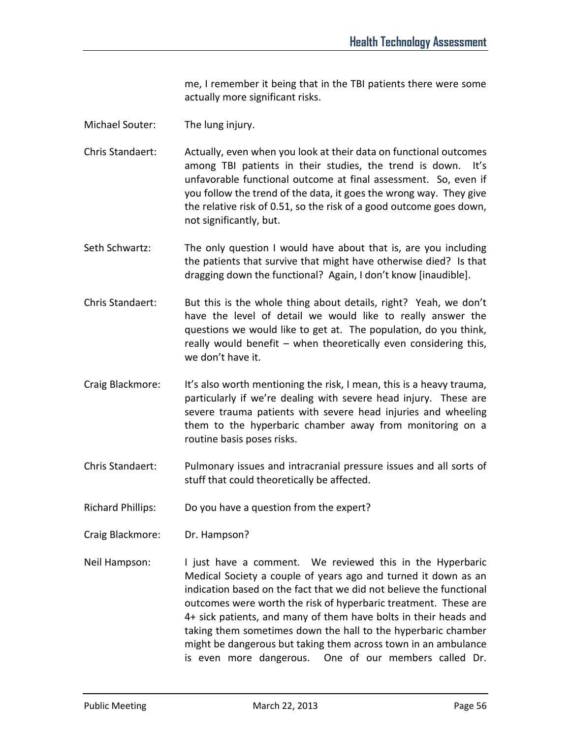me, I remember it being that in the TBI patients there were some actually more significant risks.

Michael Souter: The lung injury.

Chris Standaert: Actually, even when you look at their data on functional outcomes among TBI patients in their studies, the trend is down. It's unfavorable functional outcome at final assessment. So, even if you follow the trend of the data, it goes the wrong way. They give the relative risk of 0.51, so the risk of a good outcome goes down, not significantly, but.

Seth Schwartz: The only question I would have about that is, are you including the patients that survive that might have otherwise died? Is that dragging down the functional? Again, I don't know [inaudible].

Chris Standaert: But this is the whole thing about details, right? Yeah, we don't have the level of detail we would like to really answer the questions we would like to get at. The population, do you think, really would benefit – when theoretically even considering this, we don't have it.

Craig Blackmore: It's also worth mentioning the risk, I mean, this is a heavy trauma, particularly if we're dealing with severe head injury. These are severe trauma patients with severe head injuries and wheeling them to the hyperbaric chamber away from monitoring on a routine basis poses risks.

Chris Standaert: Pulmonary issues and intracranial pressure issues and all sorts of stuff that could theoretically be affected.

Richard Phillips: Do you have a question from the expert?

Craig Blackmore: Dr. Hampson?

Neil Hampson: I just have a comment. We reviewed this in the Hyperbaric Medical Society a couple of years ago and turned it down as an indication based on the fact that we did not believe the functional outcomes were worth the risk of hyperbaric treatment. These are 4+ sick patients, and many of them have bolts in their heads and taking them sometimes down the hall to the hyperbaric chamber might be dangerous but taking them across town in an ambulance is even more dangerous. One of our members called Dr.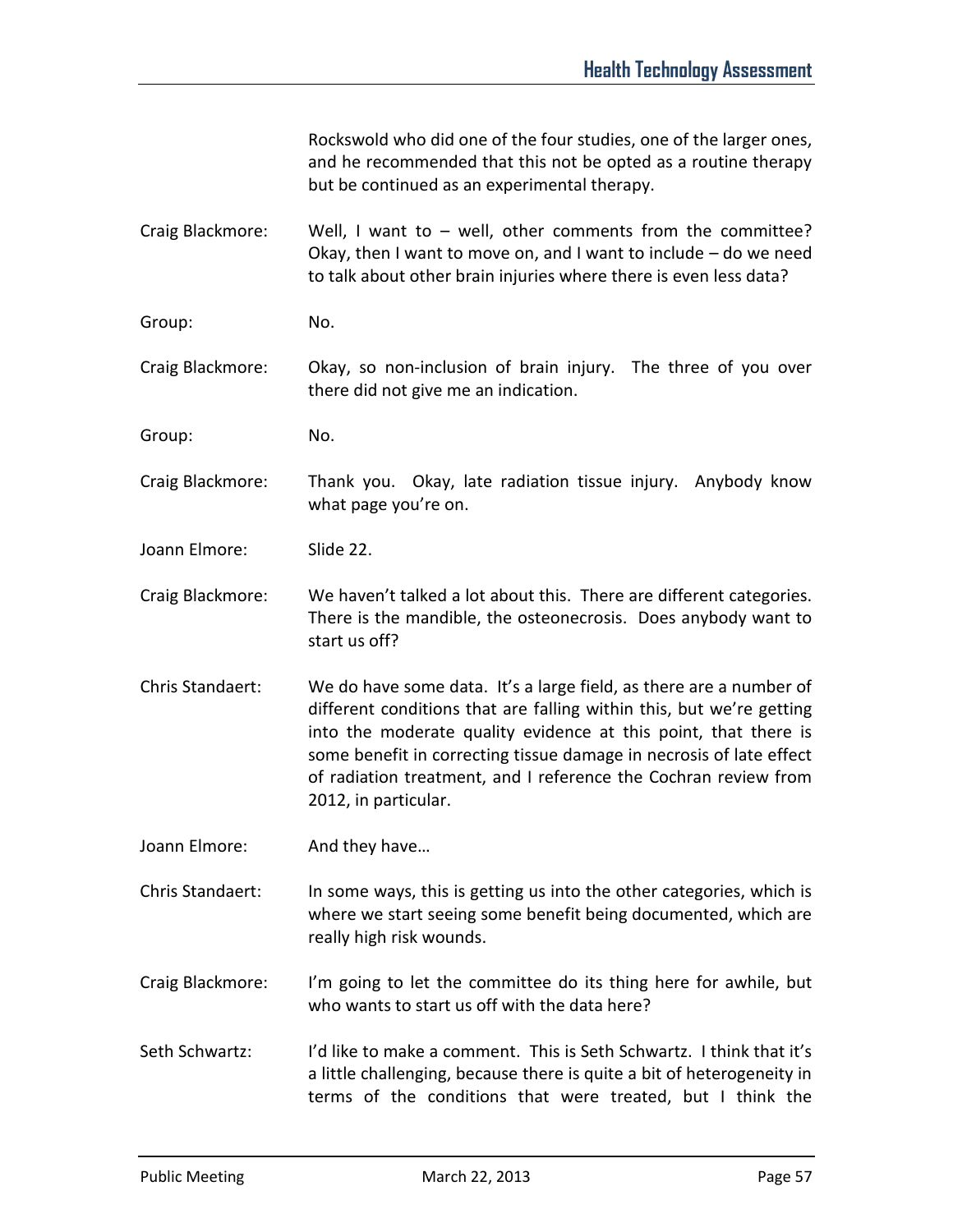Rockswold who did one of the four studies, one of the larger ones, and he recommended that this not be opted as a routine therapy but be continued as an experimental therapy.

Craig Blackmore: Well, I want to – well, other comments from the committee? Okay, then I want to move on, and I want to include – do we need to talk about other brain injuries where there is even less data?

Group: No.

Craig Blackmore: Okay, so non-inclusion of brain injury. The three of you over there did not give me an indication.

Group: No.

Craig Blackmore: Thank you. Okay, late radiation tissue injury. Anybody know what page you're on.

Joann Elmore: Slide 22.

Craig Blackmore: We haven't talked a lot about this. There are different categories. There is the mandible, the osteonecrosis. Does anybody want to start us off?

Chris Standaert: We do have some data. It's a large field, as there are a number of different conditions that are falling within this, but we're getting into the moderate quality evidence at this point, that there is some benefit in correcting tissue damage in necrosis of late effect of radiation treatment, and I reference the Cochran review from 2012, in particular.

Joann Elmore: And they have…

Chris Standaert: In some ways, this is getting us into the other categories, which is where we start seeing some benefit being documented, which are really high risk wounds.

Craig Blackmore: I'm going to let the committee do its thing here for awhile, but who wants to start us off with the data here?

Seth Schwartz: I'd like to make a comment. This is Seth Schwartz. I think that it's a little challenging, because there is quite a bit of heterogeneity in terms of the conditions that were treated, but I think the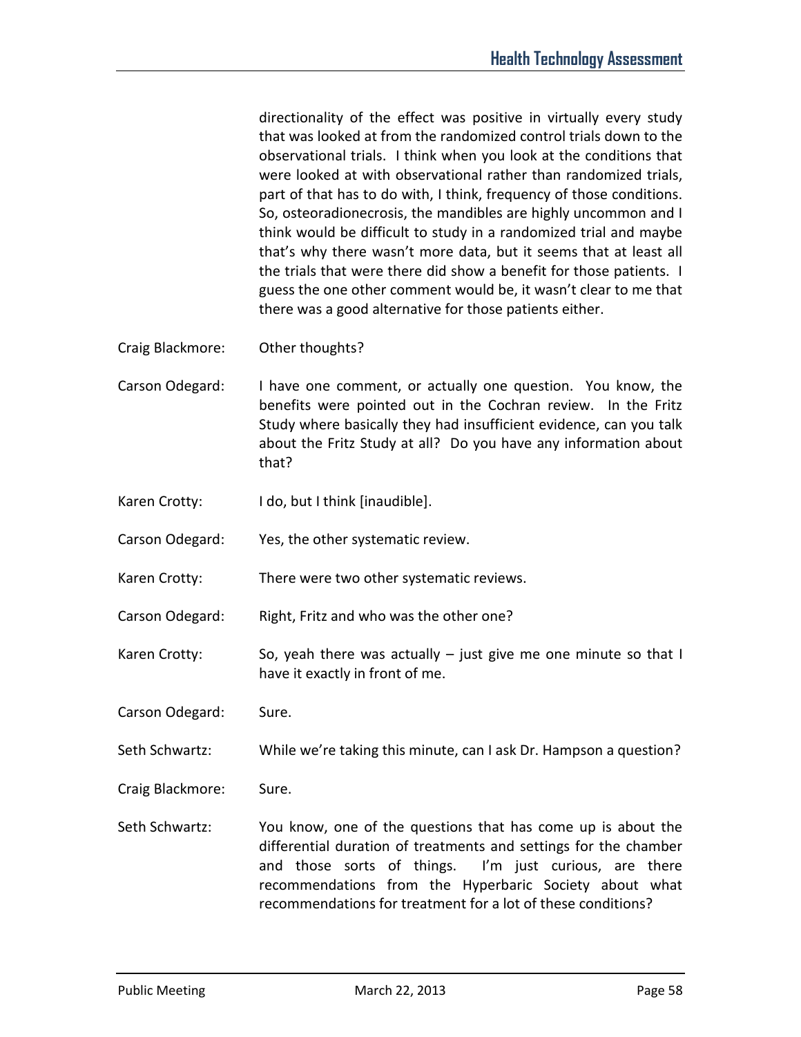directionality of the effect was positive in virtually every study that was looked at from the randomized control trials down to the observational trials. I think when you look at the conditions that were looked at with observational rather than randomized trials, part of that has to do with, I think, frequency of those conditions. So, osteoradionecrosis, the mandibles are highly uncommon and I think would be difficult to study in a randomized trial and maybe that's why there wasn't more data, but it seems that at least all the trials that were there did show a benefit for those patients. I guess the one other comment would be, it wasn't clear to me that there was a good alternative for those patients either.

Craig Blackmore: Other thoughts?

Carson Odegard: I have one comment, or actually one question. You know, the benefits were pointed out in the Cochran review. In the Fritz Study where basically they had insufficient evidence, can you talk about the Fritz Study at all? Do you have any information about that?

Karen Crotty: I do, but I think [inaudible].

Carson Odegard: Yes, the other systematic review.

Karen Crotty: There were two other systematic reviews.

Carson Odegard: Right, Fritz and who was the other one?

Karen Crotty: So, yeah there was actually – just give me one minute so that I have it exactly in front of me.

Carson Odegard: Sure.

Seth Schwartz: While we're taking this minute, can I ask Dr. Hampson a question?

Craig Blackmore: Sure.

Seth Schwartz: You know, one of the questions that has come up is about the differential duration of treatments and settings for the chamber and those sorts of things. I'm just curious, are there recommendations from the Hyperbaric Society about what recommendations for treatment for a lot of these conditions?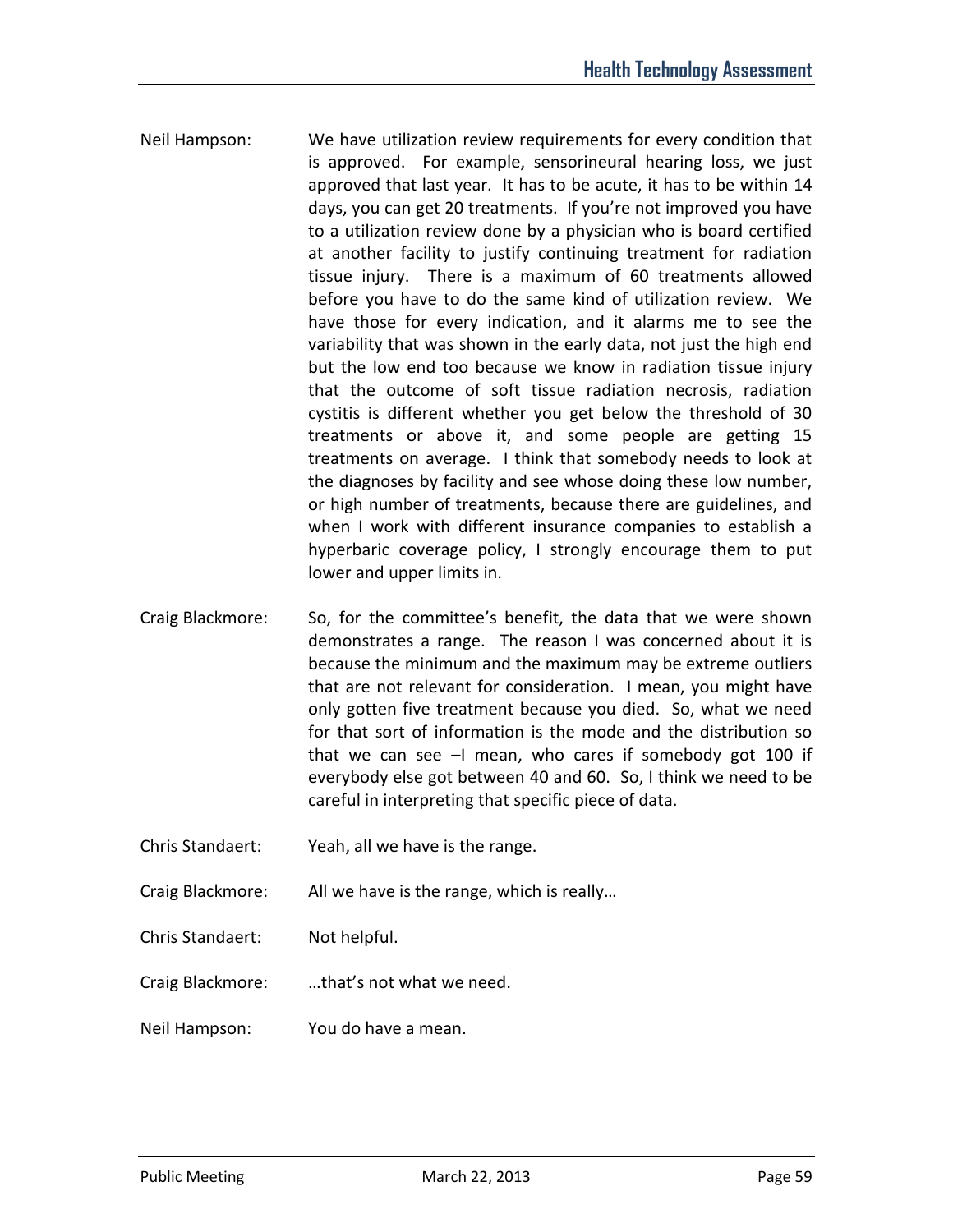Neil Hampson: We have utilization review requirements for every condition that is approved. For example, sensorineural hearing loss, we just approved that last year. It has to be acute, it has to be within 14 days, you can get 20 treatments. If you're not improved you have to a utilization review done by a physician who is board certified at another facility to justify continuing treatment for radiation tissue injury. There is a maximum of 60 treatments allowed before you have to do the same kind of utilization review. We have those for every indication, and it alarms me to see the variability that was shown in the early data, not just the high end but the low end too because we know in radiation tissue injury that the outcome of soft tissue radiation necrosis, radiation cystitis is different whether you get below the threshold of 30 treatments or above it, and some people are getting 15 treatments on average. I think that somebody needs to look at the diagnoses by facility and see whose doing these low number, or high number of treatments, because there are guidelines, and when I work with different insurance companies to establish a hyperbaric coverage policy, I strongly encourage them to put lower and upper limits in.

Craig Blackmore: So, for the committee's benefit, the data that we were shown demonstrates a range. The reason I was concerned about it is because the minimum and the maximum may be extreme outliers that are not relevant for consideration. I mean, you might have only gotten five treatment because you died. So, what we need for that sort of information is the mode and the distribution so that we can see –I mean, who cares if somebody got 100 if everybody else got between 40 and 60. So, I think we need to be careful in interpreting that specific piece of data.

Chris Standaert: Yeah, all we have is the range.

Craig Blackmore: All we have is the range, which is really…

Chris Standaert: Not helpful.

Craig Blackmore: …that's not what we need.

Neil Hampson: You do have a mean.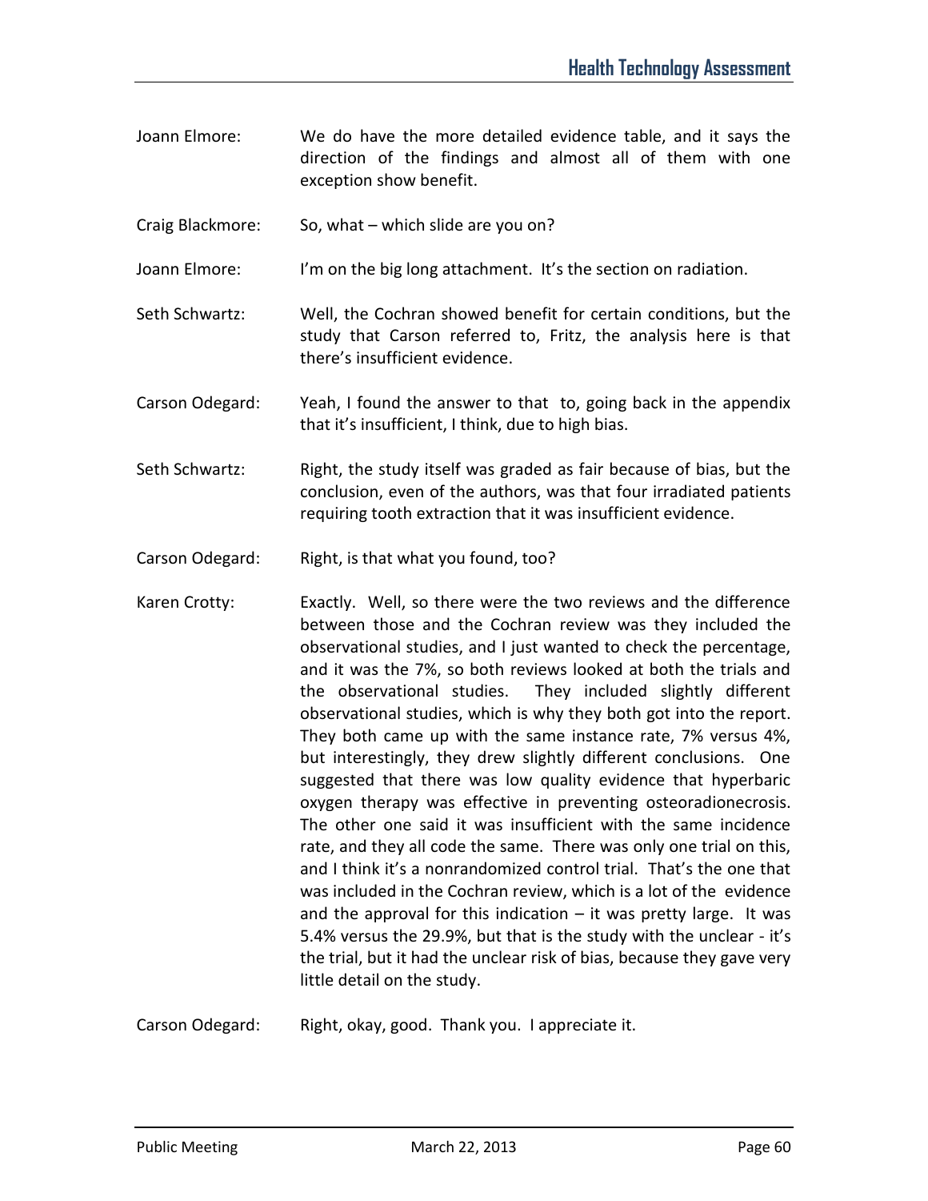Joann Elmore: We do have the more detailed evidence table, and it says the direction of the findings and almost all of them with one exception show benefit.

Craig Blackmore: So, what – which slide are you on?

Joann Elmore: I'm on the big long attachment. It's the section on radiation.

Seth Schwartz: Well, the Cochran showed benefit for certain conditions, but the study that Carson referred to, Fritz, the analysis here is that there's insufficient evidence.

Carson Odegard: Yeah, I found the answer to that to, going back in the appendix that it's insufficient, I think, due to high bias.

Seth Schwartz: Right, the study itself was graded as fair because of bias, but the conclusion, even of the authors, was that four irradiated patients requiring tooth extraction that it was insufficient evidence.

Carson Odegard: Right, is that what you found, too?

Karen Crotty: Exactly. Well, so there were the two reviews and the difference between those and the Cochran review was they included the observational studies, and I just wanted to check the percentage, and it was the 7%, so both reviews looked at both the trials and the observational studies. They included slightly different observational studies, which is why they both got into the report. They both came up with the same instance rate, 7% versus 4%, but interestingly, they drew slightly different conclusions. One suggested that there was low quality evidence that hyperbaric oxygen therapy was effective in preventing osteoradionecrosis. The other one said it was insufficient with the same incidence rate, and they all code the same. There was only one trial on this, and I think it's a nonrandomized control trial. That's the one that was included in the Cochran review, which is a lot of the evidence and the approval for this indication – it was pretty large. It was 5.4% versus the 29.9%, but that is the study with the unclear - it's the trial, but it had the unclear risk of bias, because they gave very little detail on the study.

Carson Odegard: Right, okay, good. Thank you. I appreciate it.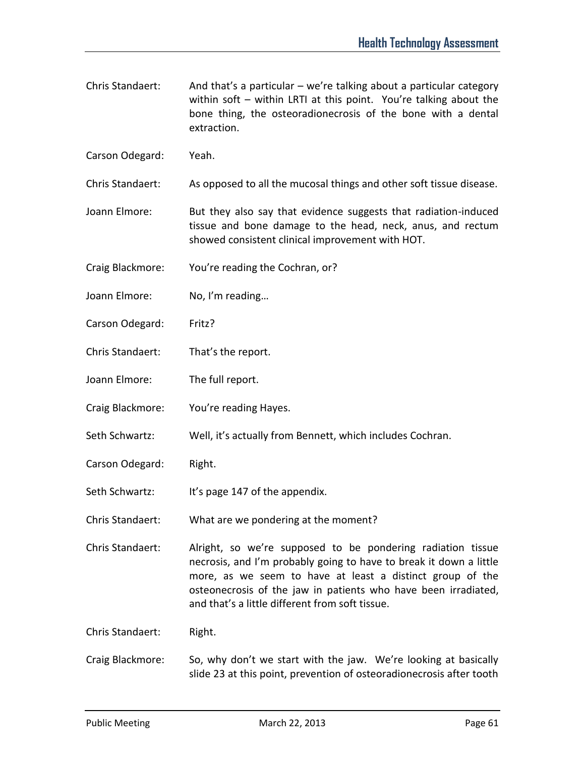Chris Standaert: And that's a particular – we're talking about a particular category within soft – within LRTI at this point. You're talking about the bone thing, the osteoradionecrosis of the bone with a dental extraction.

Carson Odegard: Yeah.

Chris Standaert: As opposed to all the mucosal things and other soft tissue disease.

Joann Elmore: But they also say that evidence suggests that radiation-induced tissue and bone damage to the head, neck, anus, and rectum showed consistent clinical improvement with HOT.

Craig Blackmore: You're reading the Cochran, or?

Joann Elmore: No, I'm reading…

Carson Odegard: Fritz?

Chris Standaert: That's the report.

Joann Elmore: The full report.

Craig Blackmore: You're reading Hayes.

Seth Schwartz: Well, it's actually from Bennett, which includes Cochran.

Carson Odegard: Right.

Seth Schwartz: It's page 147 of the appendix.

Chris Standaert: What are we pondering at the moment?

Chris Standaert: Alright, so we're supposed to be pondering radiation tissue necrosis, and I'm probably going to have to break it down a little more, as we seem to have at least a distinct group of the osteonecrosis of the jaw in patients who have been irradiated, and that's a little different from soft tissue.

Chris Standaert: Right.

Craig Blackmore: So, why don't we start with the jaw. We're looking at basically slide 23 at this point, prevention of osteoradionecrosis after tooth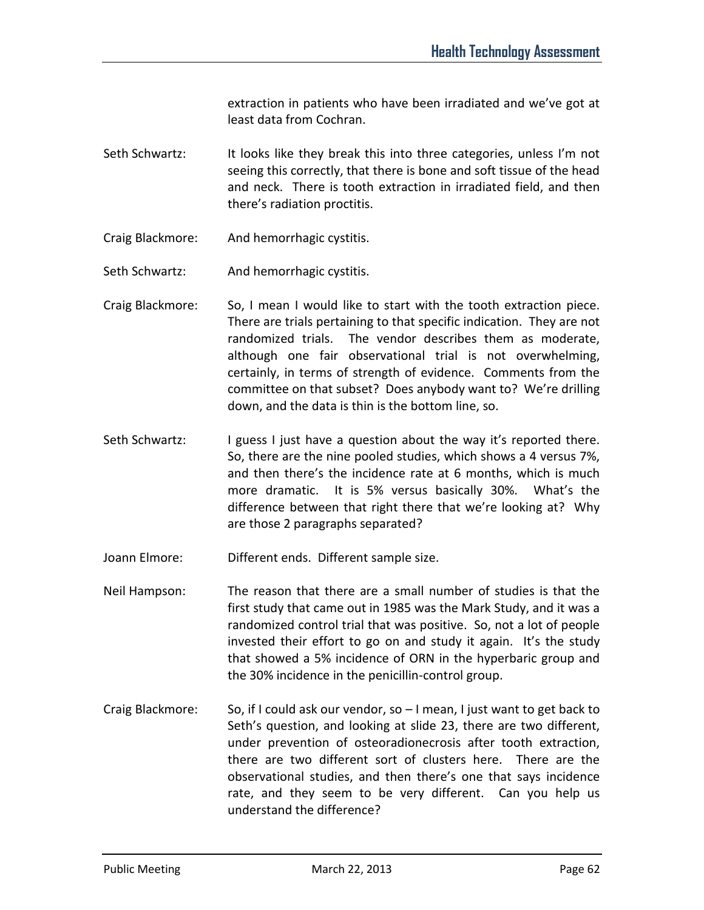extraction in patients who have been irradiated and we've got at least data from Cochran.

Seth Schwartz: It looks like they break this into three categories, unless I'm not seeing this correctly, that there is bone and soft tissue of the head and neck. There is tooth extraction in irradiated field, and then there's radiation proctitis.

Craig Blackmore: And hemorrhagic cystitis.

Seth Schwartz: And hemorrhagic cystitis.

Craig Blackmore: So, I mean I would like to start with the tooth extraction piece. There are trials pertaining to that specific indication. They are not randomized trials. The vendor describes them as moderate, although one fair observational trial is not overwhelming, certainly, in terms of strength of evidence. Comments from the committee on that subset? Does anybody want to? We're drilling down, and the data is thin is the bottom line, so.

Seth Schwartz: I guess I just have a question about the way it's reported there. So, there are the nine pooled studies, which shows a 4 versus 7%, and then there's the incidence rate at 6 months, which is much more dramatic. It is 5% versus basically 30%. What's the difference between that right there that we're looking at? Why are those 2 paragraphs separated?

Joann Elmore: Different ends. Different sample size.

Neil Hampson: The reason that there are a small number of studies is that the first study that came out in 1985 was the Mark Study, and it was a randomized control trial that was positive. So, not a lot of people invested their effort to go on and study it again. It's the study that showed a 5% incidence of ORN in the hyperbaric group and the 30% incidence in the penicillin-control group.

Craig Blackmore: So, if I could ask our vendor, so – I mean, I just want to get back to Seth's question, and looking at slide 23, there are two different, under prevention of osteoradionecrosis after tooth extraction, there are two different sort of clusters here. There are the observational studies, and then there's one that says incidence rate, and they seem to be very different. Can you help us understand the difference?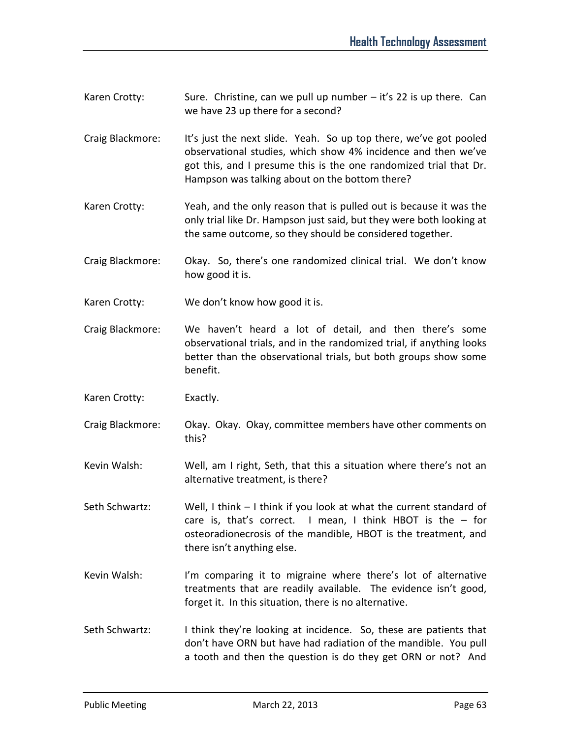Karen Crotty: Sure. Christine, can we pull up number – it's 22 is up there. Can we have 23 up there for a second?

Craig Blackmore: It's just the next slide. Yeah. So up top there, we've got pooled observational studies, which show 4% incidence and then we've got this, and I presume this is the one randomized trial that Dr. Hampson was talking about on the bottom there?

Karen Crotty: Yeah, and the only reason that is pulled out is because it was the only trial like Dr. Hampson just said, but they were both looking at the same outcome, so they should be considered together.

Craig Blackmore: Okay. So, there's one randomized clinical trial. We don't know how good it is.

Karen Crotty: We don't know how good it is.

Craig Blackmore: We haven't heard a lot of detail, and then there's some observational trials, and in the randomized trial, if anything looks better than the observational trials, but both groups show some benefit.

Karen Crotty: Exactly.

Craig Blackmore: Okay. Okay. Okay, committee members have other comments on this?

Kevin Walsh: Well, am I right, Seth, that this a situation where there's not an alternative treatment, is there?

Seth Schwartz: Well, I think – I think if you look at what the current standard of care is, that's correct. I mean, I think HBOT is the – for osteoradionecrosis of the mandible, HBOT is the treatment, and there isn't anything else.

Kevin Walsh: I'm comparing it to migraine where there's lot of alternative treatments that are readily available. The evidence isn't good, forget it. In this situation, there is no alternative.

Seth Schwartz: I think they're looking at incidence. So, these are patients that don't have ORN but have had radiation of the mandible. You pull a tooth and then the question is do they get ORN or not? And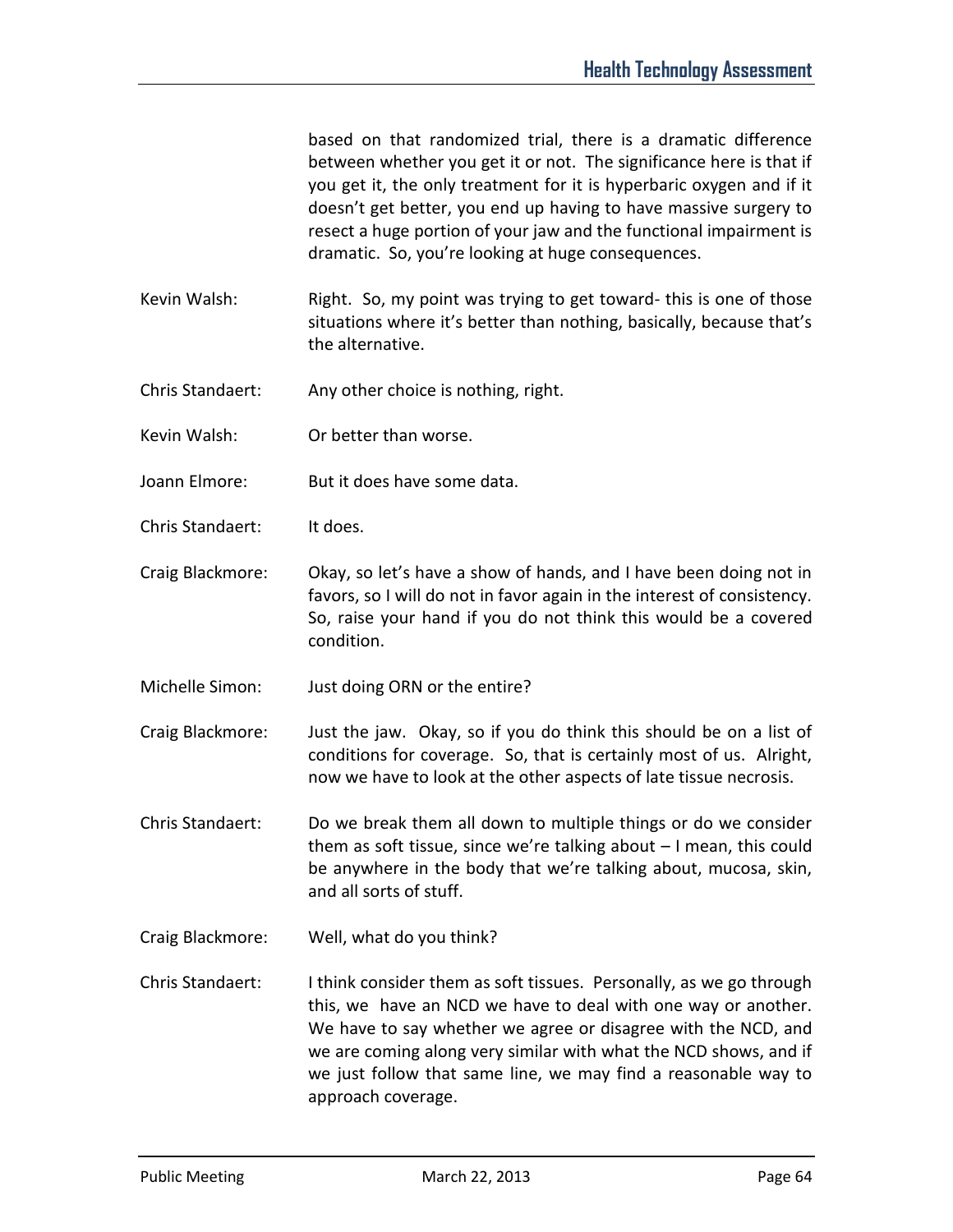based on that randomized trial, there is a dramatic difference between whether you get it or not. The significance here is that if you get it, the only treatment for it is hyperbaric oxygen and if it doesn't get better, you end up having to have massive surgery to resect a huge portion of your jaw and the functional impairment is dramatic. So, you're looking at huge consequences.

Kevin Walsh: Right. So, my point was trying to get toward- this is one of those situations where it's better than nothing, basically, because that's the alternative.

Chris Standaert: Any other choice is nothing, right.

Kevin Walsh: Or better than worse.

Joann Elmore: But it does have some data.

Chris Standaert: It does.

Craig Blackmore: Okay, so let's have a show of hands, and I have been doing not in favors, so I will do not in favor again in the interest of consistency. So, raise your hand if you do not think this would be a covered condition.

Michelle Simon: Just doing ORN or the entire?

Craig Blackmore: Just the jaw. Okay, so if you do think this should be on a list of conditions for coverage. So, that is certainly most of us. Alright, now we have to look at the other aspects of late tissue necrosis.

Chris Standaert: Do we break them all down to multiple things or do we consider them as soft tissue, since we're talking about – I mean, this could be anywhere in the body that we're talking about, mucosa, skin, and all sorts of stuff.

Craig Blackmore: Well, what do you think?

Chris Standaert: I think consider them as soft tissues. Personally, as we go through this, we have an NCD we have to deal with one way or another. We have to say whether we agree or disagree with the NCD, and we are coming along very similar with what the NCD shows, and if we just follow that same line, we may find a reasonable way to approach coverage.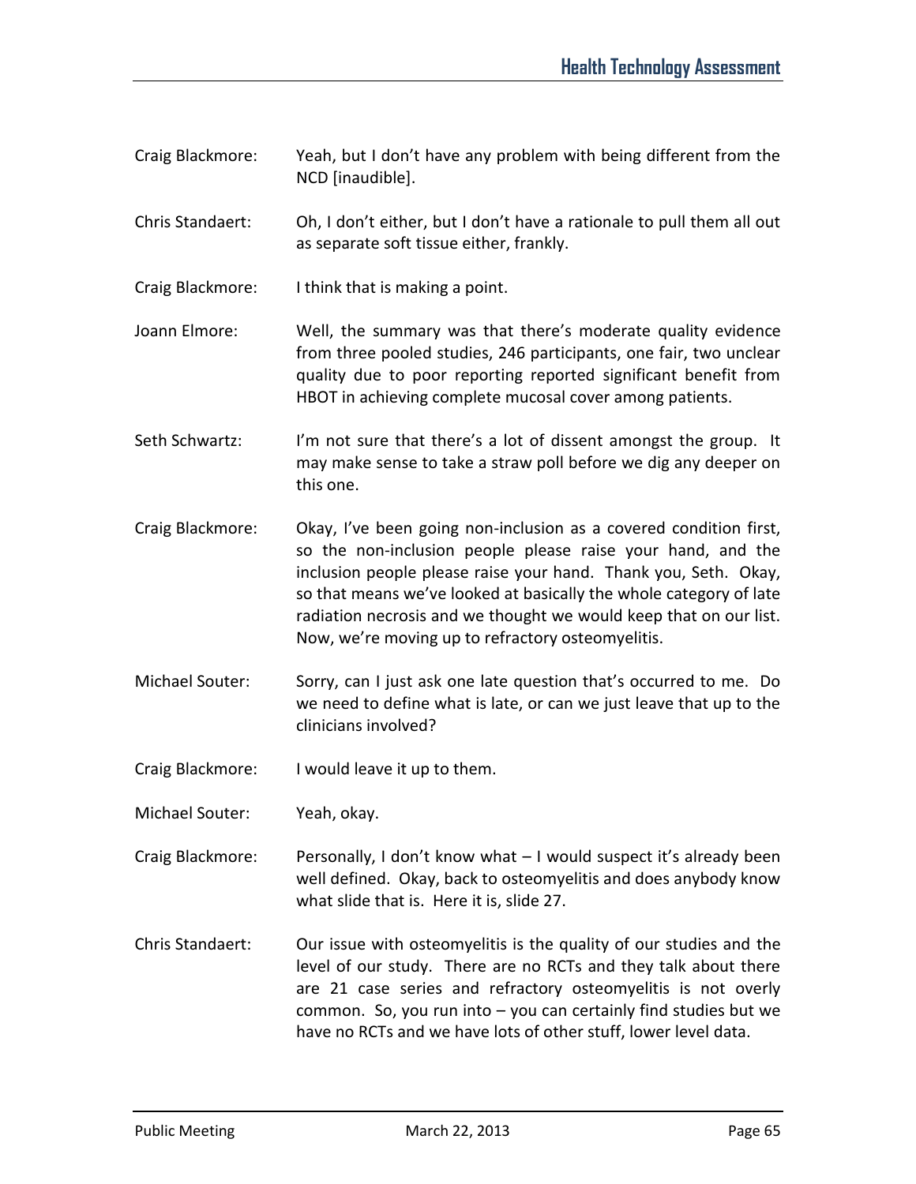Craig Blackmore: Yeah, but I don't have any problem with being different from the NCD [inaudible].

Chris Standaert: Oh, I don't either, but I don't have a rationale to pull them all out as separate soft tissue either, frankly.

Craig Blackmore: I think that is making a point.

Joann Elmore: Well, the summary was that there's moderate quality evidence from three pooled studies, 246 participants, one fair, two unclear quality due to poor reporting reported significant benefit from HBOT in achieving complete mucosal cover among patients.

Seth Schwartz: I'm not sure that there's a lot of dissent amongst the group. It may make sense to take a straw poll before we dig any deeper on this one.

Craig Blackmore: Okay, I've been going non-inclusion as a covered condition first, so the non-inclusion people please raise your hand, and the inclusion people please raise your hand. Thank you, Seth. Okay, so that means we've looked at basically the whole category of late radiation necrosis and we thought we would keep that on our list. Now, we're moving up to refractory osteomyelitis.

Michael Souter: Sorry, can I just ask one late question that's occurred to me. Do we need to define what is late, or can we just leave that up to the clinicians involved?

Craig Blackmore: I would leave it up to them.

Michael Souter: Yeah, okay.

Craig Blackmore: Personally, I don't know what – I would suspect it's already been well defined. Okay, back to osteomyelitis and does anybody know what slide that is. Here it is, slide 27.

Chris Standaert: Our issue with osteomyelitis is the quality of our studies and the level of our study. There are no RCTs and they talk about there are 21 case series and refractory osteomyelitis is not overly common. So, you run into – you can certainly find studies but we have no RCTs and we have lots of other stuff, lower level data.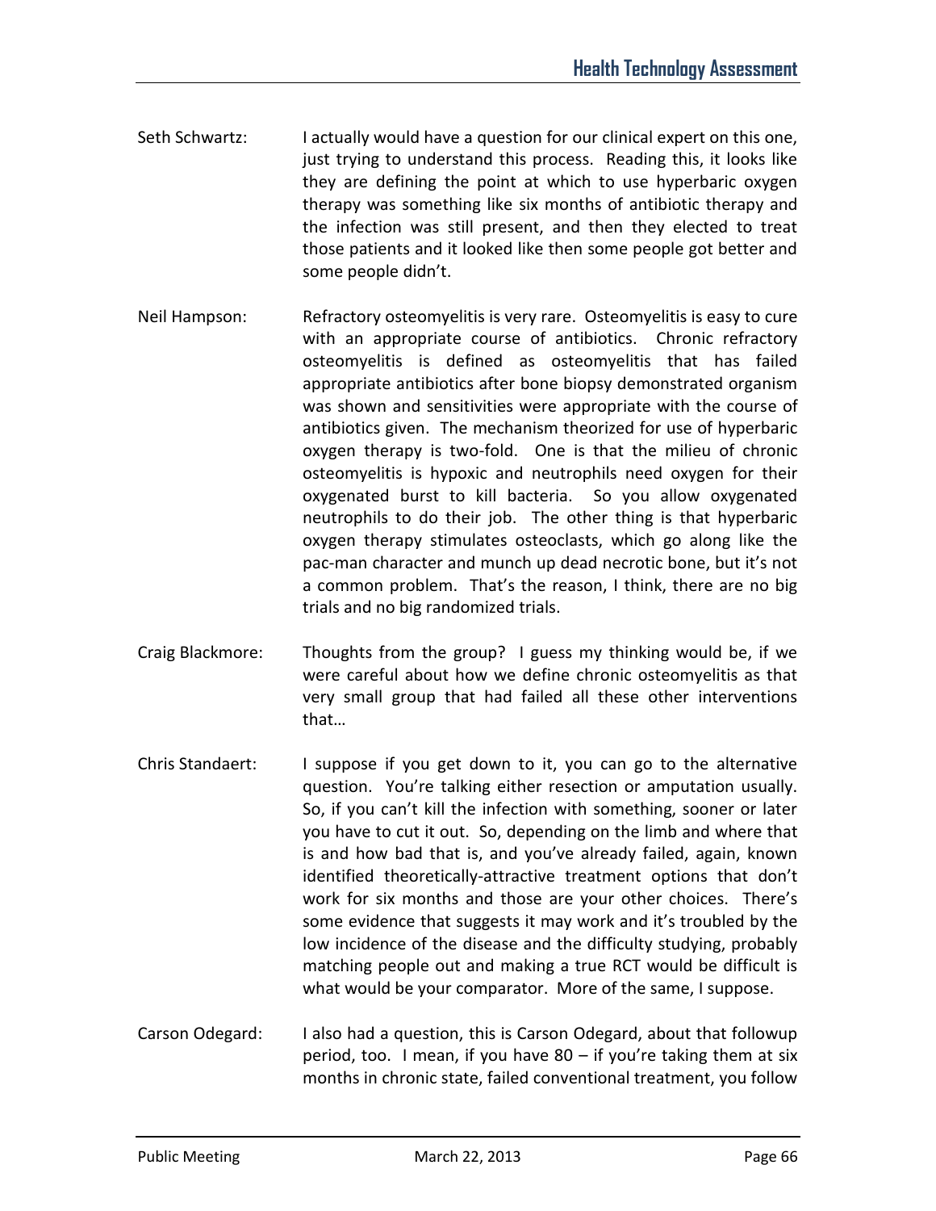Seth Schwartz: I actually would have a question for our clinical expert on this one, just trying to understand this process. Reading this, it looks like they are defining the point at which to use hyperbaric oxygen therapy was something like six months of antibiotic therapy and the infection was still present, and then they elected to treat those patients and it looked like then some people got better and some people didn't.

Neil Hampson: Refractory osteomyelitis is very rare. Osteomyelitis is easy to cure with an appropriate course of antibiotics. Chronic refractory osteomyelitis is defined as osteomyelitis that has failed appropriate antibiotics after bone biopsy demonstrated organism was shown and sensitivities were appropriate with the course of antibiotics given. The mechanism theorized for use of hyperbaric oxygen therapy is two-fold. One is that the milieu of chronic osteomyelitis is hypoxic and neutrophils need oxygen for their oxygenated burst to kill bacteria. So you allow oxygenated neutrophils to do their job. The other thing is that hyperbaric oxygen therapy stimulates osteoclasts, which go along like the pac-man character and munch up dead necrotic bone, but it's not a common problem. That's the reason, I think, there are no big trials and no big randomized trials.

Craig Blackmore: Thoughts from the group? I guess my thinking would be, if we were careful about how we define chronic osteomyelitis as that very small group that had failed all these other interventions that…

Chris Standaert: I suppose if you get down to it, you can go to the alternative question. You're talking either resection or amputation usually. So, if you can't kill the infection with something, sooner or later you have to cut it out. So, depending on the limb and where that is and how bad that is, and you've already failed, again, known identified theoretically-attractive treatment options that don't work for six months and those are your other choices. There's some evidence that suggests it may work and it's troubled by the low incidence of the disease and the difficulty studying, probably matching people out and making a true RCT would be difficult is what would be your comparator. More of the same, I suppose.

Carson Odegard: I also had a question, this is Carson Odegard, about that followup period, too. I mean, if you have 80 – if you're taking them at six months in chronic state, failed conventional treatment, you follow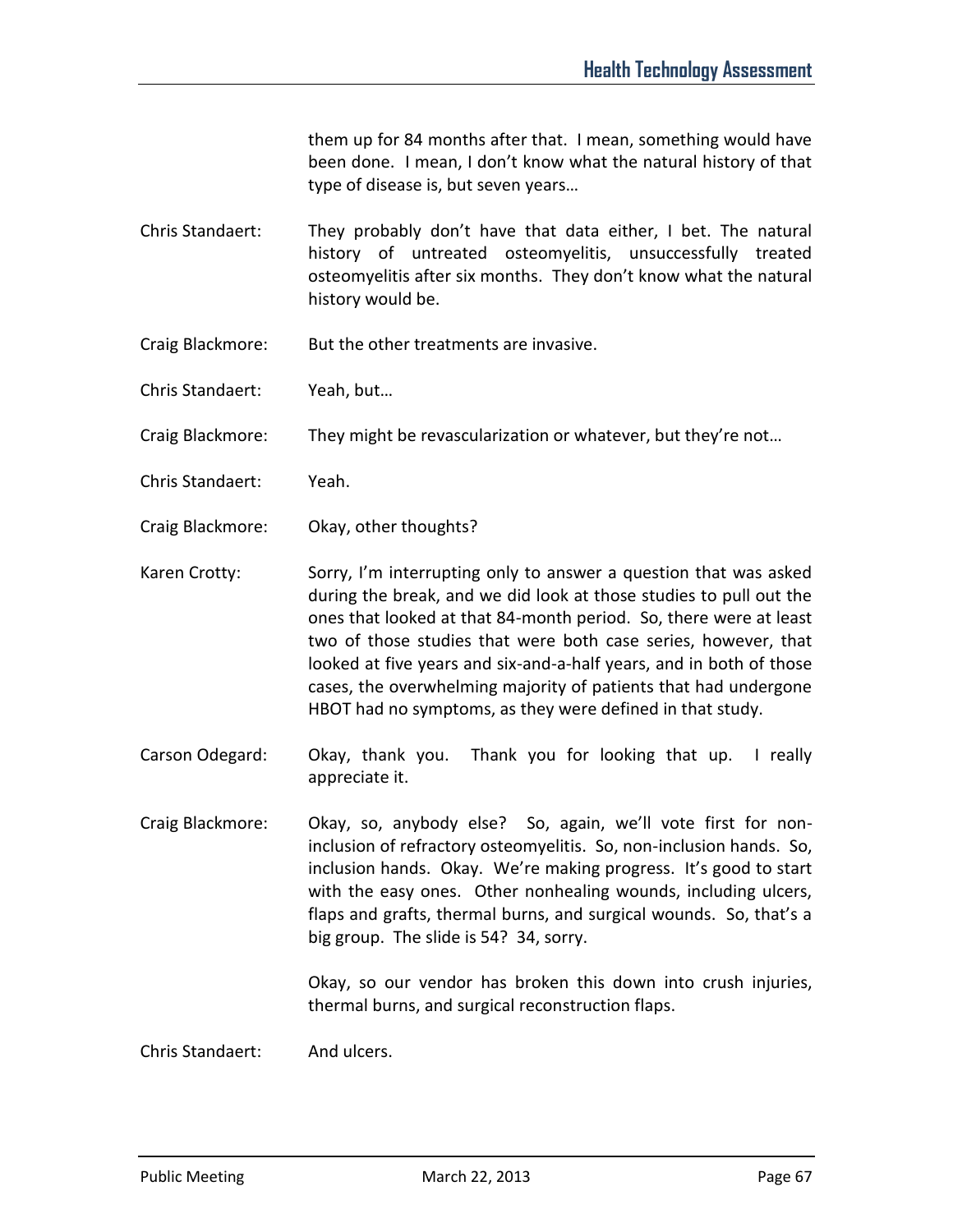them up for 84 months after that. I mean, something would have been done. I mean, I don't know what the natural history of that type of disease is, but seven years…

Chris Standaert: They probably don't have that data either, I bet. The natural history of untreated osteomyelitis, unsuccessfully treated osteomyelitis after six months. They don't know what the natural history would be.

Craig Blackmore: But the other treatments are invasive.

Chris Standaert: Yeah, but…

Craig Blackmore: They might be revascularization or whatever, but they're not…

Chris Standaert: Yeah.

Craig Blackmore: Okay, other thoughts?

Karen Crotty: Sorry, I'm interrupting only to answer a question that was asked during the break, and we did look at those studies to pull out the ones that looked at that 84-month period. So, there were at least two of those studies that were both case series, however, that looked at five years and six-and-a-half years, and in both of those cases, the overwhelming majority of patients that had undergone HBOT had no symptoms, as they were defined in that study.

Carson Odegard: Okay, thank you. Thank you for looking that up. I really appreciate it.

Craig Blackmore: Okay, so, anybody else? So, again, we'll vote first for non-inclusion of refractory osteomyelitis. So, non-inclusion hands. So, inclusion hands. Okay. We're making progress. It's good to start with the easy ones. Other nonhealing wounds, including ulcers, flaps and grafts, thermal burns, and surgical wounds. So, that's a big group. The slide is 54? 34, sorry.

Okay, so our vendor has broken this down into crush injuries, thermal burns, and surgical reconstruction flaps.

Chris Standaert: And ulcers.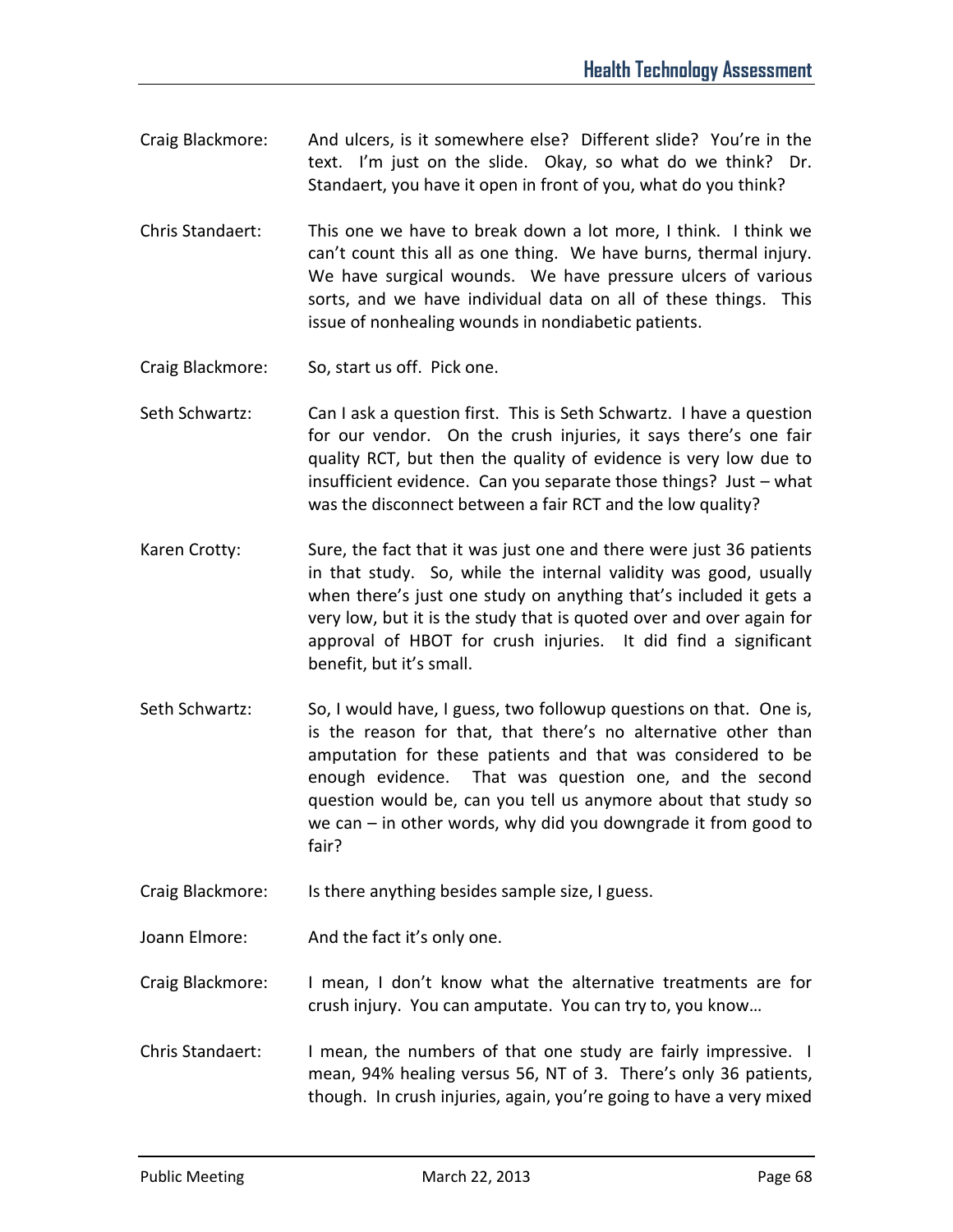Craig Blackmore: And ulcers, is it somewhere else? Different slide? You're in the text. I'm just on the slide. Okay, so what do we think? Dr. Standaert, you have it open in front of you, what do you think?

Chris Standaert: This one we have to break down a lot more, I think. I think we can't count this all as one thing. We have burns, thermal injury. We have surgical wounds. We have pressure ulcers of various sorts, and we have individual data on all of these things. This issue of nonhealing wounds in nondiabetic patients.

Craig Blackmore: So, start us off. Pick one.

Seth Schwartz: Can I ask a question first. This is Seth Schwartz. I have a question for our vendor. On the crush injuries, it says there's one fair quality RCT, but then the quality of evidence is very low due to insufficient evidence. Can you separate those things? Just – what was the disconnect between a fair RCT and the low quality?

Karen Crotty: Sure, the fact that it was just one and there were just 36 patients in that study. So, while the internal validity was good, usually when there's just one study on anything that's included it gets a very low, but it is the study that is quoted over and over again for approval of HBOT for crush injuries. It did find a significant benefit, but it's small.

Seth Schwartz: So, I would have, I guess, two followup questions on that. One is, is the reason for that, that there's no alternative other than amputation for these patients and that was considered to be enough evidence. That was question one, and the second question would be, can you tell us anymore about that study so we can – in other words, why did you downgrade it from good to fair?

Craig Blackmore: Is there anything besides sample size, I guess.

Joann Elmore: And the fact it's only one.

Craig Blackmore: I mean, I don't know what the alternative treatments are for crush injury. You can amputate. You can try to, you know…

Chris Standaert: I mean, the numbers of that one study are fairly impressive. I mean, 94% healing versus 56, NT of 3. There's only 36 patients, though. In crush injuries, again, you're going to have a very mixed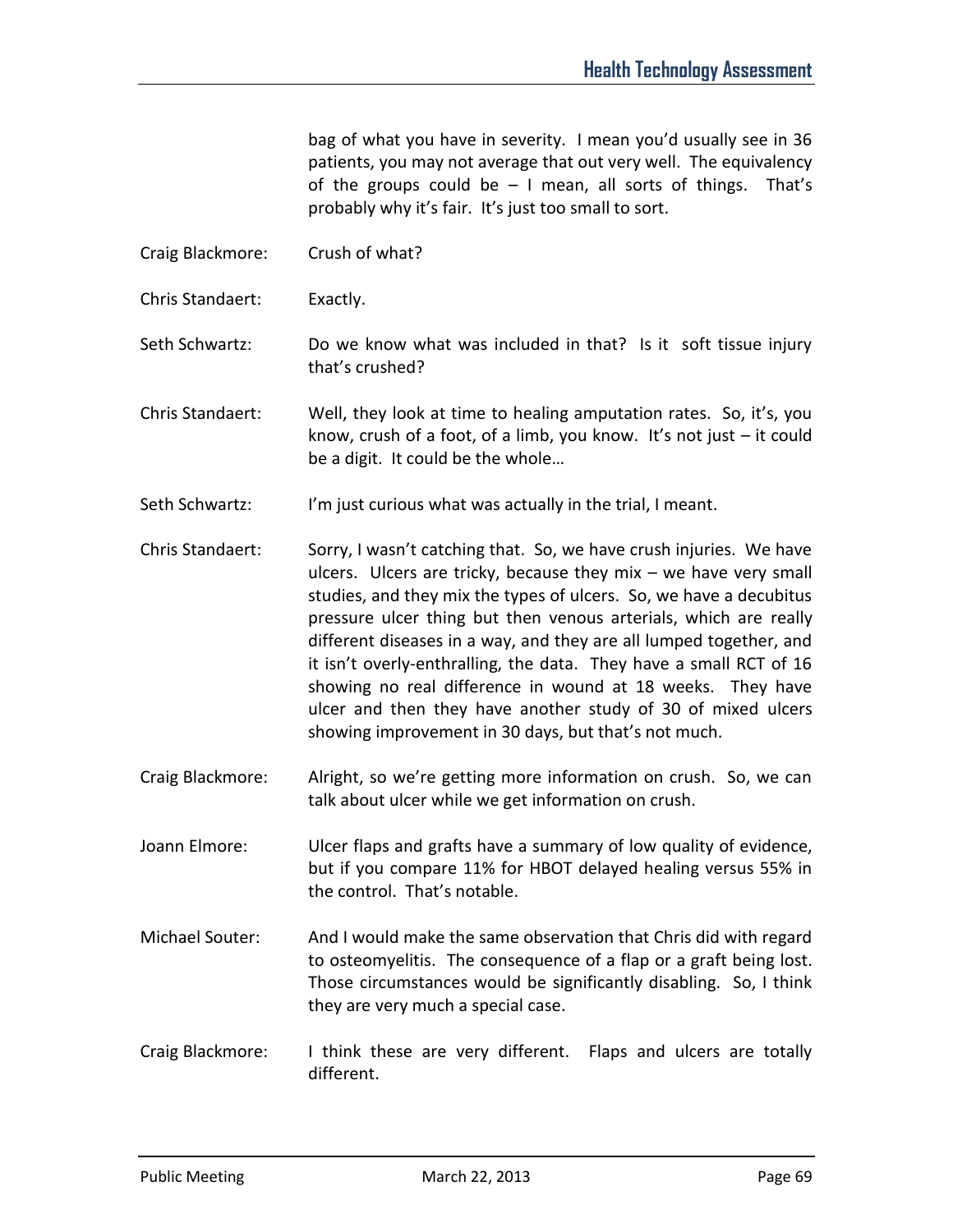bag of what you have in severity. I mean you'd usually see in 36 patients, you may not average that out very well. The equivalency of the groups could be – I mean, all sorts of things. That's probably why it's fair. It's just too small to sort.

Craig Blackmore: Crush of what?

Chris Standaert: Exactly.

Seth Schwartz: Do we know what was included in that? Is it soft tissue injury that's crushed?

Chris Standaert: Well, they look at time to healing amputation rates. So, it's, you know, crush of a foot, of a limb, you know. It's not just – it could be a digit. It could be the whole…

Seth Schwartz: I'm just curious what was actually in the trial, I meant.

Chris Standaert: Sorry, I wasn't catching that. So, we have crush injuries. We have ulcers. Ulcers are tricky, because they mix – we have very small studies, and they mix the types of ulcers. So, we have a decubitus pressure ulcer thing but then venous arterials, which are really different diseases in a way, and they are all lumped together, and it isn't overly-enthralling, the data. They have a small RCT of 16 showing no real difference in wound at 18 weeks. They have ulcer and then they have another study of 30 of mixed ulcers showing improvement in 30 days, but that's not much.

Craig Blackmore: Alright, so we're getting more information on crush. So, we can talk about ulcer while we get information on crush.

Joann Elmore: Ulcer flaps and grafts have a summary of low quality of evidence, but if you compare 11% for HBOT delayed healing versus 55% in the control. That's notable.

Michael Souter: And I would make the same observation that Chris did with regard to osteomyelitis. The consequence of a flap or a graft being lost. Those circumstances would be significantly disabling. So, I think they are very much a special case.

Craig Blackmore: I think these are very different. Flaps and ulcers are totally different.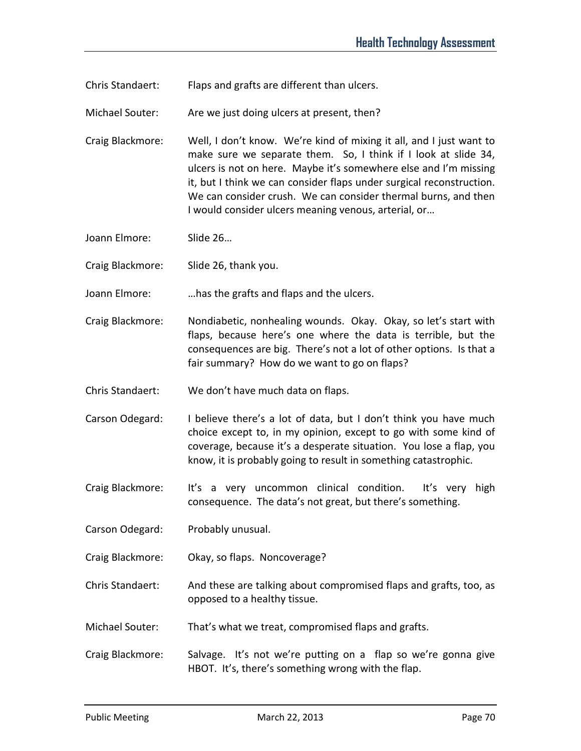Chris Standaert: Flaps and grafts are different than ulcers.

Michael Souter: Are we just doing ulcers at present, then?

Craig Blackmore: Well, I don't know. We're kind of mixing it all, and I just want to make sure we separate them. So, I think if I look at slide 34, ulcers is not on here. Maybe it's somewhere else and I'm missing it, but I think we can consider flaps under surgical reconstruction. We can consider crush. We can consider thermal burns, and then I would consider ulcers meaning venous, arterial, or…

Joann Elmore: Slide 26…

Craig Blackmore: Slide 26, thank you.

Joann Elmore: …has the grafts and flaps and the ulcers.

Craig Blackmore: Nondiabetic, nonhealing wounds. Okay. Okay, so let's start with flaps, because here's one where the data is terrible, but the consequences are big. There's not a lot of other options. Is that a fair summary? How do we want to go on flaps?

Chris Standaert: We don't have much data on flaps.

Carson Odegard: I believe there's a lot of data, but I don't think you have much choice except to, in my opinion, except to go with some kind of coverage, because it's a desperate situation. You lose a flap, you know, it is probably going to result in something catastrophic.

Craig Blackmore: It's a very uncommon clinical condition. It's very high consequence. The data's not great, but there's something.

Carson Odegard: Probably unusual.

Craig Blackmore: Okay, so flaps. Noncoverage?

Chris Standaert: And these are talking about compromised flaps and grafts, too, as opposed to a healthy tissue.

Michael Souter: That's what we treat, compromised flaps and grafts.

Craig Blackmore: Salvage. It's not we're putting on a flap so we're gonna give HBOT. It's, there's something wrong with the flap.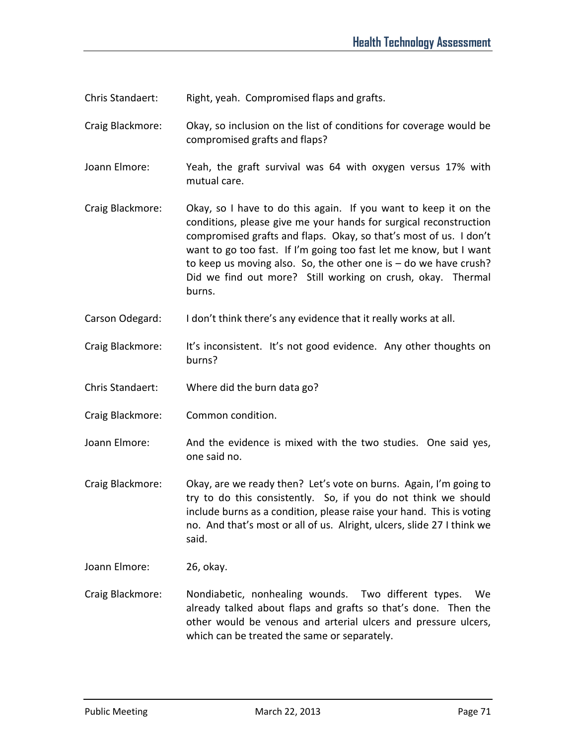Chris Standaert: Right, yeah. Compromised flaps and grafts.

Craig Blackmore: Okay, so inclusion on the list of conditions for coverage would be compromised grafts and flaps?

Joann Elmore: Yeah, the graft survival was 64 with oxygen versus 17% with mutual care.

Craig Blackmore: Okay, so I have to do this again. If you want to keep it on the conditions, please give me your hands for surgical reconstruction compromised grafts and flaps. Okay, so that's most of us. I don't want to go too fast. If I'm going too fast let me know, but I want to keep us moving also. So, the other one is – do we have crush? Did we find out more? Still working on crush, okay. Thermal burns.

Carson Odegard: I don't think there's any evidence that it really works at all.

Craig Blackmore: It's inconsistent. It's not good evidence. Any other thoughts on burns?

Chris Standaert: Where did the burn data go?

Craig Blackmore: Common condition.

Joann Elmore: And the evidence is mixed with the two studies. One said yes, one said no.

Craig Blackmore: Okay, are we ready then? Let's vote on burns. Again, I'm going to try to do this consistently. So, if you do not think we should include burns as a condition, please raise your hand. This is voting no. And that's most or all of us. Alright, ulcers, slide 27 I think we said.

Joann Elmore: 26, okay.

Craig Blackmore: Nondiabetic, nonhealing wounds. Two different types. We already talked about flaps and grafts so that's done. Then the other would be venous and arterial ulcers and pressure ulcers, which can be treated the same or separately.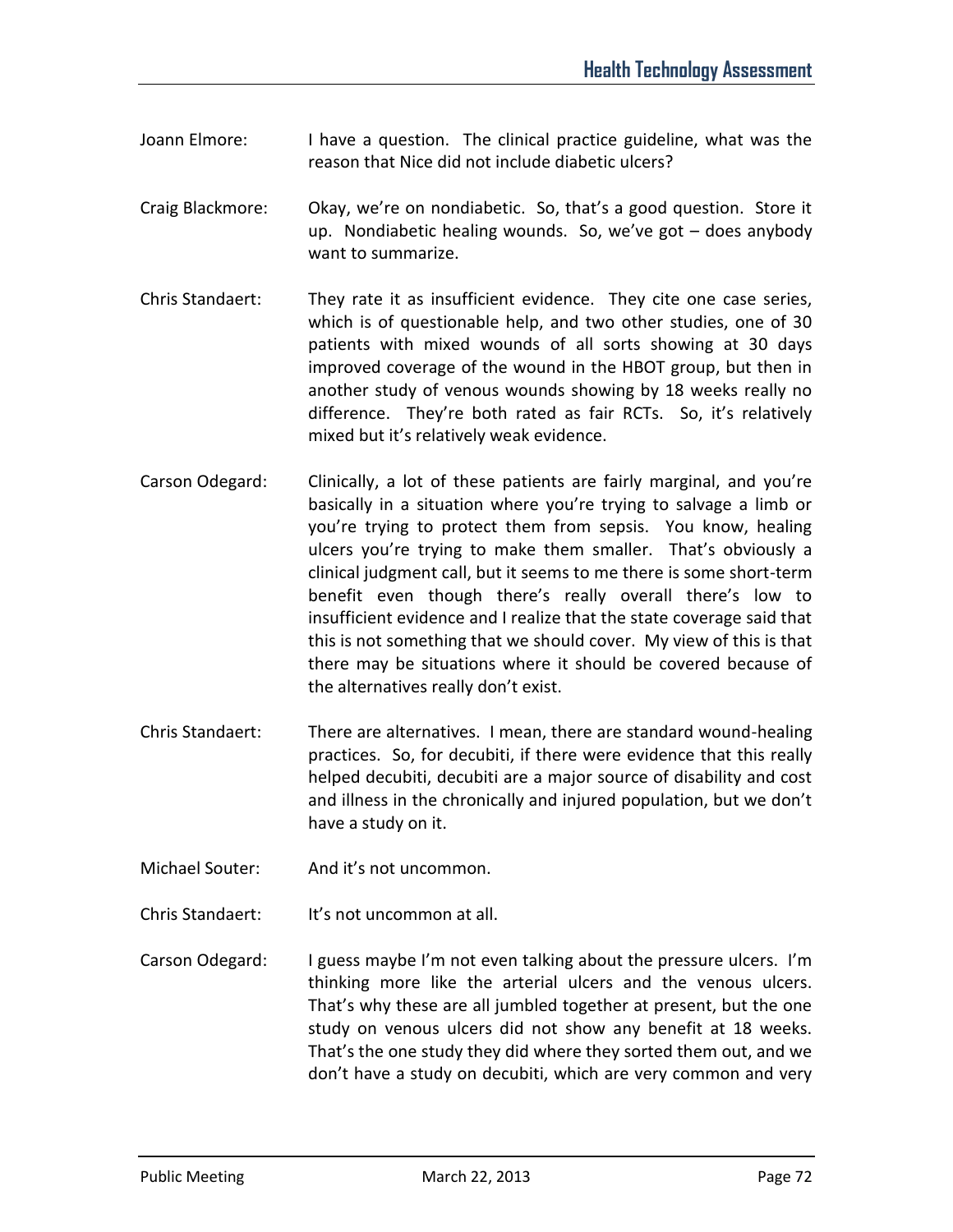Joann Elmore: I have a question. The clinical practice guideline, what was the reason that Nice did not include diabetic ulcers?

Craig Blackmore: Okay, we're on nondiabetic. So, that's a good question. Store it up. Nondiabetic healing wounds. So, we've got – does anybody want to summarize.

Chris Standaert: They rate it as insufficient evidence. They cite one case series, which is of questionable help, and two other studies, one of 30 patients with mixed wounds of all sorts showing at 30 days improved coverage of the wound in the HBOT group, but then in another study of venous wounds showing by 18 weeks really no difference. They're both rated as fair RCTs. So, it's relatively mixed but it's relatively weak evidence.

Carson Odegard: Clinically, a lot of these patients are fairly marginal, and you're basically in a situation where you're trying to salvage a limb or you're trying to protect them from sepsis. You know, healing ulcers you're trying to make them smaller. That's obviously a clinical judgment call, but it seems to me there is some short-term benefit even though there's really overall there's low to insufficient evidence and I realize that the state coverage said that this is not something that we should cover. My view of this is that there may be situations where it should be covered because of the alternatives really don't exist.

Chris Standaert: There are alternatives. I mean, there are standard wound-healing practices. So, for decubiti, if there were evidence that this really helped decubiti, decubiti are a major source of disability and cost and illness in the chronically and injured population, but we don't have a study on it.

Michael Souter: And it's not uncommon.

Chris Standaert: It's not uncommon at all.

Carson Odegard: I guess maybe I'm not even talking about the pressure ulcers. I'm thinking more like the arterial ulcers and the venous ulcers. That's why these are all jumbled together at present, but the one study on venous ulcers did not show any benefit at 18 weeks. That's the one study they did where they sorted them out, and we don't have a study on decubiti, which are very common and very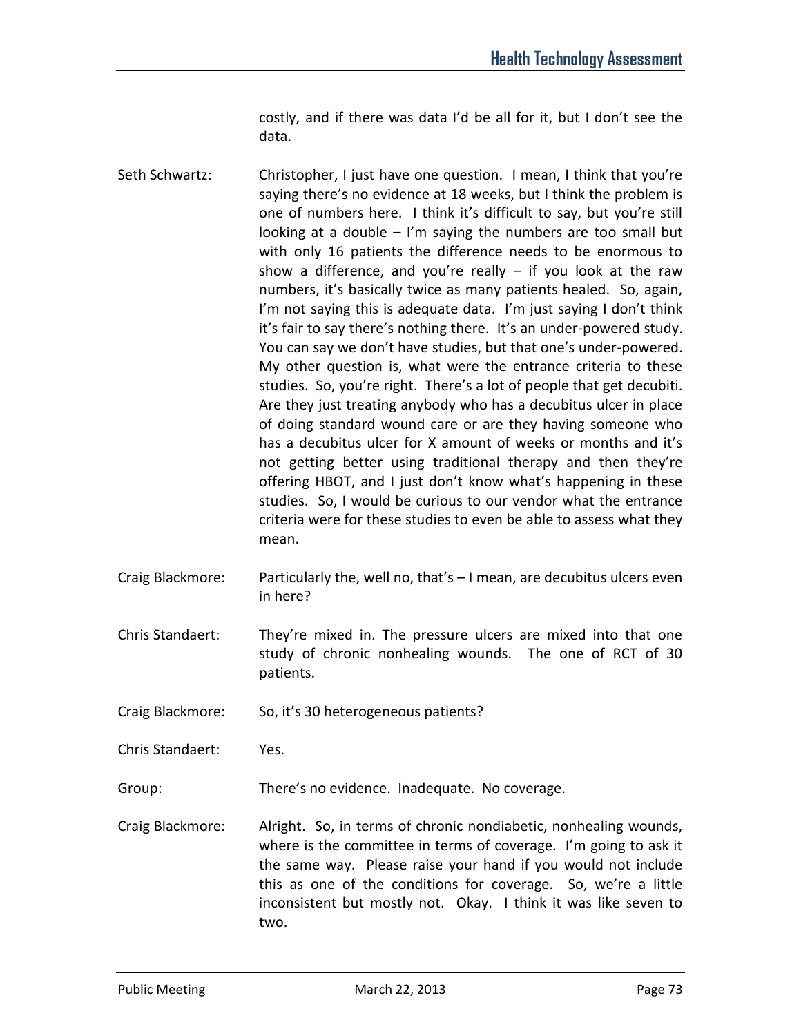costly, and if there was data I'd be all for it, but I don't see the data.

Seth Schwartz: Christopher, I just have one question. I mean, I think that you're saying there's no evidence at 18 weeks, but I think the problem is one of numbers here. I think it's difficult to say, but you're still looking at a double – I'm saying the numbers are too small but with only 16 patients the difference needs to be enormous to show a difference, and you're really – if you look at the raw numbers, it's basically twice as many patients healed. So, again, I'm not saying this is adequate data. I'm just saying I don't think it's fair to say there's nothing there. It's an under-powered study. You can say we don't have studies, but that one's under-powered. My other question is, what were the entrance criteria to these studies. So, you're right. There's a lot of people that get decubiti. Are they just treating anybody who has a decubitus ulcer in place of doing standard wound care or are they having someone who has a decubitus ulcer for X amount of weeks or months and it's not getting better using traditional therapy and then they're offering HBOT, and I just don't know what's happening in these studies. So, I would be curious to our vendor what the entrance criteria were for these studies to even be able to assess what they mean.

Craig Blackmore: Particularly the, well no, that's – I mean, are decubitus ulcers even in here?

Chris Standaert: They're mixed in. The pressure ulcers are mixed into that one study of chronic nonhealing wounds. The one of RCT of 30 patients.

Craig Blackmore: So, it's 30 heterogeneous patients?

Chris Standaert: Yes.

Group: There's no evidence. Inadequate. No coverage.

Craig Blackmore: Alright. So, in terms of chronic nondiabetic, nonhealing wounds, where is the committee in terms of coverage. I'm going to ask it the same way. Please raise your hand if you would not include this as one of the conditions for coverage. So, we're a little inconsistent but mostly not. Okay. I think it was like seven to two.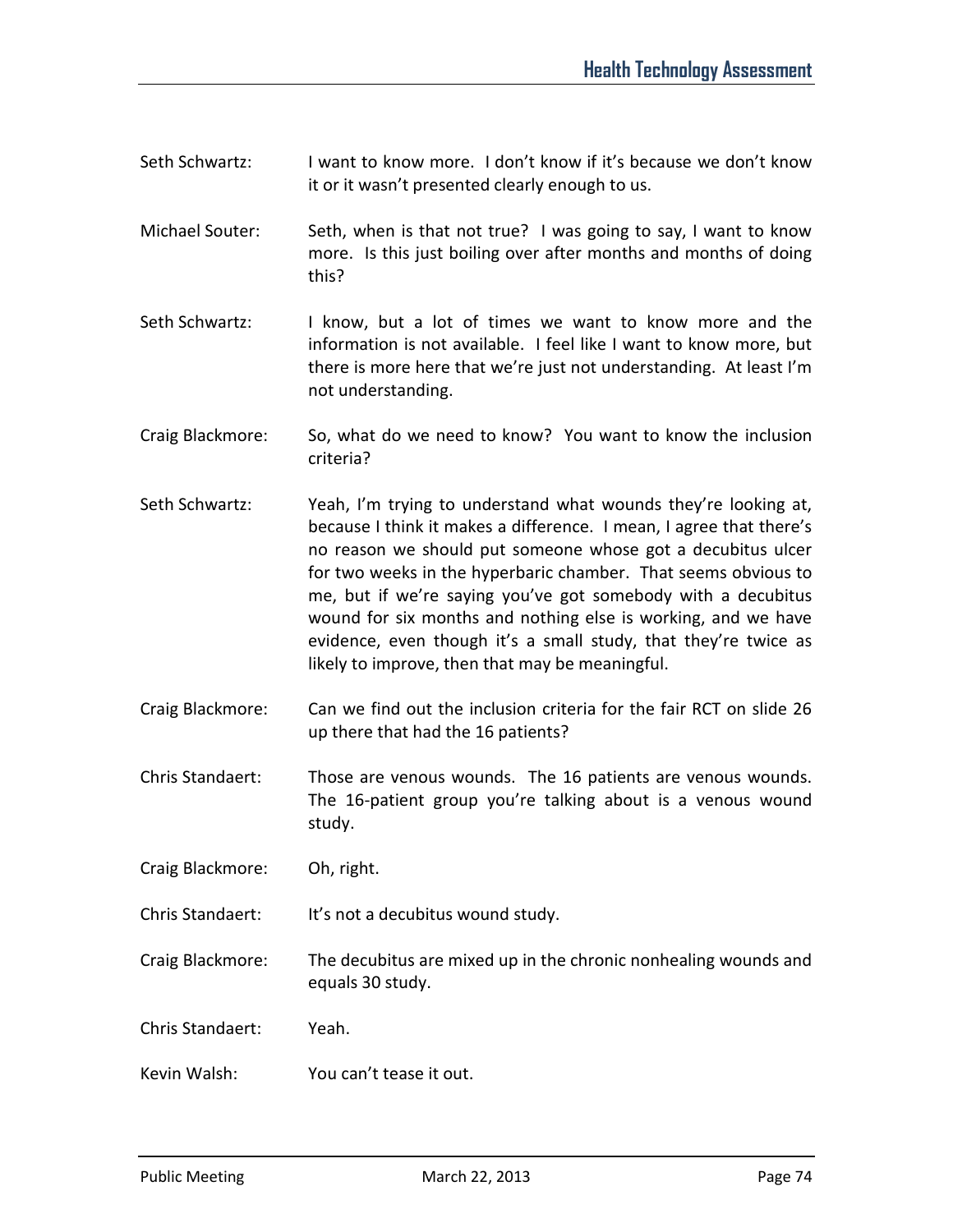Seth Schwartz: I want to know more. I don't know if it's because we don't know it or it wasn't presented clearly enough to us.

Michael Souter: Seth, when is that not true? I was going to say, I want to know more. Is this just boiling over after months and months of doing this?

Seth Schwartz: I know, but a lot of times we want to know more and the information is not available. I feel like I want to know more, but there is more here that we're just not understanding. At least I'm not understanding.

Craig Blackmore: So, what do we need to know? You want to know the inclusion criteria?

Seth Schwartz: Yeah, I'm trying to understand what wounds they're looking at, because I think it makes a difference. I mean, I agree that there's no reason we should put someone whose got a decubitus ulcer for two weeks in the hyperbaric chamber. That seems obvious to me, but if we're saying you've got somebody with a decubitus wound for six months and nothing else is working, and we have evidence, even though it's a small study, that they're twice as likely to improve, then that may be meaningful.

Craig Blackmore: Can we find out the inclusion criteria for the fair RCT on slide 26 up there that had the 16 patients?

Chris Standaert: Those are venous wounds. The 16 patients are venous wounds. The 16-patient group you're talking about is a venous wound study.

Craig Blackmore: Oh, right.

Chris Standaert: It's not a decubitus wound study.

Craig Blackmore: The decubitus are mixed up in the chronic nonhealing wounds and equals 30 study.

Chris Standaert: Yeah.

Kevin Walsh: You can't tease it out.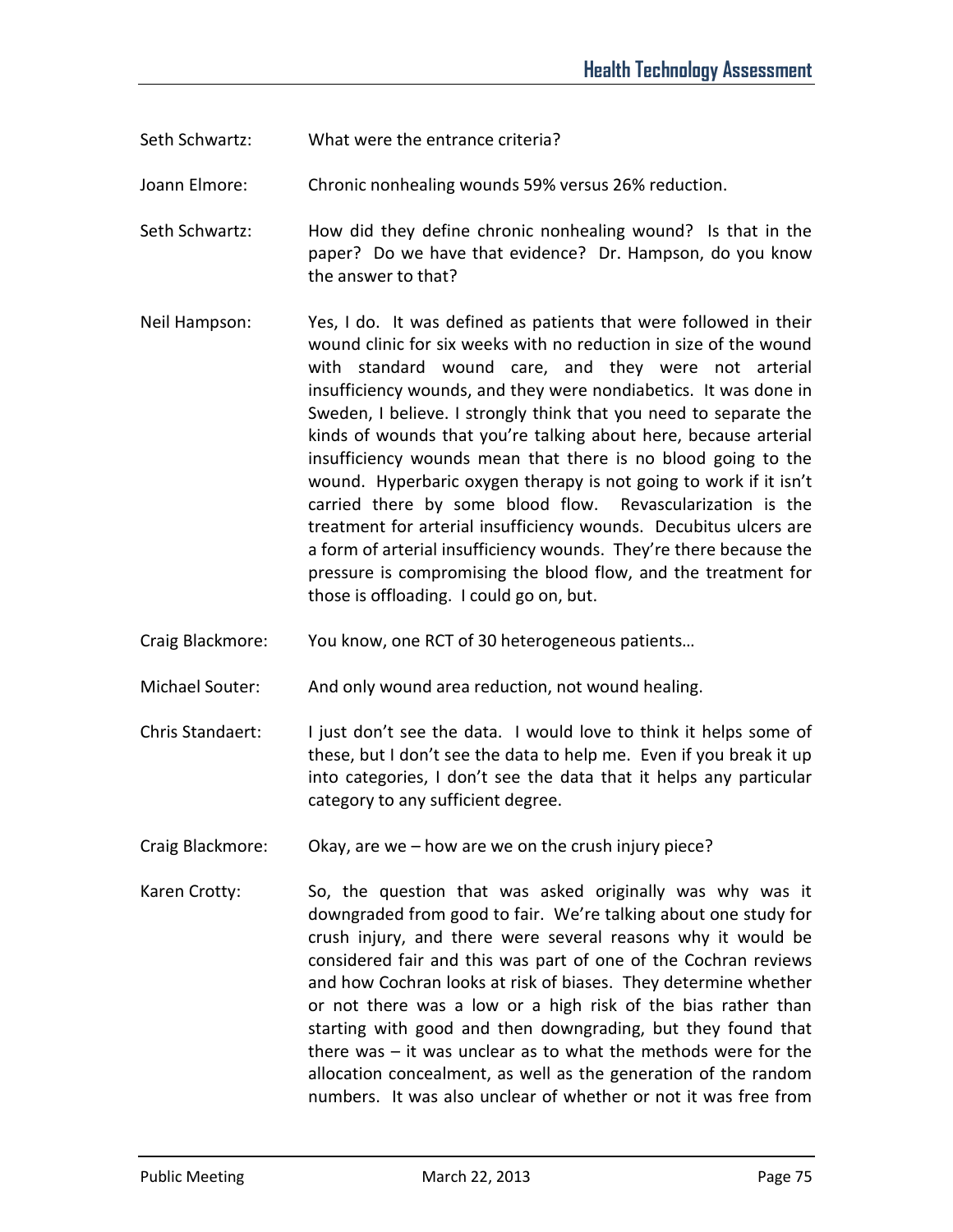Seth Schwartz: What were the entrance criteria?

Joann Elmore: Chronic nonhealing wounds 59% versus 26% reduction.

Seth Schwartz: How did they define chronic nonhealing wound? Is that in the paper? Do we have that evidence? Dr. Hampson, do you know the answer to that?

Neil Hampson: Yes, I do. It was defined as patients that were followed in their wound clinic for six weeks with no reduction in size of the wound with standard wound care, and they were not arterial insufficiency wounds, and they were nondiabetics. It was done in Sweden, I believe. I strongly think that you need to separate the kinds of wounds that you're talking about here, because arterial insufficiency wounds mean that there is no blood going to the wound. Hyperbaric oxygen therapy is not going to work if it isn't carried there by some blood flow. Revascularization is the treatment for arterial insufficiency wounds. Decubitus ulcers are a form of arterial insufficiency wounds. They're there because the pressure is compromising the blood flow, and the treatment for those is offloading. I could go on, but.

Craig Blackmore: You know, one RCT of 30 heterogeneous patients…

Michael Souter: And only wound area reduction, not wound healing.

Chris Standaert: I just don't see the data. I would love to think it helps some of these, but I don't see the data to help me. Even if you break it up into categories, I don't see the data that it helps any particular category to any sufficient degree.

Craig Blackmore: Okay, are we – how are we on the crush injury piece?

Karen Crotty: So, the question that was asked originally was why was it downgraded from good to fair. We're talking about one study for crush injury, and there were several reasons why it would be considered fair and this was part of one of the Cochran reviews and how Cochran looks at risk of biases. They determine whether or not there was a low or a high risk of the bias rather than starting with good and then downgrading, but they found that there was – it was unclear as to what the methods were for the allocation concealment, as well as the generation of the random numbers. It was also unclear of whether or not it was free from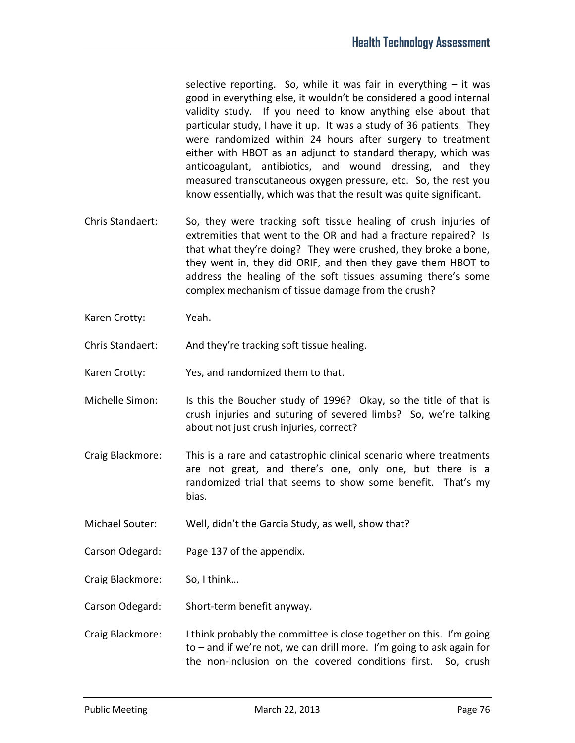selective reporting. So, while it was fair in everything – it was good in everything else, it wouldn't be considered a good internal validity study. If you need to know anything else about that particular study, I have it up. It was a study of 36 patients. They were randomized within 24 hours after surgery to treatment either with HBOT as an adjunct to standard therapy, which was anticoagulant, antibiotics, and wound dressing, and they measured transcutaneous oxygen pressure, etc. So, the rest you know essentially, which was that the result was quite significant.

Chris Standaert: So, they were tracking soft tissue healing of crush injuries of extremities that went to the OR and had a fracture repaired? Is that what they're doing? They were crushed, they broke a bone, they went in, they did ORIF, and then they gave them HBOT to address the healing of the soft tissues assuming there's some complex mechanism of tissue damage from the crush?

Karen Crotty: Yeah.

Chris Standaert: And they're tracking soft tissue healing.

Karen Crotty: Yes, and randomized them to that.

Michelle Simon: Is this the Boucher study of 1996? Okay, so the title of that is crush injuries and suturing of severed limbs? So, we're talking about not just crush injuries, correct?

Craig Blackmore: This is a rare and catastrophic clinical scenario where treatments are not great, and there's one, only one, but there is a randomized trial that seems to show some benefit. That's my bias.

Michael Souter: Well, didn't the Garcia Study, as well, show that?

Carson Odegard: Page 137 of the appendix.

Craig Blackmore: So, I think…

Carson Odegard: Short-term benefit anyway.

Craig Blackmore: I think probably the committee is close together on this. I'm going to – and if we're not, we can drill more. I'm going to ask again for the non-inclusion on the covered conditions first. So, crush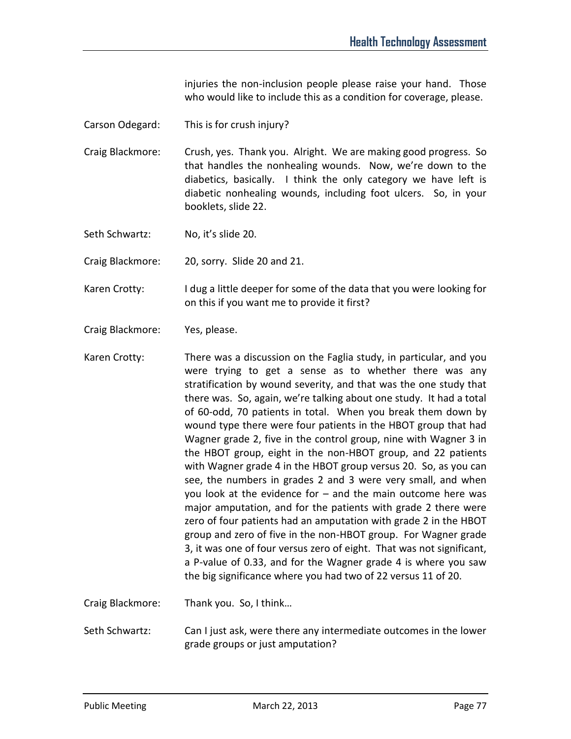injuries the non-inclusion people please raise your hand. Those who would like to include this as a condition for coverage, please.

Carson Odegard: This is for crush injury?

Craig Blackmore: Crush, yes. Thank you. Alright. We are making good progress. So that handles the nonhealing wounds. Now, we're down to the diabetics, basically. I think the only category we have left is diabetic nonhealing wounds, including foot ulcers. So, in your booklets, slide 22.

Seth Schwartz: No, it's slide 20.

Craig Blackmore: 20, sorry. Slide 20 and 21.

Karen Crotty: I dug a little deeper for some of the data that you were looking for on this if you want me to provide it first?

Craig Blackmore: Yes, please.

Karen Crotty: There was a discussion on the Faglia study, in particular, and you were trying to get a sense as to whether there was any stratification by wound severity, and that was the one study that there was. So, again, we're talking about one study. It had a total of 60-odd, 70 patients in total. When you break them down by wound type there were four patients in the HBOT group that had Wagner grade 2, five in the control group, nine with Wagner 3 in the HBOT group, eight in the non-HBOT group, and 22 patients with Wagner grade 4 in the HBOT group versus 20. So, as you can see, the numbers in grades 2 and 3 were very small, and when you look at the evidence for – and the main outcome here was major amputation, and for the patients with grade 2 there were zero of four patients had an amputation with grade 2 in the HBOT group and zero of five in the non-HBOT group. For Wagner grade 3, it was one of four versus zero of eight. That was not significant, a P-value of 0.33, and for the Wagner grade 4 is where you saw the big significance where you had two of 22 versus 11 of 20.

Craig Blackmore: Thank you. So, I think…

Seth Schwartz: Can I just ask, were there any intermediate outcomes in the lower grade groups or just amputation?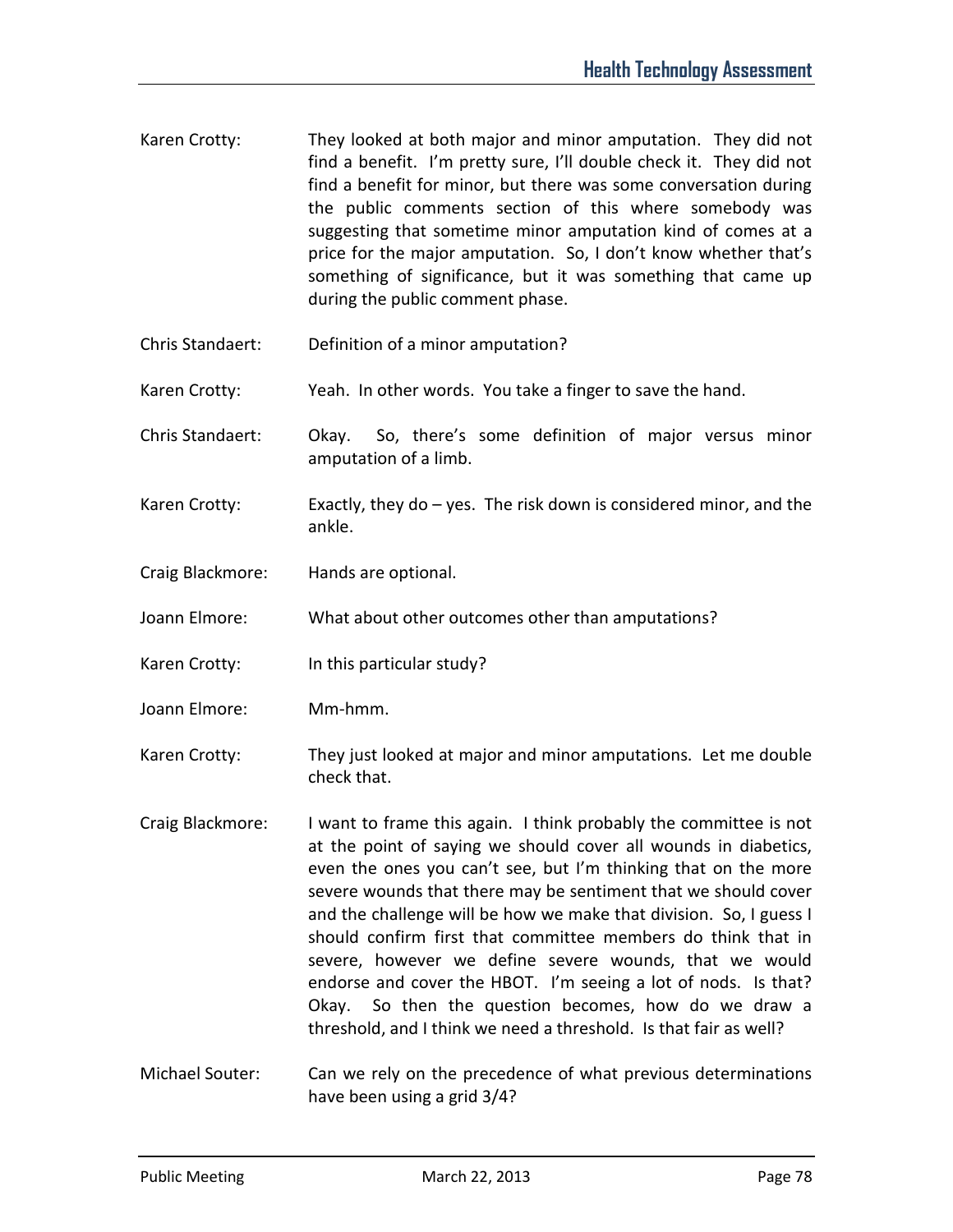Karen Crotty: They looked at both major and minor amputation. They did not find a benefit. I'm pretty sure, I'll double check it. They did not find a benefit for minor, but there was some conversation during the public comments section of this where somebody was suggesting that sometime minor amputation kind of comes at a price for the major amputation. So, I don't know whether that's something of significance, but it was something that came up during the public comment phase.

Chris Standaert: Definition of a minor amputation?

Karen Crotty: Yeah. In other words. You take a finger to save the hand.

Chris Standaert: Okay. So, there's some definition of major versus minor amputation of a limb.

Karen Crotty: Exactly, they do – yes. The risk down is considered minor, and the ankle.

Craig Blackmore: Hands are optional.

Joann Elmore: What about other outcomes other than amputations?

Karen Crotty: In this particular study?

Joann Elmore: Mm-hmm.

Karen Crotty: They just looked at major and minor amputations. Let me double check that.

Craig Blackmore: I want to frame this again. I think probably the committee is not at the point of saying we should cover all wounds in diabetics, even the ones you can't see, but I'm thinking that on the more severe wounds that there may be sentiment that we should cover and the challenge will be how we make that division. So, I guess I should confirm first that committee members do think that in severe, however we define severe wounds, that we would endorse and cover the HBOT. I'm seeing a lot of nods. Is that? Okay. So then the question becomes, how do we draw a threshold, and I think we need a threshold. Is that fair as well?

Michael Souter: Can we rely on the precedence of what previous determinations have been using a grid 3/4?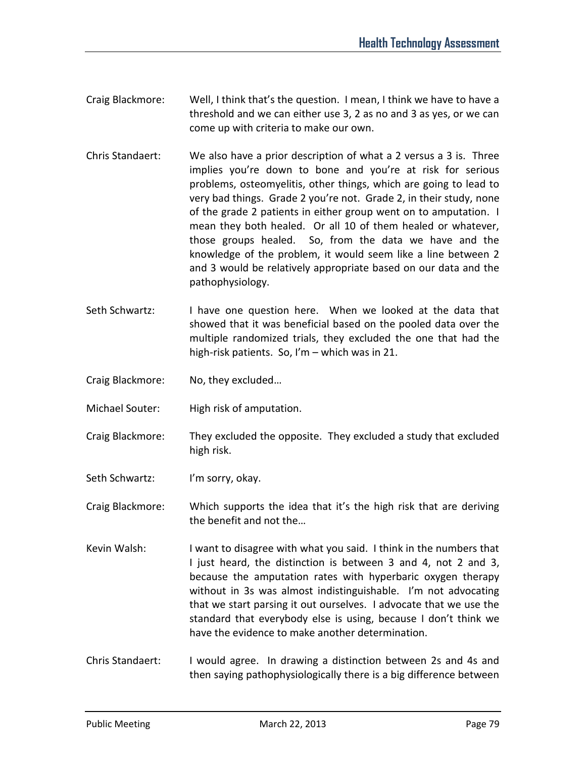Craig Blackmore: Well, I think that's the question. I mean, I think we have to have a threshold and we can either use 3, 2 as no and 3 as yes, or we can come up with criteria to make our own.

Chris Standaert: We also have a prior description of what a 2 versus a 3 is. Three implies you're down to bone and you're at risk for serious problems, osteomyelitis, other things, which are going to lead to very bad things. Grade 2 you're not. Grade 2, in their study, none of the grade 2 patients in either group went on to amputation. I mean they both healed. Or all 10 of them healed or whatever, those groups healed. So, from the data we have and the knowledge of the problem, it would seem like a line between 2 and 3 would be relatively appropriate based on our data and the pathophysiology.

Seth Schwartz: I have one question here. When we looked at the data that showed that it was beneficial based on the pooled data over the multiple randomized trials, they excluded the one that had the high-risk patients. So, I'm – which was in 21.

Craig Blackmore: No, they excluded…

Michael Souter: High risk of amputation.

Craig Blackmore: They excluded the opposite. They excluded a study that excluded high risk.

Seth Schwartz: I'm sorry, okay.

Craig Blackmore: Which supports the idea that it's the high risk that are deriving the benefit and not the…

Kevin Walsh: I want to disagree with what you said. I think in the numbers that I just heard, the distinction is between 3 and 4, not 2 and 3, because the amputation rates with hyperbaric oxygen therapy without in 3s was almost indistinguishable. I'm not advocating that we start parsing it out ourselves. I advocate that we use the standard that everybody else is using, because I don't think we have the evidence to make another determination.

Chris Standaert: I would agree. In drawing a distinction between 2s and 4s and then saying pathophysiologically there is a big difference between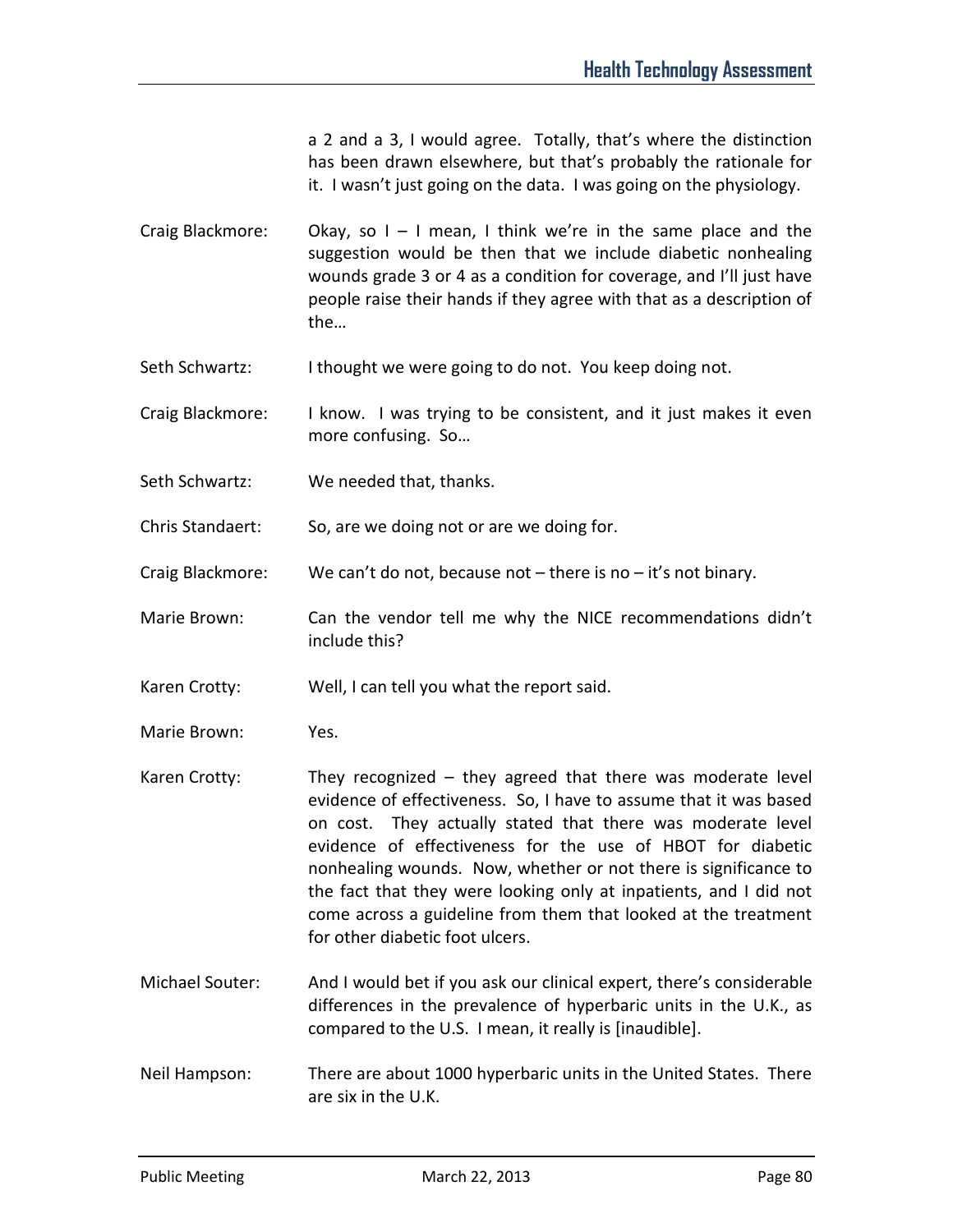a 2 and a 3, I would agree. Totally, that's where the distinction has been drawn elsewhere, but that's probably the rationale for it. I wasn't just going on the data. I was going on the physiology.

Craig Blackmore: Okay, so I – I mean, I think we're in the same place and the suggestion would be then that we include diabetic nonhealing wounds grade 3 or 4 as a condition for coverage, and I'll just have people raise their hands if they agree with that as a description of the…

Seth Schwartz: I thought we were going to do not. You keep doing not.

Craig Blackmore: I know. I was trying to be consistent, and it just makes it even more confusing. So…

Seth Schwartz: We needed that, thanks.

Chris Standaert: So, are we doing not or are we doing for.

Craig Blackmore: We can't do not, because not – there is no – it's not binary.

Marie Brown: Can the vendor tell me why the NICE recommendations didn't include this?

Karen Crotty: Well, I can tell you what the report said.

Marie Brown: Yes.

Karen Crotty: They recognized – they agreed that there was moderate level evidence of effectiveness. So, I have to assume that it was based on cost. They actually stated that there was moderate level evidence of effectiveness for the use of HBOT for diabetic nonhealing wounds. Now, whether or not there is significance to the fact that they were looking only at inpatients, and I did not come across a guideline from them that looked at the treatment for other diabetic foot ulcers.

Michael Souter: And I would bet if you ask our clinical expert, there's considerable differences in the prevalence of hyperbaric units in the U.K., as compared to the U.S. I mean, it really is [inaudible].

Neil Hampson: There are about 1000 hyperbaric units in the United States. There are six in the U.K.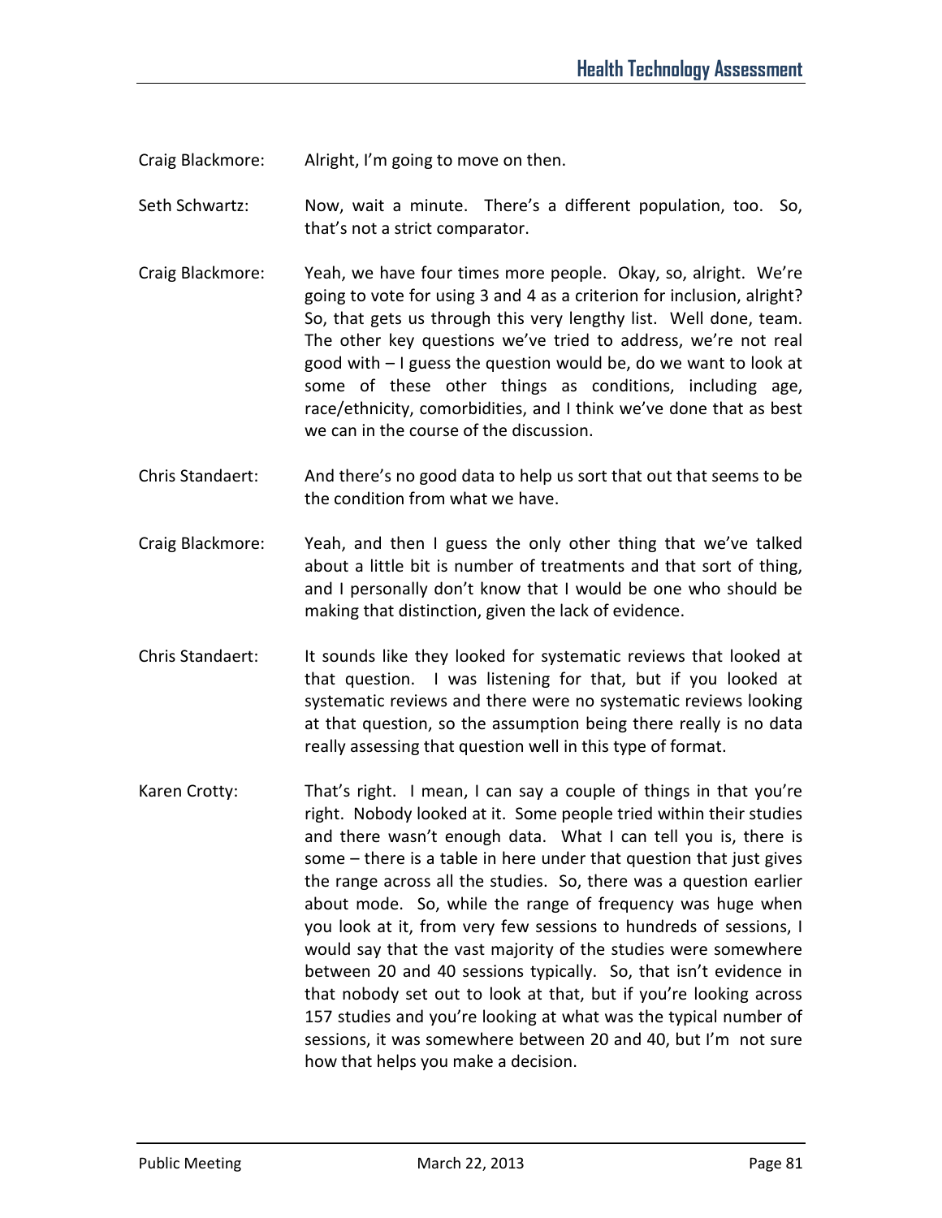Craig Blackmore: Alright, I'm going to move on then.

Seth Schwartz: Now, wait a minute. There's a different population, too. So, that's not a strict comparator.

Craig Blackmore: Yeah, we have four times more people. Okay, so, alright. We're going to vote for using 3 and 4 as a criterion for inclusion, alright? So, that gets us through this very lengthy list. Well done, team. The other key questions we've tried to address, we're not real good with – I guess the question would be, do we want to look at some of these other things as conditions, including age, race/ethnicity, comorbidities, and I think we've done that as best we can in the course of the discussion.

Chris Standaert: And there's no good data to help us sort that out that seems to be the condition from what we have.

Craig Blackmore: Yeah, and then I guess the only other thing that we've talked about a little bit is number of treatments and that sort of thing, and I personally don't know that I would be one who should be making that distinction, given the lack of evidence.

Chris Standaert: It sounds like they looked for systematic reviews that looked at that question. I was listening for that, but if you looked at systematic reviews and there were no systematic reviews looking at that question, so the assumption being there really is no data really assessing that question well in this type of format.

Karen Crotty: That's right. I mean, I can say a couple of things in that you're right. Nobody looked at it. Some people tried within their studies and there wasn't enough data. What I can tell you is, there is some – there is a table in here under that question that just gives the range across all the studies. So, there was a question earlier about mode. So, while the range of frequency was huge when you look at it, from very few sessions to hundreds of sessions, I would say that the vast majority of the studies were somewhere between 20 and 40 sessions typically. So, that isn't evidence in that nobody set out to look at that, but if you're looking across 157 studies and you're looking at what was the typical number of sessions, it was somewhere between 20 and 40, but I'm not sure how that helps you make a decision.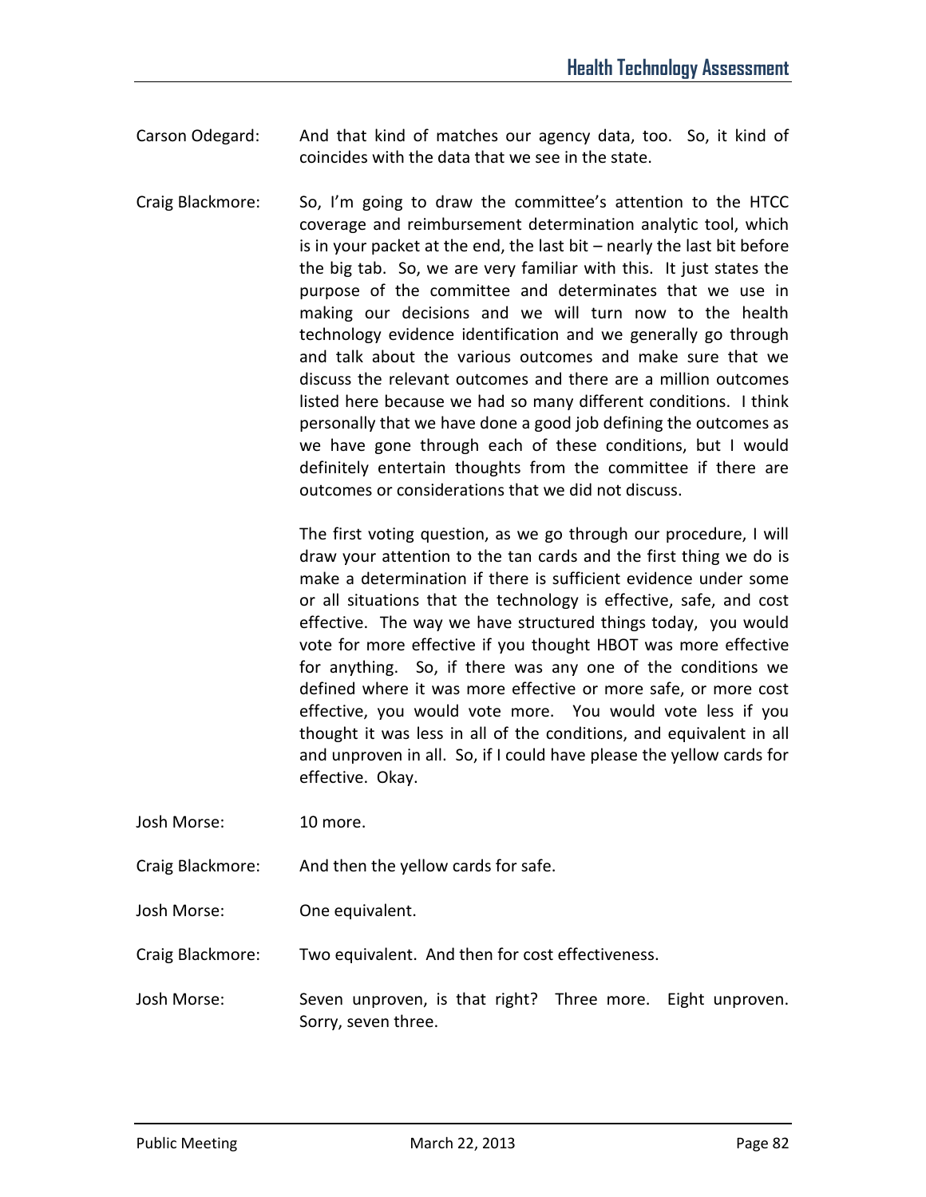Carson Odegard: And that kind of matches our agency data, too. So, it kind of coincides with the data that we see in the state.

Craig Blackmore: So, I'm going to draw the committee's attention to the HTCC coverage and reimbursement determination analytic tool, which is in your packet at the end, the last bit – nearly the last bit before the big tab. So, we are very familiar with this. It just states the purpose of the committee and determinates that we use in making our decisions and we will turn now to the health technology evidence identification and we generally go through and talk about the various outcomes and make sure that we discuss the relevant outcomes and there are a million outcomes listed here because we had so many different conditions. I think personally that we have done a good job defining the outcomes as we have gone through each of these conditions, but I would definitely entertain thoughts from the committee if there are outcomes or considerations that we did not discuss.

The first voting question, as we go through our procedure, I will draw your attention to the tan cards and the first thing we do is make a determination if there is sufficient evidence under some or all situations that the technology is effective, safe, and cost effective. The way we have structured things today, you would vote for more effective if you thought HBOT was more effective for anything. So, if there was any one of the conditions we defined where it was more effective or more safe, or more cost effective, you would vote more. You would vote less if you thought it was less in all of the conditions, and equivalent in all and unproven in all. So, if I could have please the yellow cards for effective. Okay.

Josh Morse: 10 more.

Craig Blackmore: And then the yellow cards for safe.

Josh Morse: One equivalent.

Craig Blackmore: Two equivalent. And then for cost effectiveness.

Josh Morse: Seven unproven, is that right? Three more. Eight unproven. Sorry, seven three.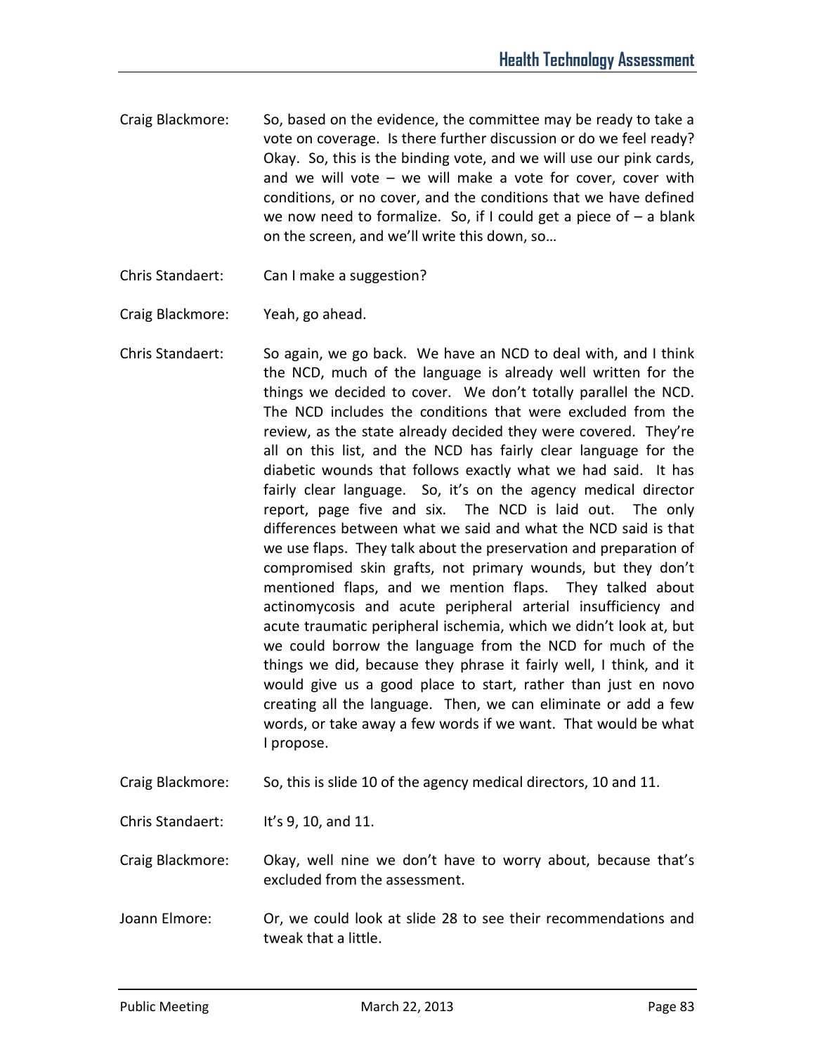Craig Blackmore: So, based on the evidence, the committee may be ready to take a vote on coverage. Is there further discussion or do we feel ready? Okay. So, this is the binding vote, and we will use our pink cards, and we will vote – we will make a vote for cover, cover with conditions, or no cover, and the conditions that we have defined we now need to formalize. So, if I could get a piece of – a blank on the screen, and we'll write this down, so…

Chris Standaert: Can I make a suggestion?

Craig Blackmore: Yeah, go ahead.

Chris Standaert: So again, we go back. We have an NCD to deal with, and I think the NCD, much of the language is already well written for the things we decided to cover. We don't totally parallel the NCD. The NCD includes the conditions that were excluded from the review, as the state already decided they were covered. They're all on this list, and the NCD has fairly clear language for the diabetic wounds that follows exactly what we had said. It has fairly clear language. So, it's on the agency medical director report, page five and six. The NCD is laid out. The only differences between what we said and what the NCD said is that we use flaps. They talk about the preservation and preparation of compromised skin grafts, not primary wounds, but they don't mentioned flaps, and we mention flaps. They talked about actinomycosis and acute peripheral arterial insufficiency and acute traumatic peripheral ischemia, which we didn't look at, but we could borrow the language from the NCD for much of the things we did, because they phrase it fairly well, I think, and it would give us a good place to start, rather than just en novo creating all the language. Then, we can eliminate or add a few words, or take away a few words if we want. That would be what I propose.

Craig Blackmore: So, this is slide 10 of the agency medical directors, 10 and 11.

Chris Standaert: It's 9, 10, and 11.

Craig Blackmore: Okay, well nine we don't have to worry about, because that's excluded from the assessment.

Joann Elmore: Or, we could look at slide 28 to see their recommendations and tweak that a little.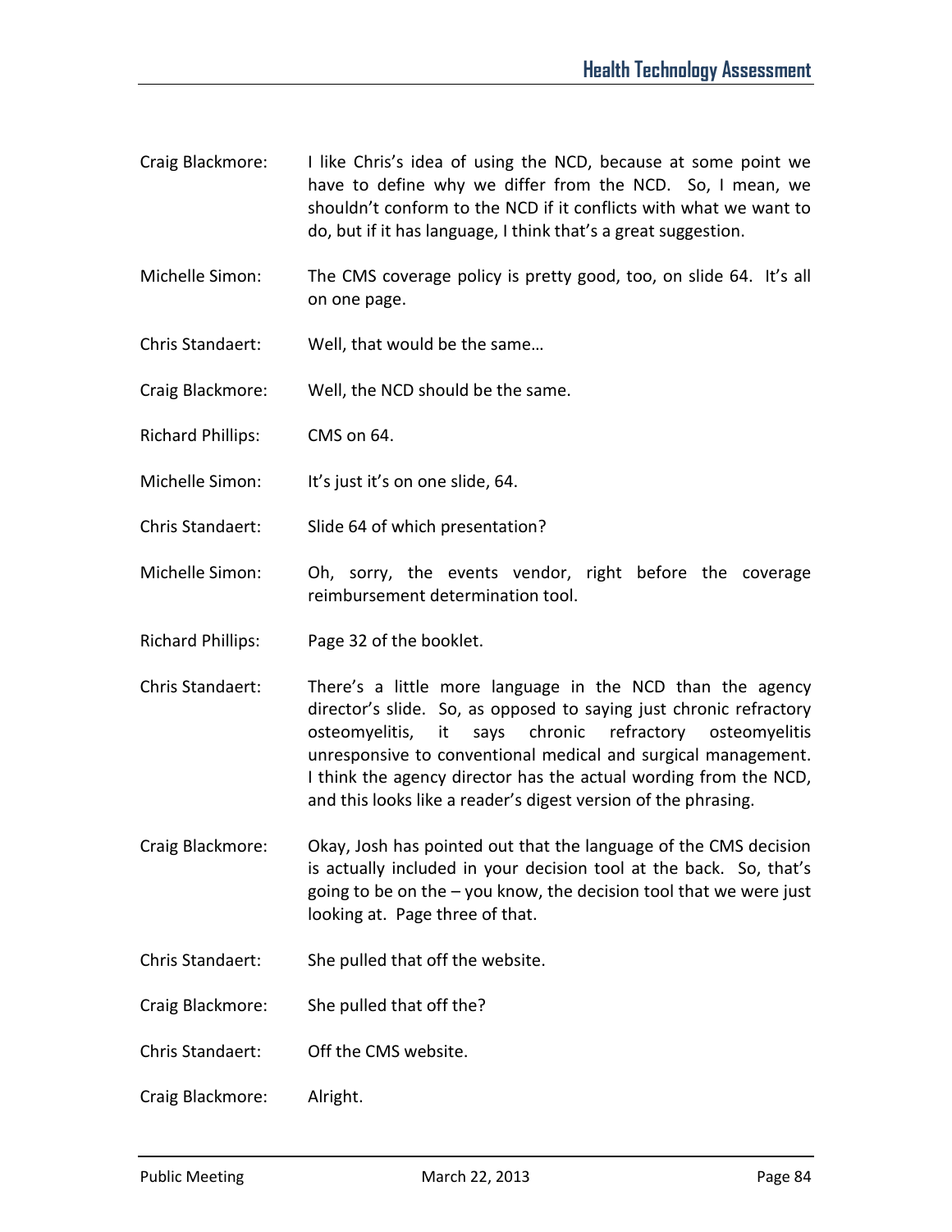Craig Blackmore: I like Chris's idea of using the NCD, because at some point we have to define why we differ from the NCD. So, I mean, we shouldn't conform to the NCD if it conflicts with what we want to do, but if it has language, I think that's a great suggestion.

Michelle Simon: The CMS coverage policy is pretty good, too, on slide 64. It's all on one page.

Chris Standaert: Well, that would be the same…

Craig Blackmore: Well, the NCD should be the same.

Richard Phillips: CMS on 64.

Michelle Simon: It's just it's on one slide, 64.

Chris Standaert: Slide 64 of which presentation?

Michelle Simon: Oh, sorry, the events vendor, right before the coverage reimbursement determination tool.

Richard Phillips: Page 32 of the booklet.

Chris Standaert: There's a little more language in the NCD than the agency director's slide. So, as opposed to saying just chronic refractory osteomyelitis, it says chronic refractory osteomyelitis unresponsive to conventional medical and surgical management. I think the agency director has the actual wording from the NCD, and this looks like a reader's digest version of the phrasing.

Craig Blackmore: Okay, Josh has pointed out that the language of the CMS decision is actually included in your decision tool at the back. So, that's going to be on the – you know, the decision tool that we were just looking at. Page three of that.

Chris Standaert: She pulled that off the website.

Craig Blackmore: She pulled that off the?

Chris Standaert: Off the CMS website.

Craig Blackmore: Alright.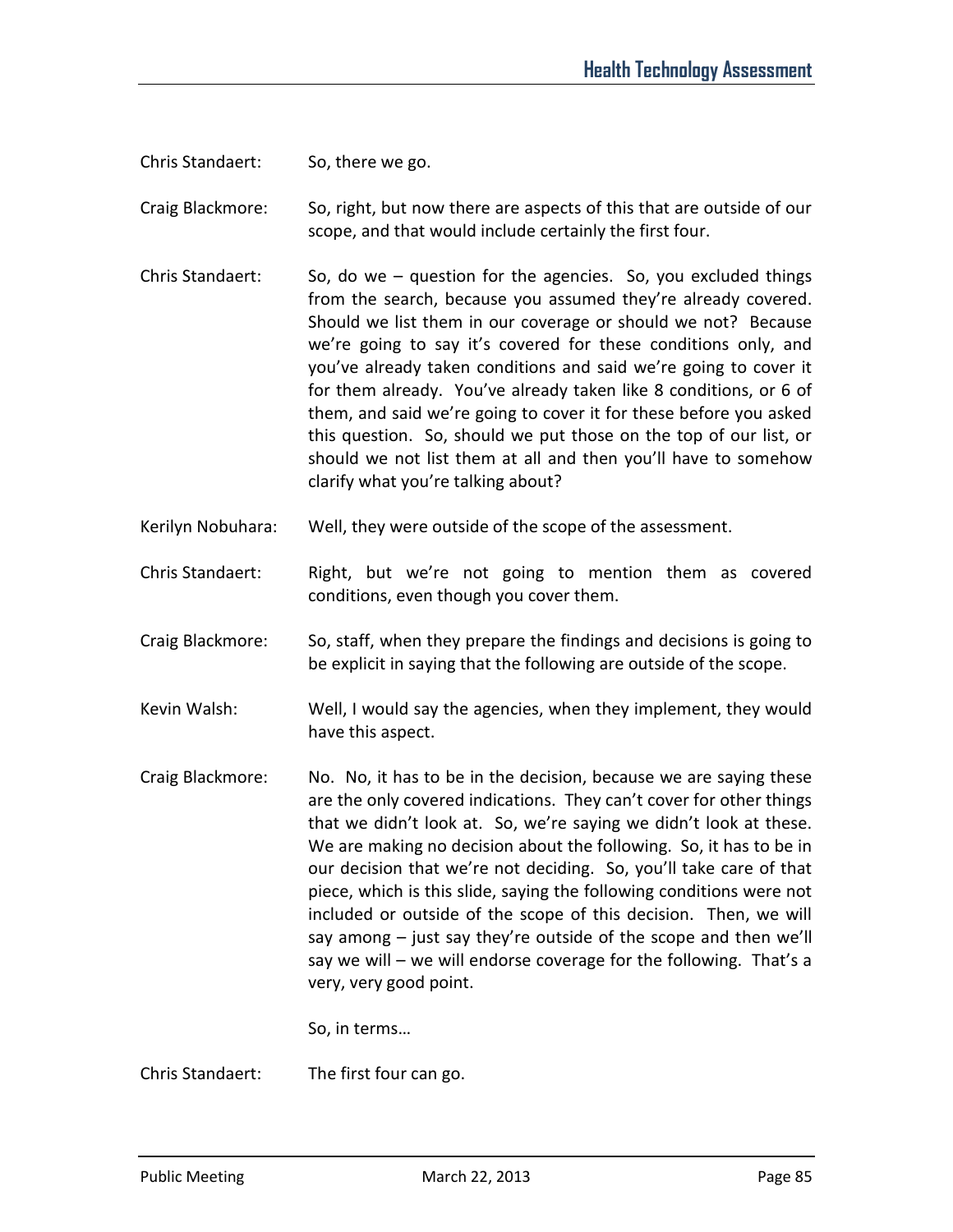Chris Standaert: So, there we go.

Craig Blackmore: So, right, but now there are aspects of this that are outside of our scope, and that would include certainly the first four.

Chris Standaert: So, do we – question for the agencies. So, you excluded things from the search, because you assumed they're already covered. Should we list them in our coverage or should we not? Because we're going to say it's covered for these conditions only, and you've already taken conditions and said we're going to cover it for them already. You've already taken like 8 conditions, or 6 of them, and said we're going to cover it for these before you asked this question. So, should we put those on the top of our list, or should we not list them at all and then you'll have to somehow clarify what you're talking about?

Kerilyn Nobuhara: Well, they were outside of the scope of the assessment.

Chris Standaert: Right, but we're not going to mention them as covered conditions, even though you cover them.

Craig Blackmore: So, staff, when they prepare the findings and decisions is going to be explicit in saying that the following are outside of the scope.

Kevin Walsh: Well, I would say the agencies, when they implement, they would have this aspect.

Craig Blackmore: No. No, it has to be in the decision, because we are saying these are the only covered indications. They can't cover for other things that we didn't look at. So, we're saying we didn't look at these. We are making no decision about the following. So, it has to be in our decision that we're not deciding. So, you'll take care of that piece, which is this slide, saying the following conditions were not included or outside of the scope of this decision. Then, we will say among – just say they're outside of the scope and then we'll say we will – we will endorse coverage for the following. That's a very, very good point.

So, in terms…

Chris Standaert: The first four can go.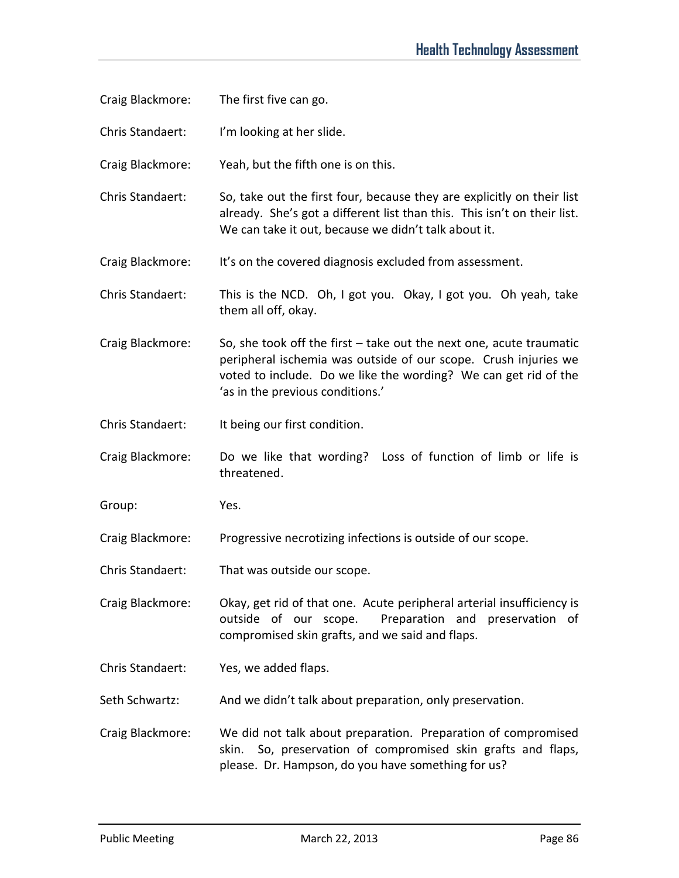Craig Blackmore: The first five can go.

Chris Standaert: I'm looking at her slide.

Craig Blackmore: Yeah, but the fifth one is on this.

Chris Standaert: So, take out the first four, because they are explicitly on their list already. She's got a different list than this. This isn't on their list. We can take it out, because we didn't talk about it.

Craig Blackmore: It's on the covered diagnosis excluded from assessment.

Chris Standaert: This is the NCD. Oh, I got you. Okay, I got you. Oh yeah, take them all off, okay.

Craig Blackmore: So, she took off the first – take out the next one, acute traumatic peripheral ischemia was outside of our scope. Crush injuries we voted to include. Do we like the wording? We can get rid of the 'as in the previous conditions.'

Chris Standaert: It being our first condition.

Craig Blackmore: Do we like that wording? Loss of function of limb or life is threatened.

Group: Yes.

Craig Blackmore: Progressive necrotizing infections is outside of our scope.

Chris Standaert: That was outside our scope.

Craig Blackmore: Okay, get rid of that one. Acute peripheral arterial insufficiency is outside of our scope. Preparation and preservation of compromised skin grafts, and we said and flaps.

Chris Standaert: Yes, we added flaps.

Seth Schwartz: And we didn't talk about preparation, only preservation.

Craig Blackmore: We did not talk about preparation. Preparation of compromised skin. So, preservation of compromised skin grafts and flaps, please. Dr. Hampson, do you have something for us?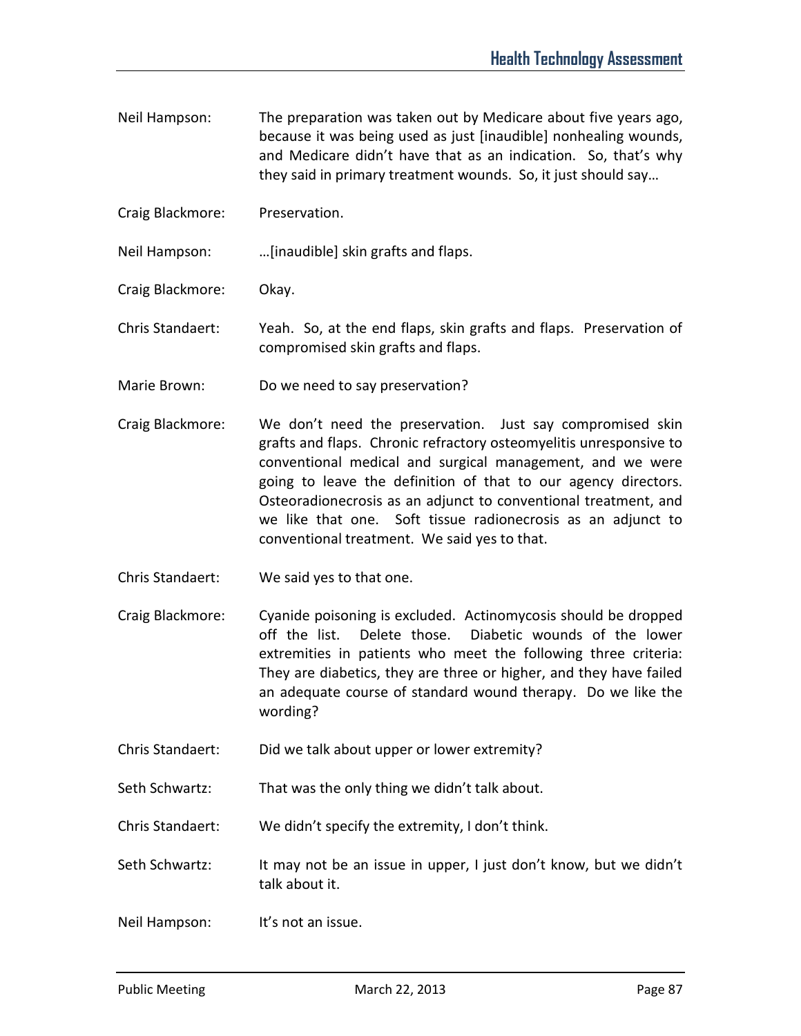Neil Hampson: The preparation was taken out by Medicare about five years ago, because it was being used as just [inaudible] nonhealing wounds, and Medicare didn't have that as an indication. So, that's why they said in primary treatment wounds. So, it just should say…

Craig Blackmore: Preservation.

Neil Hampson: …[inaudible] skin grafts and flaps.

Craig Blackmore: Okay.

Chris Standaert: Yeah. So, at the end flaps, skin grafts and flaps. Preservation of compromised skin grafts and flaps.

Marie Brown: Do we need to say preservation?

Craig Blackmore: We don't need the preservation. Just say compromised skin grafts and flaps. Chronic refractory osteomyelitis unresponsive to conventional medical and surgical management, and we were going to leave the definition of that to our agency directors. Osteoradionecrosis as an adjunct to conventional treatment, and we like that one. Soft tissue radionecrosis as an adjunct to conventional treatment. We said yes to that.

Chris Standaert: We said yes to that one.

Craig Blackmore: Cyanide poisoning is excluded. Actinomycosis should be dropped off the list. Delete those. Diabetic wounds of the lower extremities in patients who meet the following three criteria: They are diabetics, they are three or higher, and they have failed an adequate course of standard wound therapy. Do we like the wording?

Chris Standaert: Did we talk about upper or lower extremity?

Seth Schwartz: That was the only thing we didn't talk about.

Chris Standaert: We didn't specify the extremity, I don't think.

Seth Schwartz: It may not be an issue in upper, I just don't know, but we didn't talk about it.

Neil Hampson: It's not an issue.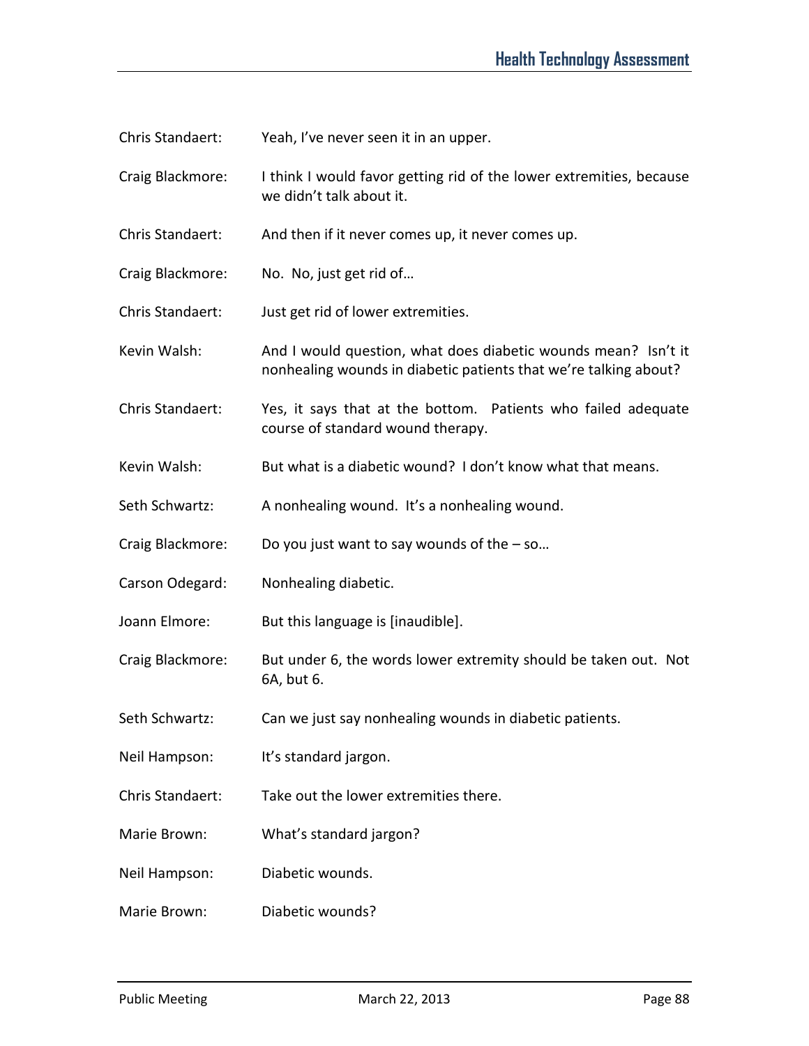Chris Standaert: Yeah, I've never seen it in an upper.

Craig Blackmore: I think I would favor getting rid of the lower extremities, because we didn't talk about it.

Chris Standaert: And then if it never comes up, it never comes up.

Craig Blackmore: No. No, just get rid of…

Chris Standaert: Just get rid of lower extremities.

Kevin Walsh: And I would question, what does diabetic wounds mean? Isn't it nonhealing wounds in diabetic patients that we're talking about?

Chris Standaert: Yes, it says that at the bottom. Patients who failed adequate course of standard wound therapy.

Kevin Walsh: But what is a diabetic wound? I don't know what that means.

Seth Schwartz: A nonhealing wound. It's a nonhealing wound.

Craig Blackmore: Do you just want to say wounds of the – so…

Carson Odegard: Nonhealing diabetic.

Joann Elmore: But this language is [inaudible].

Craig Blackmore: But under 6, the words lower extremity should be taken out. Not 6A, but 6.

Seth Schwartz: Can we just say nonhealing wounds in diabetic patients.

Neil Hampson: It's standard jargon.

Chris Standaert: Take out the lower extremities there.

Marie Brown: What's standard jargon?

Neil Hampson: Diabetic wounds.

Marie Brown: Diabetic wounds?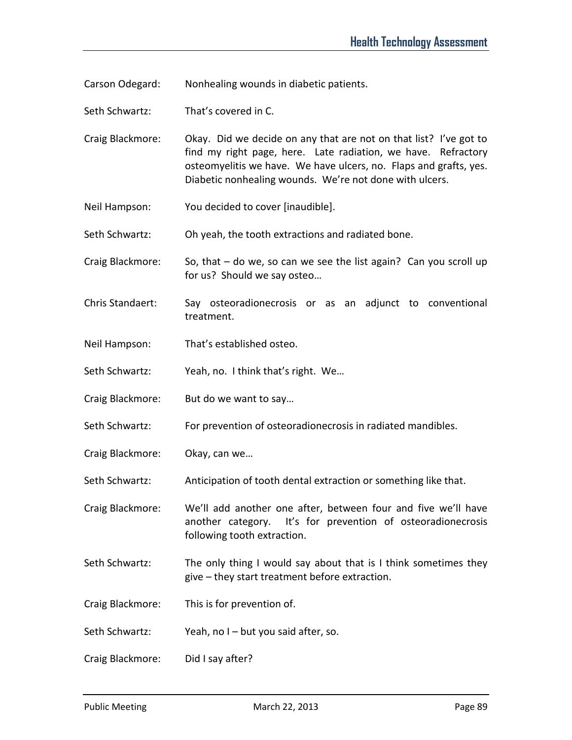Carson Odegard: Nonhealing wounds in diabetic patients.

Seth Schwartz: That's covered in C.

Craig Blackmore: Okay. Did we decide on any that are not on that list? I've got to find my right page, here. Late radiation, we have. Refractory osteomyelitis we have. We have ulcers, no. Flaps and grafts, yes. Diabetic nonhealing wounds. We're not done with ulcers.

Neil Hampson: You decided to cover [inaudible].

Seth Schwartz: Oh yeah, the tooth extractions and radiated bone.

Craig Blackmore: So, that – do we, so can we see the list again? Can you scroll up for us? Should we say osteo…

Chris Standaert: Say osteoradionecrosis or as an adjunct to conventional treatment.

Neil Hampson: That's established osteo.

Seth Schwartz: Yeah, no. I think that's right. We…

Craig Blackmore: But do we want to say…

Seth Schwartz: For prevention of osteoradionecrosis in radiated mandibles.

Craig Blackmore: Okay, can we…

Seth Schwartz: Anticipation of tooth dental extraction or something like that.

Craig Blackmore: We'll add another one after, between four and five we'll have another category. It's for prevention of osteoradionecrosis following tooth extraction.

Seth Schwartz: The only thing I would say about that is I think sometimes they give – they start treatment before extraction.

Craig Blackmore: This is for prevention of.

Seth Schwartz: Yeah, no I – but you said after, so.

Craig Blackmore: Did I say after?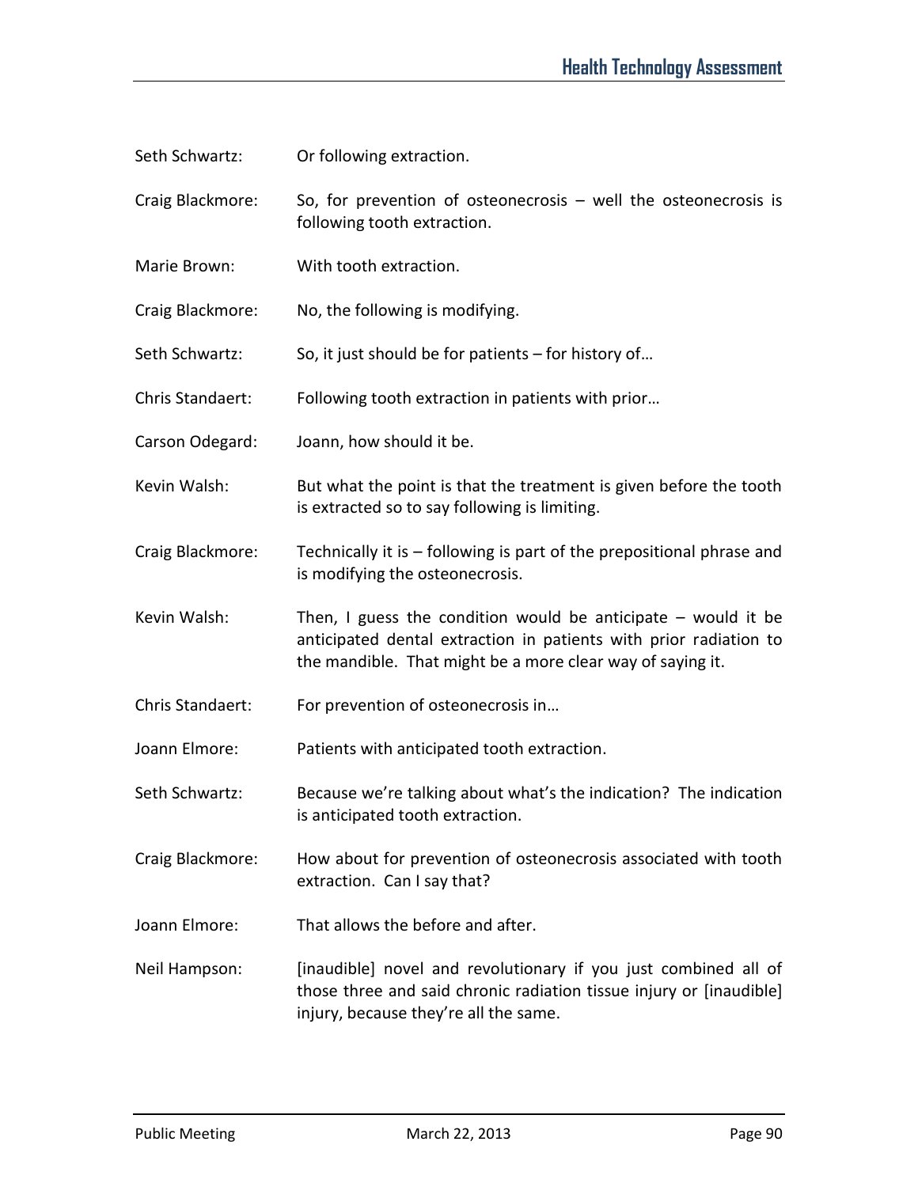Seth Schwartz: Or following extraction.

Craig Blackmore: So, for prevention of osteonecrosis – well the osteonecrosis is following tooth extraction.

Marie Brown: With tooth extraction.

Craig Blackmore: No, the following is modifying.

Seth Schwartz: So, it just should be for patients – for history of…

Chris Standaert: Following tooth extraction in patients with prior…

Carson Odegard: Joann, how should it be.

Kevin Walsh: But what the point is that the treatment is given before the tooth is extracted so to say following is limiting.

Craig Blackmore: Technically it is – following is part of the prepositional phrase and is modifying the osteonecrosis.

Kevin Walsh: Then, I guess the condition would be anticipate – would it be anticipated dental extraction in patients with prior radiation to the mandible. That might be a more clear way of saying it.

Chris Standaert: For prevention of osteonecrosis in…

Joann Elmore: Patients with anticipated tooth extraction.

Seth Schwartz: Because we're talking about what's the indication? The indication is anticipated tooth extraction.

Craig Blackmore: How about for prevention of osteonecrosis associated with tooth extraction. Can I say that?

Joann Elmore: That allows the before and after.

Neil Hampson: [inaudible] novel and revolutionary if you just combined all of those three and said chronic radiation tissue injury or [inaudible] injury, because they're all the same.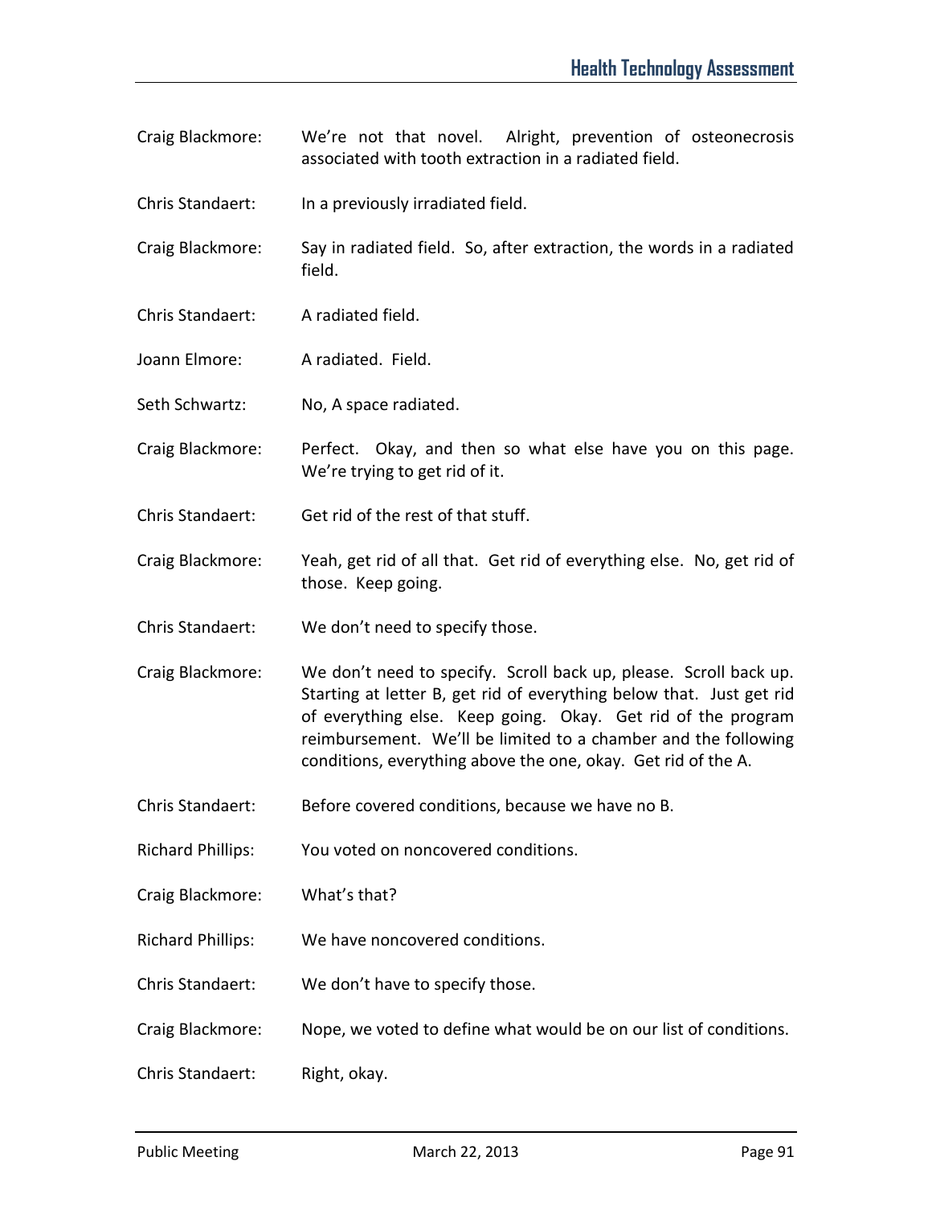Craig Blackmore: We're not that novel. Alright, prevention of osteonecrosis associated with tooth extraction in a radiated field.

Chris Standaert: In a previously irradiated field.

Craig Blackmore: Say in radiated field. So, after extraction, the words in a radiated field.

Chris Standaert: A radiated field.

Joann Elmore: A radiated. Field.

Seth Schwartz: No, A space radiated.

Craig Blackmore: Perfect. Okay, and then so what else have you on this page. We're trying to get rid of it.

Chris Standaert: Get rid of the rest of that stuff.

Craig Blackmore: Yeah, get rid of all that. Get rid of everything else. No, get rid of those. Keep going.

Chris Standaert: We don't need to specify those.

Craig Blackmore: We don't need to specify. Scroll back up, please. Scroll back up. Starting at letter B, get rid of everything below that. Just get rid of everything else. Keep going. Okay. Get rid of the program reimbursement. We'll be limited to a chamber and the following conditions, everything above the one, okay. Get rid of the A.

Chris Standaert: Before covered conditions, because we have no B.

Richard Phillips: You voted on noncovered conditions.

Craig Blackmore: What's that?

Richard Phillips: We have noncovered conditions.

Chris Standaert: We don't have to specify those.

Craig Blackmore: Nope, we voted to define what would be on our list of conditions.

Chris Standaert: Right, okay.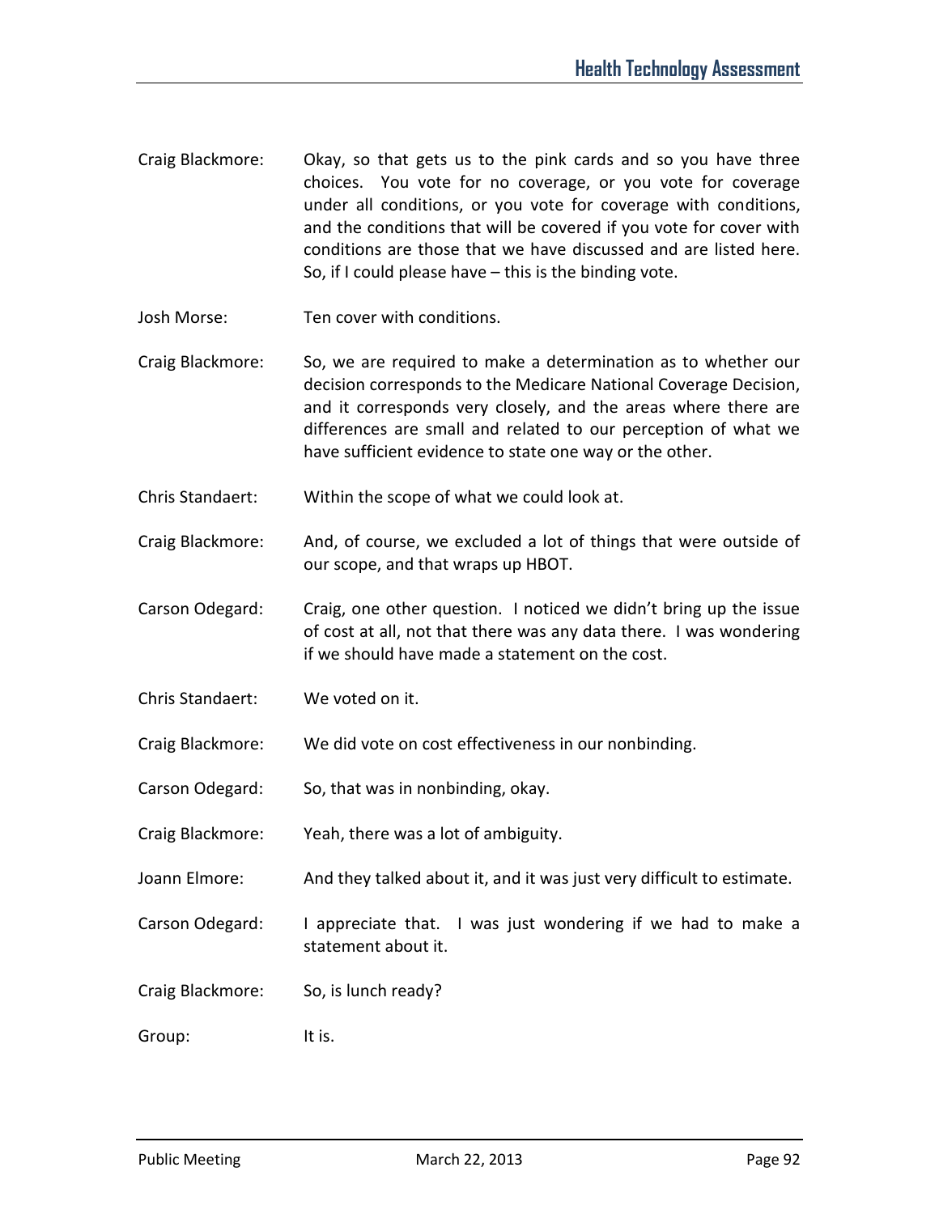Craig Blackmore: Okay, so that gets us to the pink cards and so you have three choices. You vote for no coverage, or you vote for coverage under all conditions, or you vote for coverage with conditions, and the conditions that will be covered if you vote for cover with conditions are those that we have discussed and are listed here. So, if I could please have – this is the binding vote.

Josh Morse: Ten cover with conditions.

Craig Blackmore: So, we are required to make a determination as to whether our decision corresponds to the Medicare National Coverage Decision, and it corresponds very closely, and the areas where there are differences are small and related to our perception of what we have sufficient evidence to state one way or the other.

Chris Standaert: Within the scope of what we could look at.

Craig Blackmore: And, of course, we excluded a lot of things that were outside of our scope, and that wraps up HBOT.

Carson Odegard: Craig, one other question. I noticed we didn't bring up the issue of cost at all, not that there was any data there. I was wondering if we should have made a statement on the cost.

Chris Standaert: We voted on it.

Craig Blackmore: We did vote on cost effectiveness in our nonbinding.

Carson Odegard: So, that was in nonbinding, okay.

Craig Blackmore: Yeah, there was a lot of ambiguity.

Joann Elmore: And they talked about it, and it was just very difficult to estimate.

Carson Odegard: I appreciate that. I was just wondering if we had to make a statement about it.

Craig Blackmore: So, is lunch ready?

Group: It is.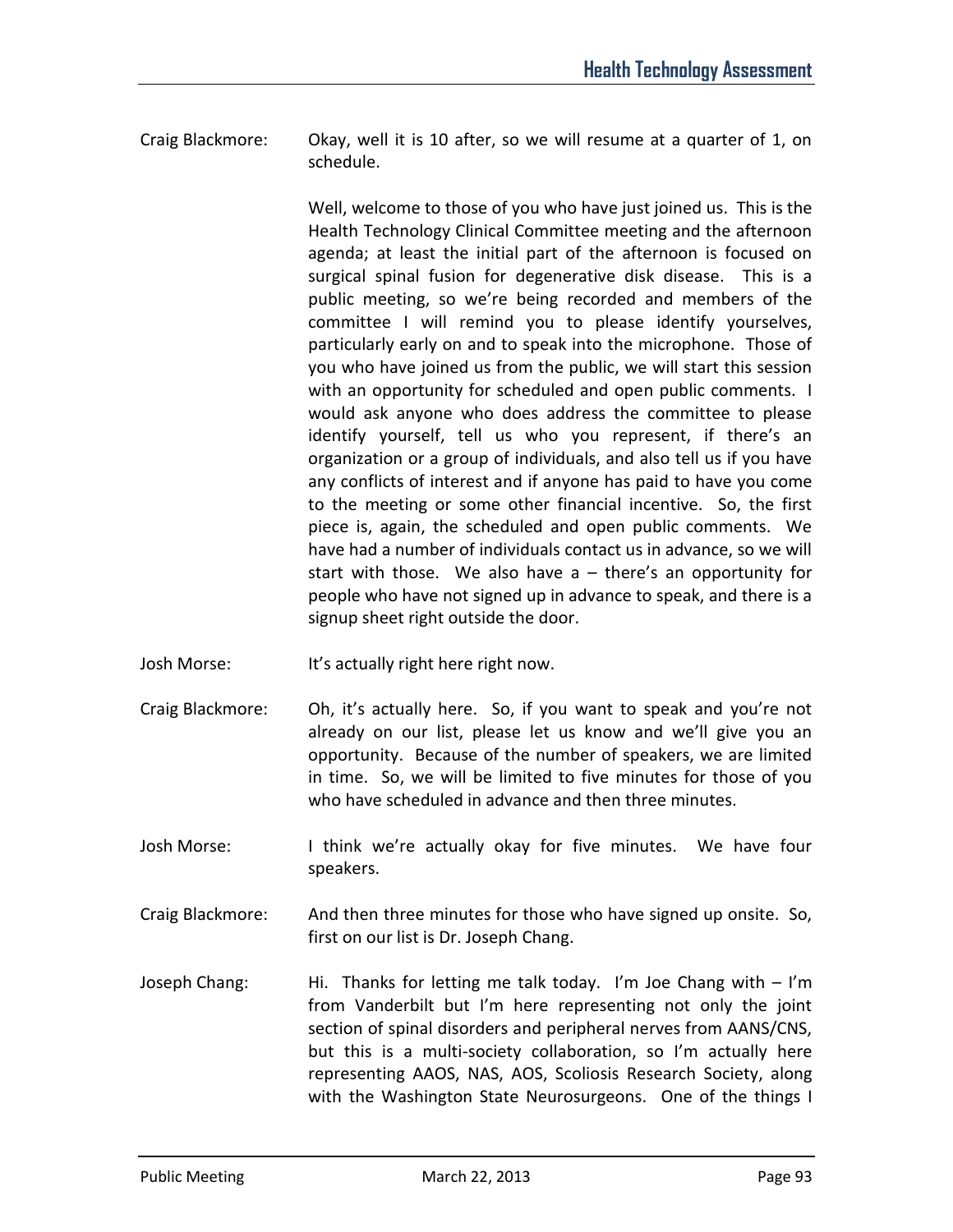Craig Blackmore: Okay, well it is 10 after, so we will resume at a quarter of 1, on schedule.

Well, welcome to those of you who have just joined us. This is the Health Technology Clinical Committee meeting and the afternoon agenda; at least the initial part of the afternoon is focused on surgical spinal fusion for degenerative disk disease. This is a public meeting, so we're being recorded and members of the committee I will remind you to please identify yourselves, particularly early on and to speak into the microphone. Those of you who have joined us from the public, we will start this session with an opportunity for scheduled and open public comments. I would ask anyone who does address the committee to please identify yourself, tell us who you represent, if there's an organization or a group of individuals, and also tell us if you have any conflicts of interest and if anyone has paid to have you come to the meeting or some other financial incentive. So, the first piece is, again, the scheduled and open public comments. We have had a number of individuals contact us in advance, so we will start with those. We also have a – there's an opportunity for people who have not signed up in advance to speak, and there is a signup sheet right outside the door.

Josh Morse: It's actually right here right now.

Craig Blackmore: Oh, it's actually here. So, if you want to speak and you're not already on our list, please let us know and we'll give you an opportunity. Because of the number of speakers, we are limited in time. So, we will be limited to five minutes for those of you who have scheduled in advance and then three minutes.

Josh Morse: I think we're actually okay for five minutes. We have four speakers.

Craig Blackmore: And then three minutes for those who have signed up onsite. So, first on our list is Dr. Joseph Chang.

Joseph Chang: Hi. Thanks for letting me talk today. I'm Joe Chang with – I'm from Vanderbilt but I'm here representing not only the joint section of spinal disorders and peripheral nerves from AANS/CNS, but this is a multi-society collaboration, so I'm actually here representing AAOS, NAS, AOS, Scoliosis Research Society, along with the Washington State Neurosurgeons. One of the things I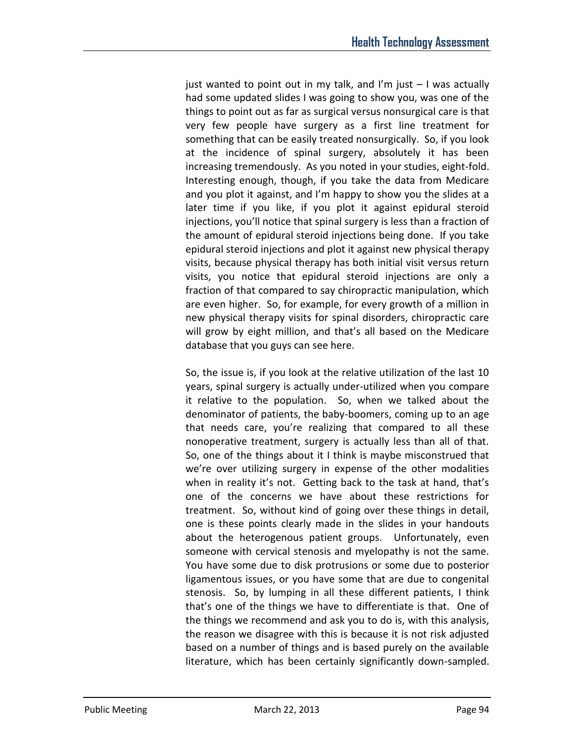just wanted to point out in my talk, and I'm just – I was actually had some updated slides I was going to show you, was one of the things to point out as far as surgical versus nonsurgical care is that very few people have surgery as a first line treatment for something that can be easily treated nonsurgically. So, if you look at the incidence of spinal surgery, absolutely it has been increasing tremendously. As you noted in your studies, eight-fold. Interesting enough, though, if you take the data from Medicare and you plot it against, and I'm happy to show you the slides at a later time if you like, if you plot it against epidural steroid injections, you'll notice that spinal surgery is less than a fraction of the amount of epidural steroid injections being done. If you take epidural steroid injections and plot it against new physical therapy visits, because physical therapy has both initial visit versus return visits, you notice that epidural steroid injections are only a fraction of that compared to say chiropractic manipulation, which are even higher. So, for example, for every growth of a million in new physical therapy visits for spinal disorders, chiropractic care will grow by eight million, and that's all based on the Medicare database that you guys can see here.

So, the issue is, if you look at the relative utilization of the last 10 years, spinal surgery is actually under-utilized when you compare it relative to the population. So, when we talked about the denominator of patients, the baby-boomers, coming up to an age that needs care, you're realizing that compared to all these nonoperative treatment, surgery is actually less than all of that. So, one of the things about it I think is maybe misconstrued that we're over utilizing surgery in expense of the other modalities when in reality it's not. Getting back to the task at hand, that's one of the concerns we have about these restrictions for treatment. So, without kind of going over these things in detail, one is these points clearly made in the slides in your handouts about the heterogenous patient groups. Unfortunately, even someone with cervical stenosis and myelopathy is not the same. You have some due to disk protrusions or some due to posterior ligamentous issues, or you have some that are due to congenital stenosis. So, by lumping in all these different patients, I think that's one of the things we have to differentiate is that. One of the things we recommend and ask you to do is, with this analysis, the reason we disagree with this is because it is not risk adjusted based on a number of things and is based purely on the available literature, which has been certainly significantly down-sampled.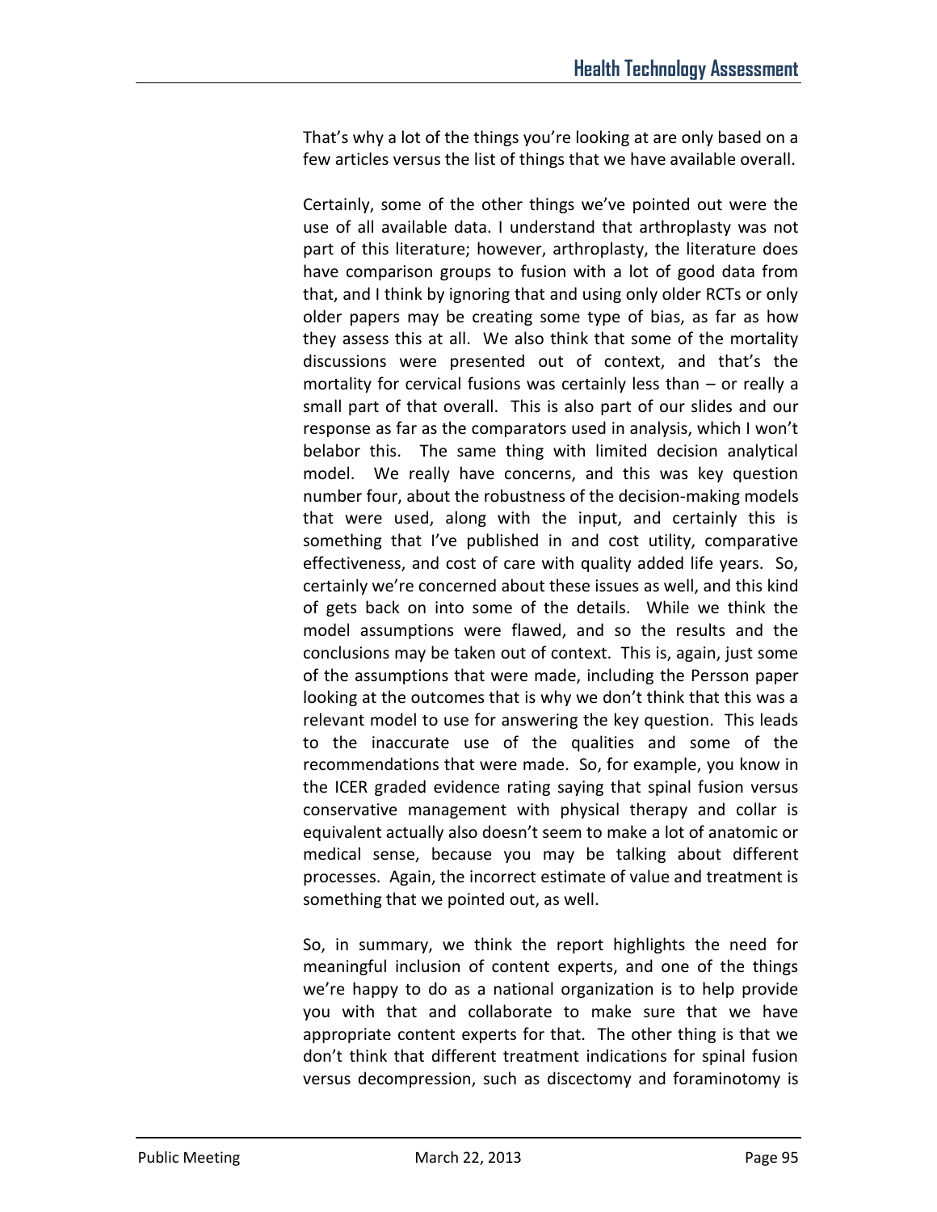That's why a lot of the things you're looking at are only based on a few articles versus the list of things that we have available overall.

Certainly, some of the other things we've pointed out were the use of all available data. I understand that arthroplasty was not part of this literature; however, arthroplasty, the literature does have comparison groups to fusion with a lot of good data from that, and I think by ignoring that and using only older RCTs or only older papers may be creating some type of bias, as far as how they assess this at all. We also think that some of the mortality discussions were presented out of context, and that's the mortality for cervical fusions was certainly less than – or really a small part of that overall. This is also part of our slides and our response as far as the comparators used in analysis, which I won't belabor this. The same thing with limited decision analytical model. We really have concerns, and this was key question number four, about the robustness of the decision-making models that were used, along with the input, and certainly this is something that I've published in and cost utility, comparative effectiveness, and cost of care with quality added life years. So, certainly we're concerned about these issues as well, and this kind of gets back on into some of the details. While we think the model assumptions were flawed, and so the results and the conclusions may be taken out of context. This is, again, just some of the assumptions that were made, including the Persson paper looking at the outcomes that is why we don't think that this was a relevant model to use for answering the key question. This leads to the inaccurate use of the qualities and some of the recommendations that were made. So, for example, you know in the ICER graded evidence rating saying that spinal fusion versus conservative management with physical therapy and collar is equivalent actually also doesn't seem to make a lot of anatomic or medical sense, because you may be talking about different processes. Again, the incorrect estimate of value and treatment is something that we pointed out, as well.

So, in summary, we think the report highlights the need for meaningful inclusion of content experts, and one of the things we're happy to do as a national organization is to help provide you with that and collaborate to make sure that we have appropriate content experts for that. The other thing is that we don't think that different treatment indications for spinal fusion versus decompression, such as discectomy and foraminotomy is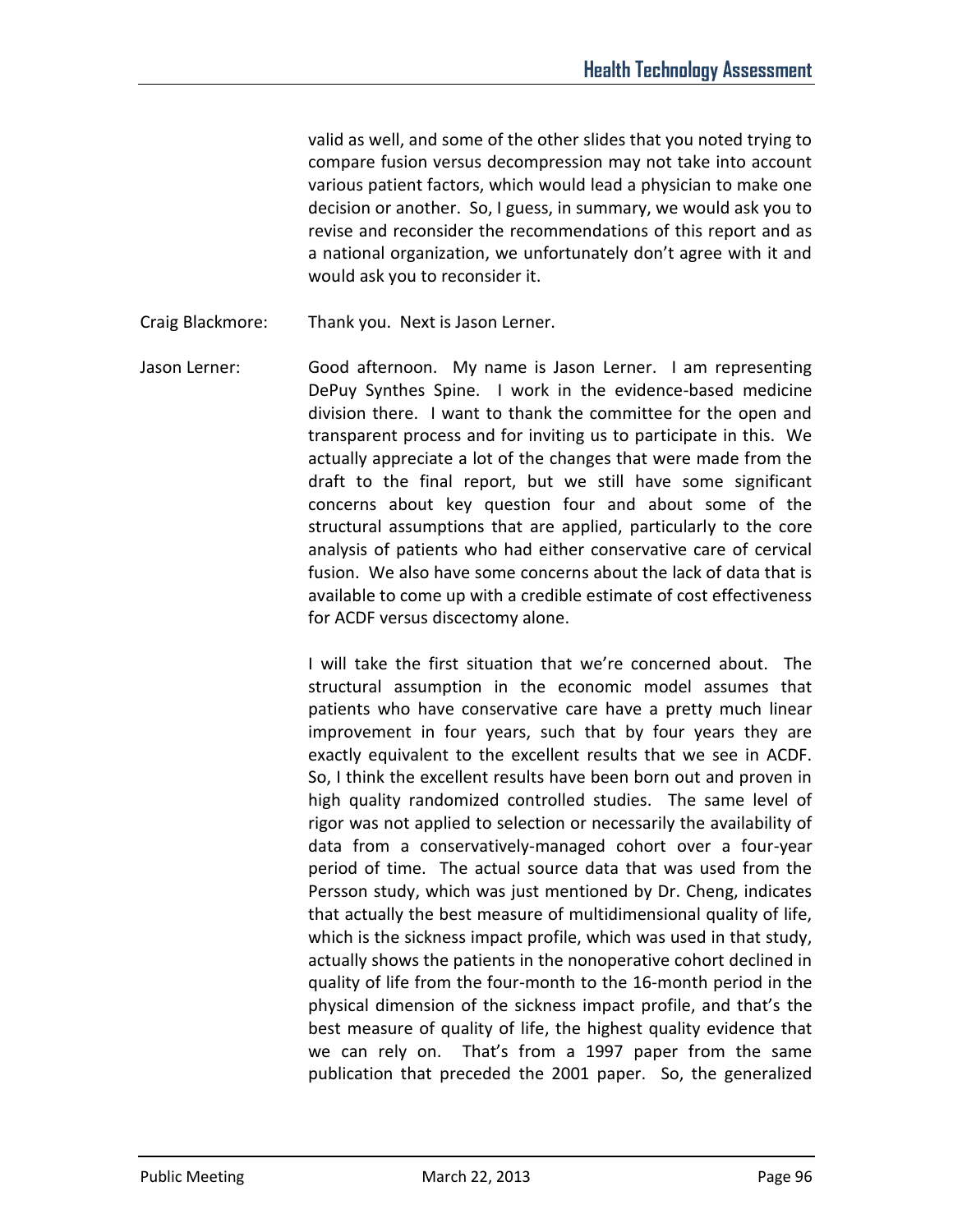valid as well, and some of the other slides that you noted trying to compare fusion versus decompression may not take into account various patient factors, which would lead a physician to make one decision or another. So, I guess, in summary, we would ask you to revise and reconsider the recommendations of this report and as a national organization, we unfortunately don't agree with it and would ask you to reconsider it.

Craig Blackmore: Thank you. Next is Jason Lerner.

Jason Lerner: Good afternoon. My name is Jason Lerner. I am representing DePuy Synthes Spine. I work in the evidence-based medicine division there. I want to thank the committee for the open and transparent process and for inviting us to participate in this. We actually appreciate a lot of the changes that were made from the draft to the final report, but we still have some significant concerns about key question four and about some of the structural assumptions that are applied, particularly to the core analysis of patients who had either conservative care of cervical fusion. We also have some concerns about the lack of data that is available to come up with a credible estimate of cost effectiveness for ACDF versus discectomy alone.

I will take the first situation that we're concerned about. The structural assumption in the economic model assumes that patients who have conservative care have a pretty much linear improvement in four years, such that by four years they are exactly equivalent to the excellent results that we see in ACDF. So, I think the excellent results have been born out and proven in high quality randomized controlled studies. The same level of rigor was not applied to selection or necessarily the availability of data from a conservatively-managed cohort over a four-year period of time. The actual source data that was used from the Persson study, which was just mentioned by Dr. Cheng, indicates that actually the best measure of multidimensional quality of life, which is the sickness impact profile, which was used in that study, actually shows the patients in the nonoperative cohort declined in quality of life from the four-month to the 16-month period in the physical dimension of the sickness impact profile, and that's the best measure of quality of life, the highest quality evidence that we can rely on. That's from a 1997 paper from the same publication that preceded the 2001 paper. So, the generalized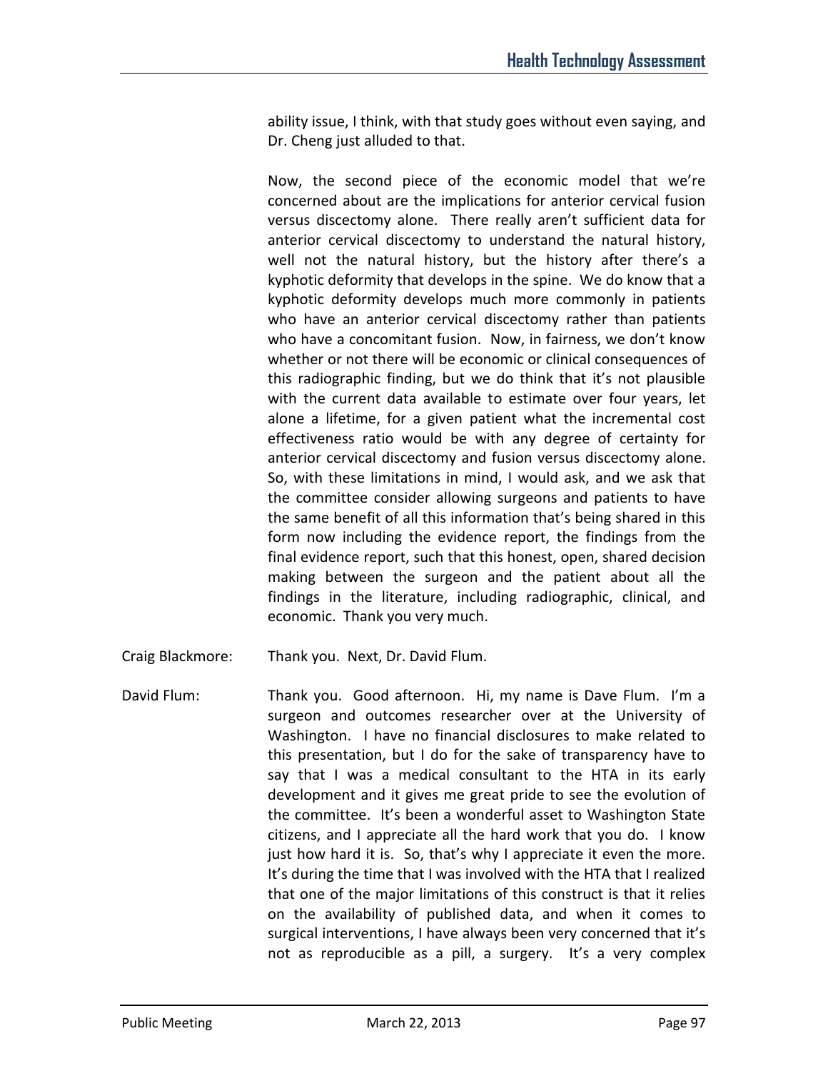ability issue, I think, with that study goes without even saying, and Dr. Cheng just alluded to that.

Now, the second piece of the economic model that we're concerned about are the implications for anterior cervical fusion versus discectomy alone. There really aren't sufficient data for anterior cervical discectomy to understand the natural history, well not the natural history, but the history after there's a kyphotic deformity that develops in the spine. We do know that a kyphotic deformity develops much more commonly in patients who have an anterior cervical discectomy rather than patients who have a concomitant fusion. Now, in fairness, we don't know whether or not there will be economic or clinical consequences of this radiographic finding, but we do think that it's not plausible with the current data available to estimate over four years, let alone a lifetime, for a given patient what the incremental cost effectiveness ratio would be with any degree of certainty for anterior cervical discectomy and fusion versus discectomy alone. So, with these limitations in mind, I would ask, and we ask that the committee consider allowing surgeons and patients to have the same benefit of all this information that's being shared in this form now including the evidence report, the findings from the final evidence report, such that this honest, open, shared decision making between the surgeon and the patient about all the findings in the literature, including radiographic, clinical, and economic. Thank you very much.

Craig Blackmore: Thank you. Next, Dr. David Flum.

David Flum: Thank you. Good afternoon. Hi, my name is Dave Flum. I'm a surgeon and outcomes researcher over at the University of Washington. I have no financial disclosures to make related to this presentation, but I do for the sake of transparency have to say that I was a medical consultant to the HTA in its early development and it gives me great pride to see the evolution of the committee. It's been a wonderful asset to Washington State citizens, and I appreciate all the hard work that you do. I know just how hard it is. So, that's why I appreciate it even the more. It's during the time that I was involved with the HTA that I realized that one of the major limitations of this construct is that it relies on the availability of published data, and when it comes to surgical interventions, I have always been very concerned that it's not as reproducible as a pill, a surgery. It's a very complex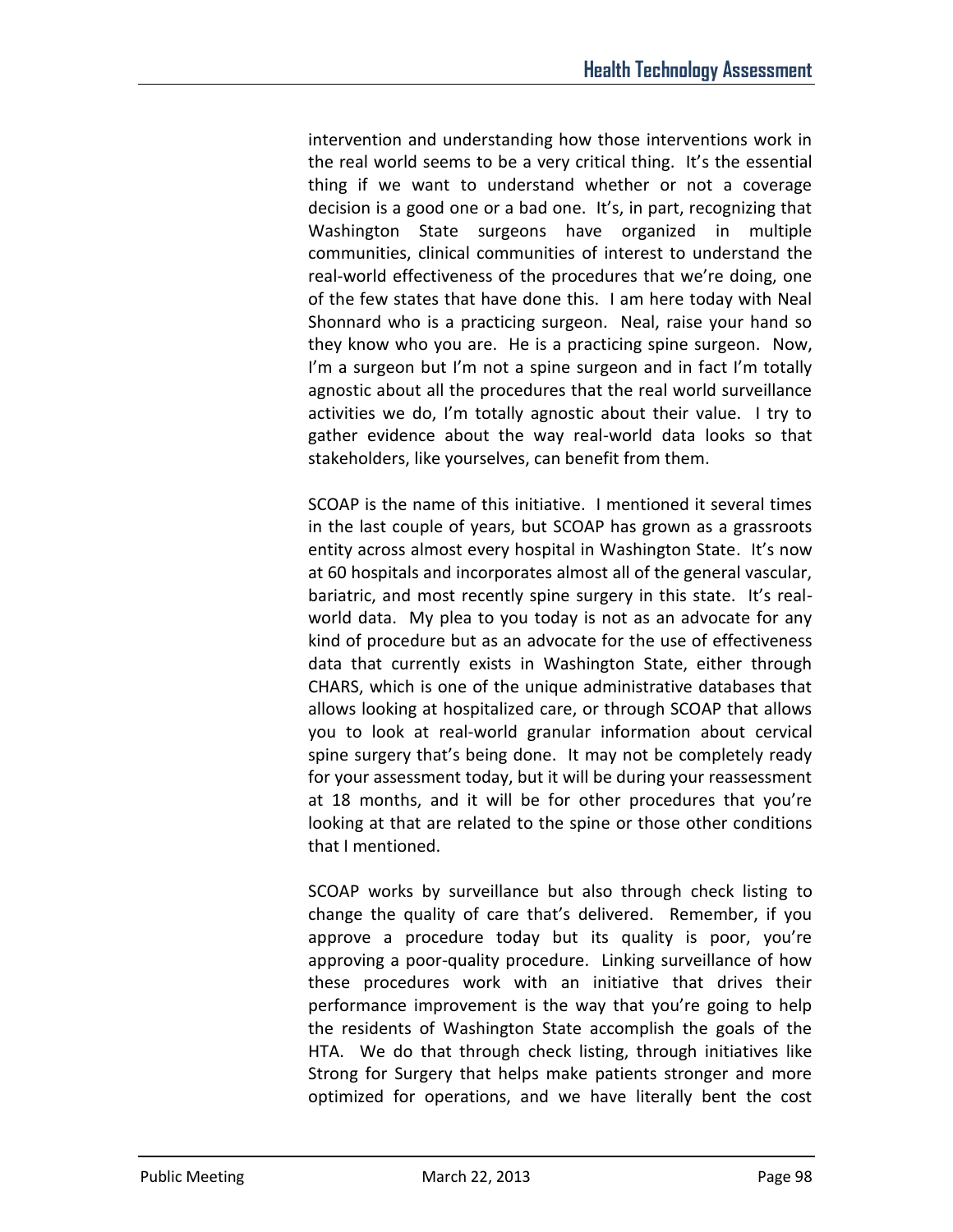intervention and understanding how those interventions work in the real world seems to be a very critical thing. It's the essential thing if we want to understand whether or not a coverage decision is a good one or a bad one. It's, in part, recognizing that Washington State surgeons have organized in multiple communities, clinical communities of interest to understand the real-world effectiveness of the procedures that we're doing, one of the few states that have done this. I am here today with Neal Shonnard who is a practicing surgeon. Neal, raise your hand so they know who you are. He is a practicing spine surgeon. Now, I'm a surgeon but I'm not a spine surgeon and in fact I'm totally agnostic about all the procedures that the real world surveillance activities we do, I'm totally agnostic about their value. I try to gather evidence about the way real-world data looks so that stakeholders, like yourselves, can benefit from them.

SCOAP is the name of this initiative. I mentioned it several times in the last couple of years, but SCOAP has grown as a grassroots entity across almost every hospital in Washington State. It's now at 60 hospitals and incorporates almost all of the general vascular, bariatric, and most recently spine surgery in this state. It's real-world data. My plea to you today is not as an advocate for any kind of procedure but as an advocate for the use of effectiveness data that currently exists in Washington State, either through CHARS, which is one of the unique administrative databases that allows looking at hospitalized care, or through SCOAP that allows you to look at real-world granular information about cervical spine surgery that's being done. It may not be completely ready for your assessment today, but it will be during your reassessment at 18 months, and it will be for other procedures that you're looking at that are related to the spine or those other conditions that I mentioned.

SCOAP works by surveillance but also through check listing to change the quality of care that's delivered. Remember, if you approve a procedure today but its quality is poor, you're approving a poor-quality procedure. Linking surveillance of how these procedures work with an initiative that drives their performance improvement is the way that you're going to help the residents of Washington State accomplish the goals of the HTA. We do that through check listing, through initiatives like Strong for Surgery that helps make patients stronger and more optimized for operations, and we have literally bent the cost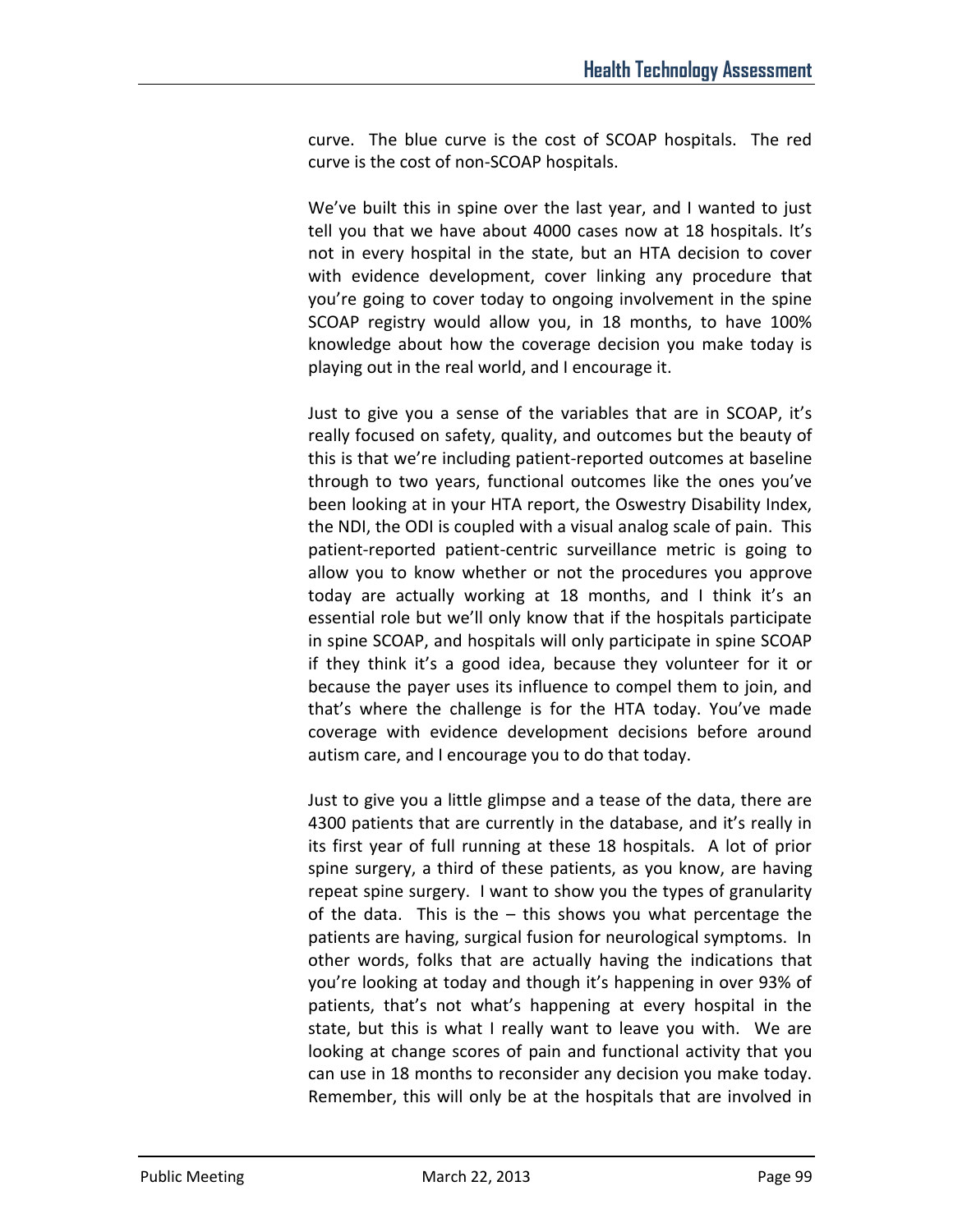curve. The blue curve is the cost of SCOAP hospitals. The red curve is the cost of non-SCOAP hospitals.

We've built this in spine over the last year, and I wanted to just tell you that we have about 4000 cases now at 18 hospitals. It's not in every hospital in the state, but an HTA decision to cover with evidence development, cover linking any procedure that you're going to cover today to ongoing involvement in the spine SCOAP registry would allow you, in 18 months, to have 100% knowledge about how the coverage decision you make today is playing out in the real world, and I encourage it.

Just to give you a sense of the variables that are in SCOAP, it's really focused on safety, quality, and outcomes but the beauty of this is that we're including patient-reported outcomes at baseline through to two years, functional outcomes like the ones you've been looking at in your HTA report, the Oswestry Disability Index, the NDI, the ODI is coupled with a visual analog scale of pain. This patient-reported patient-centric surveillance metric is going to allow you to know whether or not the procedures you approve today are actually working at 18 months, and I think it's an essential role but we'll only know that if the hospitals participate in spine SCOAP, and hospitals will only participate in spine SCOAP if they think it's a good idea, because they volunteer for it or because the payer uses its influence to compel them to join, and that's where the challenge is for the HTA today. You've made coverage with evidence development decisions before around autism care, and I encourage you to do that today.

Just to give you a little glimpse and a tease of the data, there are 4300 patients that are currently in the database, and it's really in its first year of full running at these 18 hospitals. A lot of prior spine surgery, a third of these patients, as you know, are having repeat spine surgery. I want to show you the types of granularity of the data. This is the – this shows you what percentage the patients are having, surgical fusion for neurological symptoms. In other words, folks that are actually having the indications that you're looking at today and though it's happening in over 93% of patients, that's not what's happening at every hospital in the state, but this is what I really want to leave you with. We are looking at change scores of pain and functional activity that you can use in 18 months to reconsider any decision you make today. Remember, this will only be at the hospitals that are involved in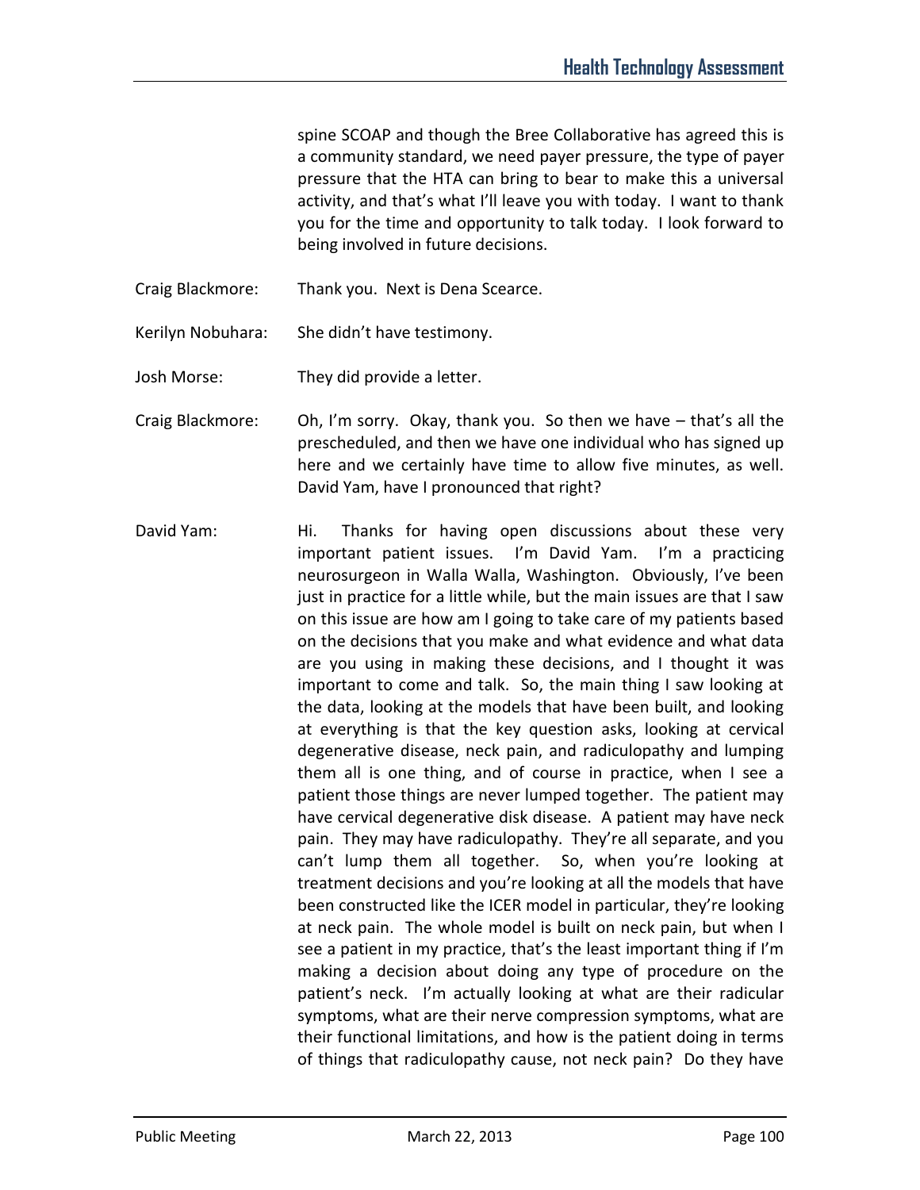spine SCOAP and though the Bree Collaborative has agreed this is a community standard, we need payer pressure, the type of payer pressure that the HTA can bring to bear to make this a universal activity, and that's what I'll leave you with today. I want to thank you for the time and opportunity to talk today. I look forward to being involved in future decisions.

Craig Blackmore: Thank you. Next is Dena Scearce.

Kerilyn Nobuhara: She didn't have testimony.

Josh Morse: They did provide a letter.

Craig Blackmore: Oh, I'm sorry. Okay, thank you. So then we have – that's all the prescheduled, and then we have one individual who has signed up here and we certainly have time to allow five minutes, as well. David Yam, have I pronounced that right?

David Yam: Hi. Thanks for having open discussions about these very important patient issues. I'm David Yam. I'm a practicing neurosurgeon in Walla Walla, Washington. Obviously, I've been just in practice for a little while, but the main issues are that I saw on this issue are how am I going to take care of my patients based on the decisions that you make and what evidence and what data are you using in making these decisions, and I thought it was important to come and talk. So, the main thing I saw looking at the data, looking at the models that have been built, and looking at everything is that the key question asks, looking at cervical degenerative disease, neck pain, and radiculopathy and lumping them all is one thing, and of course in practice, when I see a patient those things are never lumped together. The patient may have cervical degenerative disk disease. A patient may have neck pain. They may have radiculopathy. They're all separate, and you can't lump them all together. So, when you're looking at treatment decisions and you're looking at all the models that have been constructed like the ICER model in particular, they're looking at neck pain. The whole model is built on neck pain, but when I see a patient in my practice, that's the least important thing if I'm making a decision about doing any type of procedure on the patient's neck. I'm actually looking at what are their radicular symptoms, what are their nerve compression symptoms, what are their functional limitations, and how is the patient doing in terms of things that radiculopathy cause, not neck pain? Do they have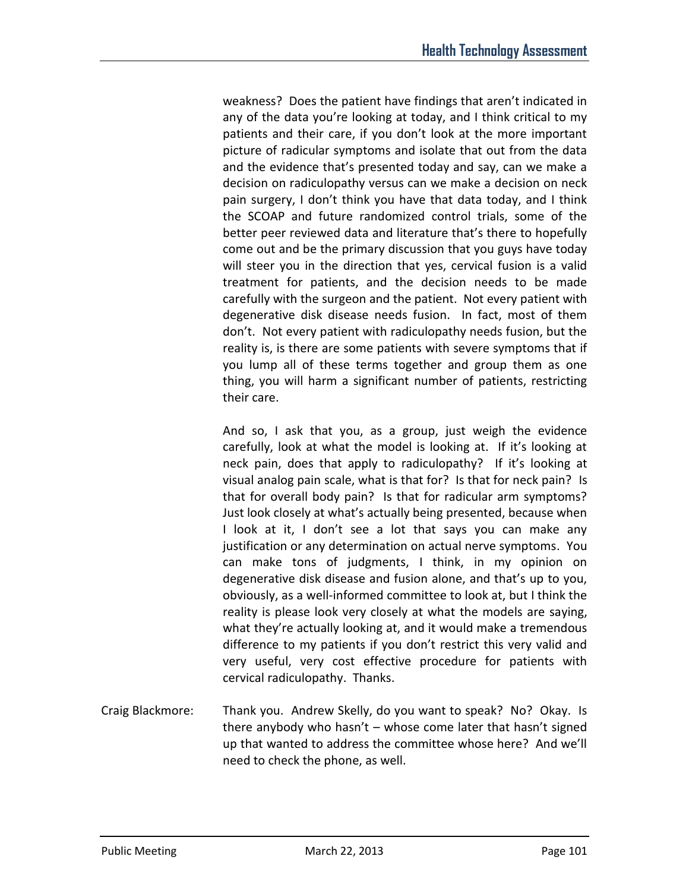weakness? Does the patient have findings that aren't indicated in any of the data you're looking at today, and I think critical to my patients and their care, if you don't look at the more important picture of radicular symptoms and isolate that out from the data and the evidence that's presented today and say, can we make a decision on radiculopathy versus can we make a decision on neck pain surgery, I don't think you have that data today, and I think the SCOAP and future randomized control trials, some of the better peer reviewed data and literature that's there to hopefully come out and be the primary discussion that you guys have today will steer you in the direction that yes, cervical fusion is a valid treatment for patients, and the decision needs to be made carefully with the surgeon and the patient. Not every patient with degenerative disk disease needs fusion. In fact, most of them don't. Not every patient with radiculopathy needs fusion, but the reality is, is there are some patients with severe symptoms that if you lump all of these terms together and group them as one thing, you will harm a significant number of patients, restricting their care.

And so, I ask that you, as a group, just weigh the evidence carefully, look at what the model is looking at. If it's looking at neck pain, does that apply to radiculopathy? If it's looking at visual analog pain scale, what is that for? Is that for neck pain? Is that for overall body pain? Is that for radicular arm symptoms? Just look closely at what's actually being presented, because when I look at it, I don't see a lot that says you can make any justification or any determination on actual nerve symptoms. You can make tons of judgments, I think, in my opinion on degenerative disk disease and fusion alone, and that's up to you, obviously, as a well-informed committee to look at, but I think the reality is please look very closely at what the models are saying, what they're actually looking at, and it would make a tremendous difference to my patients if you don't restrict this very valid and very useful, very cost effective procedure for patients with cervical radiculopathy. Thanks.

Craig Blackmore: Thank you. Andrew Skelly, do you want to speak? No? Okay. Is there anybody who hasn't – whose come later that hasn't signed up that wanted to address the committee whose here? And we'll need to check the phone, as well.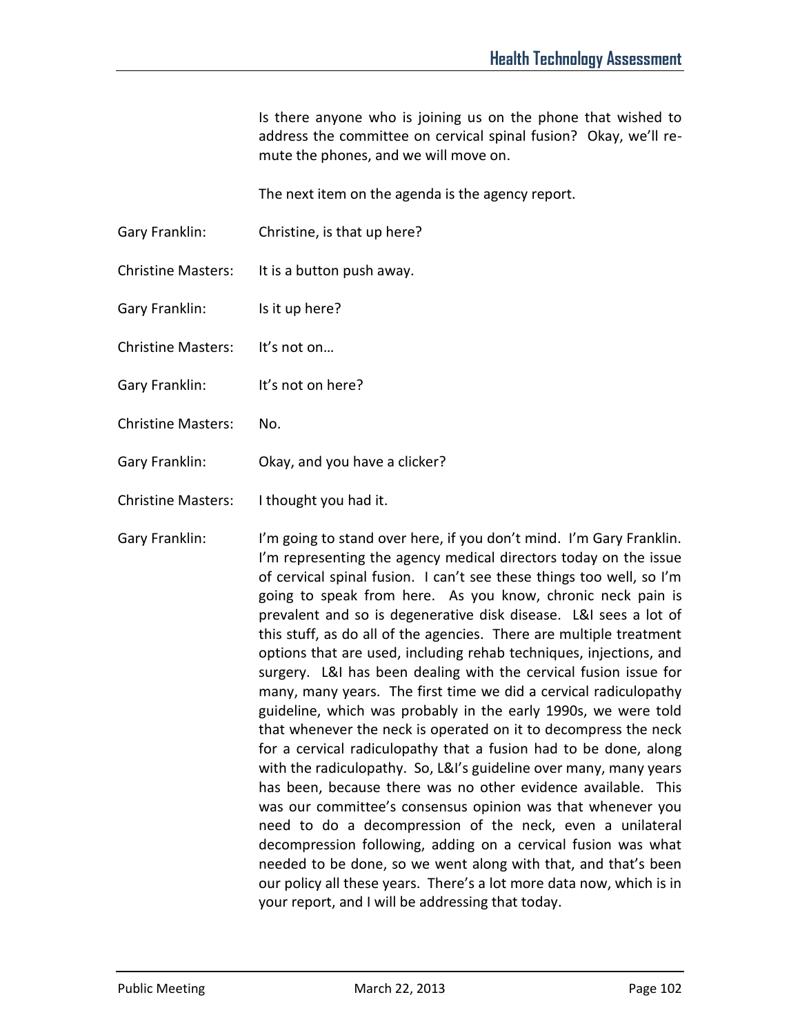Is there anyone who is joining us on the phone that wished to address the committee on cervical spinal fusion? Okay, we'll re-mute the phones, and we will move on.

The next item on the agenda is the agency report.

Gary Franklin: Christine, is that up here?

Christine Masters: It is a button push away.

Gary Franklin: Is it up here?

Christine Masters: It's not on…

Gary Franklin: It's not on here?

Christine Masters: No.

Gary Franklin: Okay, and you have a clicker?

Christine Masters: I thought you had it.

Gary Franklin: I'm going to stand over here, if you don't mind. I'm Gary Franklin. I'm representing the agency medical directors today on the issue of cervical spinal fusion. I can't see these things too well, so I'm going to speak from here. As you know, chronic neck pain is prevalent and so is degenerative disk disease. L&I sees a lot of this stuff, as do all of the agencies. There are multiple treatment options that are used, including rehab techniques, injections, and surgery. L&I has been dealing with the cervical fusion issue for many, many years. The first time we did a cervical radiculopathy guideline, which was probably in the early 1990s, we were told that whenever the neck is operated on it to decompress the neck for a cervical radiculopathy that a fusion had to be done, along with the radiculopathy. So, L&I's guideline over many, many years has been, because there was no other evidence available. This was our committee's consensus opinion was that whenever you need to do a decompression of the neck, even a unilateral decompression following, adding on a cervical fusion was what needed to be done, so we went along with that, and that's been our policy all these years. There's a lot more data now, which is in your report, and I will be addressing that today.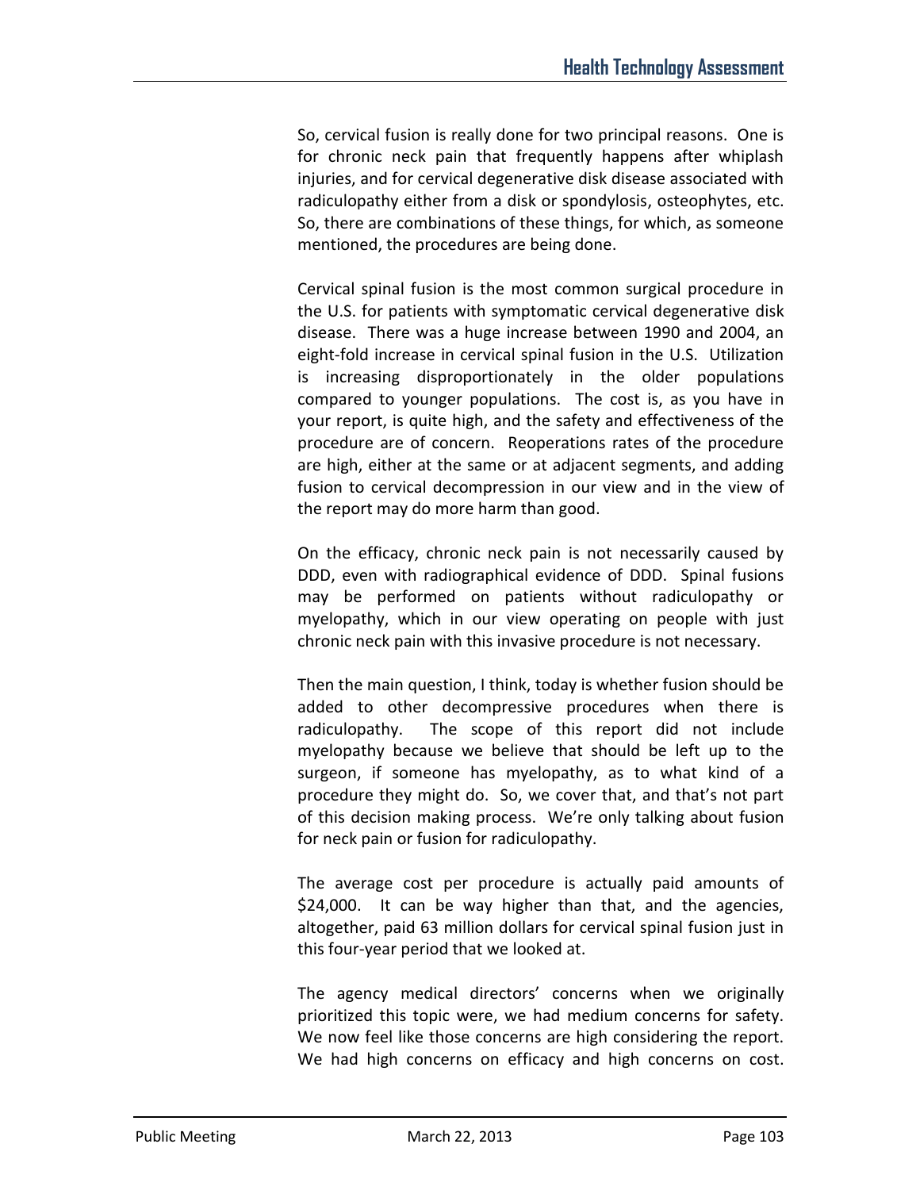So, cervical fusion is really done for two principal reasons. One is for chronic neck pain that frequently happens after whiplash injuries, and for cervical degenerative disk disease associated with radiculopathy either from a disk or spondylosis, osteophytes, etc. So, there are combinations of these things, for which, as someone mentioned, the procedures are being done.

Cervical spinal fusion is the most common surgical procedure in the U.S. for patients with symptomatic cervical degenerative disk disease. There was a huge increase between 1990 and 2004, an eight-fold increase in cervical spinal fusion in the U.S. Utilization is increasing disproportionately in the older populations compared to younger populations. The cost is, as you have in your report, is quite high, and the safety and effectiveness of the procedure are of concern. Reoperations rates of the procedure are high, either at the same or at adjacent segments, and adding fusion to cervical decompression in our view and in the view of the report may do more harm than good.

On the efficacy, chronic neck pain is not necessarily caused by DDD, even with radiographical evidence of DDD. Spinal fusions may be performed on patients without radiculopathy or myelopathy, which in our view operating on people with just chronic neck pain with this invasive procedure is not necessary.

Then the main question, I think, today is whether fusion should be added to other decompressive procedures when there is radiculopathy. The scope of this report did not include myelopathy because we believe that should be left up to the surgeon, if someone has myelopathy, as to what kind of a procedure they might do. So, we cover that, and that's not part of this decision making process. We're only talking about fusion for neck pain or fusion for radiculopathy.

The average cost per procedure is actually paid amounts of $24,000. It can be way higher than that, and the agencies, altogether, paid 63 million dollars for cervical spinal fusion just in this four-year period that we looked at.

The agency medical directors' concerns when we originally prioritized this topic were, we had medium concerns for safety. We now feel like those concerns are high considering the report. We had high concerns on efficacy and high concerns on cost.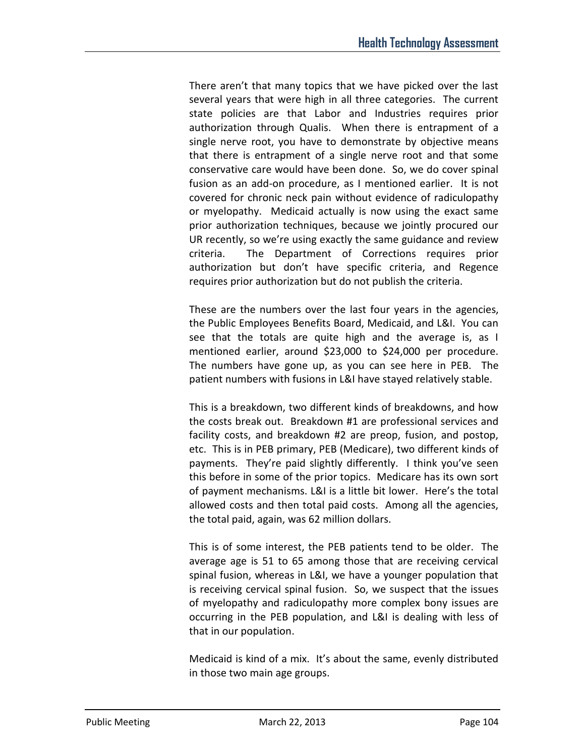There aren't that many topics that we have picked over the last several years that were high in all three categories. The current state policies are that Labor and Industries requires prior authorization through Qualis. When there is entrapment of a single nerve root, you have to demonstrate by objective means that there is entrapment of a single nerve root and that some conservative care would have been done. So, we do cover spinal fusion as an add-on procedure, as I mentioned earlier. It is not covered for chronic neck pain without evidence of radiculopathy or myelopathy. Medicaid actually is now using the exact same prior authorization techniques, because we jointly procured our UR recently, so we're using exactly the same guidance and review criteria. The Department of Corrections requires prior authorization but don't have specific criteria, and Regence requires prior authorization but do not publish the criteria.

These are the numbers over the last four years in the agencies, the Public Employees Benefits Board, Medicaid, and L&I. You can see that the totals are quite high and the average is, as I mentioned earlier, around $23,000 to $24,000 per procedure. The numbers have gone up, as you can see here in PEB. The patient numbers with fusions in L&I have stayed relatively stable.

This is a breakdown, two different kinds of breakdowns, and how the costs break out. Breakdown #1 are professional services and facility costs, and breakdown #2 are preop, fusion, and postop, etc. This is in PEB primary, PEB (Medicare), two different kinds of payments. They're paid slightly differently. I think you've seen this before in some of the prior topics. Medicare has its own sort of payment mechanisms. L&I is a little bit lower. Here's the total allowed costs and then total paid costs. Among all the agencies, the total paid, again, was 62 million dollars.

This is of some interest, the PEB patients tend to be older. The average age is 51 to 65 among those that are receiving cervical spinal fusion, whereas in L&I, we have a younger population that is receiving cervical spinal fusion. So, we suspect that the issues of myelopathy and radiculopathy more complex bony issues are occurring in the PEB population, and L&I is dealing with less of that in our population.

Medicaid is kind of a mix. It's about the same, evenly distributed in those two main age groups.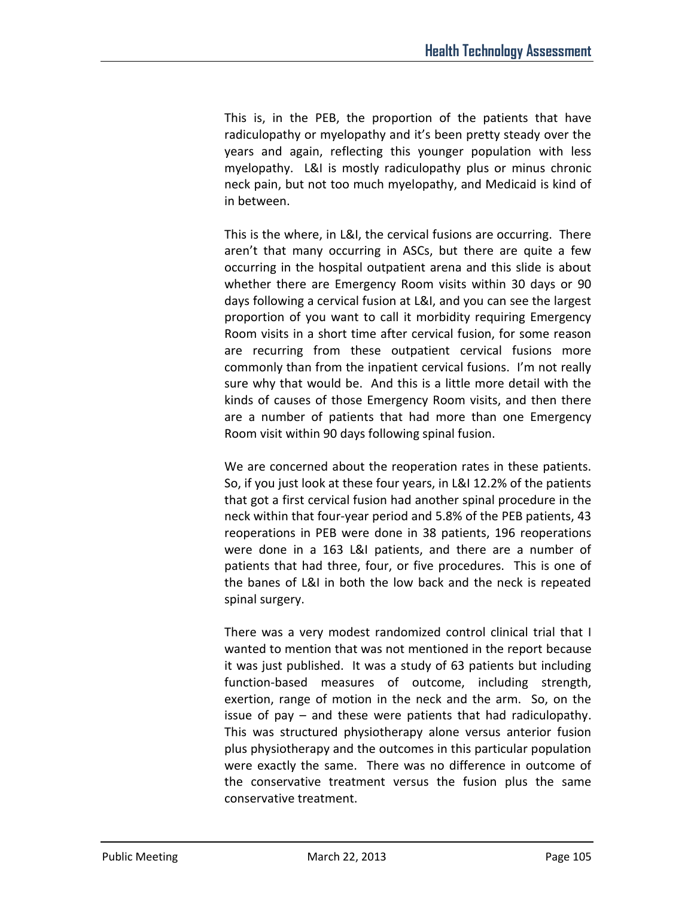This is, in the PEB, the proportion of the patients that have radiculopathy or myelopathy and it's been pretty steady over the years and again, reflecting this younger population with less myelopathy. L&I is mostly radiculopathy plus or minus chronic neck pain, but not too much myelopathy, and Medicaid is kind of in between.

This is the where, in L&I, the cervical fusions are occurring. There aren't that many occurring in ASCs, but there are quite a few occurring in the hospital outpatient arena and this slide is about whether there are Emergency Room visits within 30 days or 90 days following a cervical fusion at L&I, and you can see the largest proportion of you want to call it morbidity requiring Emergency Room visits in a short time after cervical fusion, for some reason are recurring from these outpatient cervical fusions more commonly than from the inpatient cervical fusions. I'm not really sure why that would be. And this is a little more detail with the kinds of causes of those Emergency Room visits, and then there are a number of patients that had more than one Emergency Room visit within 90 days following spinal fusion.

We are concerned about the reoperation rates in these patients. So, if you just look at these four years, in L&I 12.2% of the patients that got a first cervical fusion had another spinal procedure in the neck within that four-year period and 5.8% of the PEB patients, 43 reoperations in PEB were done in 38 patients, 196 reoperations were done in a 163 L&I patients, and there are a number of patients that had three, four, or five procedures. This is one of the banes of L&I in both the low back and the neck is repeated spinal surgery.

There was a very modest randomized control clinical trial that I wanted to mention that was not mentioned in the report because it was just published. It was a study of 63 patients but including function-based measures of outcome, including strength, exertion, range of motion in the neck and the arm. So, on the issue of pay – and these were patients that had radiculopathy. This was structured physiotherapy alone versus anterior fusion plus physiotherapy and the outcomes in this particular population were exactly the same. There was no difference in outcome of the conservative treatment versus the fusion plus the same conservative treatment.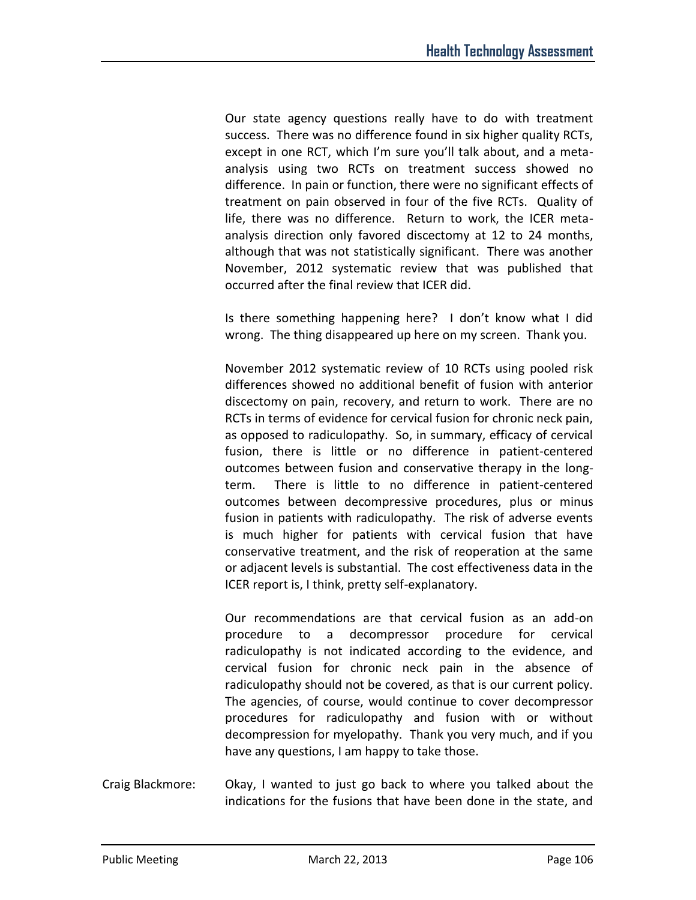Our state agency questions really have to do with treatment success. There was no difference found in six higher quality RCTs, except in one RCT, which I'm sure you'll talk about, and a meta-analysis using two RCTs on treatment success showed no difference. In pain or function, there were no significant effects of treatment on pain observed in four of the five RCTs. Quality of life, there was no difference. Return to work, the ICER meta-analysis direction only favored discectomy at 12 to 24 months, although that was not statistically significant. There was another November, 2012 systematic review that was published that occurred after the final review that ICER did.

Is there something happening here? I don't know what I did wrong. The thing disappeared up here on my screen. Thank you.

November 2012 systematic review of 10 RCTs using pooled risk differences showed no additional benefit of fusion with anterior discectomy on pain, recovery, and return to work. There are no RCTs in terms of evidence for cervical fusion for chronic neck pain, as opposed to radiculopathy. So, in summary, efficacy of cervical fusion, there is little or no difference in patient-centered outcomes between fusion and conservative therapy in the long-term. There is little to no difference in patient-centered outcomes between decompressive procedures, plus or minus fusion in patients with radiculopathy. The risk of adverse events is much higher for patients with cervical fusion that have conservative treatment, and the risk of reoperation at the same or adjacent levels is substantial. The cost effectiveness data in the ICER report is, I think, pretty self-explanatory.

Our recommendations are that cervical fusion as an add-on procedure to a decompressor procedure for cervical radiculopathy is not indicated according to the evidence, and cervical fusion for chronic neck pain in the absence of radiculopathy should not be covered, as that is our current policy. The agencies, of course, would continue to cover decompressor procedures for radiculopathy and fusion with or without decompression for myelopathy. Thank you very much, and if you have any questions, I am happy to take those.

Craig Blackmore: Okay, I wanted to just go back to where you talked about the indications for the fusions that have been done in the state, and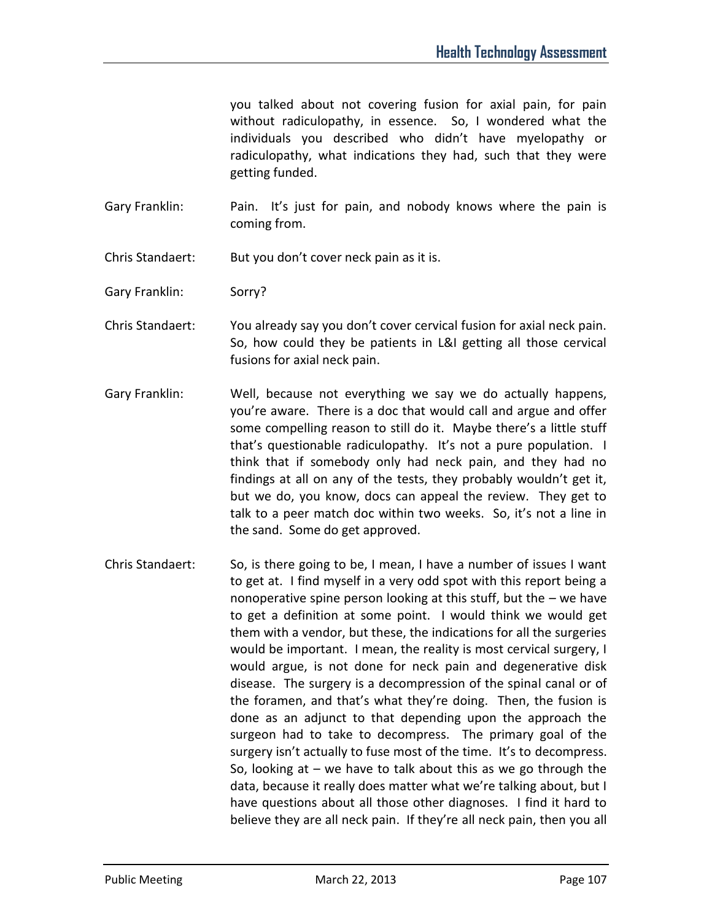you talked about not covering fusion for axial pain, for pain without radiculopathy, in essence. So, I wondered what the individuals you described who didn't have myelopathy or radiculopathy, what indications they had, such that they were getting funded.

Gary Franklin: Pain. It's just for pain, and nobody knows where the pain is coming from.

Chris Standaert: But you don't cover neck pain as it is.

Gary Franklin: Sorry?

Chris Standaert: You already say you don't cover cervical fusion for axial neck pain. So, how could they be patients in L&I getting all those cervical fusions for axial neck pain.

Gary Franklin: Well, because not everything we say we do actually happens, you're aware. There is a doc that would call and argue and offer some compelling reason to still do it. Maybe there's a little stuff that's questionable radiculopathy. It's not a pure population. I think that if somebody only had neck pain, and they had no findings at all on any of the tests, they probably wouldn't get it, but we do, you know, docs can appeal the review. They get to talk to a peer match doc within two weeks. So, it's not a line in the sand. Some do get approved.

Chris Standaert: So, is there going to be, I mean, I have a number of issues I want to get at. I find myself in a very odd spot with this report being a nonoperative spine person looking at this stuff, but the – we have to get a definition at some point. I would think we would get them with a vendor, but these, the indications for all the surgeries would be important. I mean, the reality is most cervical surgery, I would argue, is not done for neck pain and degenerative disk disease. The surgery is a decompression of the spinal canal or of the foramen, and that's what they're doing. Then, the fusion is done as an adjunct to that depending upon the approach the surgeon had to take to decompress. The primary goal of the surgery isn't actually to fuse most of the time. It's to decompress. So, looking at – we have to talk about this as we go through the data, because it really does matter what we're talking about, but I have questions about all those other diagnoses. I find it hard to believe they are all neck pain. If they're all neck pain, then you all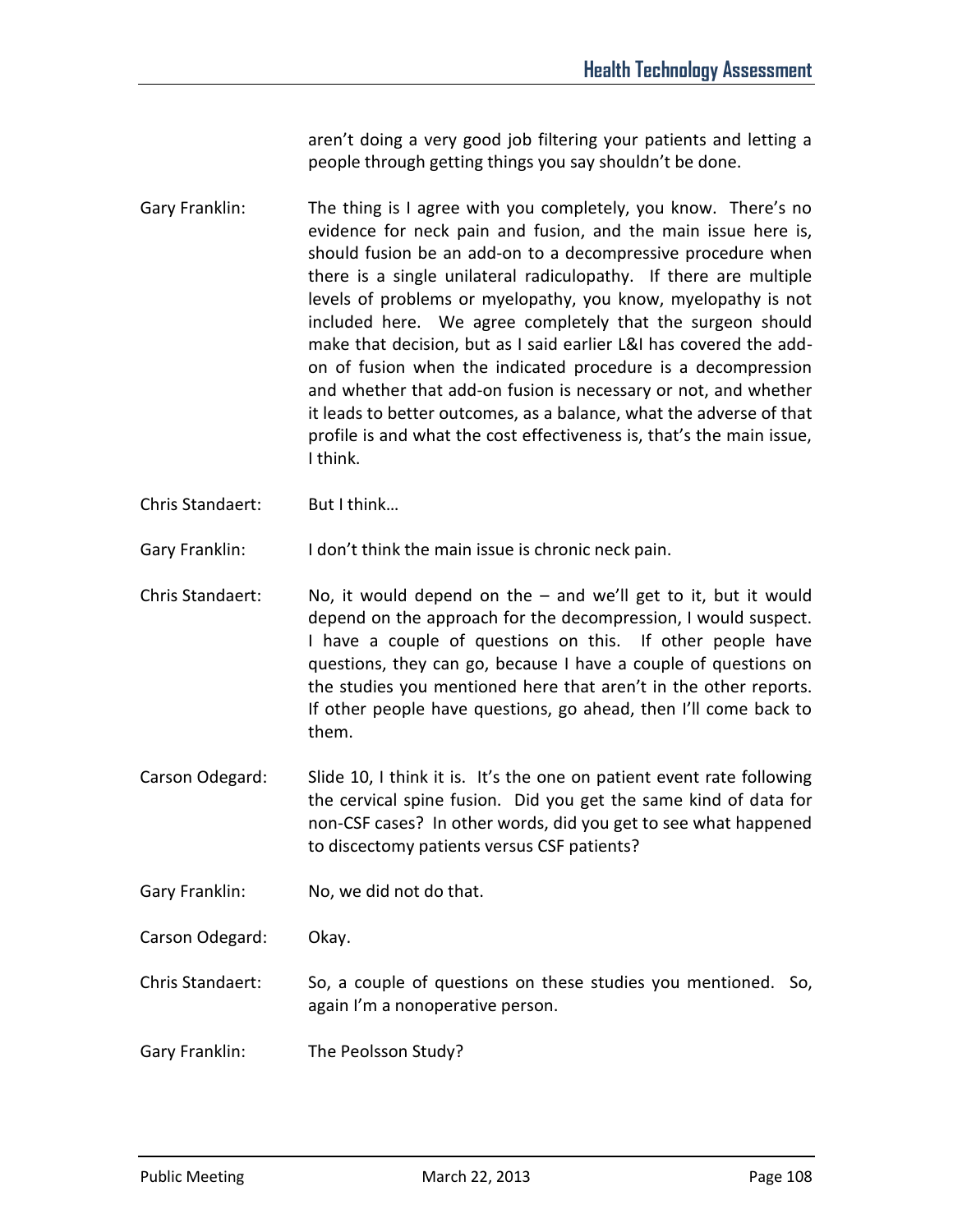aren't doing a very good job filtering your patients and letting a people through getting things you say shouldn't be done.

Gary Franklin: The thing is I agree with you completely, you know. There's no evidence for neck pain and fusion, and the main issue here is, should fusion be an add-on to a decompressive procedure when there is a single unilateral radiculopathy. If there are multiple levels of problems or myelopathy, you know, myelopathy is not included here. We agree completely that the surgeon should make that decision, but as I said earlier L&I has covered the add-on of fusion when the indicated procedure is a decompression and whether that add-on fusion is necessary or not, and whether it leads to better outcomes, as a balance, what the adverse of that profile is and what the cost effectiveness is, that's the main issue, I think.

Chris Standaert: But I think…

Gary Franklin: I don't think the main issue is chronic neck pain.

Chris Standaert: No, it would depend on the – and we'll get to it, but it would depend on the approach for the decompression, I would suspect. I have a couple of questions on this. If other people have questions, they can go, because I have a couple of questions on the studies you mentioned here that aren't in the other reports. If other people have questions, go ahead, then I'll come back to them.

Carson Odegard: Slide 10, I think it is. It's the one on patient event rate following the cervical spine fusion. Did you get the same kind of data for non-CSF cases? In other words, did you get to see what happened to discectomy patients versus CSF patients?

Gary Franklin: No, we did not do that.

Carson Odegard: Okay.

Chris Standaert: So, a couple of questions on these studies you mentioned. So, again I'm a nonoperative person.

Gary Franklin: The Peolsson Study?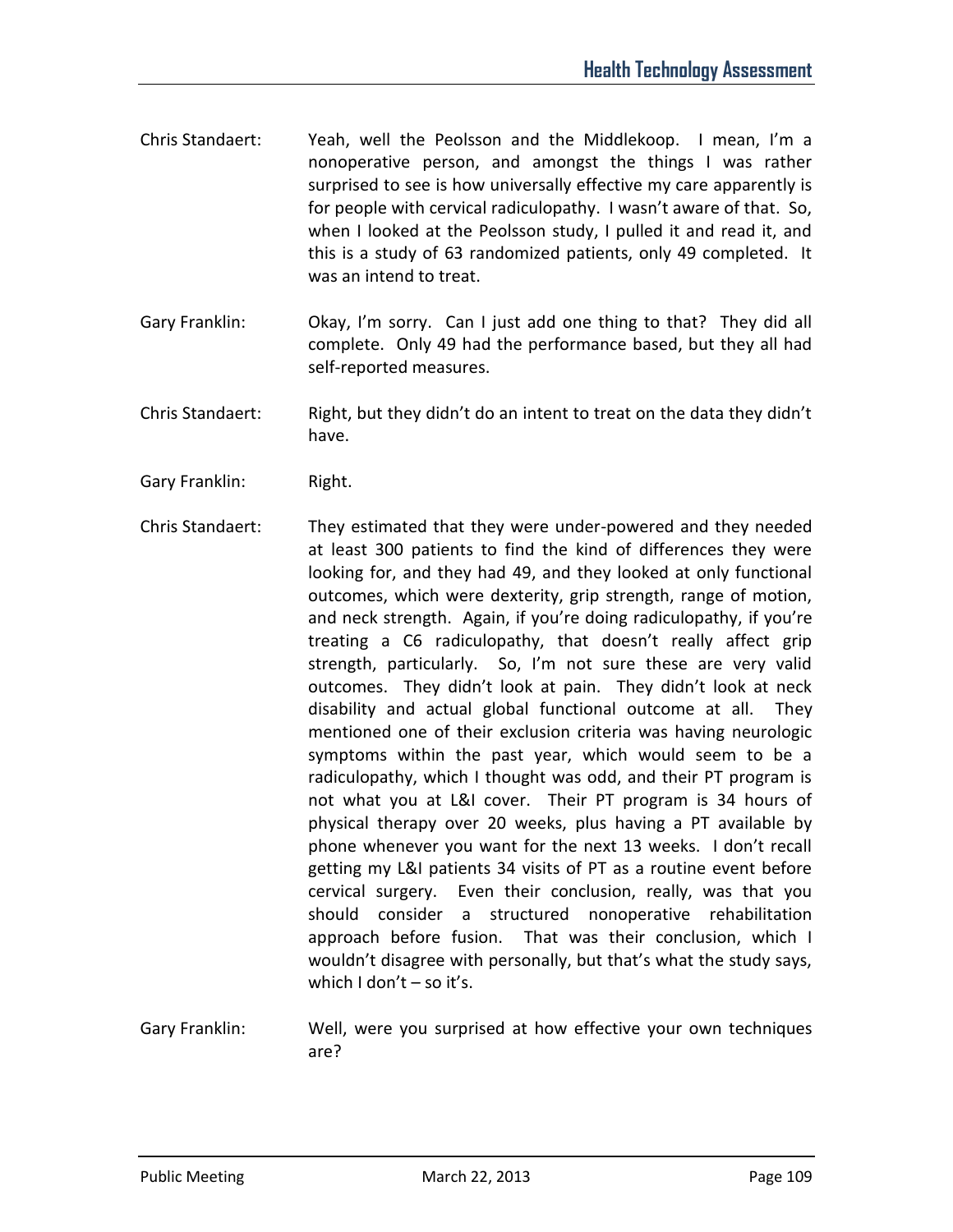Chris Standaert: Yeah, well the Peolsson and the Middlekoop. I mean, I'm a nonoperative person, and amongst the things I was rather surprised to see is how universally effective my care apparently is for people with cervical radiculopathy. I wasn't aware of that. So, when I looked at the Peolsson study, I pulled it and read it, and this is a study of 63 randomized patients, only 49 completed. It was an intend to treat.

Gary Franklin: Okay, I'm sorry. Can I just add one thing to that? They did all complete. Only 49 had the performance based, but they all had self-reported measures.

Chris Standaert: Right, but they didn't do an intent to treat on the data they didn't have.

Gary Franklin: Right.

Chris Standaert: They estimated that they were under-powered and they needed at least 300 patients to find the kind of differences they were looking for, and they had 49, and they looked at only functional outcomes, which were dexterity, grip strength, range of motion, and neck strength. Again, if you're doing radiculopathy, if you're treating a C6 radiculopathy, that doesn't really affect grip strength, particularly. So, I'm not sure these are very valid outcomes. They didn't look at pain. They didn't look at neck disability and actual global functional outcome at all. They mentioned one of their exclusion criteria was having neurologic symptoms within the past year, which would seem to be a radiculopathy, which I thought was odd, and their PT program is not what you at L&I cover. Their PT program is 34 hours of physical therapy over 20 weeks, plus having a PT available by phone whenever you want for the next 13 weeks. I don't recall getting my L&I patients 34 visits of PT as a routine event before cervical surgery. Even their conclusion, really, was that you should consider a structured nonoperative rehabilitation approach before fusion. That was their conclusion, which I wouldn't disagree with personally, but that's what the study says, which I don't – so it's.

Gary Franklin: Well, were you surprised at how effective your own techniques are?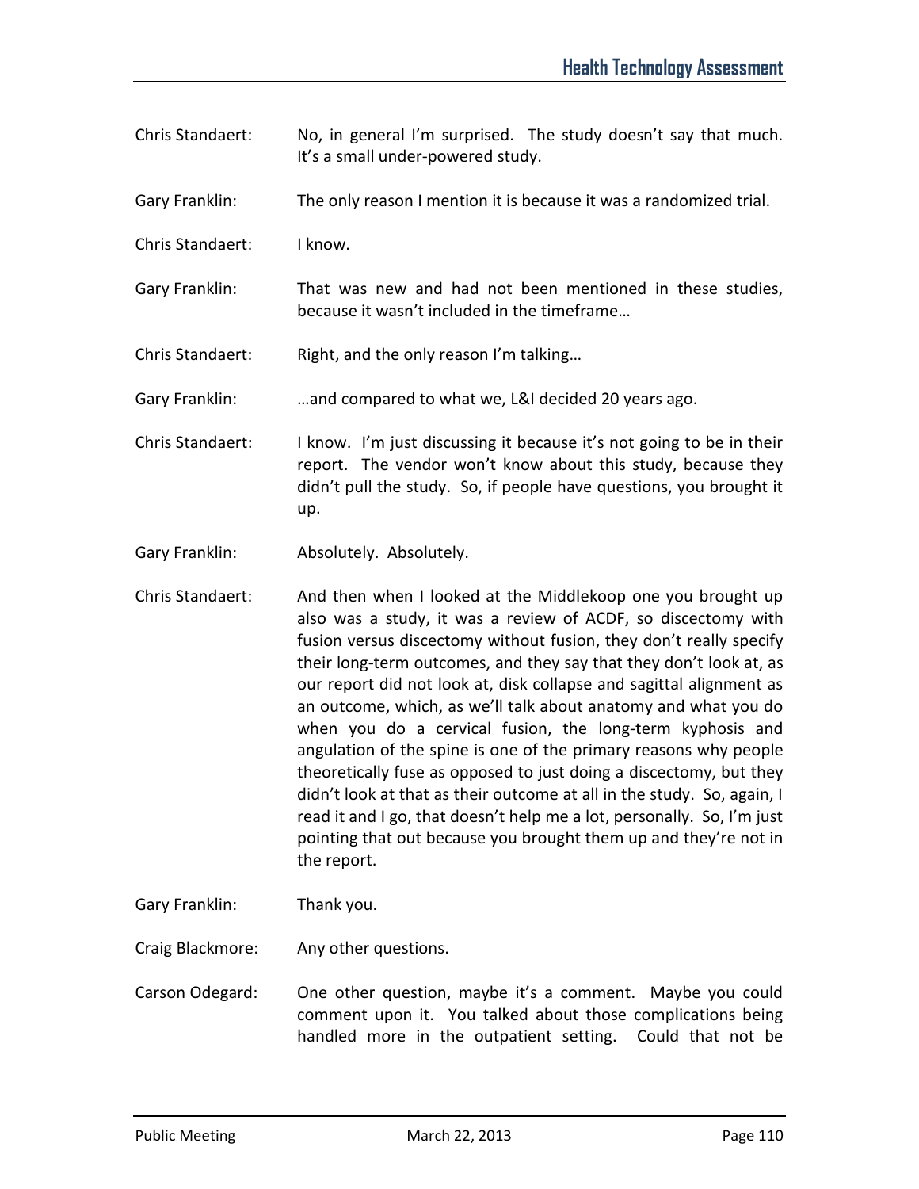Chris Standaert: No, in general I'm surprised. The study doesn't say that much. It's a small under-powered study.

Gary Franklin: The only reason I mention it is because it was a randomized trial.

Chris Standaert: I know.

Gary Franklin: That was new and had not been mentioned in these studies, because it wasn't included in the timeframe…

Chris Standaert: Right, and the only reason I'm talking…

Gary Franklin: …and compared to what we, L&I decided 20 years ago.

Chris Standaert: I know. I'm just discussing it because it's not going to be in their report. The vendor won't know about this study, because they didn't pull the study. So, if people have questions, you brought it up.

Gary Franklin: Absolutely. Absolutely.

Chris Standaert: And then when I looked at the Middlekoop one you brought up also was a study, it was a review of ACDF, so discectomy with fusion versus discectomy without fusion, they don't really specify their long-term outcomes, and they say that they don't look at, as our report did not look at, disk collapse and sagittal alignment as an outcome, which, as we'll talk about anatomy and what you do when you do a cervical fusion, the long-term kyphosis and angulation of the spine is one of the primary reasons why people theoretically fuse as opposed to just doing a discectomy, but they didn't look at that as their outcome at all in the study. So, again, I read it and I go, that doesn't help me a lot, personally. So, I'm just pointing that out because you brought them up and they're not in the report.

Gary Franklin: Thank you.

Craig Blackmore: Any other questions.

Carson Odegard: One other question, maybe it's a comment. Maybe you could comment upon it. You talked about those complications being handled more in the outpatient setting. Could that not be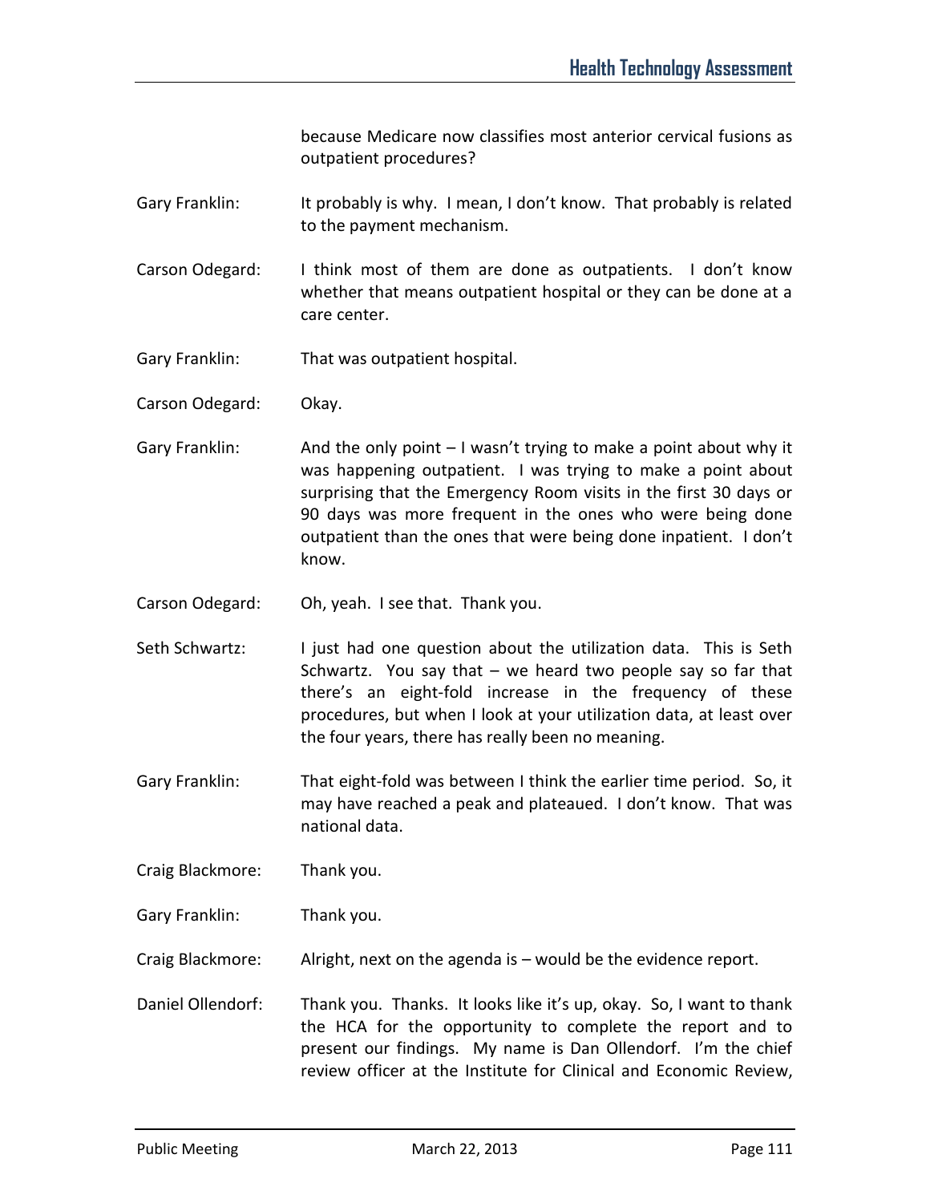because Medicare now classifies most anterior cervical fusions as outpatient procedures?

Gary Franklin: It probably is why. I mean, I don't know. That probably is related to the payment mechanism.

Carson Odegard: I think most of them are done as outpatients. I don't know whether that means outpatient hospital or they can be done at a care center.

Gary Franklin: That was outpatient hospital.

Carson Odegard: Okay.

Gary Franklin: And the only point – I wasn't trying to make a point about why it was happening outpatient. I was trying to make a point about surprising that the Emergency Room visits in the first 30 days or 90 days was more frequent in the ones who were being done outpatient than the ones that were being done inpatient. I don't know.

Carson Odegard: Oh, yeah. I see that. Thank you.

Seth Schwartz: I just had one question about the utilization data. This is Seth Schwartz. You say that – we heard two people say so far that there's an eight-fold increase in the frequency of these procedures, but when I look at your utilization data, at least over the four years, there has really been no meaning.

Gary Franklin: That eight-fold was between I think the earlier time period. So, it may have reached a peak and plateaued. I don't know. That was national data.

Craig Blackmore: Thank you.

Gary Franklin: Thank you.

Craig Blackmore: Alright, next on the agenda is – would be the evidence report.

Daniel Ollendorf: Thank you. Thanks. It looks like it's up, okay. So, I want to thank the HCA for the opportunity to complete the report and to present our findings. My name is Dan Ollendorf. I'm the chief review officer at the Institute for Clinical and Economic Review,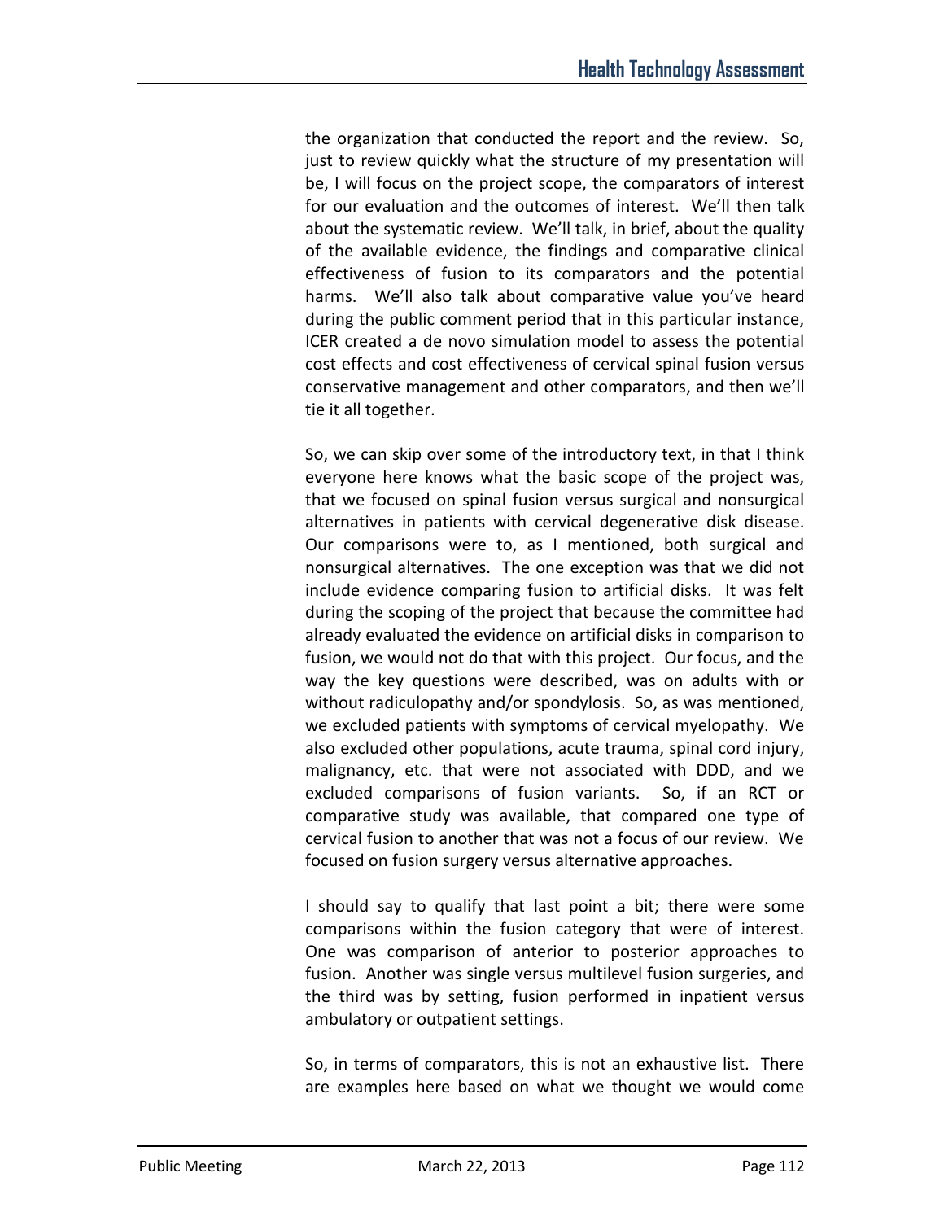the organization that conducted the report and the review. So, just to review quickly what the structure of my presentation will be, I will focus on the project scope, the comparators of interest for our evaluation and the outcomes of interest. We'll then talk about the systematic review. We'll talk, in brief, about the quality of the available evidence, the findings and comparative clinical effectiveness of fusion to its comparators and the potential harms. We'll also talk about comparative value you've heard during the public comment period that in this particular instance, ICER created a de novo simulation model to assess the potential cost effects and cost effectiveness of cervical spinal fusion versus conservative management and other comparators, and then we'll tie it all together.

So, we can skip over some of the introductory text, in that I think everyone here knows what the basic scope of the project was, that we focused on spinal fusion versus surgical and nonsurgical alternatives in patients with cervical degenerative disk disease. Our comparisons were to, as I mentioned, both surgical and nonsurgical alternatives. The one exception was that we did not include evidence comparing fusion to artificial disks. It was felt during the scoping of the project that because the committee had already evaluated the evidence on artificial disks in comparison to fusion, we would not do that with this project. Our focus, and the way the key questions were described, was on adults with or without radiculopathy and/or spondylosis. So, as was mentioned, we excluded patients with symptoms of cervical myelopathy. We also excluded other populations, acute trauma, spinal cord injury, malignancy, etc. that were not associated with DDD, and we excluded comparisons of fusion variants. So, if an RCT or comparative study was available, that compared one type of cervical fusion to another that was not a focus of our review. We focused on fusion surgery versus alternative approaches.

I should say to qualify that last point a bit; there were some comparisons within the fusion category that were of interest. One was comparison of anterior to posterior approaches to fusion. Another was single versus multilevel fusion surgeries, and the third was by setting, fusion performed in inpatient versus ambulatory or outpatient settings.

So, in terms of comparators, this is not an exhaustive list. There are examples here based on what we thought we would come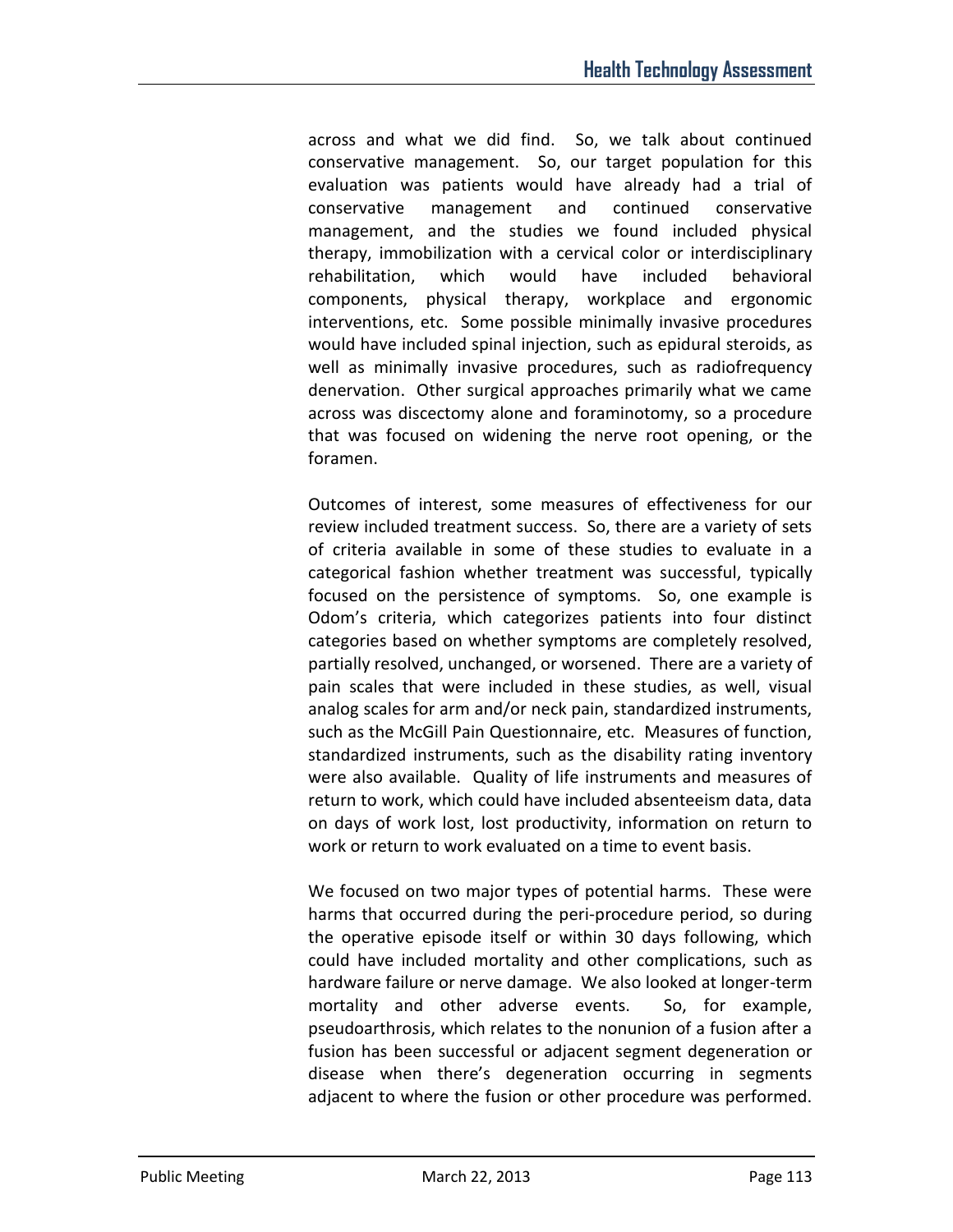across and what we did find. So, we talk about continued conservative management. So, our target population for this evaluation was patients would have already had a trial of conservative management and continued conservative management, and the studies we found included physical therapy, immobilization with a cervical color or interdisciplinary rehabilitation, which would have included behavioral components, physical therapy, workplace and ergonomic interventions, etc. Some possible minimally invasive procedures would have included spinal injection, such as epidural steroids, as well as minimally invasive procedures, such as radiofrequency denervation. Other surgical approaches primarily what we came across was discectomy alone and foraminotomy, so a procedure that was focused on widening the nerve root opening, or the foramen.

Outcomes of interest, some measures of effectiveness for our review included treatment success. So, there are a variety of sets of criteria available in some of these studies to evaluate in a categorical fashion whether treatment was successful, typically focused on the persistence of symptoms. So, one example is Odom's criteria, which categorizes patients into four distinct categories based on whether symptoms are completely resolved, partially resolved, unchanged, or worsened. There are a variety of pain scales that were included in these studies, as well, visual analog scales for arm and/or neck pain, standardized instruments, such as the McGill Pain Questionnaire, etc. Measures of function, standardized instruments, such as the disability rating inventory were also available. Quality of life instruments and measures of return to work, which could have included absenteeism data, data on days of work lost, lost productivity, information on return to work or return to work evaluated on a time to event basis.

We focused on two major types of potential harms. These were harms that occurred during the peri-procedure period, so during the operative episode itself or within 30 days following, which could have included mortality and other complications, such as hardware failure or nerve damage. We also looked at longer-term mortality and other adverse events. So, for example, pseudoarthrosis, which relates to the nonunion of a fusion after a fusion has been successful or adjacent segment degeneration or disease when there's degeneration occurring in segments adjacent to where the fusion or other procedure was performed.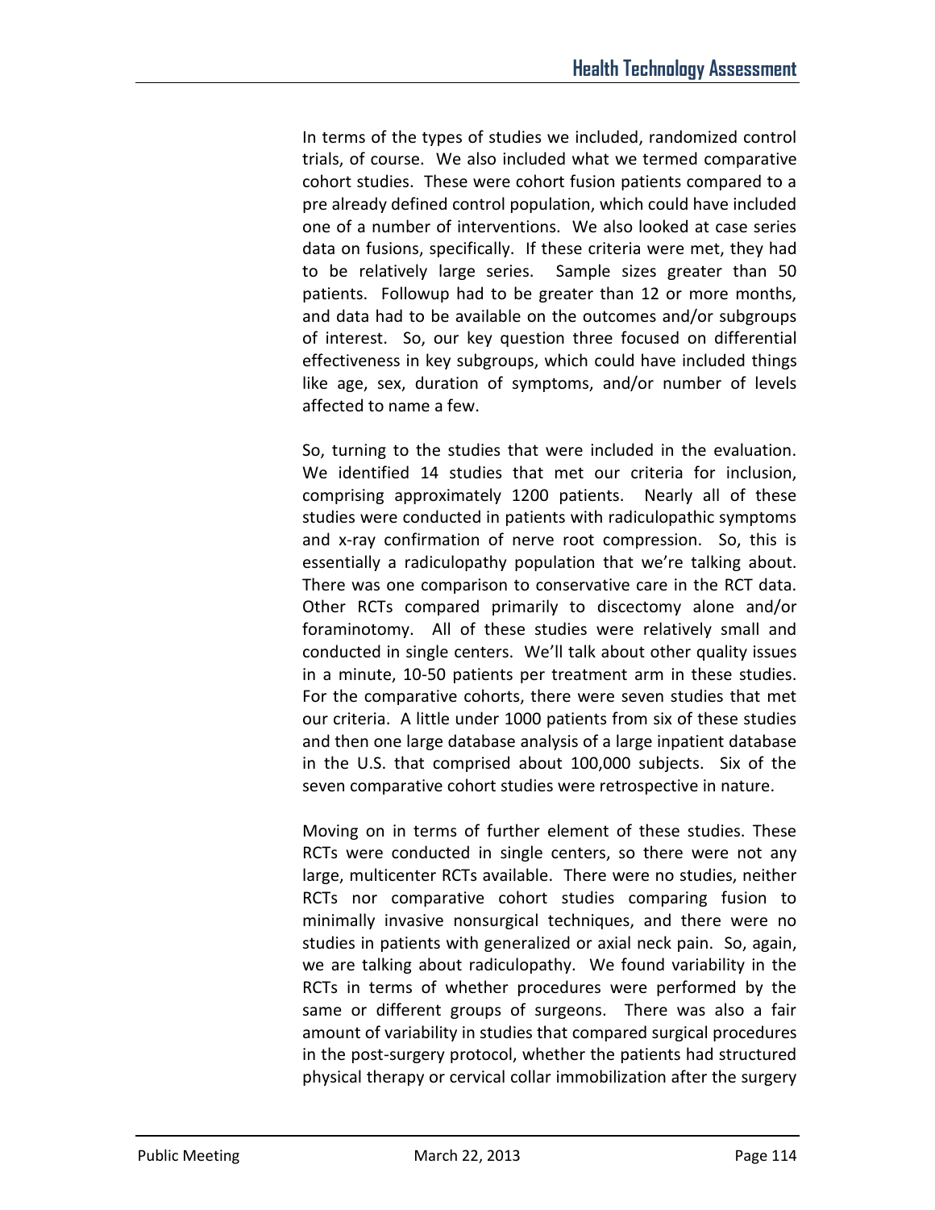In terms of the types of studies we included, randomized control trials, of course. We also included what we termed comparative cohort studies. These were cohort fusion patients compared to a pre already defined control population, which could have included one of a number of interventions. We also looked at case series data on fusions, specifically. If these criteria were met, they had to be relatively large series. Sample sizes greater than 50 patients. Followup had to be greater than 12 or more months, and data had to be available on the outcomes and/or subgroups of interest. So, our key question three focused on differential effectiveness in key subgroups, which could have included things like age, sex, duration of symptoms, and/or number of levels affected to name a few.

So, turning to the studies that were included in the evaluation. We identified 14 studies that met our criteria for inclusion, comprising approximately 1200 patients. Nearly all of these studies were conducted in patients with radiculopathic symptoms and x-ray confirmation of nerve root compression. So, this is essentially a radiculopathy population that we're talking about. There was one comparison to conservative care in the RCT data. Other RCTs compared primarily to discectomy alone and/or foraminotomy. All of these studies were relatively small and conducted in single centers. We'll talk about other quality issues in a minute, 10-50 patients per treatment arm in these studies. For the comparative cohorts, there were seven studies that met our criteria. A little under 1000 patients from six of these studies and then one large database analysis of a large inpatient database in the U.S. that comprised about 100,000 subjects. Six of the seven comparative cohort studies were retrospective in nature.

Moving on in terms of further element of these studies. These RCTs were conducted in single centers, so there were not any large, multicenter RCTs available. There were no studies, neither RCTs nor comparative cohort studies comparing fusion to minimally invasive nonsurgical techniques, and there were no studies in patients with generalized or axial neck pain. So, again, we are talking about radiculopathy. We found variability in the RCTs in terms of whether procedures were performed by the same or different groups of surgeons. There was also a fair amount of variability in studies that compared surgical procedures in the post-surgery protocol, whether the patients had structured physical therapy or cervical collar immobilization after the surgery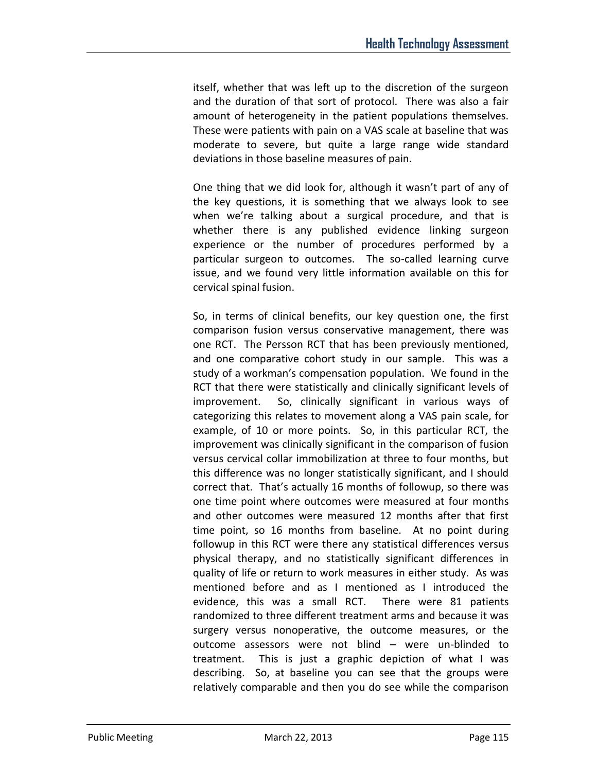itself, whether that was left up to the discretion of the surgeon and the duration of that sort of protocol. There was also a fair amount of heterogeneity in the patient populations themselves. These were patients with pain on a VAS scale at baseline that was moderate to severe, but quite a large range wide standard deviations in those baseline measures of pain.

One thing that we did look for, although it wasn't part of any of the key questions, it is something that we always look to see when we're talking about a surgical procedure, and that is whether there is any published evidence linking surgeon experience or the number of procedures performed by a particular surgeon to outcomes. The so-called learning curve issue, and we found very little information available on this for cervical spinal fusion.

So, in terms of clinical benefits, our key question one, the first comparison fusion versus conservative management, there was one RCT. The Persson RCT that has been previously mentioned, and one comparative cohort study in our sample. This was a study of a workman's compensation population. We found in the RCT that there were statistically and clinically significant levels of improvement. So, clinically significant in various ways of categorizing this relates to movement along a VAS pain scale, for example, of 10 or more points. So, in this particular RCT, the improvement was clinically significant in the comparison of fusion versus cervical collar immobilization at three to four months, but this difference was no longer statistically significant, and I should correct that. That's actually 16 months of followup, so there was one time point where outcomes were measured at four months and other outcomes were measured 12 months after that first time point, so 16 months from baseline. At no point during followup in this RCT were there any statistical differences versus physical therapy, and no statistically significant differences in quality of life or return to work measures in either study. As was mentioned before and as I mentioned as I introduced the evidence, this was a small RCT. There were 81 patients randomized to three different treatment arms and because it was surgery versus nonoperative, the outcome measures, or the outcome assessors were not blind – were un-blinded to treatment. This is just a graphic depiction of what I was describing. So, at baseline you can see that the groups were relatively comparable and then you do see while the comparison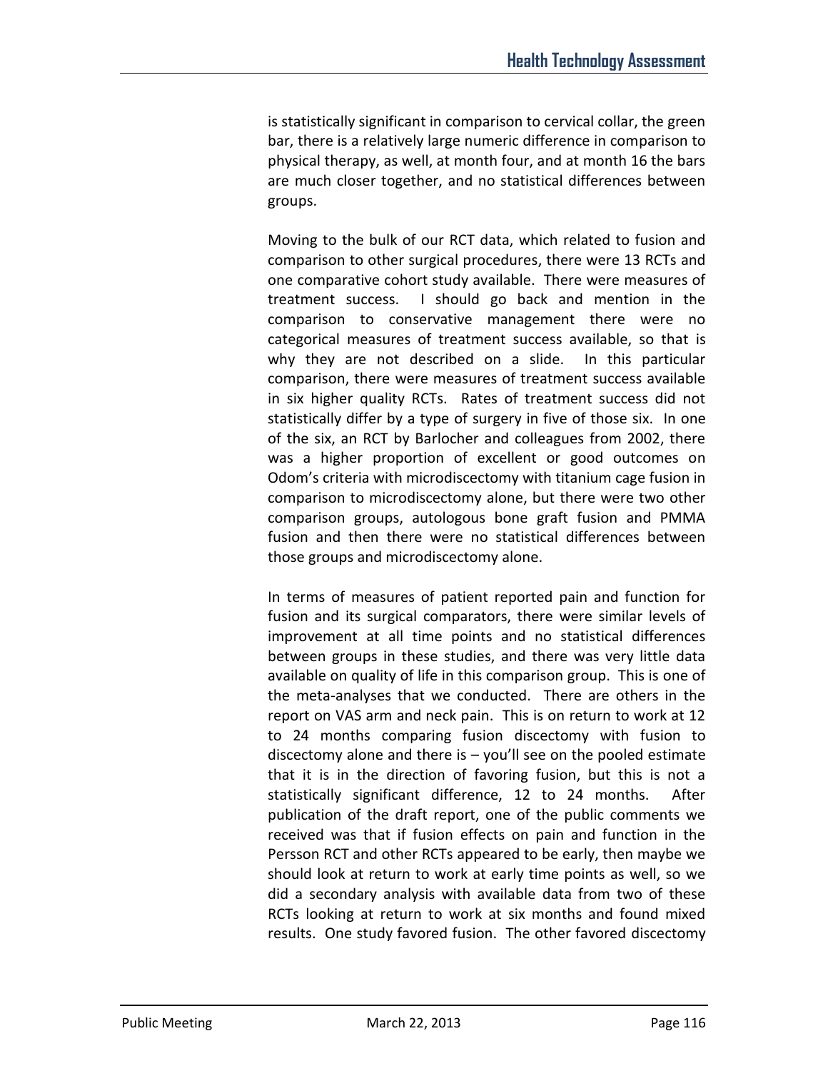is statistically significant in comparison to cervical collar, the green bar, there is a relatively large numeric difference in comparison to physical therapy, as well, at month four, and at month 16 the bars are much closer together, and no statistical differences between groups.

Moving to the bulk of our RCT data, which related to fusion and comparison to other surgical procedures, there were 13 RCTs and one comparative cohort study available. There were measures of treatment success. I should go back and mention in the comparison to conservative management there were no categorical measures of treatment success available, so that is why they are not described on a slide. In this particular comparison, there were measures of treatment success available in six higher quality RCTs. Rates of treatment success did not statistically differ by a type of surgery in five of those six. In one of the six, an RCT by Barlocher and colleagues from 2002, there was a higher proportion of excellent or good outcomes on Odom's criteria with microdiscectomy with titanium cage fusion in comparison to microdiscectomy alone, but there were two other comparison groups, autologous bone graft fusion and PMMA fusion and then there were no statistical differences between those groups and microdiscectomy alone.

In terms of measures of patient reported pain and function for fusion and its surgical comparators, there were similar levels of improvement at all time points and no statistical differences between groups in these studies, and there was very little data available on quality of life in this comparison group. This is one of the meta-analyses that we conducted. There are others in the report on VAS arm and neck pain. This is on return to work at 12 to 24 months comparing fusion discectomy with fusion to discectomy alone and there is – you'll see on the pooled estimate that it is in the direction of favoring fusion, but this is not a statistically significant difference, 12 to 24 months. After publication of the draft report, one of the public comments we received was that if fusion effects on pain and function in the Persson RCT and other RCTs appeared to be early, then maybe we should look at return to work at early time points as well, so we did a secondary analysis with available data from two of these RCTs looking at return to work at six months and found mixed results. One study favored fusion. The other favored discectomy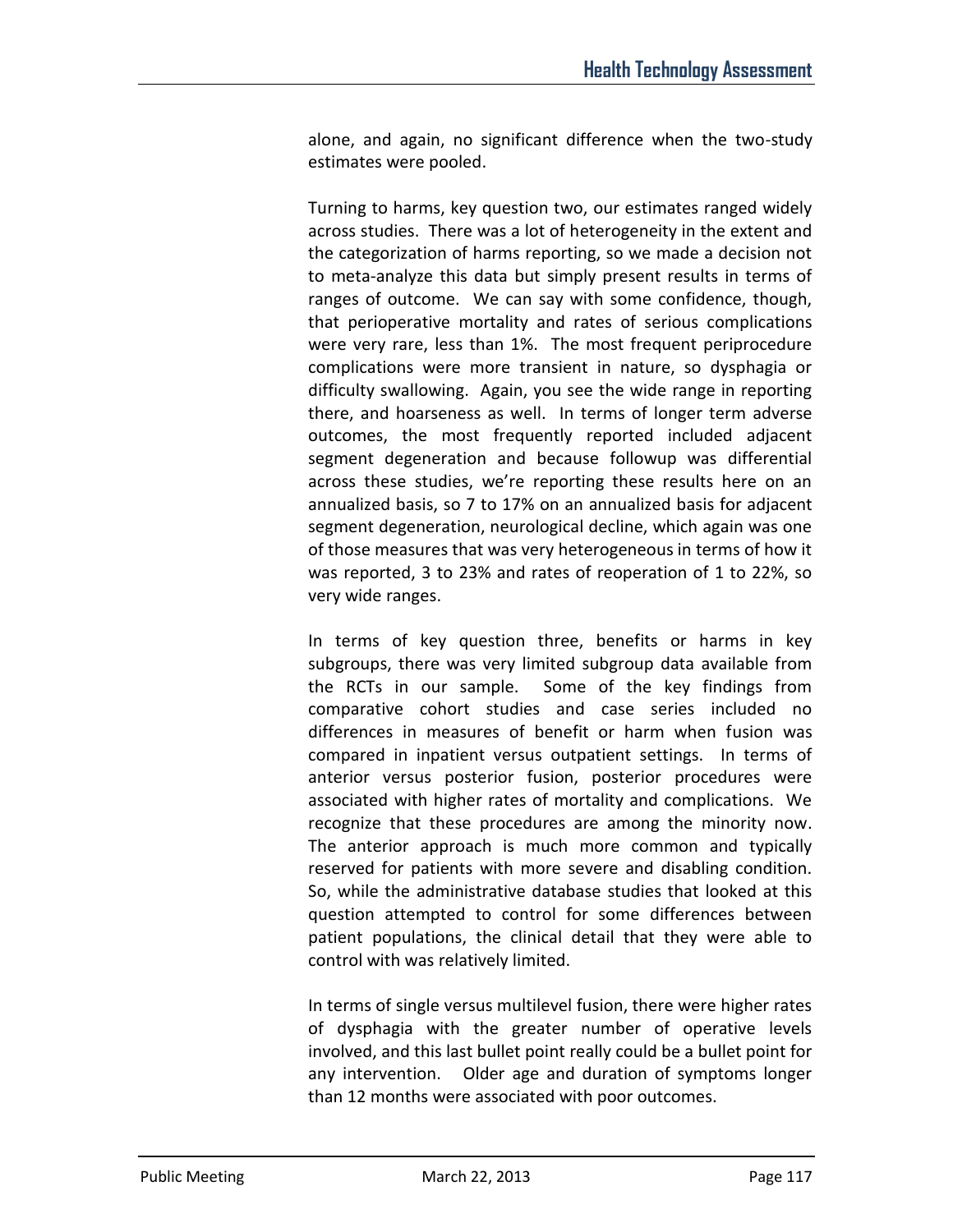alone, and again, no significant difference when the two-study estimates were pooled.

Turning to harms, key question two, our estimates ranged widely across studies. There was a lot of heterogeneity in the extent and the categorization of harms reporting, so we made a decision not to meta-analyze this data but simply present results in terms of ranges of outcome. We can say with some confidence, though, that perioperative mortality and rates of serious complications were very rare, less than 1%. The most frequent periprocedure complications were more transient in nature, so dysphagia or difficulty swallowing. Again, you see the wide range in reporting there, and hoarseness as well. In terms of longer term adverse outcomes, the most frequently reported included adjacent segment degeneration and because followup was differential across these studies, we're reporting these results here on an annualized basis, so 7 to 17% on an annualized basis for adjacent segment degeneration, neurological decline, which again was one of those measures that was very heterogeneous in terms of how it was reported, 3 to 23% and rates of reoperation of 1 to 22%, so very wide ranges.

In terms of key question three, benefits or harms in key subgroups, there was very limited subgroup data available from the RCTs in our sample. Some of the key findings from comparative cohort studies and case series included no differences in measures of benefit or harm when fusion was compared in inpatient versus outpatient settings. In terms of anterior versus posterior fusion, posterior procedures were associated with higher rates of mortality and complications. We recognize that these procedures are among the minority now. The anterior approach is much more common and typically reserved for patients with more severe and disabling condition. So, while the administrative database studies that looked at this question attempted to control for some differences between patient populations, the clinical detail that they were able to control with was relatively limited.

In terms of single versus multilevel fusion, there were higher rates of dysphagia with the greater number of operative levels involved, and this last bullet point really could be a bullet point for any intervention. Older age and duration of symptoms longer than 12 months were associated with poor outcomes.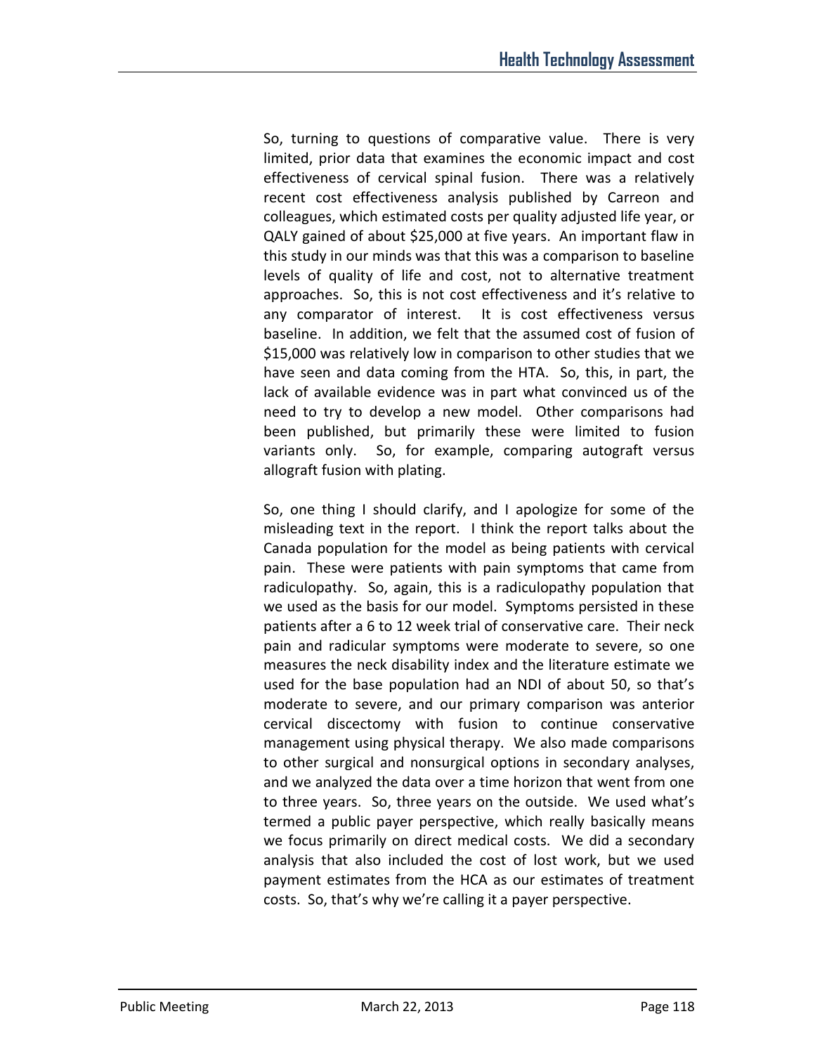So, turning to questions of comparative value. There is very limited, prior data that examines the economic impact and cost effectiveness of cervical spinal fusion. There was a relatively recent cost effectiveness analysis published by Carreon and colleagues, which estimated costs per quality adjusted life year, or QALY gained of about $25,000 at five years. An important flaw in this study in our minds was that this was a comparison to baseline levels of quality of life and cost, not to alternative treatment approaches. So, this is not cost effectiveness and it's relative to any comparator of interest. It is cost effectiveness versus baseline. In addition, we felt that the assumed cost of fusion of $15,000 was relatively low in comparison to other studies that we have seen and data coming from the HTA. So, this, in part, the lack of available evidence was in part what convinced us of the need to try to develop a new model. Other comparisons had been published, but primarily these were limited to fusion variants only. So, for example, comparing autograft versus allograft fusion with plating.

So, one thing I should clarify, and I apologize for some of the misleading text in the report. I think the report talks about the Canada population for the model as being patients with cervical pain. These were patients with pain symptoms that came from radiculopathy. So, again, this is a radiculopathy population that we used as the basis for our model. Symptoms persisted in these patients after a 6 to 12 week trial of conservative care. Their neck pain and radicular symptoms were moderate to severe, so one measures the neck disability index and the literature estimate we used for the base population had an NDI of about 50, so that's moderate to severe, and our primary comparison was anterior cervical discectomy with fusion to continue conservative management using physical therapy. We also made comparisons to other surgical and nonsurgical options in secondary analyses, and we analyzed the data over a time horizon that went from one to three years. So, three years on the outside. We used what's termed a public payer perspective, which really basically means we focus primarily on direct medical costs. We did a secondary analysis that also included the cost of lost work, but we used payment estimates from the HCA as our estimates of treatment costs. So, that's why we're calling it a payer perspective.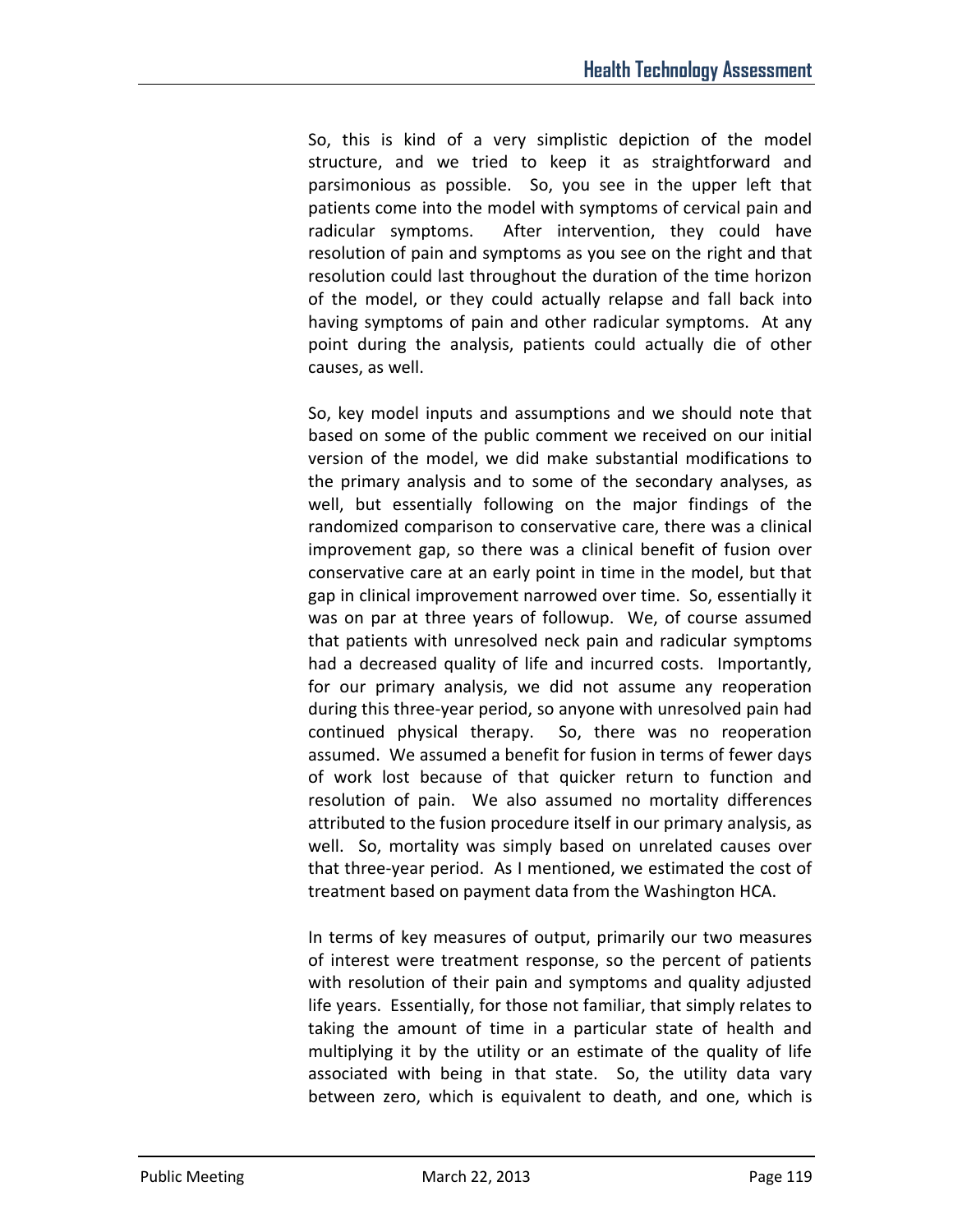So, this is kind of a very simplistic depiction of the model structure, and we tried to keep it as straightforward and parsimonious as possible. So, you see in the upper left that patients come into the model with symptoms of cervical pain and radicular symptoms. After intervention, they could have resolution of pain and symptoms as you see on the right and that resolution could last throughout the duration of the time horizon of the model, or they could actually relapse and fall back into having symptoms of pain and other radicular symptoms. At any point during the analysis, patients could actually die of other causes, as well.

So, key model inputs and assumptions and we should note that based on some of the public comment we received on our initial version of the model, we did make substantial modifications to the primary analysis and to some of the secondary analyses, as well, but essentially following on the major findings of the randomized comparison to conservative care, there was a clinical improvement gap, so there was a clinical benefit of fusion over conservative care at an early point in time in the model, but that gap in clinical improvement narrowed over time. So, essentially it was on par at three years of followup. We, of course assumed that patients with unresolved neck pain and radicular symptoms had a decreased quality of life and incurred costs. Importantly, for our primary analysis, we did not assume any reoperation during this three-year period, so anyone with unresolved pain had continued physical therapy. So, there was no reoperation assumed. We assumed a benefit for fusion in terms of fewer days of work lost because of that quicker return to function and resolution of pain. We also assumed no mortality differences attributed to the fusion procedure itself in our primary analysis, as well. So, mortality was simply based on unrelated causes over that three-year period. As I mentioned, we estimated the cost of treatment based on payment data from the Washington HCA.

In terms of key measures of output, primarily our two measures of interest were treatment response, so the percent of patients with resolution of their pain and symptoms and quality adjusted life years. Essentially, for those not familiar, that simply relates to taking the amount of time in a particular state of health and multiplying it by the utility or an estimate of the quality of life associated with being in that state. So, the utility data vary between zero, which is equivalent to death, and one, which is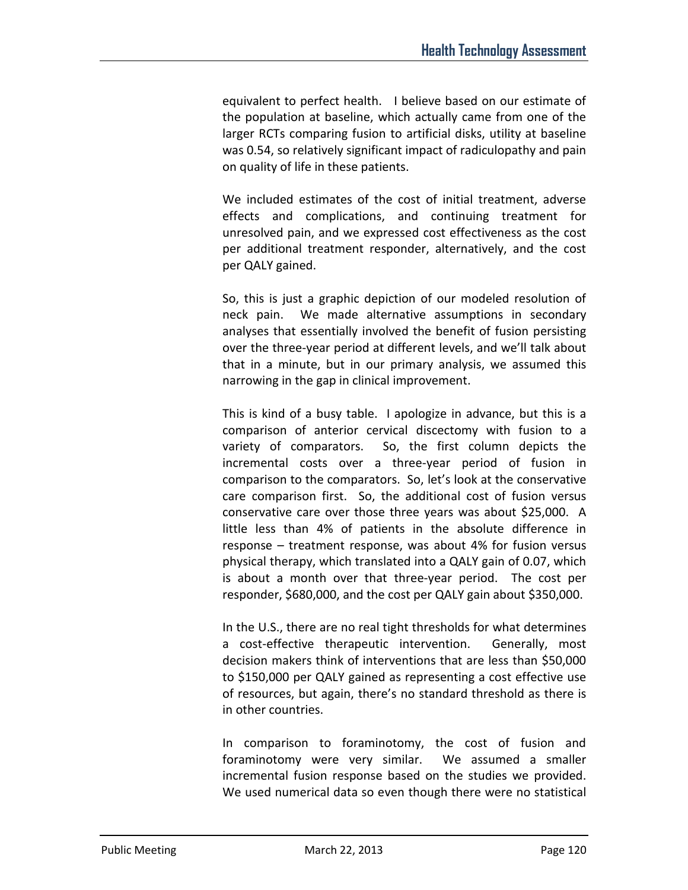equivalent to perfect health. I believe based on our estimate of the population at baseline, which actually came from one of the larger RCTs comparing fusion to artificial disks, utility at baseline was 0.54, so relatively significant impact of radiculopathy and pain on quality of life in these patients.

We included estimates of the cost of initial treatment, adverse effects and complications, and continuing treatment for unresolved pain, and we expressed cost effectiveness as the cost per additional treatment responder, alternatively, and the cost per QALY gained.

So, this is just a graphic depiction of our modeled resolution of neck pain. We made alternative assumptions in secondary analyses that essentially involved the benefit of fusion persisting over the three-year period at different levels, and we'll talk about that in a minute, but in our primary analysis, we assumed this narrowing in the gap in clinical improvement.

This is kind of a busy table. I apologize in advance, but this is a comparison of anterior cervical discectomy with fusion to a variety of comparators. So, the first column depicts the incremental costs over a three-year period of fusion in comparison to the comparators. So, let's look at the conservative care comparison first. So, the additional cost of fusion versus conservative care over those three years was about $25,000. A little less than 4% of patients in the absolute difference in response – treatment response, was about 4% for fusion versus physical therapy, which translated into a QALY gain of 0.07, which is about a month over that three-year period. The cost per responder, $680,000, and the cost per QALY gain about $350,000.

In the U.S., there are no real tight thresholds for what determines a cost-effective therapeutic intervention. Generally, most decision makers think of interventions that are less than $50,000 to $150,000 per QALY gained as representing a cost effective use of resources, but again, there's no standard threshold as there is in other countries.

In comparison to foraminotomy, the cost of fusion and foraminotomy were very similar. We assumed a smaller incremental fusion response based on the studies we provided. We used numerical data so even though there were no statistical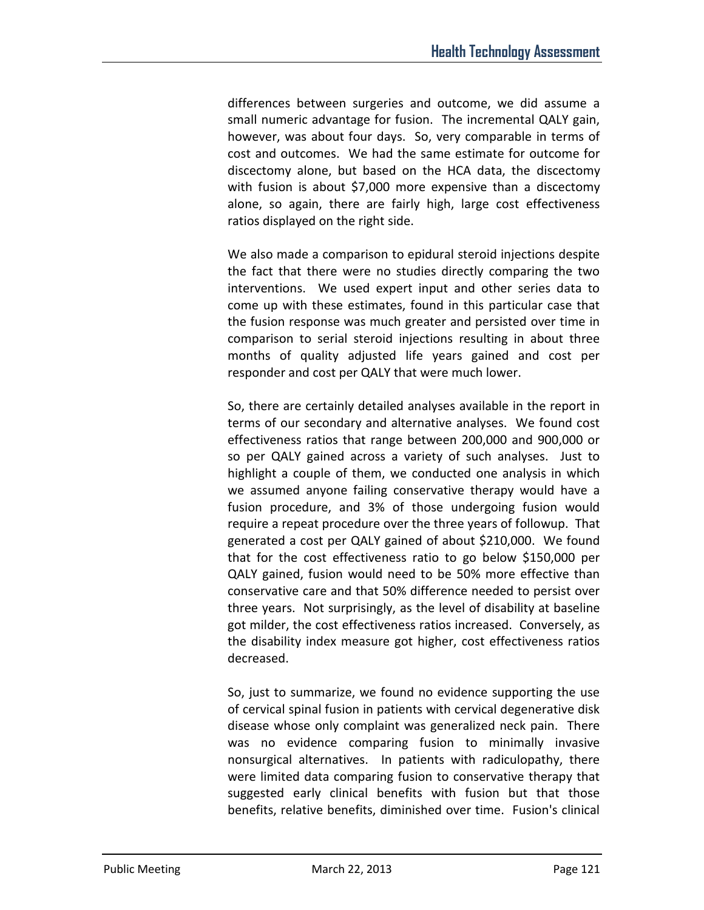differences between surgeries and outcome, we did assume a small numeric advantage for fusion. The incremental QALY gain, however, was about four days. So, very comparable in terms of cost and outcomes. We had the same estimate for outcome for discectomy alone, but based on the HCA data, the discectomy with fusion is about $7,000 more expensive than a discectomy alone, so again, there are fairly high, large cost effectiveness ratios displayed on the right side.

We also made a comparison to epidural steroid injections despite the fact that there were no studies directly comparing the two interventions. We used expert input and other series data to come up with these estimates, found in this particular case that the fusion response was much greater and persisted over time in comparison to serial steroid injections resulting in about three months of quality adjusted life years gained and cost per responder and cost per QALY that were much lower.

So, there are certainly detailed analyses available in the report in terms of our secondary and alternative analyses. We found cost effectiveness ratios that range between 200,000 and 900,000 or so per QALY gained across a variety of such analyses. Just to highlight a couple of them, we conducted one analysis in which we assumed anyone failing conservative therapy would have a fusion procedure, and 3% of those undergoing fusion would require a repeat procedure over the three years of followup. That generated a cost per QALY gained of about $210,000. We found that for the cost effectiveness ratio to go below $150,000 per QALY gained, fusion would need to be 50% more effective than conservative care and that 50% difference needed to persist over three years. Not surprisingly, as the level of disability at baseline got milder, the cost effectiveness ratios increased. Conversely, as the disability index measure got higher, cost effectiveness ratios decreased.

So, just to summarize, we found no evidence supporting the use of cervical spinal fusion in patients with cervical degenerative disk disease whose only complaint was generalized neck pain. There was no evidence comparing fusion to minimally invasive nonsurgical alternatives. In patients with radiculopathy, there were limited data comparing fusion to conservative therapy that suggested early clinical benefits with fusion but that those benefits, relative benefits, diminished over time. Fusion's clinical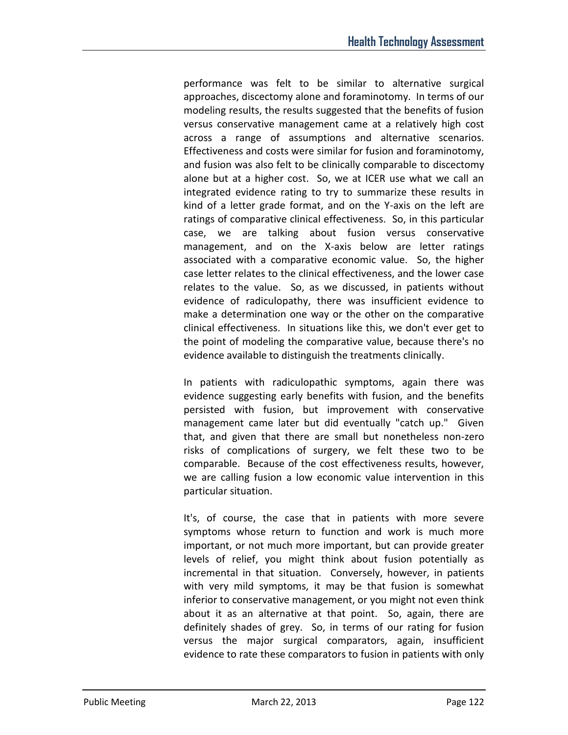performance was felt to be similar to alternative surgical approaches, discectomy alone and foraminotomy. In terms of our modeling results, the results suggested that the benefits of fusion versus conservative management came at a relatively high cost across a range of assumptions and alternative scenarios. Effectiveness and costs were similar for fusion and foraminotomy, and fusion was also felt to be clinically comparable to discectomy alone but at a higher cost. So, we at ICER use what we call an integrated evidence rating to try to summarize these results in kind of a letter grade format, and on the Y-axis on the left are ratings of comparative clinical effectiveness. So, in this particular case, we are talking about fusion versus conservative management, and on the X-axis below are letter ratings associated with a comparative economic value. So, the higher case letter relates to the clinical effectiveness, and the lower case relates to the value. So, as we discussed, in patients without evidence of radiculopathy, there was insufficient evidence to make a determination one way or the other on the comparative clinical effectiveness. In situations like this, we don't ever get to the point of modeling the comparative value, because there's no evidence available to distinguish the treatments clinically.

In patients with radiculopathic symptoms, again there was evidence suggesting early benefits with fusion, and the benefits persisted with fusion, but improvement with conservative management came later but did eventually "catch up." Given that, and given that there are small but nonetheless non-zero risks of complications of surgery, we felt these two to be comparable. Because of the cost effectiveness results, however, we are calling fusion a low economic value intervention in this particular situation.

It's, of course, the case that in patients with more severe symptoms whose return to function and work is much more important, or not much more important, but can provide greater levels of relief, you might think about fusion potentially as incremental in that situation. Conversely, however, in patients with very mild symptoms, it may be that fusion is somewhat inferior to conservative management, or you might not even think about it as an alternative at that point. So, again, there are definitely shades of grey. So, in terms of our rating for fusion versus the major surgical comparators, again, insufficient evidence to rate these comparators to fusion in patients with only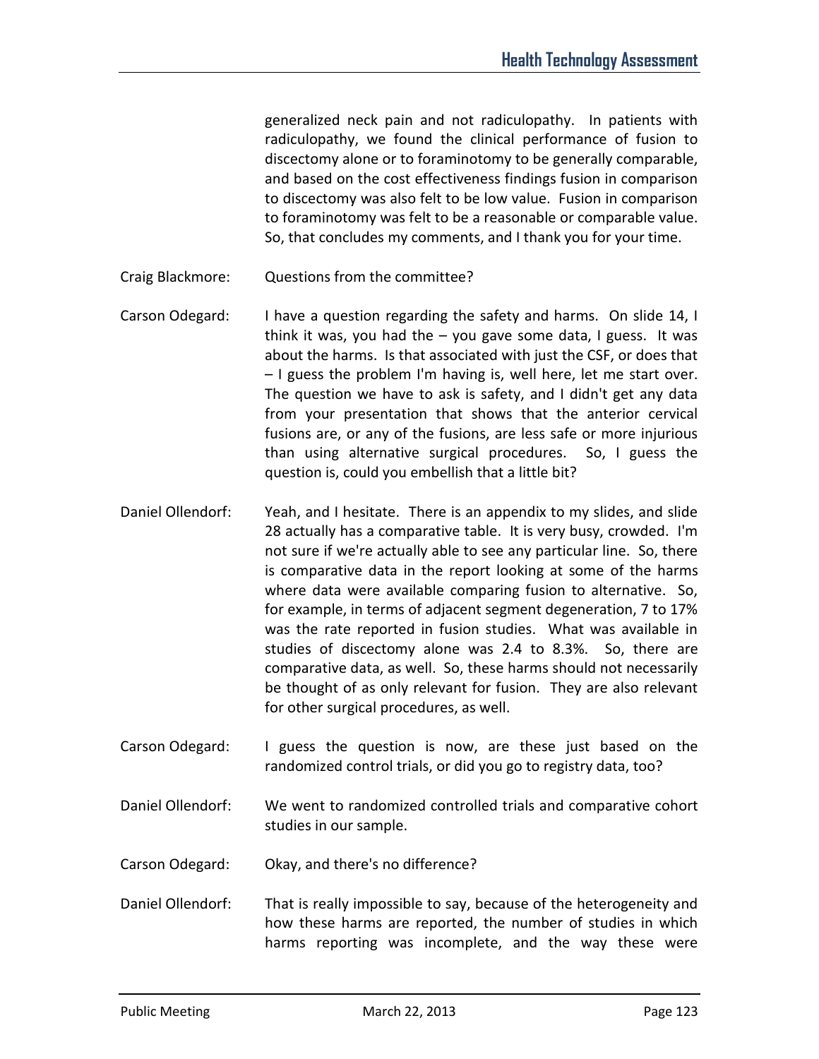generalized neck pain and not radiculopathy. In patients with radiculopathy, we found the clinical performance of fusion to discectomy alone or to foraminotomy to be generally comparable, and based on the cost effectiveness findings fusion in comparison to discectomy was also felt to be low value. Fusion in comparison to foraminotomy was felt to be a reasonable or comparable value. So, that concludes my comments, and I thank you for your time.

Craig Blackmore: Questions from the committee?

Carson Odegard: I have a question regarding the safety and harms. On slide 14, I think it was, you had the – you gave some data, I guess. It was about the harms. Is that associated with just the CSF, or does that – I guess the problem I'm having is, well here, let me start over. The question we have to ask is safety, and I didn't get any data from your presentation that shows that the anterior cervical fusions are, or any of the fusions, are less safe or more injurious than using alternative surgical procedures. So, I guess the question is, could you embellish that a little bit?

Daniel Ollendorf: Yeah, and I hesitate. There is an appendix to my slides, and slide 28 actually has a comparative table. It is very busy, crowded. I'm not sure if we're actually able to see any particular line. So, there is comparative data in the report looking at some of the harms where data were available comparing fusion to alternative. So, for example, in terms of adjacent segment degeneration, 7 to 17% was the rate reported in fusion studies. What was available in studies of discectomy alone was 2.4 to 8.3%. So, there are comparative data, as well. So, these harms should not necessarily be thought of as only relevant for fusion. They are also relevant for other surgical procedures, as well.

Carson Odegard: I guess the question is now, are these just based on the randomized control trials, or did you go to registry data, too?

Daniel Ollendorf: We went to randomized controlled trials and comparative cohort studies in our sample.

Carson Odegard: Okay, and there's no difference?

Daniel Ollendorf: That is really impossible to say, because of the heterogeneity and how these harms are reported, the number of studies in which harms reporting was incomplete, and the way these were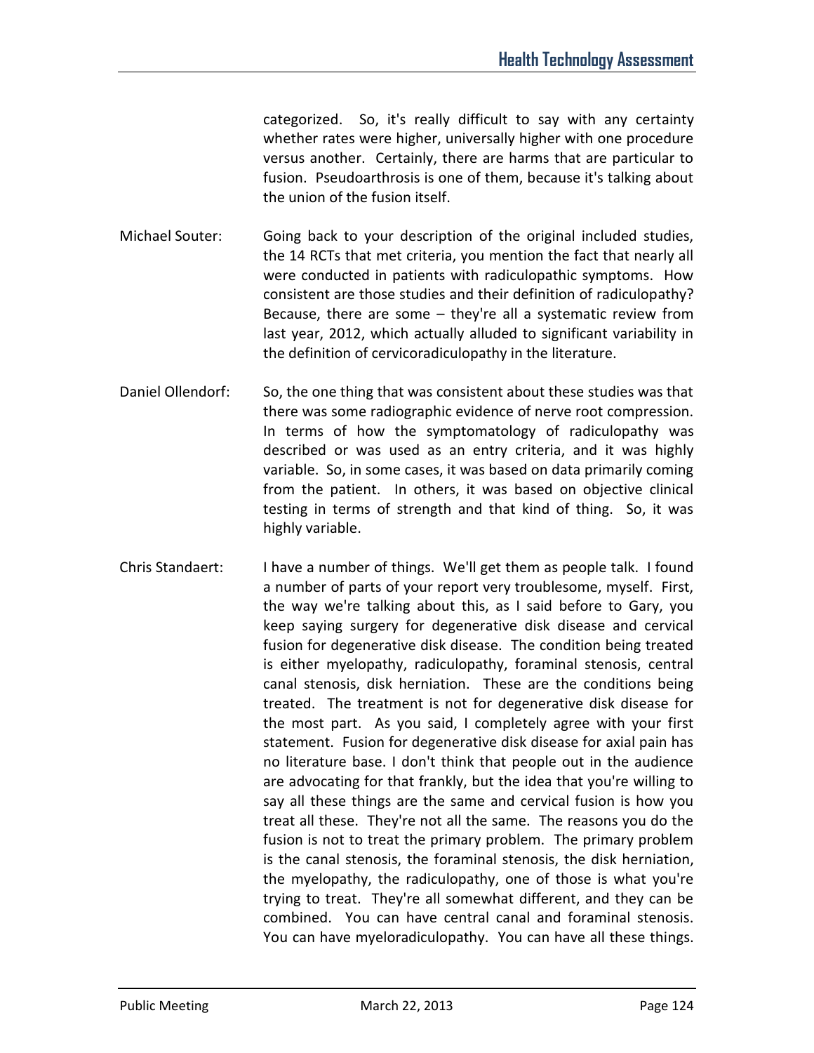categorized. So, it's really difficult to say with any certainty whether rates were higher, universally higher with one procedure versus another. Certainly, there are harms that are particular to fusion. Pseudoarthrosis is one of them, because it's talking about the union of the fusion itself.

Michael Souter: Going back to your description of the original included studies, the 14 RCTs that met criteria, you mention the fact that nearly all were conducted in patients with radiculopathic symptoms. How consistent are those studies and their definition of radiculopathy? Because, there are some – they're all a systematic review from last year, 2012, which actually alluded to significant variability in the definition of cervicoradiculopathy in the literature.

Daniel Ollendorf: So, the one thing that was consistent about these studies was that there was some radiographic evidence of nerve root compression. In terms of how the symptomatology of radiculopathy was described or was used as an entry criteria, and it was highly variable. So, in some cases, it was based on data primarily coming from the patient. In others, it was based on objective clinical testing in terms of strength and that kind of thing. So, it was highly variable.

Chris Standaert: I have a number of things. We'll get them as people talk. I found a number of parts of your report very troublesome, myself. First, the way we're talking about this, as I said before to Gary, you keep saying surgery for degenerative disk disease and cervical fusion for degenerative disk disease. The condition being treated is either myelopathy, radiculopathy, foraminal stenosis, central canal stenosis, disk herniation. These are the conditions being treated. The treatment is not for degenerative disk disease for the most part. As you said, I completely agree with your first statement. Fusion for degenerative disk disease for axial pain has no literature base. I don't think that people out in the audience are advocating for that frankly, but the idea that you're willing to say all these things are the same and cervical fusion is how you treat all these. They're not all the same. The reasons you do the fusion is not to treat the primary problem. The primary problem is the canal stenosis, the foraminal stenosis, the disk herniation, the myelopathy, the radiculopathy, one of those is what you're trying to treat. They're all somewhat different, and they can be combined. You can have central canal and foraminal stenosis. You can have myeloradiculopathy. You can have all these things.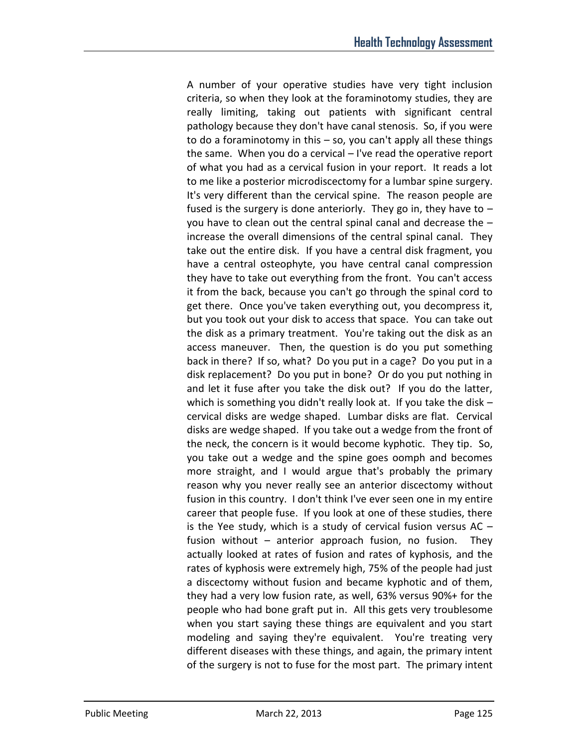A number of your operative studies have very tight inclusion criteria, so when they look at the foraminotomy studies, they are really limiting, taking out patients with significant central pathology because they don't have canal stenosis. So, if you were to do a foraminotomy in this – so, you can't apply all these things the same. When you do a cervical – I've read the operative report of what you had as a cervical fusion in your report. It reads a lot to me like a posterior microdiscectomy for a lumbar spine surgery. It's very different than the cervical spine. The reason people are fused is the surgery is done anteriorly. They go in, they have to – you have to clean out the central spinal canal and decrease the – increase the overall dimensions of the central spinal canal. They take out the entire disk. If you have a central disk fragment, you have a central osteophyte, you have central canal compression they have to take out everything from the front. You can't access it from the back, because you can't go through the spinal cord to get there. Once you've taken everything out, you decompress it, but you took out your disk to access that space. You can take out the disk as a primary treatment. You're taking out the disk as an access maneuver. Then, the question is do you put something back in there? If so, what? Do you put in a cage? Do you put in a disk replacement? Do you put in bone? Or do you put nothing in and let it fuse after you take the disk out? If you do the latter, which is something you didn't really look at. If you take the disk – cervical disks are wedge shaped. Lumbar disks are flat. Cervical disks are wedge shaped. If you take out a wedge from the front of the neck, the concern is it would become kyphotic. They tip. So, you take out a wedge and the spine goes oomph and becomes more straight, and I would argue that's probably the primary reason why you never really see an anterior discectomy without fusion in this country. I don't think I've ever seen one in my entire career that people fuse. If you look at one of these studies, there is the Yee study, which is a study of cervical fusion versus AC – fusion without – anterior approach fusion, no fusion. They actually looked at rates of fusion and rates of kyphosis, and the rates of kyphosis were extremely high, 75% of the people had just a discectomy without fusion and became kyphotic and of them, they had a very low fusion rate, as well, 63% versus 90%+ for the people who had bone graft put in. All this gets very troublesome when you start saying these things are equivalent and you start modeling and saying they're equivalent. You're treating very different diseases with these things, and again, the primary intent of the surgery is not to fuse for the most part. The primary intent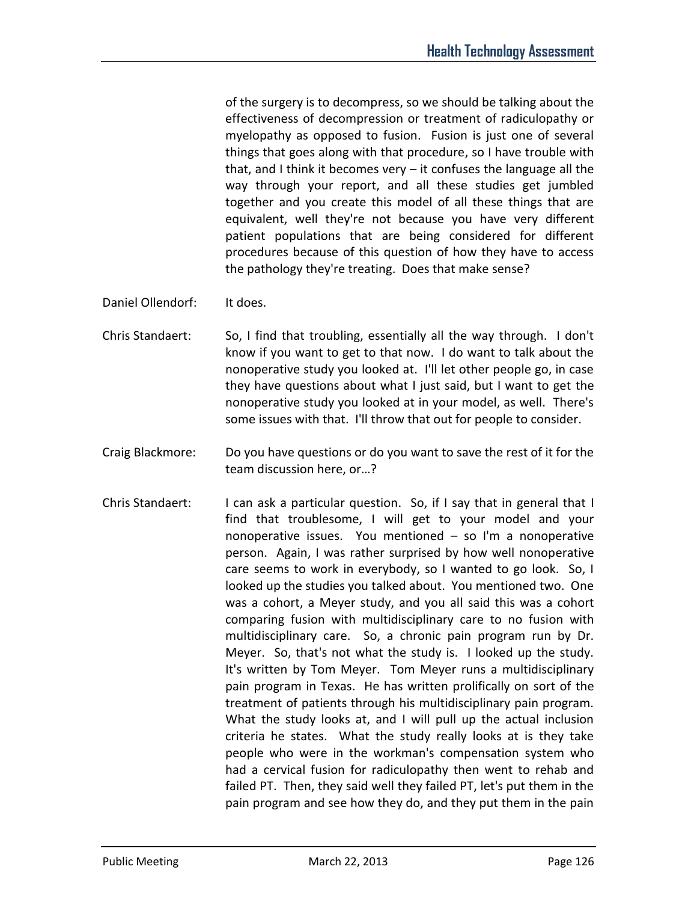of the surgery is to decompress, so we should be talking about the effectiveness of decompression or treatment of radiculopathy or myelopathy as opposed to fusion. Fusion is just one of several things that goes along with that procedure, so I have trouble with that, and I think it becomes very – it confuses the language all the way through your report, and all these studies get jumbled together and you create this model of all these things that are equivalent, well they're not because you have very different patient populations that are being considered for different procedures because of this question of how they have to access the pathology they're treating. Does that make sense?

Daniel Ollendorf: It does.

Chris Standaert: So, I find that troubling, essentially all the way through. I don't know if you want to get to that now. I do want to talk about the nonoperative study you looked at. I'll let other people go, in case they have questions about what I just said, but I want to get the nonoperative study you looked at in your model, as well. There's some issues with that. I'll throw that out for people to consider.

Craig Blackmore: Do you have questions or do you want to save the rest of it for the team discussion here, or…?

Chris Standaert: I can ask a particular question. So, if I say that in general that I find that troublesome, I will get to your model and your nonoperative issues. You mentioned – so I'm a nonoperative person. Again, I was rather surprised by how well nonoperative care seems to work in everybody, so I wanted to go look. So, I looked up the studies you talked about. You mentioned two. One was a cohort, a Meyer study, and you all said this was a cohort comparing fusion with multidisciplinary care to no fusion with multidisciplinary care. So, a chronic pain program run by Dr. Meyer. So, that's not what the study is. I looked up the study. It's written by Tom Meyer. Tom Meyer runs a multidisciplinary pain program in Texas. He has written prolifically on sort of the treatment of patients through his multidisciplinary pain program. What the study looks at, and I will pull up the actual inclusion criteria he states. What the study really looks at is they take people who were in the workman's compensation system who had a cervical fusion for radiculopathy then went to rehab and failed PT. Then, they said well they failed PT, let's put them in the pain program and see how they do, and they put them in the pain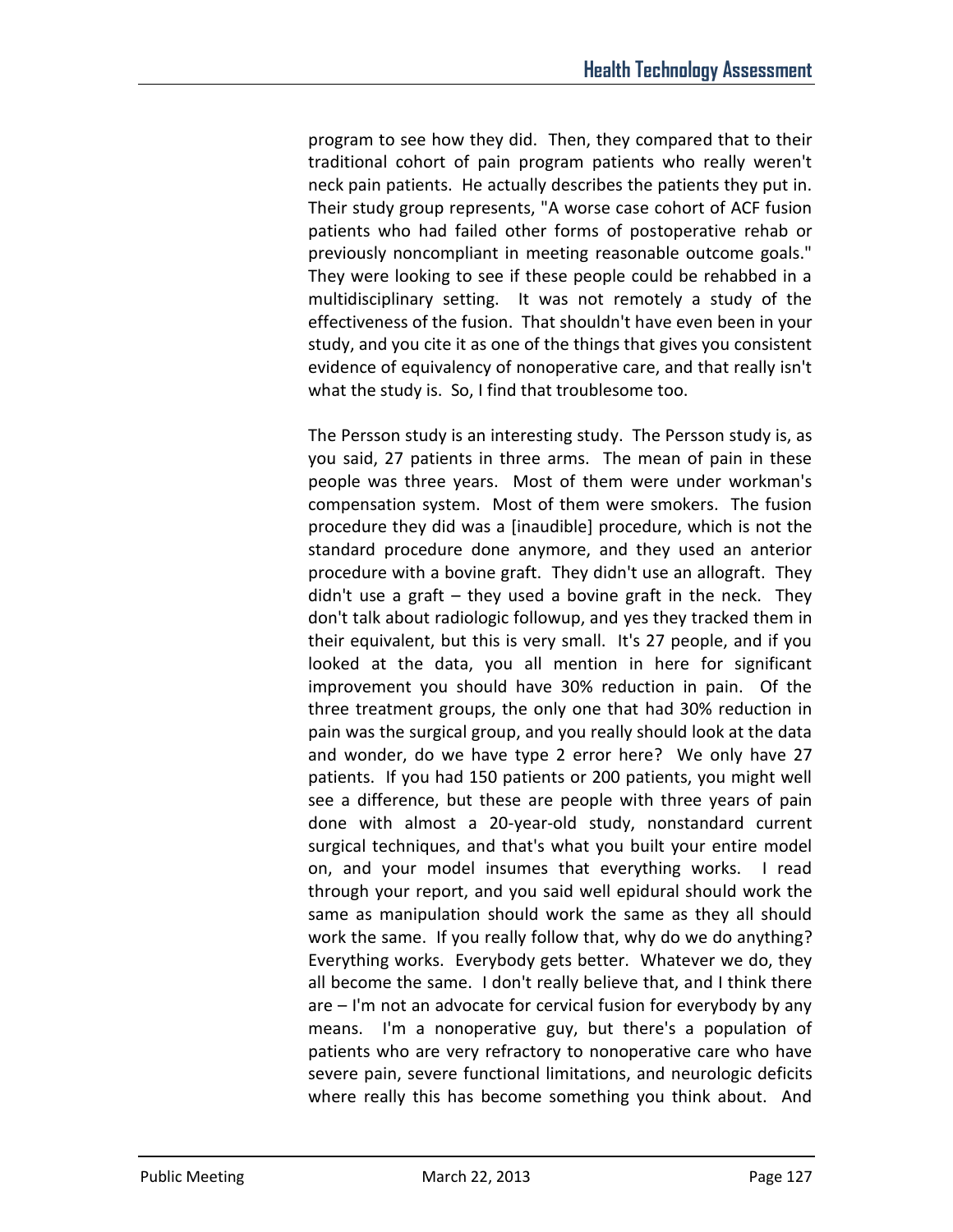program to see how they did. Then, they compared that to their traditional cohort of pain program patients who really weren't neck pain patients. He actually describes the patients they put in. Their study group represents, "A worse case cohort of ACF fusion patients who had failed other forms of postoperative rehab or previously noncompliant in meeting reasonable outcome goals." They were looking to see if these people could be rehabbed in a multidisciplinary setting. It was not remotely a study of the effectiveness of the fusion. That shouldn't have even been in your study, and you cite it as one of the things that gives you consistent evidence of equivalency of nonoperative care, and that really isn't what the study is. So, I find that troublesome too.

The Persson study is an interesting study. The Persson study is, as you said, 27 patients in three arms. The mean of pain in these people was three years. Most of them were under workman's compensation system. Most of them were smokers. The fusion procedure they did was a [inaudible] procedure, which is not the standard procedure done anymore, and they used an anterior procedure with a bovine graft. They didn't use an allograft. They didn't use a graft – they used a bovine graft in the neck. They don't talk about radiologic followup, and yes they tracked them in their equivalent, but this is very small. It's 27 people, and if you looked at the data, you all mention in here for significant improvement you should have 30% reduction in pain. Of the three treatment groups, the only one that had 30% reduction in pain was the surgical group, and you really should look at the data and wonder, do we have type 2 error here? We only have 27 patients. If you had 150 patients or 200 patients, you might well see a difference, but these are people with three years of pain done with almost a 20-year-old study, nonstandard current surgical techniques, and that's what you built your entire model on, and your model insumes that everything works. I read through your report, and you said well epidural should work the same as manipulation should work the same as they all should work the same. If you really follow that, why do we do anything? Everything works. Everybody gets better. Whatever we do, they all become the same. I don't really believe that, and I think there are – I'm not an advocate for cervical fusion for everybody by any means. I'm a nonoperative guy, but there's a population of patients who are very refractory to nonoperative care who have severe pain, severe functional limitations, and neurologic deficits where really this has become something you think about. And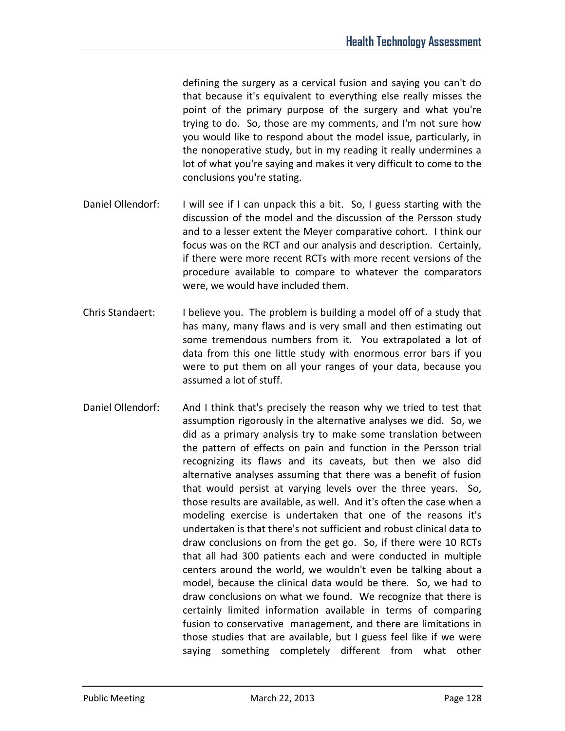defining the surgery as a cervical fusion and saying you can't do that because it's equivalent to everything else really misses the point of the primary purpose of the surgery and what you're trying to do. So, those are my comments, and I'm not sure how you would like to respond about the model issue, particularly, in the nonoperative study, but in my reading it really undermines a lot of what you're saying and makes it very difficult to come to the conclusions you're stating.

Daniel Ollendorf: I will see if I can unpack this a bit. So, I guess starting with the discussion of the model and the discussion of the Persson study and to a lesser extent the Meyer comparative cohort. I think our focus was on the RCT and our analysis and description. Certainly, if there were more recent RCTs with more recent versions of the procedure available to compare to whatever the comparators were, we would have included them.

Chris Standaert: I believe you. The problem is building a model off of a study that has many, many flaws and is very small and then estimating out some tremendous numbers from it. You extrapolated a lot of data from this one little study with enormous error bars if you were to put them on all your ranges of your data, because you assumed a lot of stuff.

Daniel Ollendorf: And I think that's precisely the reason why we tried to test that assumption rigorously in the alternative analyses we did. So, we did as a primary analysis try to make some translation between the pattern of effects on pain and function in the Persson trial recognizing its flaws and its caveats, but then we also did alternative analyses assuming that there was a benefit of fusion that would persist at varying levels over the three years. So, those results are available, as well. And it's often the case when a modeling exercise is undertaken that one of the reasons it's undertaken is that there's not sufficient and robust clinical data to draw conclusions on from the get go. So, if there were 10 RCTs that all had 300 patients each and were conducted in multiple centers around the world, we wouldn't even be talking about a model, because the clinical data would be there. So, we had to draw conclusions on what we found. We recognize that there is certainly limited information available in terms of comparing fusion to conservative management, and there are limitations in those studies that are available, but I guess feel like if we were saying something completely different from what other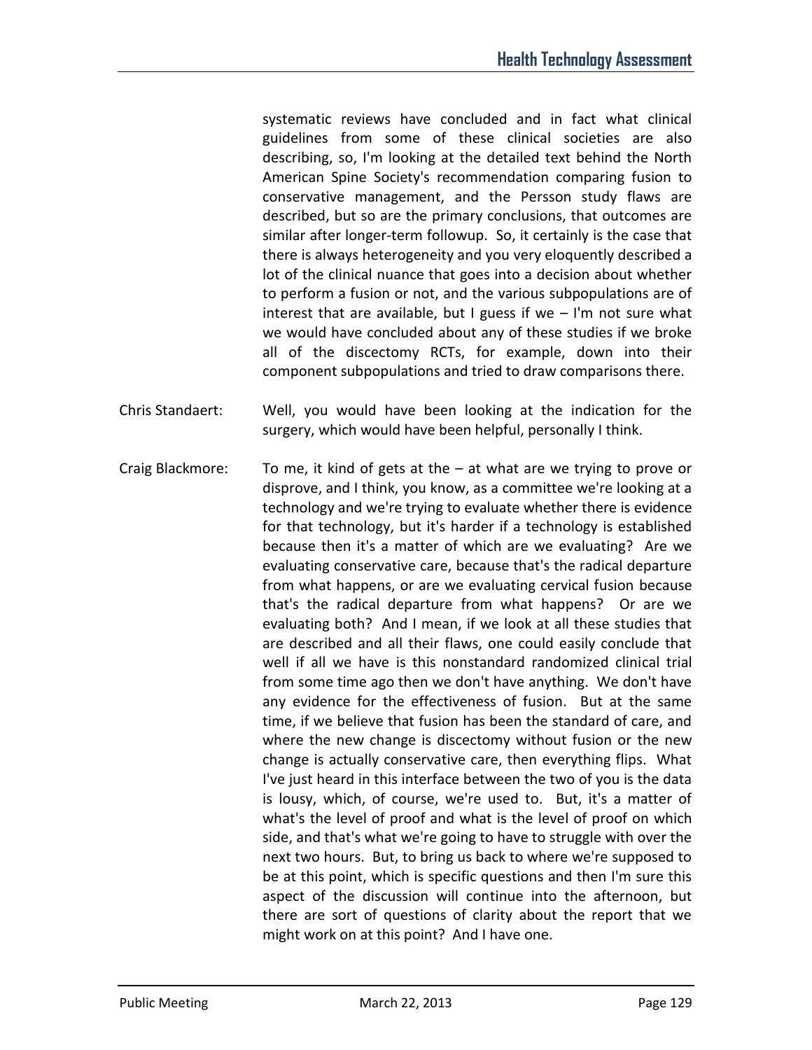systematic reviews have concluded and in fact what clinical guidelines from some of these clinical societies are also describing, so, I'm looking at the detailed text behind the North American Spine Society's recommendation comparing fusion to conservative management, and the Persson study flaws are described, but so are the primary conclusions, that outcomes are similar after longer-term followup. So, it certainly is the case that there is always heterogeneity and you very eloquently described a lot of the clinical nuance that goes into a decision about whether to perform a fusion or not, and the various subpopulations are of interest that are available, but I guess if we – I'm not sure what we would have concluded about any of these studies if we broke all of the discectomy RCTs, for example, down into their component subpopulations and tried to draw comparisons there.

Chris Standaert: Well, you would have been looking at the indication for the surgery, which would have been helpful, personally I think.

Craig Blackmore: To me, it kind of gets at the – at what are we trying to prove or disprove, and I think, you know, as a committee we're looking at a technology and we're trying to evaluate whether there is evidence for that technology, but it's harder if a technology is established because then it's a matter of which are we evaluating? Are we evaluating conservative care, because that's the radical departure from what happens, or are we evaluating cervical fusion because that's the radical departure from what happens? Or are we evaluating both? And I mean, if we look at all these studies that are described and all their flaws, one could easily conclude that well if all we have is this nonstandard randomized clinical trial from some time ago then we don't have anything. We don't have any evidence for the effectiveness of fusion. But at the same time, if we believe that fusion has been the standard of care, and where the new change is discectomy without fusion or the new change is actually conservative care, then everything flips. What I've just heard in this interface between the two of you is the data is lousy, which, of course, we're used to. But, it's a matter of what's the level of proof and what is the level of proof on which side, and that's what we're going to have to struggle with over the next two hours. But, to bring us back to where we're supposed to be at this point, which is specific questions and then I'm sure this aspect of the discussion will continue into the afternoon, but there are sort of questions of clarity about the report that we might work on at this point? And I have one.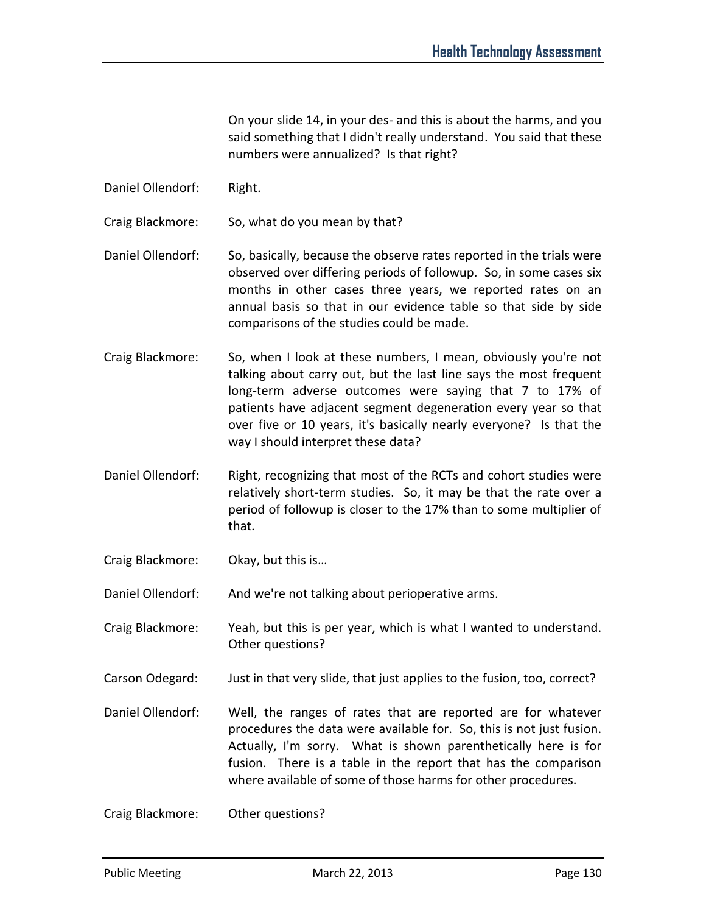On your slide 14, in your des- and this is about the harms, and you said something that I didn't really understand. You said that these numbers were annualized? Is that right?

Daniel Ollendorf: Right.

Craig Blackmore: So, what do you mean by that?

Daniel Ollendorf: So, basically, because the observe rates reported in the trials were observed over differing periods of followup. So, in some cases six months in other cases three years, we reported rates on an annual basis so that in our evidence table so that side by side comparisons of the studies could be made.

Craig Blackmore: So, when I look at these numbers, I mean, obviously you're not talking about carry out, but the last line says the most frequent long-term adverse outcomes were saying that 7 to 17% of patients have adjacent segment degeneration every year so that over five or 10 years, it's basically nearly everyone? Is that the way I should interpret these data?

Daniel Ollendorf: Right, recognizing that most of the RCTs and cohort studies were relatively short-term studies. So, it may be that the rate over a period of followup is closer to the 17% than to some multiplier of that.

Craig Blackmore: Okay, but this is…

Daniel Ollendorf: And we're not talking about perioperative arms.

Craig Blackmore: Yeah, but this is per year, which is what I wanted to understand. Other questions?

Carson Odegard: Just in that very slide, that just applies to the fusion, too, correct?

Daniel Ollendorf: Well, the ranges of rates that are reported are for whatever procedures the data were available for. So, this is not just fusion. Actually, I'm sorry. What is shown parenthetically here is for fusion. There is a table in the report that has the comparison where available of some of those harms for other procedures.

Craig Blackmore: Other questions?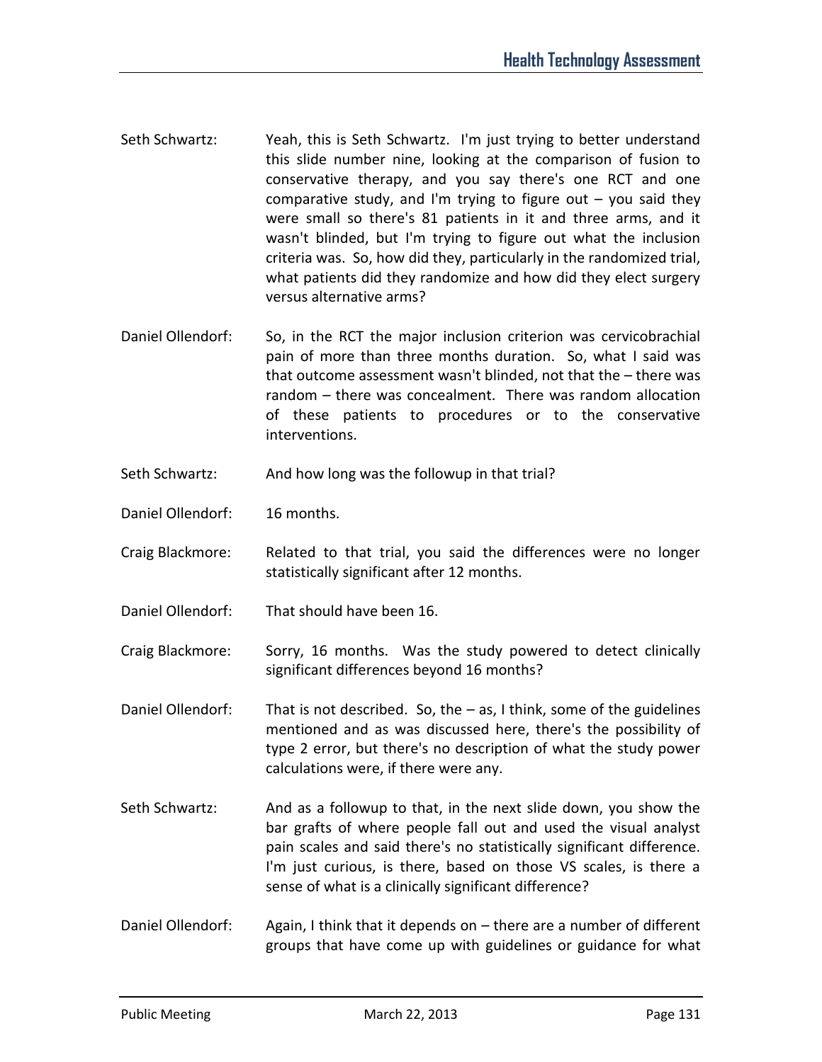Seth Schwartz: Yeah, this is Seth Schwartz. I'm just trying to better understand this slide number nine, looking at the comparison of fusion to conservative therapy, and you say there's one RCT and one comparative study, and I'm trying to figure out – you said they were small so there's 81 patients in it and three arms, and it wasn't blinded, but I'm trying to figure out what the inclusion criteria was. So, how did they, particularly in the randomized trial, what patients did they randomize and how did they elect surgery versus alternative arms?

Daniel Ollendorf: So, in the RCT the major inclusion criterion was cervicobrachial pain of more than three months duration. So, what I said was that outcome assessment wasn't blinded, not that the – there was random – there was concealment. There was random allocation of these patients to procedures or to the conservative interventions.

Seth Schwartz: And how long was the followup in that trial?

Daniel Ollendorf: 16 months.

Craig Blackmore: Related to that trial, you said the differences were no longer statistically significant after 12 months.

Daniel Ollendorf: That should have been 16.

Craig Blackmore: Sorry, 16 months. Was the study powered to detect clinically significant differences beyond 16 months?

Daniel Ollendorf: That is not described. So, the – as, I think, some of the guidelines mentioned and as was discussed here, there's the possibility of type 2 error, but there's no description of what the study power calculations were, if there were any.

Seth Schwartz: And as a followup to that, in the next slide down, you show the bar grafts of where people fall out and used the visual analyst pain scales and said there's no statistically significant difference. I'm just curious, is there, based on those VS scales, is there a sense of what is a clinically significant difference?

Daniel Ollendorf: Again, I think that it depends on – there are a number of different groups that have come up with guidelines or guidance for what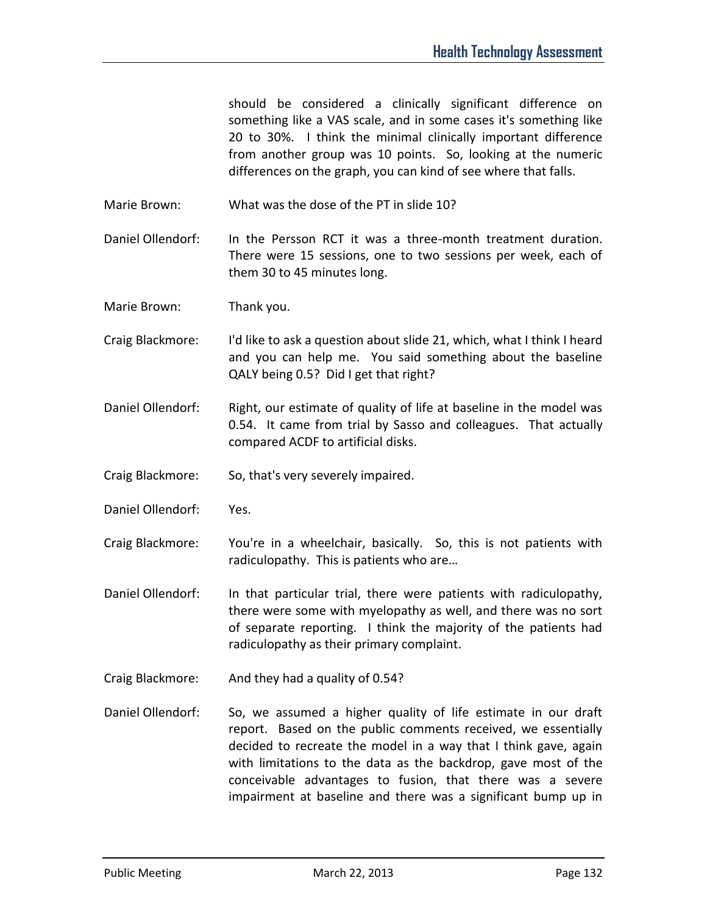should be considered a clinically significant difference on something like a VAS scale, and in some cases it's something like 20 to 30%. I think the minimal clinically important difference from another group was 10 points. So, looking at the numeric differences on the graph, you can kind of see where that falls.

Marie Brown: What was the dose of the PT in slide 10?

Daniel Ollendorf: In the Persson RCT it was a three-month treatment duration. There were 15 sessions, one to two sessions per week, each of them 30 to 45 minutes long.

Marie Brown: Thank you.

Craig Blackmore: I'd like to ask a question about slide 21, which, what I think I heard and you can help me. You said something about the baseline QALY being 0.5? Did I get that right?

Daniel Ollendorf: Right, our estimate of quality of life at baseline in the model was 0.54. It came from trial by Sasso and colleagues. That actually compared ACDF to artificial disks.

Craig Blackmore: So, that's very severely impaired.

Daniel Ollendorf: Yes.

Craig Blackmore: You're in a wheelchair, basically. So, this is not patients with radiculopathy. This is patients who are…

Daniel Ollendorf: In that particular trial, there were patients with radiculopathy, there were some with myelopathy as well, and there was no sort of separate reporting. I think the majority of the patients had radiculopathy as their primary complaint.

Craig Blackmore: And they had a quality of 0.54?

Daniel Ollendorf: So, we assumed a higher quality of life estimate in our draft report. Based on the public comments received, we essentially decided to recreate the model in a way that I think gave, again with limitations to the data as the backdrop, gave most of the conceivable advantages to fusion, that there was a severe impairment at baseline and there was a significant bump up in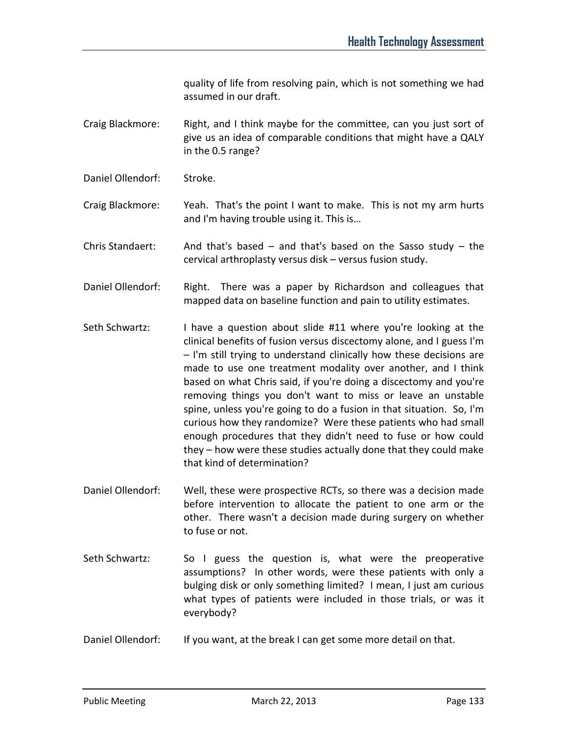quality of life from resolving pain, which is not something we had assumed in our draft.

Craig Blackmore: Right, and I think maybe for the committee, can you just sort of give us an idea of comparable conditions that might have a QALY in the 0.5 range?

Daniel Ollendorf: Stroke.

Craig Blackmore: Yeah. That's the point I want to make. This is not my arm hurts and I'm having trouble using it. This is…

Chris Standaert: And that's based – and that's based on the Sasso study – the cervical arthroplasty versus disk – versus fusion study.

Daniel Ollendorf: Right. There was a paper by Richardson and colleagues that mapped data on baseline function and pain to utility estimates.

Seth Schwartz: I have a question about slide #11 where you're looking at the clinical benefits of fusion versus discectomy alone, and I guess I'm – I'm still trying to understand clinically how these decisions are made to use one treatment modality over another, and I think based on what Chris said, if you're doing a discectomy and you're removing things you don't want to miss or leave an unstable spine, unless you're going to do a fusion in that situation. So, I'm curious how they randomize? Were these patients who had small enough procedures that they didn't need to fuse or how could they – how were these studies actually done that they could make that kind of determination?

Daniel Ollendorf: Well, these were prospective RCTs, so there was a decision made before intervention to allocate the patient to one arm or the other. There wasn't a decision made during surgery on whether to fuse or not.

Seth Schwartz: So I guess the question is, what were the preoperative assumptions? In other words, were these patients with only a bulging disk or only something limited? I mean, I just am curious what types of patients were included in those trials, or was it everybody?

Daniel Ollendorf: If you want, at the break I can get some more detail on that.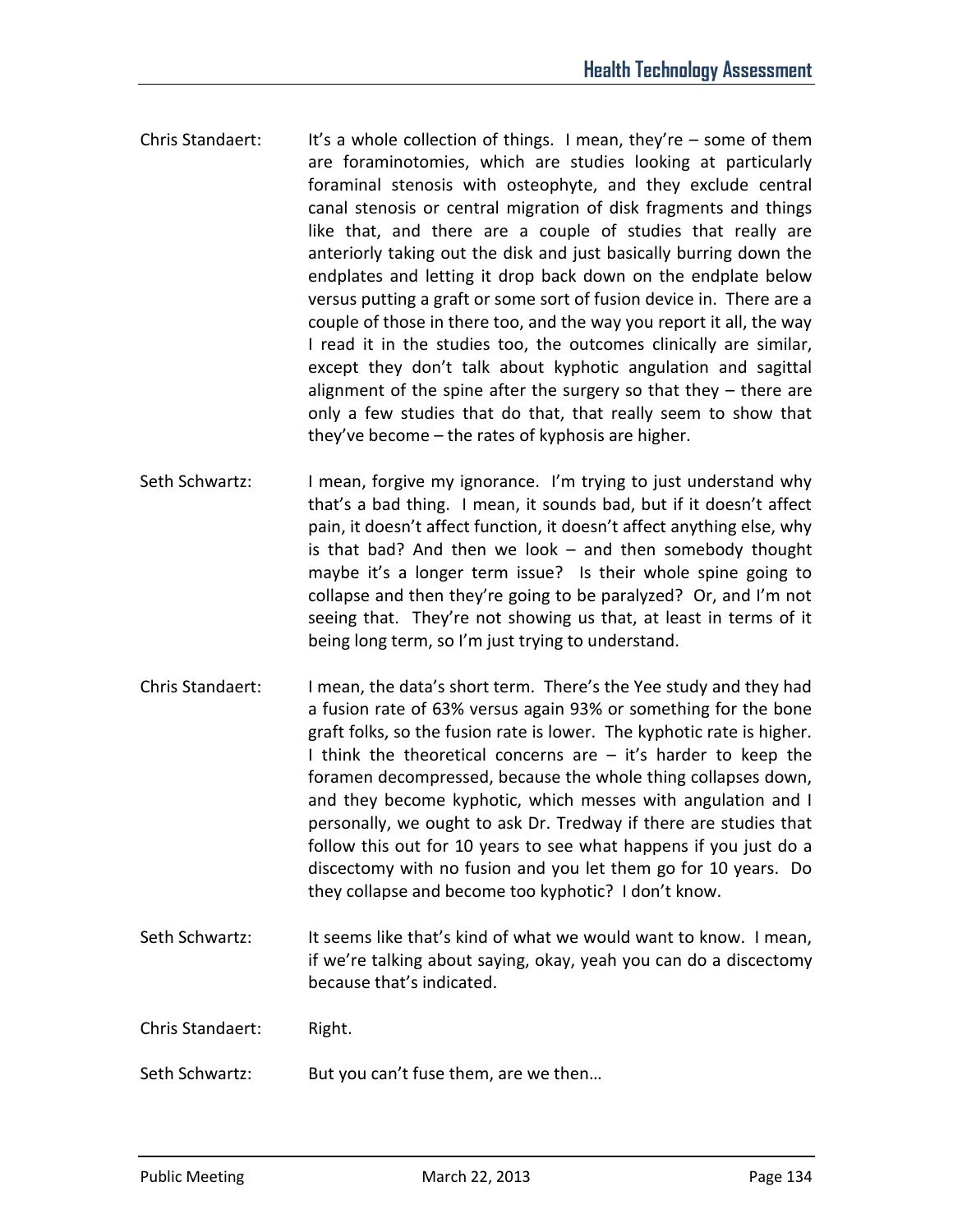Chris Standaert: It's a whole collection of things. I mean, they're – some of them are foraminotomies, which are studies looking at particularly foraminal stenosis with osteophyte, and they exclude central canal stenosis or central migration of disk fragments and things like that, and there are a couple of studies that really are anteriorly taking out the disk and just basically burring down the endplates and letting it drop back down on the endplate below versus putting a graft or some sort of fusion device in. There are a couple of those in there too, and the way you report it all, the way I read it in the studies too, the outcomes clinically are similar, except they don't talk about kyphotic angulation and sagittal alignment of the spine after the surgery so that they – there are only a few studies that do that, that really seem to show that they've become – the rates of kyphosis are higher.

Seth Schwartz: I mean, forgive my ignorance. I'm trying to just understand why that's a bad thing. I mean, it sounds bad, but if it doesn't affect pain, it doesn't affect function, it doesn't affect anything else, why is that bad? And then we look – and then somebody thought maybe it's a longer term issue? Is their whole spine going to collapse and then they're going to be paralyzed? Or, and I'm not seeing that. They're not showing us that, at least in terms of it being long term, so I'm just trying to understand.

Chris Standaert: I mean, the data's short term. There's the Yee study and they had a fusion rate of 63% versus again 93% or something for the bone graft folks, so the fusion rate is lower. The kyphotic rate is higher. I think the theoretical concerns are – it's harder to keep the foramen decompressed, because the whole thing collapses down, and they become kyphotic, which messes with angulation and I personally, we ought to ask Dr. Tredway if there are studies that follow this out for 10 years to see what happens if you just do a discectomy with no fusion and you let them go for 10 years. Do they collapse and become too kyphotic? I don't know.

Seth Schwartz: It seems like that's kind of what we would want to know. I mean, if we're talking about saying, okay, yeah you can do a discectomy because that's indicated.

Chris Standaert: Right.

Seth Schwartz: But you can't fuse them, are we then…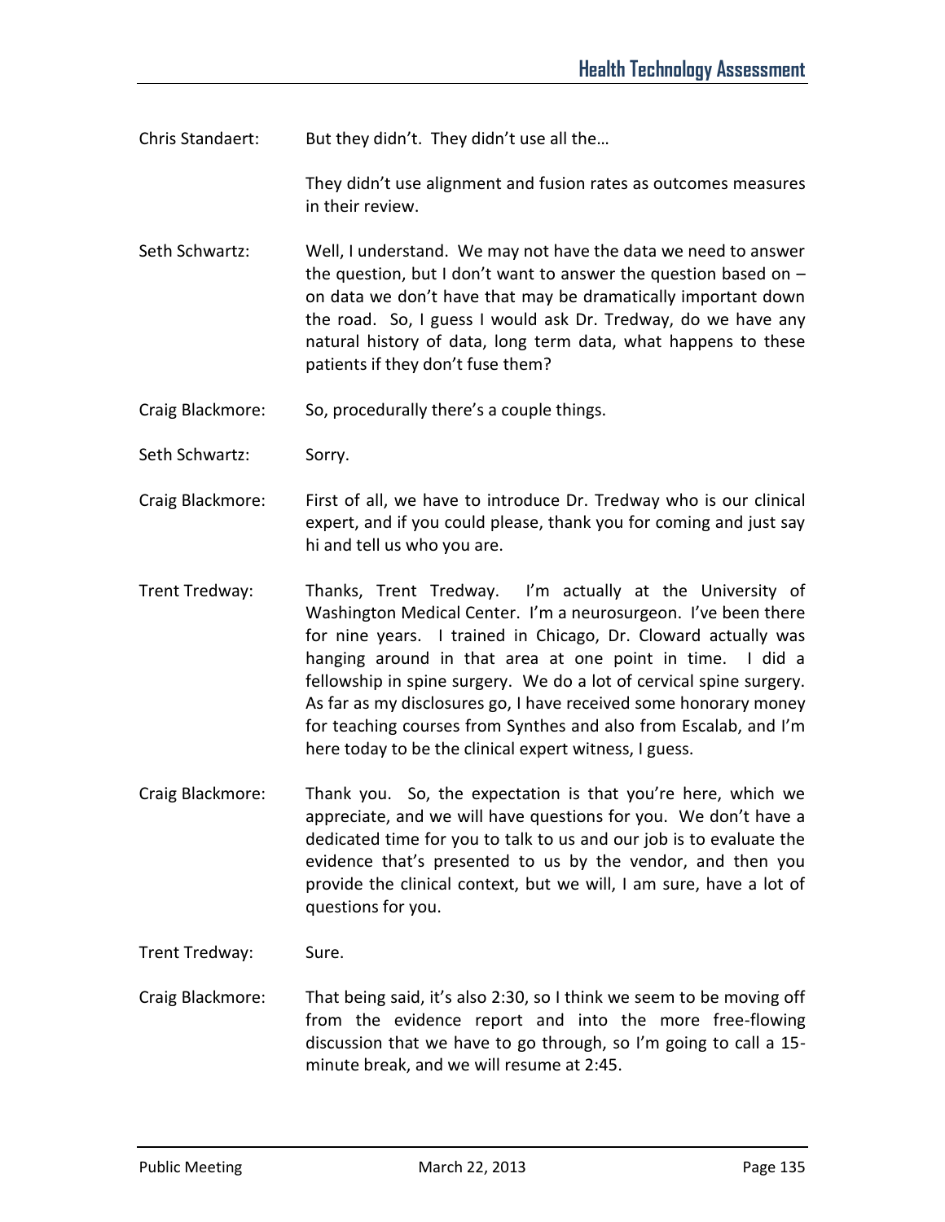Chris Standaert: But they didn't. They didn't use all the…

They didn't use alignment and fusion rates as outcomes measures in their review.

Seth Schwartz: Well, I understand. We may not have the data we need to answer the question, but I don't want to answer the question based on – on data we don't have that may be dramatically important down the road. So, I guess I would ask Dr. Tredway, do we have any natural history of data, long term data, what happens to these patients if they don't fuse them?

Craig Blackmore: So, procedurally there's a couple things.

Seth Schwartz: Sorry.

Craig Blackmore: First of all, we have to introduce Dr. Tredway who is our clinical expert, and if you could please, thank you for coming and just say hi and tell us who you are.

Trent Tredway: Thanks, Trent Tredway. I'm actually at the University of Washington Medical Center. I'm a neurosurgeon. I've been there for nine years. I trained in Chicago, Dr. Cloward actually was hanging around in that area at one point in time. I did a fellowship in spine surgery. We do a lot of cervical spine surgery. As far as my disclosures go, I have received some honorary money for teaching courses from Synthes and also from Escalab, and I'm here today to be the clinical expert witness, I guess.

Craig Blackmore: Thank you. So, the expectation is that you're here, which we appreciate, and we will have questions for you. We don't have a dedicated time for you to talk to us and our job is to evaluate the evidence that's presented to us by the vendor, and then you provide the clinical context, but we will, I am sure, have a lot of questions for you.

Trent Tredway: Sure.

Craig Blackmore: That being said, it's also 2:30, so I think we seem to be moving off from the evidence report and into the more free-flowing discussion that we have to go through, so I'm going to call a 15-minute break, and we will resume at 2:45.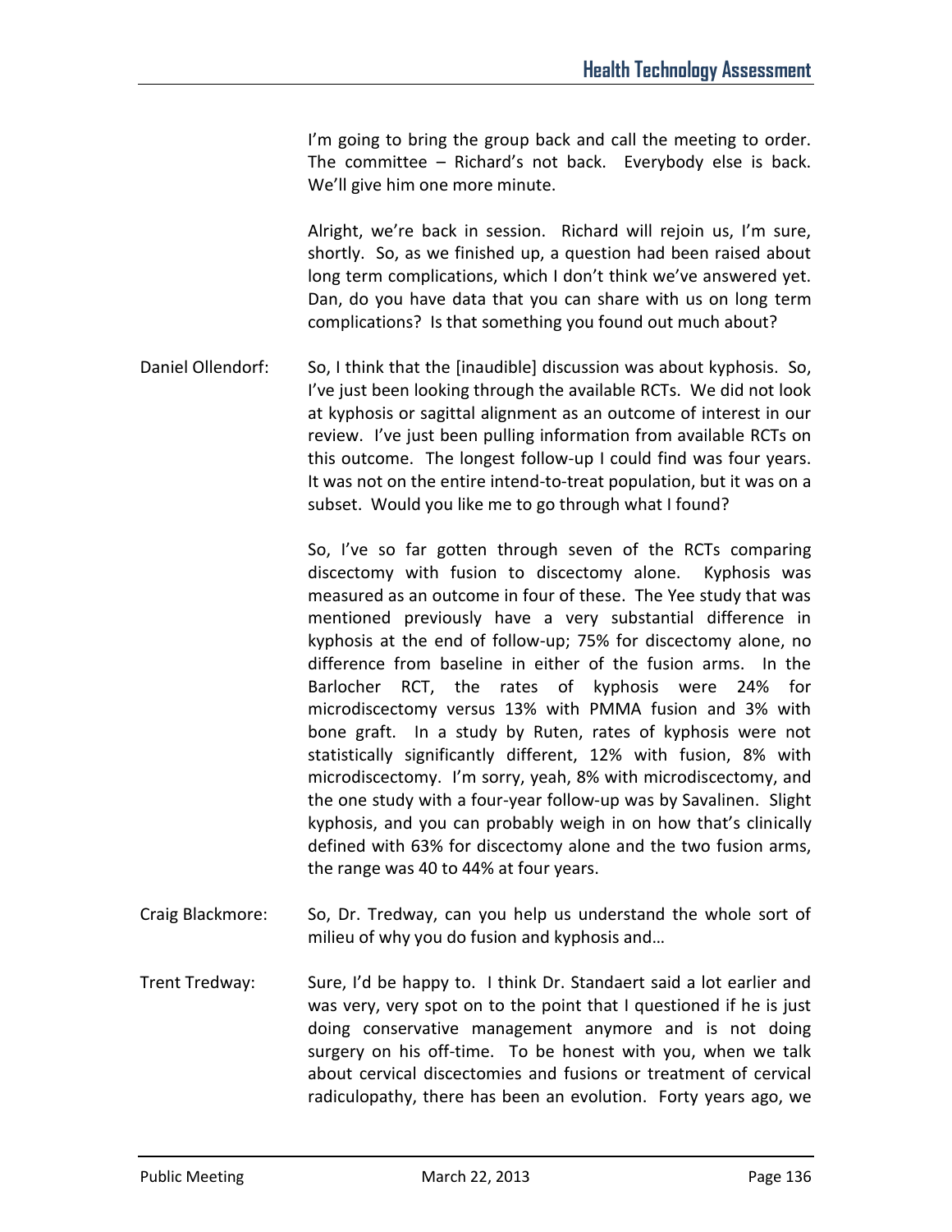I'm going to bring the group back and call the meeting to order. The committee – Richard's not back. Everybody else is back. We'll give him one more minute.

Alright, we're back in session. Richard will rejoin us, I'm sure, shortly. So, as we finished up, a question had been raised about long term complications, which I don't think we've answered yet. Dan, do you have data that you can share with us on long term complications? Is that something you found out much about?

Daniel Ollendorf: So, I think that the [inaudible] discussion was about kyphosis. So, I've just been looking through the available RCTs. We did not look at kyphosis or sagittal alignment as an outcome of interest in our review. I've just been pulling information from available RCTs on this outcome. The longest follow-up I could find was four years. It was not on the entire intend-to-treat population, but it was on a subset. Would you like me to go through what I found?

So, I've so far gotten through seven of the RCTs comparing discectomy with fusion to discectomy alone. Kyphosis was measured as an outcome in four of these. The Yee study that was mentioned previously have a very substantial difference in kyphosis at the end of follow-up; 75% for discectomy alone, no difference from baseline in either of the fusion arms. In the Barlocher RCT, the rates of kyphosis were 24% for microdiscectomy versus 13% with PMMA fusion and 3% with bone graft. In a study by Ruten, rates of kyphosis were not statistically significantly different, 12% with fusion, 8% with microdiscectomy. I'm sorry, yeah, 8% with microdiscectomy, and the one study with a four-year follow-up was by Savalinen. Slight kyphosis, and you can probably weigh in on how that's clinically defined with 63% for discectomy alone and the two fusion arms, the range was 40 to 44% at four years.

Craig Blackmore: So, Dr. Tredway, can you help us understand the whole sort of milieu of why you do fusion and kyphosis and…

Trent Tredway: Sure, I'd be happy to. I think Dr. Standaert said a lot earlier and was very, very spot on to the point that I questioned if he is just doing conservative management anymore and is not doing surgery on his off-time. To be honest with you, when we talk about cervical discectomies and fusions or treatment of cervical radiculopathy, there has been an evolution. Forty years ago, we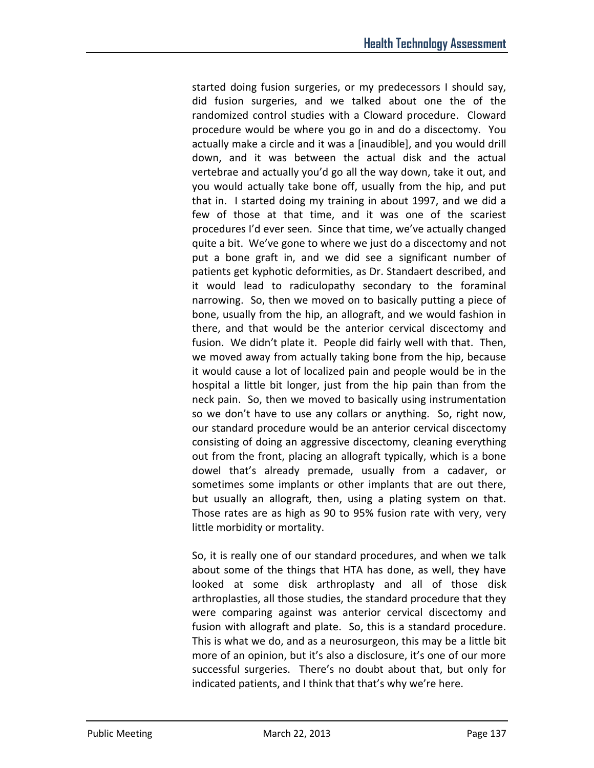started doing fusion surgeries, or my predecessors I should say, did fusion surgeries, and we talked about one the of the randomized control studies with a Cloward procedure. Cloward procedure would be where you go in and do a discectomy. You actually make a circle and it was a [inaudible], and you would drill down, and it was between the actual disk and the actual vertebrae and actually you'd go all the way down, take it out, and you would actually take bone off, usually from the hip, and put that in. I started doing my training in about 1997, and we did a few of those at that time, and it was one of the scariest procedures I'd ever seen. Since that time, we've actually changed quite a bit. We've gone to where we just do a discectomy and not put a bone graft in, and we did see a significant number of patients get kyphotic deformities, as Dr. Standaert described, and it would lead to radiculopathy secondary to the foraminal narrowing. So, then we moved on to basically putting a piece of bone, usually from the hip, an allograft, and we would fashion in there, and that would be the anterior cervical discectomy and fusion. We didn't plate it. People did fairly well with that. Then, we moved away from actually taking bone from the hip, because it would cause a lot of localized pain and people would be in the hospital a little bit longer, just from the hip pain than from the neck pain. So, then we moved to basically using instrumentation so we don't have to use any collars or anything. So, right now, our standard procedure would be an anterior cervical discectomy consisting of doing an aggressive discectomy, cleaning everything out from the front, placing an allograft typically, which is a bone dowel that's already premade, usually from a cadaver, or sometimes some implants or other implants that are out there, but usually an allograft, then, using a plating system on that. Those rates are as high as 90 to 95% fusion rate with very, very little morbidity or mortality.

So, it is really one of our standard procedures, and when we talk about some of the things that HTA has done, as well, they have looked at some disk arthroplasty and all of those disk arthroplasties, all those studies, the standard procedure that they were comparing against was anterior cervical discectomy and fusion with allograft and plate. So, this is a standard procedure. This is what we do, and as a neurosurgeon, this may be a little bit more of an opinion, but it's also a disclosure, it's one of our more successful surgeries. There's no doubt about that, but only for indicated patients, and I think that that's why we're here.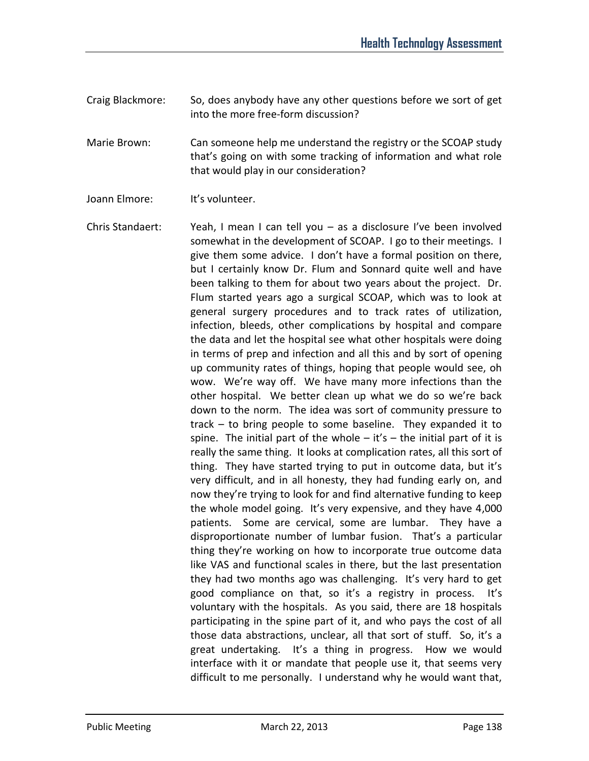Craig Blackmore: So, does anybody have any other questions before we sort of get into the more free-form discussion?

Marie Brown: Can someone help me understand the registry or the SCOAP study that's going on with some tracking of information and what role that would play in our consideration?

Joann Elmore: It's volunteer.

Chris Standaert: Yeah, I mean I can tell you – as a disclosure I've been involved somewhat in the development of SCOAP. I go to their meetings. I give them some advice. I don't have a formal position on there, but I certainly know Dr. Flum and Sonnard quite well and have been talking to them for about two years about the project. Dr. Flum started years ago a surgical SCOAP, which was to look at general surgery procedures and to track rates of utilization, infection, bleeds, other complications by hospital and compare the data and let the hospital see what other hospitals were doing in terms of prep and infection and all this and by sort of opening up community rates of things, hoping that people would see, oh wow. We're way off. We have many more infections than the other hospital. We better clean up what we do so we're back down to the norm. The idea was sort of community pressure to track – to bring people to some baseline. They expanded it to spine. The initial part of the whole – it's – the initial part of it is really the same thing. It looks at complication rates, all this sort of thing. They have started trying to put in outcome data, but it's very difficult, and in all honesty, they had funding early on, and now they're trying to look for and find alternative funding to keep the whole model going. It's very expensive, and they have 4,000 patients. Some are cervical, some are lumbar. They have a disproportionate number of lumbar fusion. That's a particular thing they're working on how to incorporate true outcome data like VAS and functional scales in there, but the last presentation they had two months ago was challenging. It's very hard to get good compliance on that, so it's a registry in process. It's voluntary with the hospitals. As you said, there are 18 hospitals participating in the spine part of it, and who pays the cost of all those data abstractions, unclear, all that sort of stuff. So, it's a great undertaking. It's a thing in progress. How we would interface with it or mandate that people use it, that seems very difficult to me personally. I understand why he would want that,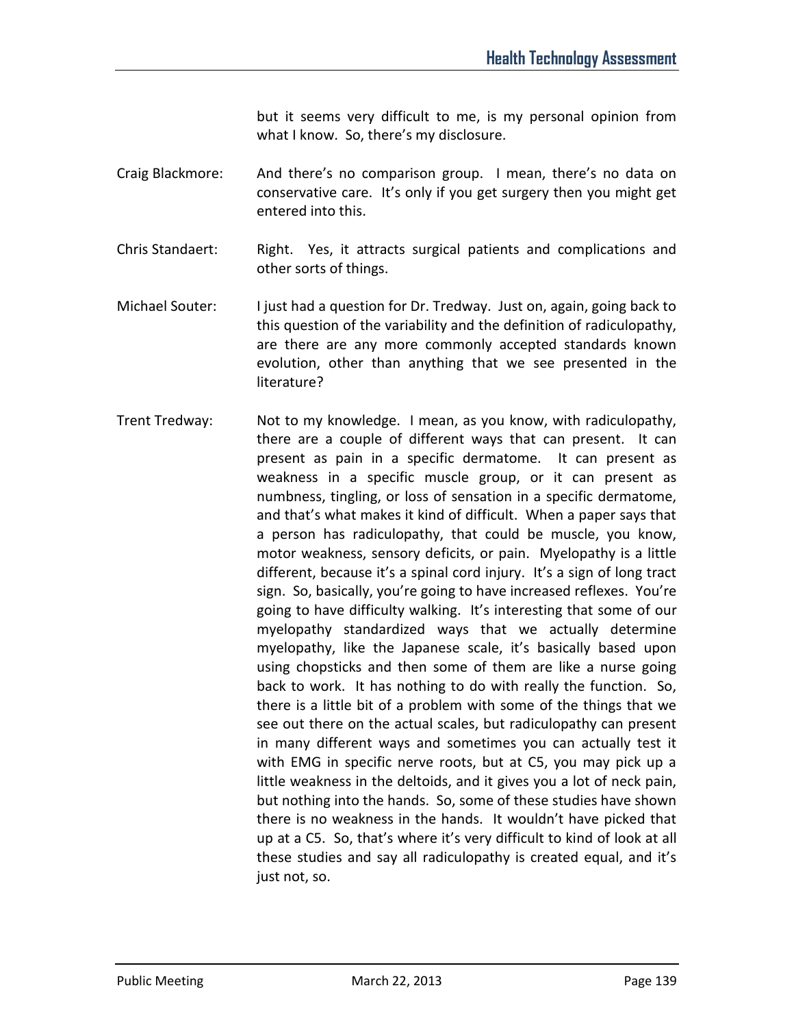but it seems very difficult to me, is my personal opinion from what I know. So, there's my disclosure.

Craig Blackmore: And there's no comparison group. I mean, there's no data on conservative care. It's only if you get surgery then you might get entered into this.

Chris Standaert: Right. Yes, it attracts surgical patients and complications and other sorts of things.

Michael Souter: I just had a question for Dr. Tredway. Just on, again, going back to this question of the variability and the definition of radiculopathy, are there are any more commonly accepted standards known evolution, other than anything that we see presented in the literature?

Trent Tredway: Not to my knowledge. I mean, as you know, with radiculopathy, there are a couple of different ways that can present. It can present as pain in a specific dermatome. It can present as weakness in a specific muscle group, or it can present as numbness, tingling, or loss of sensation in a specific dermatome, and that's what makes it kind of difficult. When a paper says that a person has radiculopathy, that could be muscle, you know, motor weakness, sensory deficits, or pain. Myelopathy is a little different, because it's a spinal cord injury. It's a sign of long tract sign. So, basically, you're going to have increased reflexes. You're going to have difficulty walking. It's interesting that some of our myelopathy standardized ways that we actually determine myelopathy, like the Japanese scale, it's basically based upon using chopsticks and then some of them are like a nurse going back to work. It has nothing to do with really the function. So, there is a little bit of a problem with some of the things that we see out there on the actual scales, but radiculopathy can present in many different ways and sometimes you can actually test it with EMG in specific nerve roots, but at C5, you may pick up a little weakness in the deltoids, and it gives you a lot of neck pain, but nothing into the hands. So, some of these studies have shown there is no weakness in the hands. It wouldn't have picked that up at a C5. So, that's where it's very difficult to kind of look at all these studies and say all radiculopathy is created equal, and it's just not, so.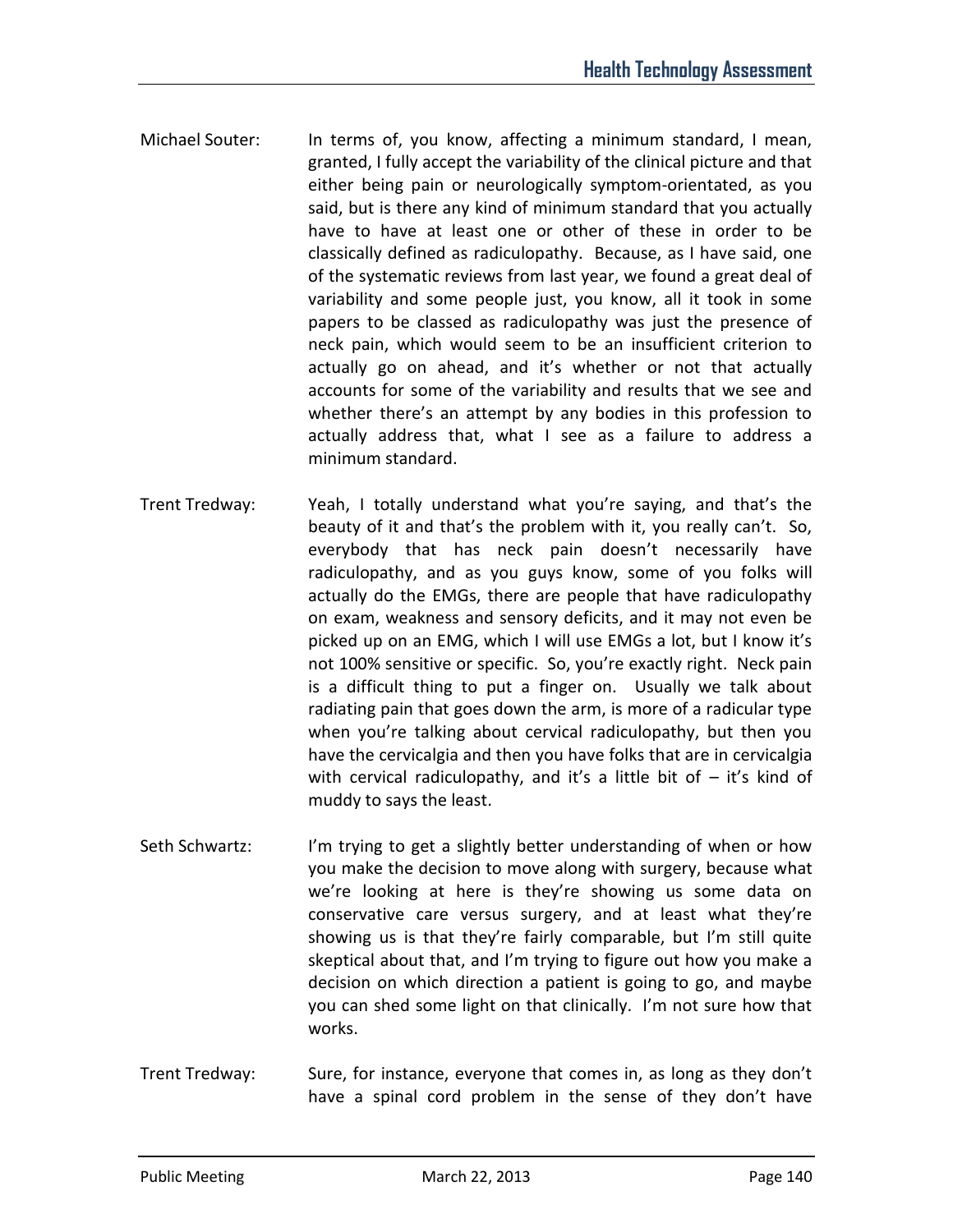Michael Souter: In terms of, you know, affecting a minimum standard, I mean, granted, I fully accept the variability of the clinical picture and that either being pain or neurologically symptom-orientated, as you said, but is there any kind of minimum standard that you actually have to have at least one or other of these in order to be classically defined as radiculopathy. Because, as I have said, one of the systematic reviews from last year, we found a great deal of variability and some people just, you know, all it took in some papers to be classed as radiculopathy was just the presence of neck pain, which would seem to be an insufficient criterion to actually go on ahead, and it's whether or not that actually accounts for some of the variability and results that we see and whether there's an attempt by any bodies in this profession to actually address that, what I see as a failure to address a minimum standard.

Trent Tredway: Yeah, I totally understand what you're saying, and that's the beauty of it and that's the problem with it, you really can't. So, everybody that has neck pain doesn't necessarily have radiculopathy, and as you guys know, some of you folks will actually do the EMGs, there are people that have radiculopathy on exam, weakness and sensory deficits, and it may not even be picked up on an EMG, which I will use EMGs a lot, but I know it's not 100% sensitive or specific. So, you're exactly right. Neck pain is a difficult thing to put a finger on. Usually we talk about radiating pain that goes down the arm, is more of a radicular type when you're talking about cervical radiculopathy, but then you have the cervicalgia and then you have folks that are in cervicalgia with cervical radiculopathy, and it's a little bit of – it's kind of muddy to says the least.

Seth Schwartz: I'm trying to get a slightly better understanding of when or how you make the decision to move along with surgery, because what we're looking at here is they're showing us some data on conservative care versus surgery, and at least what they're showing us is that they're fairly comparable, but I'm still quite skeptical about that, and I'm trying to figure out how you make a decision on which direction a patient is going to go, and maybe you can shed some light on that clinically. I'm not sure how that works.

Trent Tredway: Sure, for instance, everyone that comes in, as long as they don't have a spinal cord problem in the sense of they don't have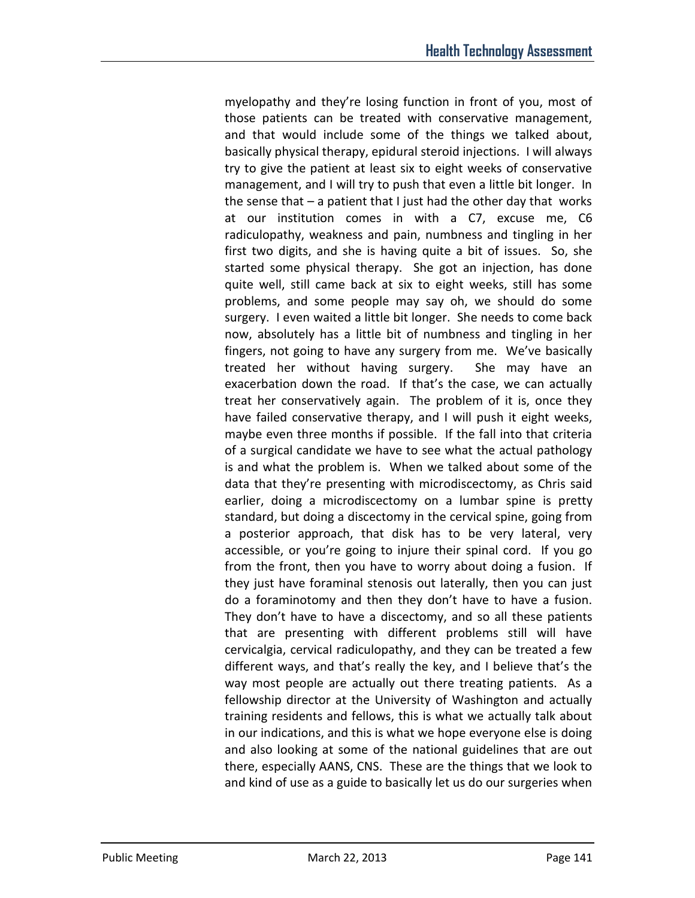myelopathy and they're losing function in front of you, most of those patients can be treated with conservative management, and that would include some of the things we talked about, basically physical therapy, epidural steroid injections. I will always try to give the patient at least six to eight weeks of conservative management, and I will try to push that even a little bit longer. In the sense that – a patient that I just had the other day that works at our institution comes in with a C7, excuse me, C6 radiculopathy, weakness and pain, numbness and tingling in her first two digits, and she is having quite a bit of issues. So, she started some physical therapy. She got an injection, has done quite well, still came back at six to eight weeks, still has some problems, and some people may say oh, we should do some surgery. I even waited a little bit longer. She needs to come back now, absolutely has a little bit of numbness and tingling in her fingers, not going to have any surgery from me. We've basically treated her without having surgery. She may have an exacerbation down the road. If that's the case, we can actually treat her conservatively again. The problem of it is, once they have failed conservative therapy, and I will push it eight weeks, maybe even three months if possible. If the fall into that criteria of a surgical candidate we have to see what the actual pathology is and what the problem is. When we talked about some of the data that they're presenting with microdiscectomy, as Chris said earlier, doing a microdiscectomy on a lumbar spine is pretty standard, but doing a discectomy in the cervical spine, going from a posterior approach, that disk has to be very lateral, very accessible, or you're going to injure their spinal cord. If you go from the front, then you have to worry about doing a fusion. If they just have foraminal stenosis out laterally, then you can just do a foraminotomy and then they don't have to have a fusion. They don't have to have a discectomy, and so all these patients that are presenting with different problems still will have cervicalgia, cervical radiculopathy, and they can be treated a few different ways, and that's really the key, and I believe that's the way most people are actually out there treating patients. As a fellowship director at the University of Washington and actually training residents and fellows, this is what we actually talk about in our indications, and this is what we hope everyone else is doing and also looking at some of the national guidelines that are out there, especially AANS, CNS. These are the things that we look to and kind of use as a guide to basically let us do our surgeries when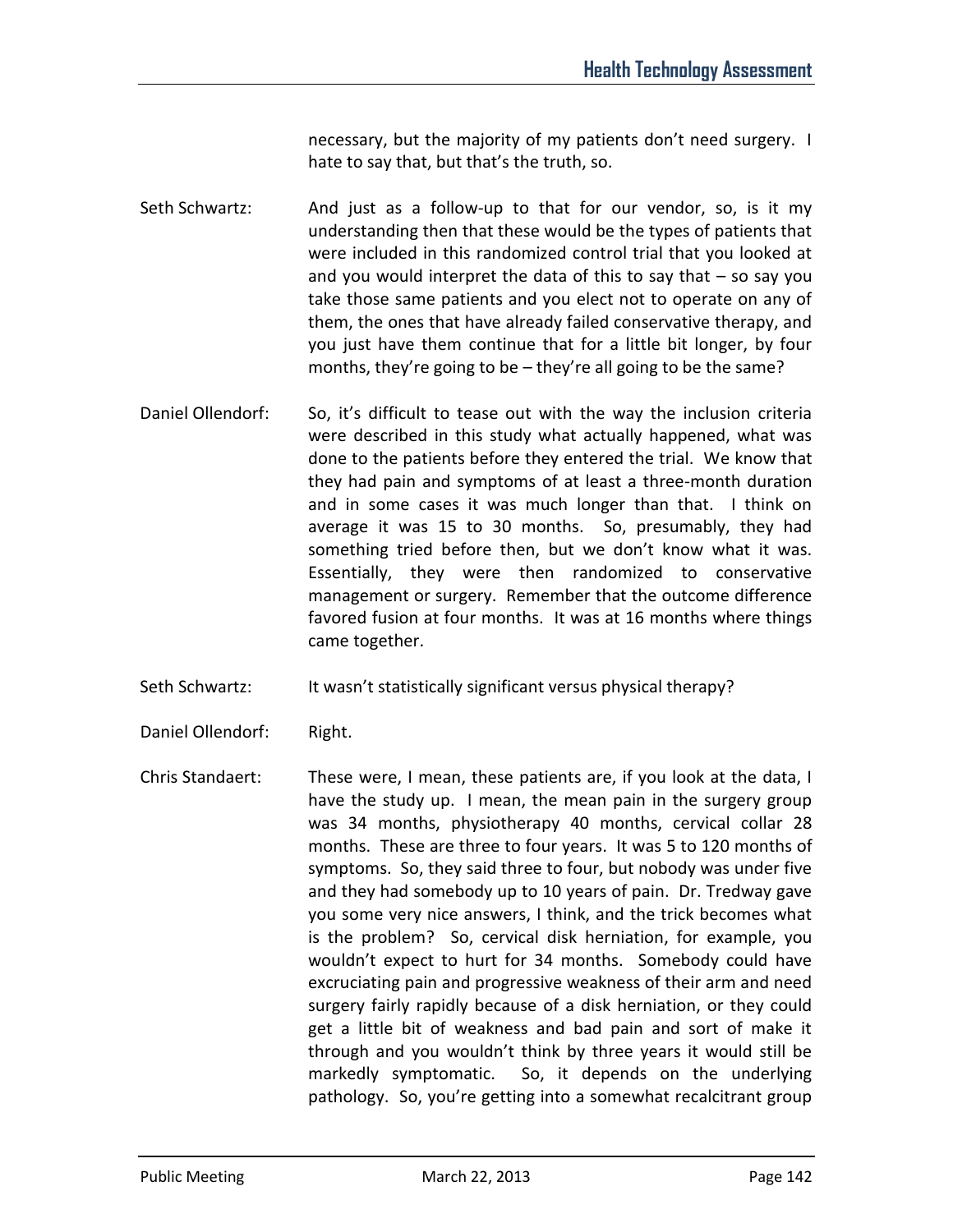necessary, but the majority of my patients don't need surgery. I hate to say that, but that's the truth, so.

Seth Schwartz: And just as a follow-up to that for our vendor, so, is it my understanding then that these would be the types of patients that were included in this randomized control trial that you looked at and you would interpret the data of this to say that – so say you take those same patients and you elect not to operate on any of them, the ones that have already failed conservative therapy, and you just have them continue that for a little bit longer, by four months, they're going to be – they're all going to be the same?

Daniel Ollendorf: So, it's difficult to tease out with the way the inclusion criteria were described in this study what actually happened, what was done to the patients before they entered the trial. We know that they had pain and symptoms of at least a three-month duration and in some cases it was much longer than that. I think on average it was 15 to 30 months. So, presumably, they had something tried before then, but we don't know what it was. Essentially, they were then randomized to conservative management or surgery. Remember that the outcome difference favored fusion at four months. It was at 16 months where things came together.

Seth Schwartz: It wasn't statistically significant versus physical therapy?

Daniel Ollendorf: Right.

Chris Standaert: These were, I mean, these patients are, if you look at the data, I have the study up. I mean, the mean pain in the surgery group was 34 months, physiotherapy 40 months, cervical collar 28 months. These are three to four years. It was 5 to 120 months of symptoms. So, they said three to four, but nobody was under five and they had somebody up to 10 years of pain. Dr. Tredway gave you some very nice answers, I think, and the trick becomes what is the problem? So, cervical disk herniation, for example, you wouldn't expect to hurt for 34 months. Somebody could have excruciating pain and progressive weakness of their arm and need surgery fairly rapidly because of a disk herniation, or they could get a little bit of weakness and bad pain and sort of make it through and you wouldn't think by three years it would still be markedly symptomatic. So, it depends on the underlying pathology. So, you're getting into a somewhat recalcitrant group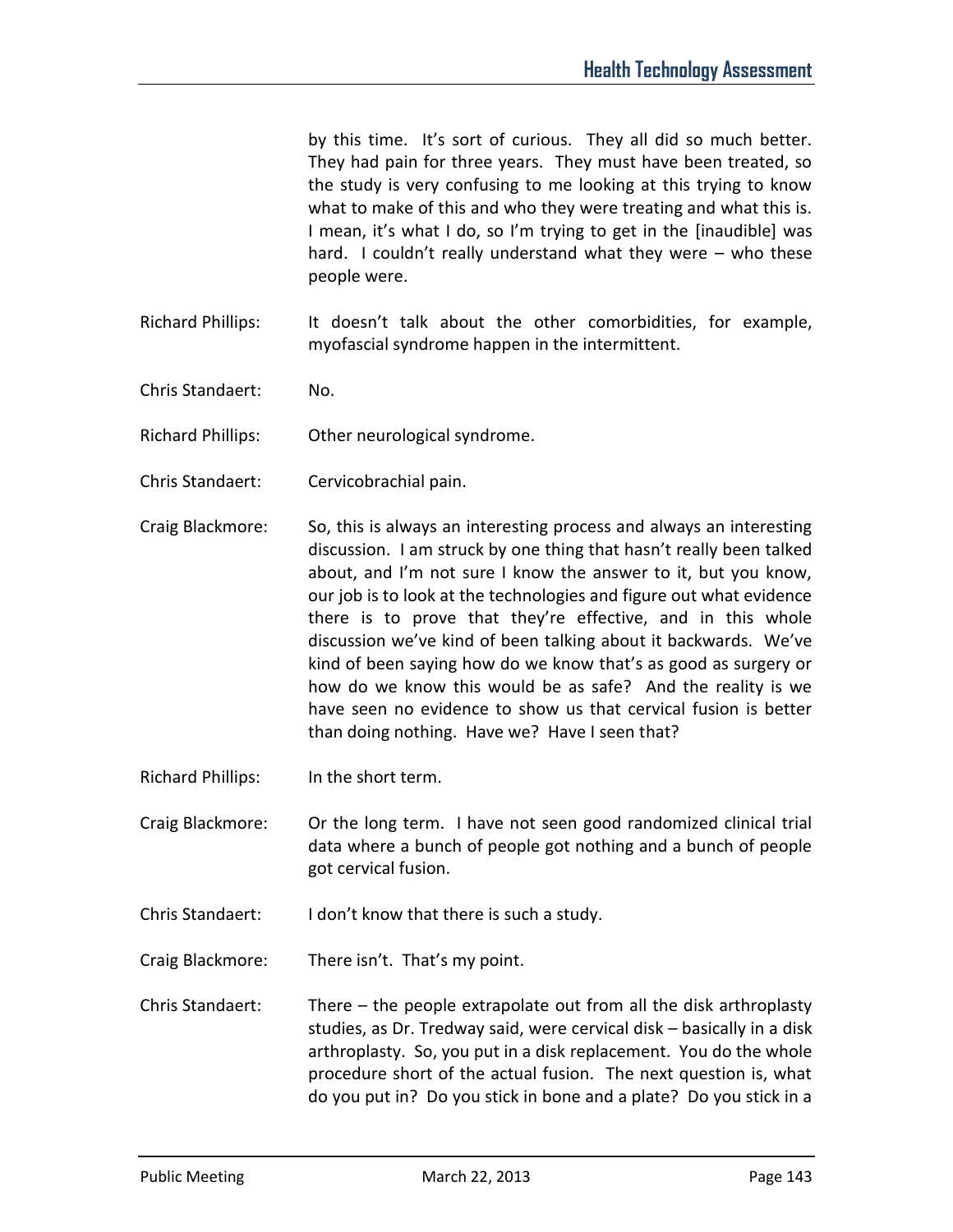by this time. It's sort of curious. They all did so much better. They had pain for three years. They must have been treated, so the study is very confusing to me looking at this trying to know what to make of this and who they were treating and what this is. I mean, it's what I do, so I'm trying to get in the [inaudible] was hard. I couldn't really understand what they were – who these people were.

Richard Phillips: It doesn't talk about the other comorbidities, for example, myofascial syndrome happen in the intermittent.

Chris Standaert: No.

Richard Phillips: Other neurological syndrome.

Chris Standaert: Cervicobrachial pain.

Craig Blackmore: So, this is always an interesting process and always an interesting discussion. I am struck by one thing that hasn't really been talked about, and I'm not sure I know the answer to it, but you know, our job is to look at the technologies and figure out what evidence there is to prove that they're effective, and in this whole discussion we've kind of been talking about it backwards. We've kind of been saying how do we know that's as good as surgery or how do we know this would be as safe? And the reality is we have seen no evidence to show us that cervical fusion is better than doing nothing. Have we? Have I seen that?

Richard Phillips: In the short term.

Craig Blackmore: Or the long term. I have not seen good randomized clinical trial data where a bunch of people got nothing and a bunch of people got cervical fusion.

Chris Standaert: I don't know that there is such a study.

Craig Blackmore: There isn't. That's my point.

Chris Standaert: There – the people extrapolate out from all the disk arthroplasty studies, as Dr. Tredway said, were cervical disk – basically in a disk arthroplasty. So, you put in a disk replacement. You do the whole procedure short of the actual fusion. The next question is, what do you put in? Do you stick in bone and a plate? Do you stick in a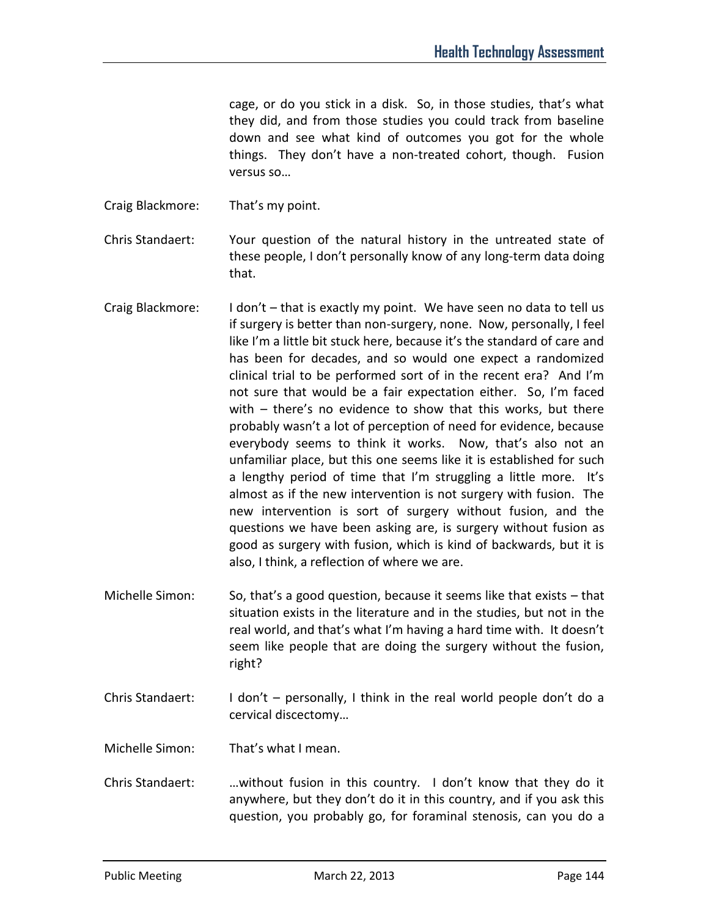cage, or do you stick in a disk. So, in those studies, that's what they did, and from those studies you could track from baseline down and see what kind of outcomes you got for the whole things. They don't have a non-treated cohort, though. Fusion versus so…

Craig Blackmore: That's my point.

Chris Standaert: Your question of the natural history in the untreated state of these people, I don't personally know of any long-term data doing that.

Craig Blackmore: I don't – that is exactly my point. We have seen no data to tell us if surgery is better than non-surgery, none. Now, personally, I feel like I'm a little bit stuck here, because it's the standard of care and has been for decades, and so would one expect a randomized clinical trial to be performed sort of in the recent era? And I'm not sure that would be a fair expectation either. So, I'm faced with – there's no evidence to show that this works, but there probably wasn't a lot of perception of need for evidence, because everybody seems to think it works. Now, that's also not an unfamiliar place, but this one seems like it is established for such a lengthy period of time that I'm struggling a little more. It's almost as if the new intervention is not surgery with fusion. The new intervention is sort of surgery without fusion, and the questions we have been asking are, is surgery without fusion as good as surgery with fusion, which is kind of backwards, but it is also, I think, a reflection of where we are.

Michelle Simon: So, that's a good question, because it seems like that exists – that situation exists in the literature and in the studies, but not in the real world, and that's what I'm having a hard time with. It doesn't seem like people that are doing the surgery without the fusion, right?

Chris Standaert: I don't – personally, I think in the real world people don't do a cervical discectomy…

Michelle Simon: That's what I mean.

Chris Standaert: …without fusion in this country. I don't know that they do it anywhere, but they don't do it in this country, and if you ask this question, you probably go, for foraminal stenosis, can you do a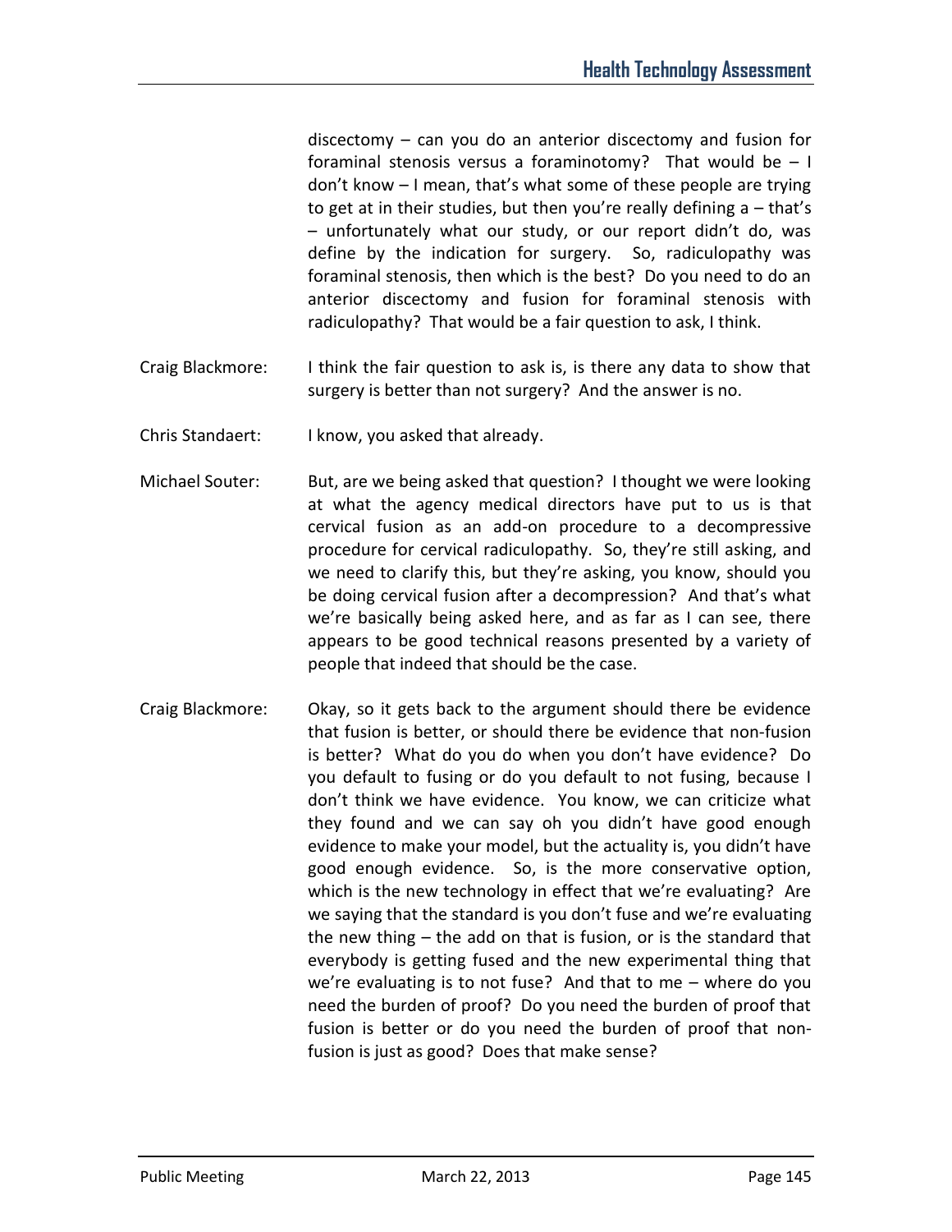discectomy – can you do an anterior discectomy and fusion for foraminal stenosis versus a foraminotomy? That would be – I don't know – I mean, that's what some of these people are trying to get at in their studies, but then you're really defining a – that's – unfortunately what our study, or our report didn't do, was define by the indication for surgery. So, radiculopathy was foraminal stenosis, then which is the best? Do you need to do an anterior discectomy and fusion for foraminal stenosis with radiculopathy? That would be a fair question to ask, I think.

Craig Blackmore: I think the fair question to ask is, is there any data to show that surgery is better than not surgery? And the answer is no.

Chris Standaert: I know, you asked that already.

Michael Souter: But, are we being asked that question? I thought we were looking at what the agency medical directors have put to us is that cervical fusion as an add-on procedure to a decompressive procedure for cervical radiculopathy. So, they're still asking, and we need to clarify this, but they're asking, you know, should you be doing cervical fusion after a decompression? And that's what we're basically being asked here, and as far as I can see, there appears to be good technical reasons presented by a variety of people that indeed that should be the case.

Craig Blackmore: Okay, so it gets back to the argument should there be evidence that fusion is better, or should there be evidence that non-fusion is better? What do you do when you don't have evidence? Do you default to fusing or do you default to not fusing, because I don't think we have evidence. You know, we can criticize what they found and we can say oh you didn't have good enough evidence to make your model, but the actuality is, you didn't have good enough evidence. So, is the more conservative option, which is the new technology in effect that we're evaluating? Are we saying that the standard is you don't fuse and we're evaluating the new thing – the add on that is fusion, or is the standard that everybody is getting fused and the new experimental thing that we're evaluating is to not fuse? And that to me – where do you need the burden of proof? Do you need the burden of proof that fusion is better or do you need the burden of proof that non-fusion is just as good? Does that make sense?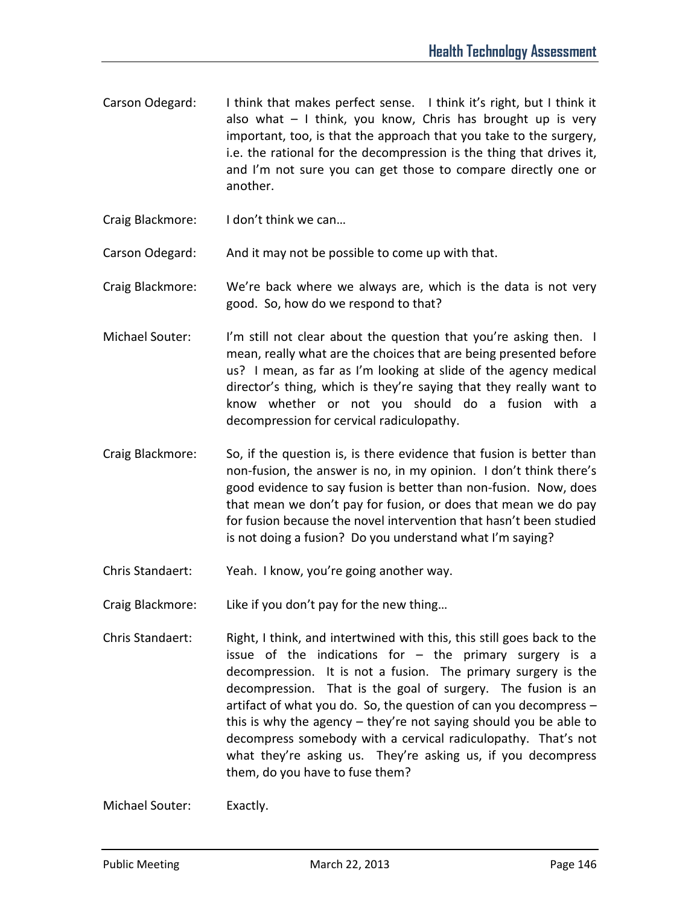Carson Odegard: I think that makes perfect sense. I think it's right, but I think it also what – I think, you know, Chris has brought up is very important, too, is that the approach that you take to the surgery, i.e. the rational for the decompression is the thing that drives it, and I'm not sure you can get those to compare directly one or another.

Craig Blackmore: I don't think we can…

Carson Odegard: And it may not be possible to come up with that.

Craig Blackmore: We're back where we always are, which is the data is not very good. So, how do we respond to that?

Michael Souter: I'm still not clear about the question that you're asking then. I mean, really what are the choices that are being presented before us? I mean, as far as I'm looking at slide of the agency medical director's thing, which is they're saying that they really want to know whether or not you should do a fusion with a decompression for cervical radiculopathy.

Craig Blackmore: So, if the question is, is there evidence that fusion is better than non-fusion, the answer is no, in my opinion. I don't think there's good evidence to say fusion is better than non-fusion. Now, does that mean we don't pay for fusion, or does that mean we do pay for fusion because the novel intervention that hasn't been studied is not doing a fusion? Do you understand what I'm saying?

Chris Standaert: Yeah. I know, you're going another way.

Craig Blackmore: Like if you don't pay for the new thing…

Chris Standaert: Right, I think, and intertwined with this, this still goes back to the issue of the indications for – the primary surgery is a decompression. It is not a fusion. The primary surgery is the decompression. That is the goal of surgery. The fusion is an artifact of what you do. So, the question of can you decompress – this is why the agency – they're not saying should you be able to decompress somebody with a cervical radiculopathy. That's not what they're asking us. They're asking us, if you decompress them, do you have to fuse them?

Michael Souter: Exactly.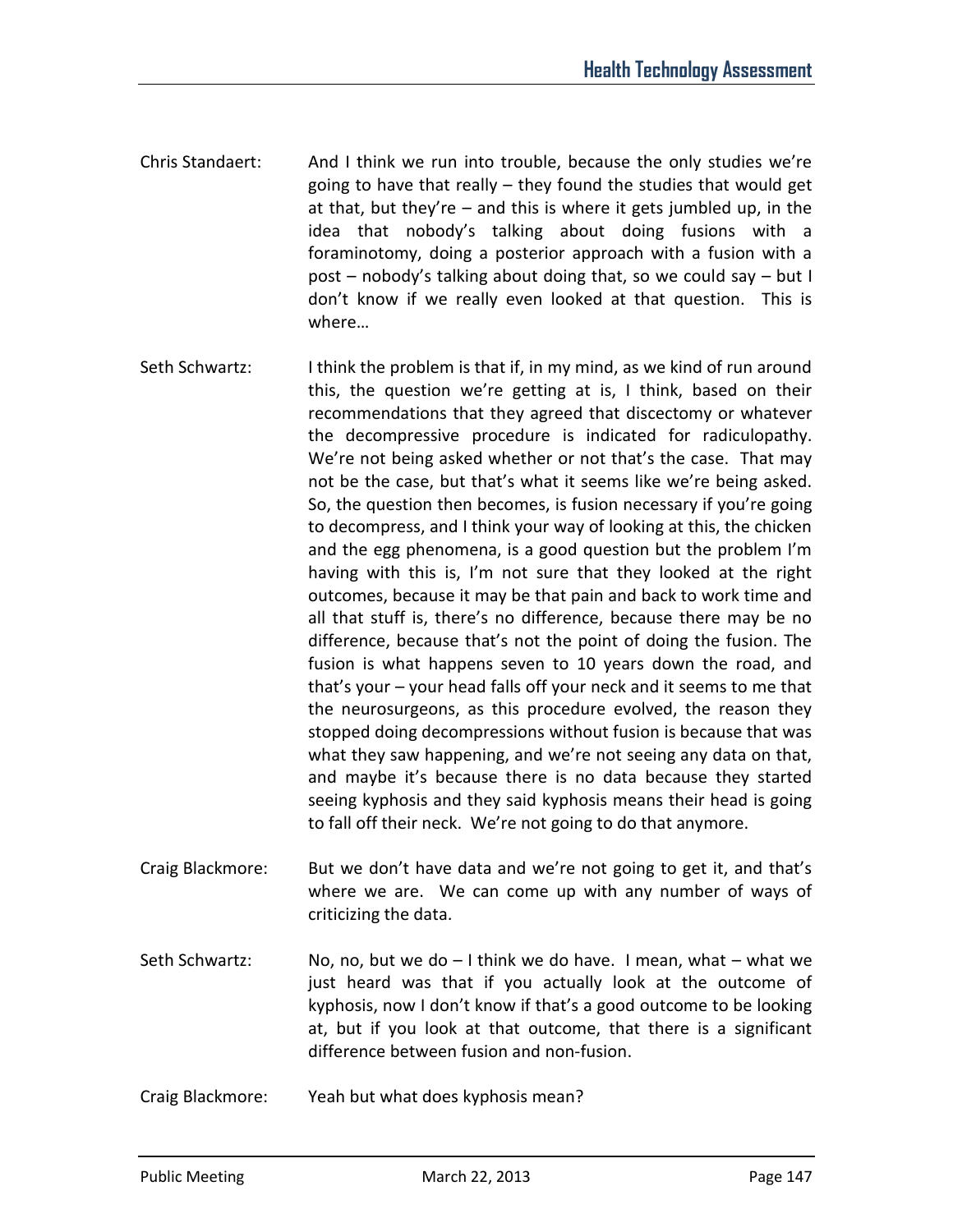Chris Standaert: And I think we run into trouble, because the only studies we're going to have that really – they found the studies that would get at that, but they're – and this is where it gets jumbled up, in the idea that nobody's talking about doing fusions with a foraminotomy, doing a posterior approach with a fusion with a post – nobody's talking about doing that, so we could say – but I don't know if we really even looked at that question. This is where…

Seth Schwartz: I think the problem is that if, in my mind, as we kind of run around this, the question we're getting at is, I think, based on their recommendations that they agreed that discectomy or whatever the decompressive procedure is indicated for radiculopathy. We're not being asked whether or not that's the case. That may not be the case, but that's what it seems like we're being asked. So, the question then becomes, is fusion necessary if you're going to decompress, and I think your way of looking at this, the chicken and the egg phenomena, is a good question but the problem I'm having with this is, I'm not sure that they looked at the right outcomes, because it may be that pain and back to work time and all that stuff is, there's no difference, because there may be no difference, because that's not the point of doing the fusion. The fusion is what happens seven to 10 years down the road, and that's your – your head falls off your neck and it seems to me that the neurosurgeons, as this procedure evolved, the reason they stopped doing decompressions without fusion is because that was what they saw happening, and we're not seeing any data on that, and maybe it's because there is no data because they started seeing kyphosis and they said kyphosis means their head is going to fall off their neck. We're not going to do that anymore.

Craig Blackmore: But we don't have data and we're not going to get it, and that's where we are. We can come up with any number of ways of criticizing the data.

Seth Schwartz: No, no, but we do – I think we do have. I mean, what – what we just heard was that if you actually look at the outcome of kyphosis, now I don't know if that's a good outcome to be looking at, but if you look at that outcome, that there is a significant difference between fusion and non-fusion.

Craig Blackmore: Yeah but what does kyphosis mean?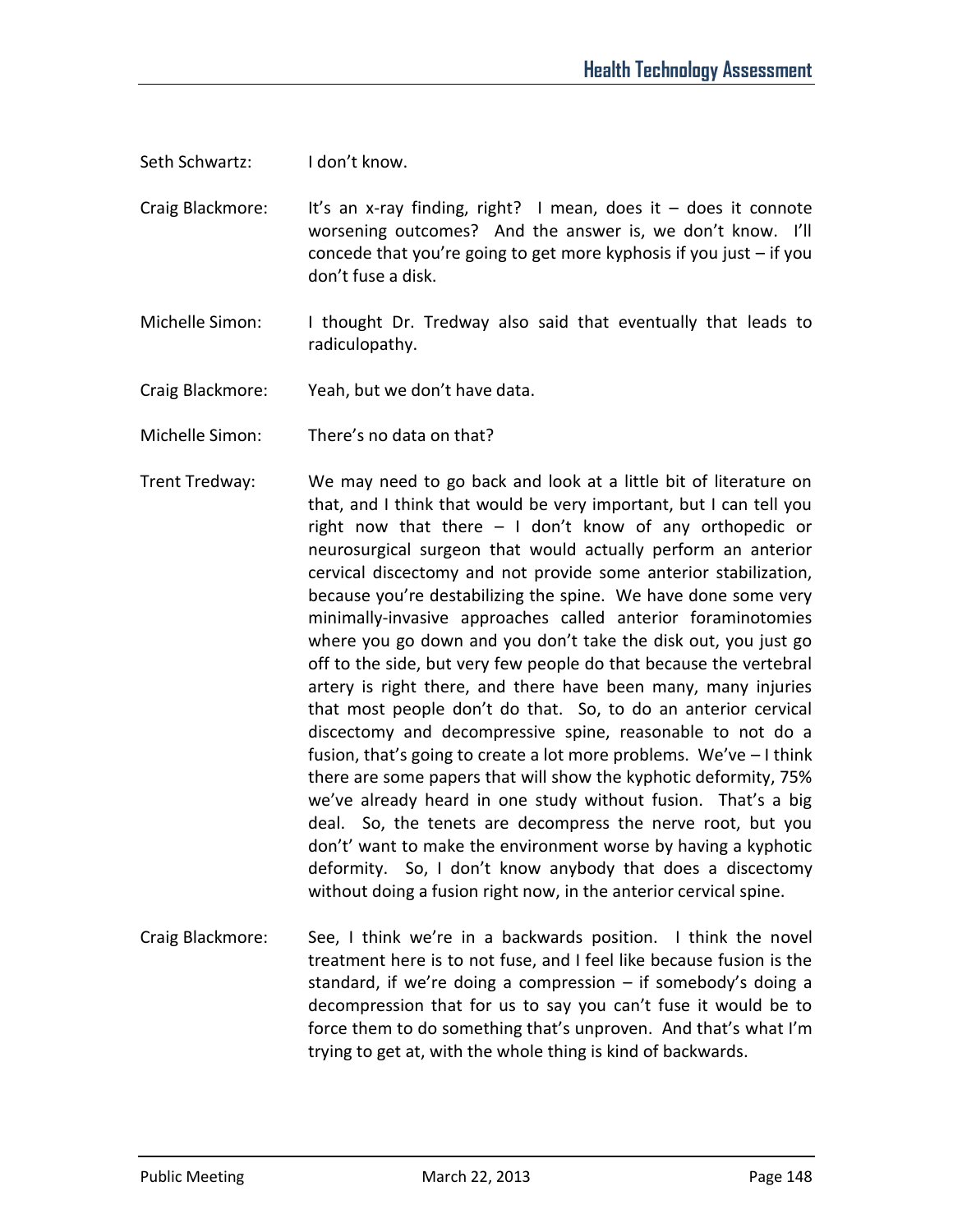Seth Schwartz: I don't know.

Craig Blackmore: It's an x-ray finding, right? I mean, does it – does it connote worsening outcomes? And the answer is, we don't know. I'll concede that you're going to get more kyphosis if you just – if you don't fuse a disk.

Michelle Simon: I thought Dr. Tredway also said that eventually that leads to radiculopathy.

Craig Blackmore: Yeah, but we don't have data.

Michelle Simon: There's no data on that?

Trent Tredway: We may need to go back and look at a little bit of literature on that, and I think that would be very important, but I can tell you right now that there – I don't know of any orthopedic or neurosurgical surgeon that would actually perform an anterior cervical discectomy and not provide some anterior stabilization, because you're destabilizing the spine. We have done some very minimally-invasive approaches called anterior foraminotomies where you go down and you don't take the disk out, you just go off to the side, but very few people do that because the vertebral artery is right there, and there have been many, many injuries that most people don't do that. So, to do an anterior cervical discectomy and decompressive spine, reasonable to not do a fusion, that's going to create a lot more problems. We've – I think there are some papers that will show the kyphotic deformity, 75% we've already heard in one study without fusion. That's a big deal. So, the tenets are decompress the nerve root, but you don't' want to make the environment worse by having a kyphotic deformity. So, I don't know anybody that does a discectomy without doing a fusion right now, in the anterior cervical spine.

Craig Blackmore: See, I think we're in a backwards position. I think the novel treatment here is to not fuse, and I feel like because fusion is the standard, if we're doing a compression – if somebody's doing a decompression that for us to say you can't fuse it would be to force them to do something that's unproven. And that's what I'm trying to get at, with the whole thing is kind of backwards.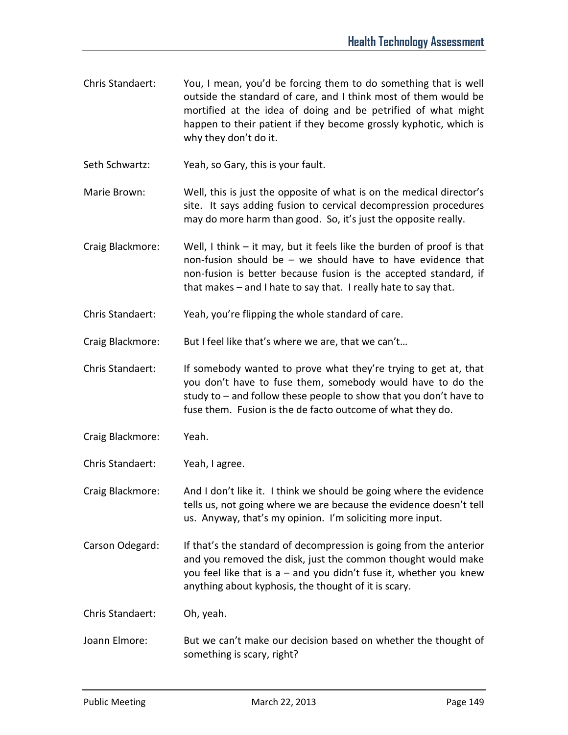Chris Standaert: You, I mean, you'd be forcing them to do something that is well outside the standard of care, and I think most of them would be mortified at the idea of doing and be petrified of what might happen to their patient if they become grossly kyphotic, which is why they don't do it.

Seth Schwartz: Yeah, so Gary, this is your fault.

Marie Brown: Well, this is just the opposite of what is on the medical director's site. It says adding fusion to cervical decompression procedures may do more harm than good. So, it's just the opposite really.

Craig Blackmore: Well, I think – it may, but it feels like the burden of proof is that non-fusion should be – we should have to have evidence that non-fusion is better because fusion is the accepted standard, if that makes – and I hate to say that. I really hate to say that.

Chris Standaert: Yeah, you're flipping the whole standard of care.

Craig Blackmore: But I feel like that's where we are, that we can't…

Chris Standaert: If somebody wanted to prove what they're trying to get at, that you don't have to fuse them, somebody would have to do the study to – and follow these people to show that you don't have to fuse them. Fusion is the de facto outcome of what they do.

Craig Blackmore: Yeah.

Chris Standaert: Yeah, I agree.

Craig Blackmore: And I don't like it. I think we should be going where the evidence tells us, not going where we are because the evidence doesn't tell us. Anyway, that's my opinion. I'm soliciting more input.

Carson Odegard: If that's the standard of decompression is going from the anterior and you removed the disk, just the common thought would make you feel like that is a – and you didn't fuse it, whether you knew anything about kyphosis, the thought of it is scary.

Chris Standaert: Oh, yeah.

Joann Elmore: But we can't make our decision based on whether the thought of something is scary, right?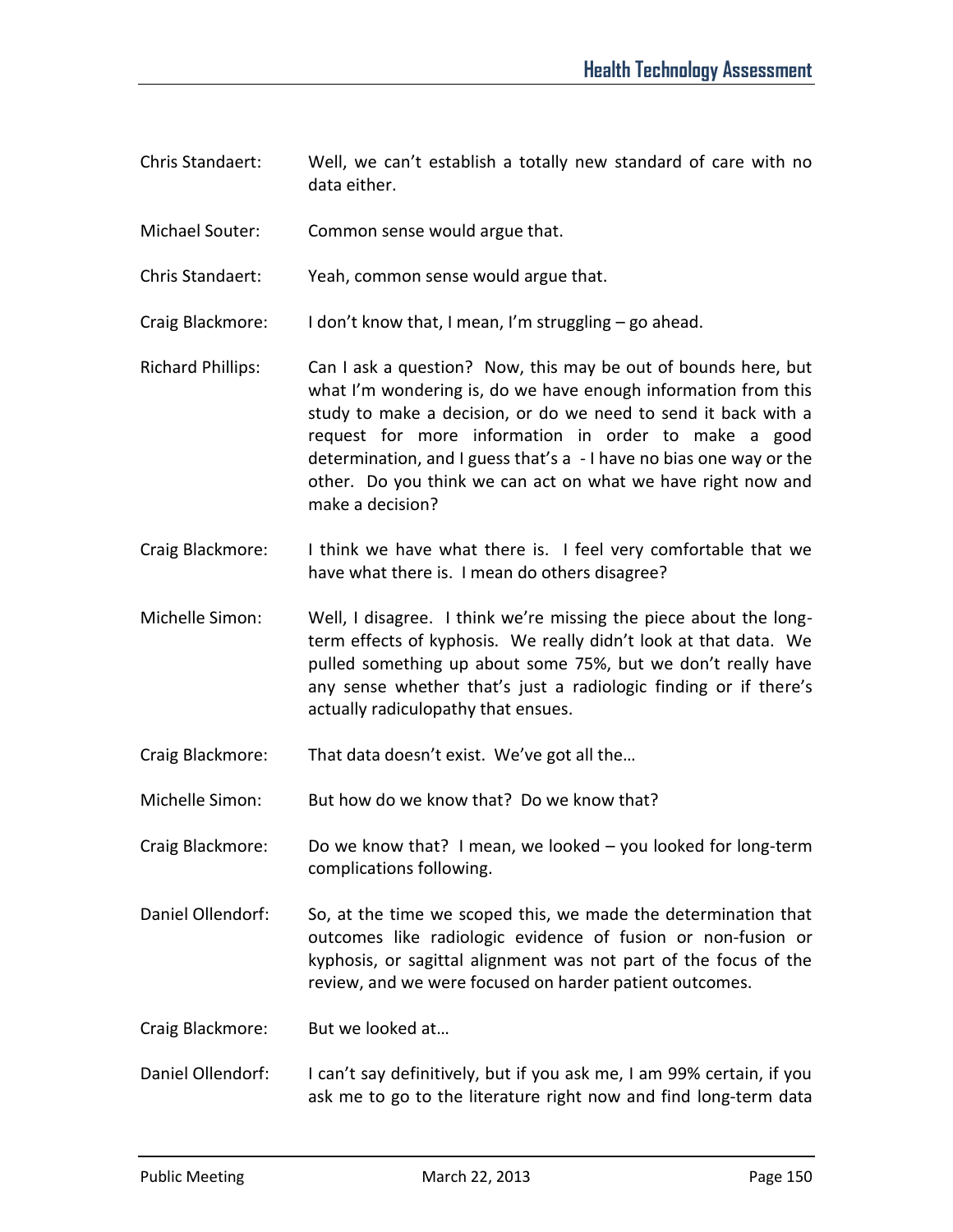Chris Standaert: Well, we can't establish a totally new standard of care with no data either.

Michael Souter: Common sense would argue that.

Chris Standaert: Yeah, common sense would argue that.

Craig Blackmore: I don't know that, I mean, I'm struggling – go ahead.

Richard Phillips: Can I ask a question? Now, this may be out of bounds here, but what I'm wondering is, do we have enough information from this study to make a decision, or do we need to send it back with a request for more information in order to make a good determination, and I guess that's a - I have no bias one way or the other. Do you think we can act on what we have right now and make a decision?

Craig Blackmore: I think we have what there is. I feel very comfortable that we have what there is. I mean do others disagree?

Michelle Simon: Well, I disagree. I think we're missing the piece about the long-term effects of kyphosis. We really didn't look at that data. We pulled something up about some 75%, but we don't really have any sense whether that's just a radiologic finding or if there's actually radiculopathy that ensues.

Craig Blackmore: That data doesn't exist. We've got all the…

Michelle Simon: But how do we know that? Do we know that?

Craig Blackmore: Do we know that? I mean, we looked – you looked for long-term complications following.

Daniel Ollendorf: So, at the time we scoped this, we made the determination that outcomes like radiologic evidence of fusion or non-fusion or kyphosis, or sagittal alignment was not part of the focus of the review, and we were focused on harder patient outcomes.

Craig Blackmore: But we looked at…

Daniel Ollendorf: I can't say definitively, but if you ask me, I am 99% certain, if you ask me to go to the literature right now and find long-term data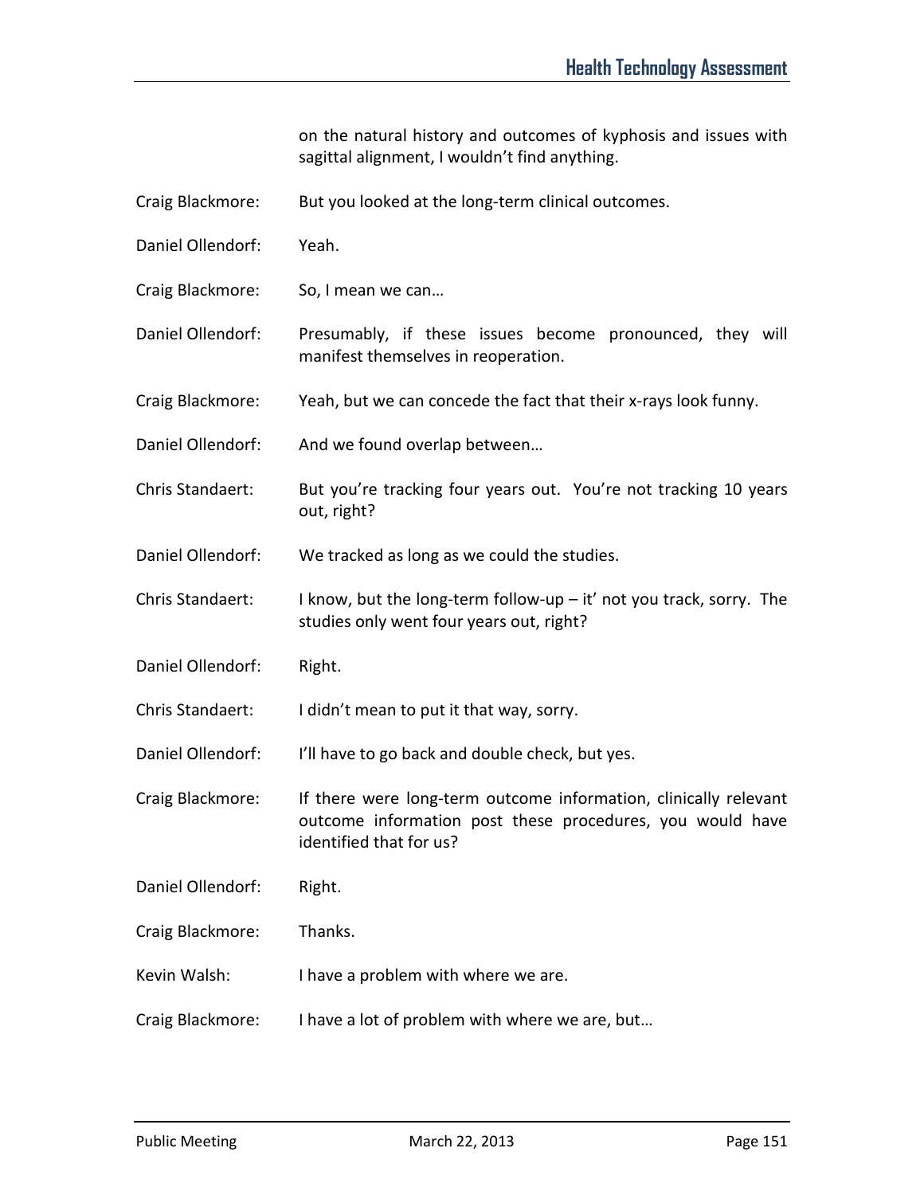on the natural history and outcomes of kyphosis and issues with sagittal alignment, I wouldn't find anything.

Craig Blackmore: But you looked at the long-term clinical outcomes.

Daniel Ollendorf: Yeah.

Craig Blackmore: So, I mean we can…

Daniel Ollendorf: Presumably, if these issues become pronounced, they will manifest themselves in reoperation.

Craig Blackmore: Yeah, but we can concede the fact that their x-rays look funny.

Daniel Ollendorf: And we found overlap between…

Chris Standaert: But you're tracking four years out. You're not tracking 10 years out, right?

Daniel Ollendorf: We tracked as long as we could the studies.

Chris Standaert: I know, but the long-term follow-up – it' not you track, sorry. The studies only went four years out, right?

Daniel Ollendorf: Right.

Chris Standaert: I didn't mean to put it that way, sorry.

Daniel Ollendorf: I'll have to go back and double check, but yes.

Craig Blackmore: If there were long-term outcome information, clinically relevant outcome information post these procedures, you would have identified that for us?

Daniel Ollendorf: Right.

Craig Blackmore: Thanks.

Kevin Walsh: I have a problem with where we are.

Craig Blackmore: I have a lot of problem with where we are, but…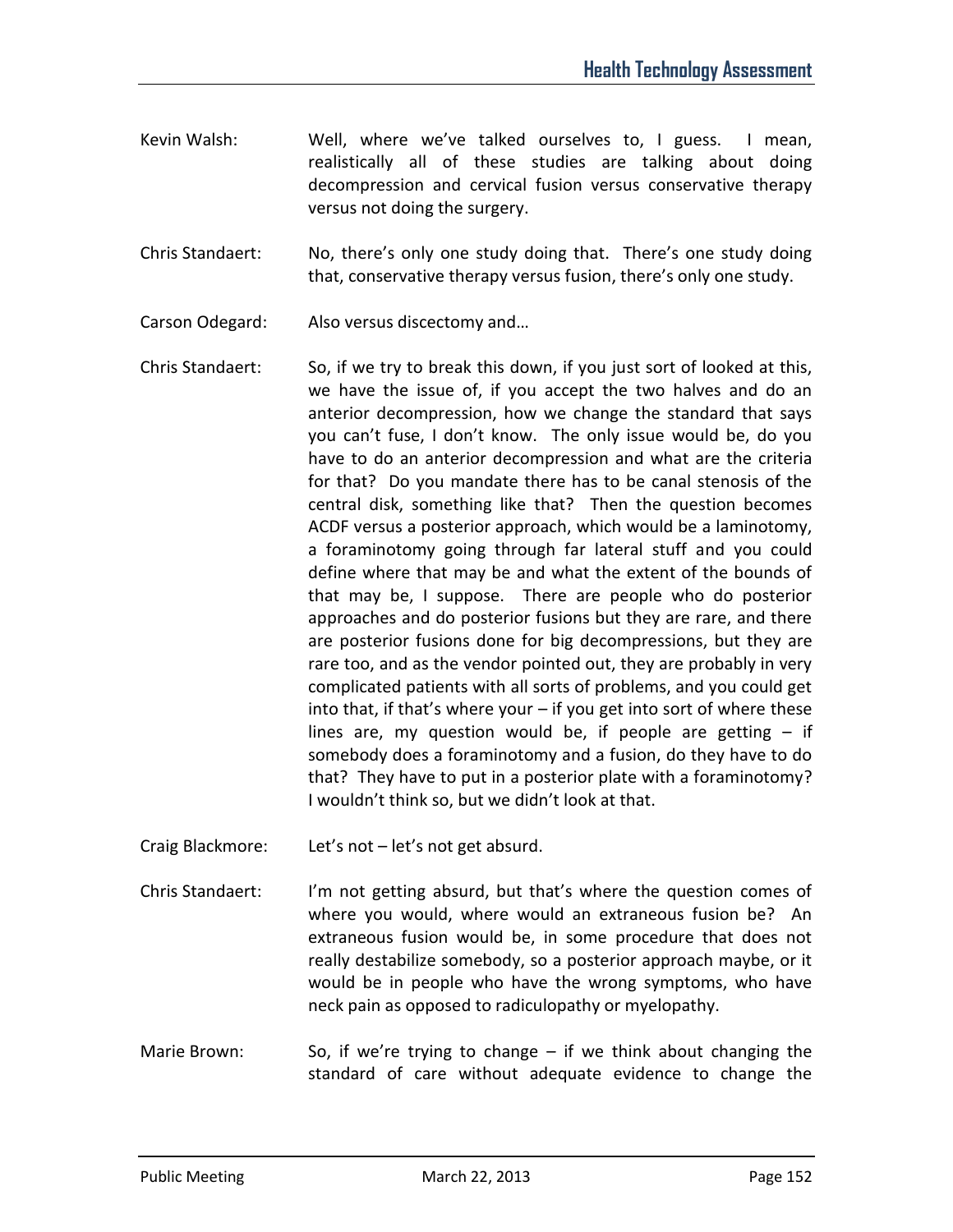Kevin Walsh: Well, where we've talked ourselves to, I guess. I mean, realistically all of these studies are talking about doing decompression and cervical fusion versus conservative therapy versus not doing the surgery.

Chris Standaert: No, there's only one study doing that. There's one study doing that, conservative therapy versus fusion, there's only one study.

Carson Odegard: Also versus discectomy and…

Chris Standaert: So, if we try to break this down, if you just sort of looked at this, we have the issue of, if you accept the two halves and do an anterior decompression, how we change the standard that says you can't fuse, I don't know. The only issue would be, do you have to do an anterior decompression and what are the criteria for that? Do you mandate there has to be canal stenosis of the central disk, something like that? Then the question becomes ACDF versus a posterior approach, which would be a laminotomy, a foraminotomy going through far lateral stuff and you could define where that may be and what the extent of the bounds of that may be, I suppose. There are people who do posterior approaches and do posterior fusions but they are rare, and there are posterior fusions done for big decompressions, but they are rare too, and as the vendor pointed out, they are probably in very complicated patients with all sorts of problems, and you could get into that, if that's where your – if you get into sort of where these lines are, my question would be, if people are getting – if somebody does a foraminotomy and a fusion, do they have to do that? They have to put in a posterior plate with a foraminotomy? I wouldn't think so, but we didn't look at that.

Craig Blackmore: Let's not – let's not get absurd.

Chris Standaert: I'm not getting absurd, but that's where the question comes of where you would, where would an extraneous fusion be? An extraneous fusion would be, in some procedure that does not really destabilize somebody, so a posterior approach maybe, or it would be in people who have the wrong symptoms, who have neck pain as opposed to radiculopathy or myelopathy.

Marie Brown: So, if we're trying to change – if we think about changing the standard of care without adequate evidence to change the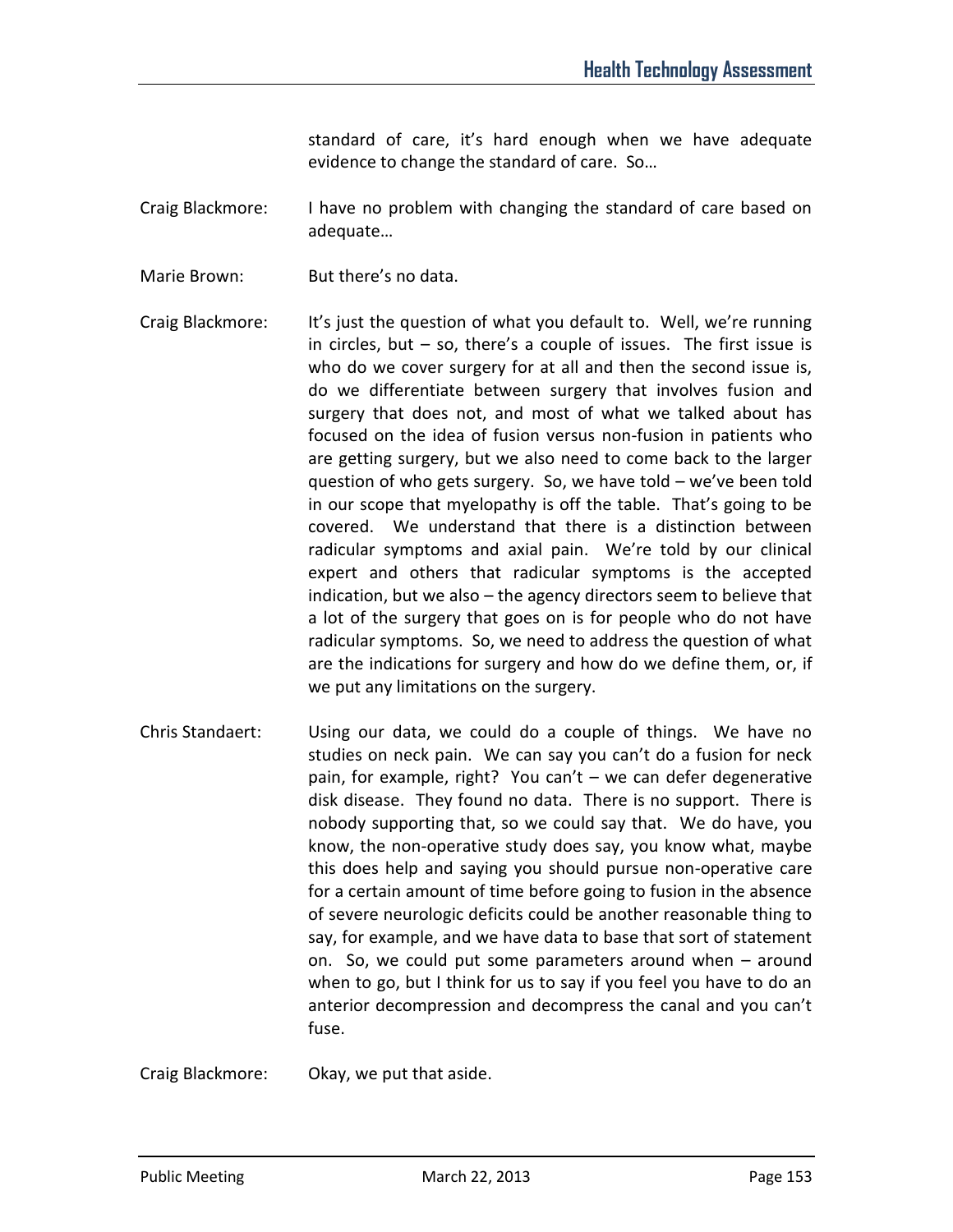standard of care, it's hard enough when we have adequate evidence to change the standard of care. So…

Craig Blackmore: I have no problem with changing the standard of care based on adequate…

Marie Brown: But there's no data.

Craig Blackmore: It's just the question of what you default to. Well, we're running in circles, but – so, there's a couple of issues. The first issue is who do we cover surgery for at all and then the second issue is, do we differentiate between surgery that involves fusion and surgery that does not, and most of what we talked about has focused on the idea of fusion versus non-fusion in patients who are getting surgery, but we also need to come back to the larger question of who gets surgery. So, we have told – we've been told in our scope that myelopathy is off the table. That's going to be covered. We understand that there is a distinction between radicular symptoms and axial pain. We're told by our clinical expert and others that radicular symptoms is the accepted indication, but we also – the agency directors seem to believe that a lot of the surgery that goes on is for people who do not have radicular symptoms. So, we need to address the question of what are the indications for surgery and how do we define them, or, if we put any limitations on the surgery.

Chris Standaert: Using our data, we could do a couple of things. We have no studies on neck pain. We can say you can't do a fusion for neck pain, for example, right? You can't – we can defer degenerative disk disease. They found no data. There is no support. There is nobody supporting that, so we could say that. We do have, you know, the non-operative study does say, you know what, maybe this does help and saying you should pursue non-operative care for a certain amount of time before going to fusion in the absence of severe neurologic deficits could be another reasonable thing to say, for example, and we have data to base that sort of statement on. So, we could put some parameters around when – around when to go, but I think for us to say if you feel you have to do an anterior decompression and decompress the canal and you can't fuse.

Craig Blackmore: Okay, we put that aside.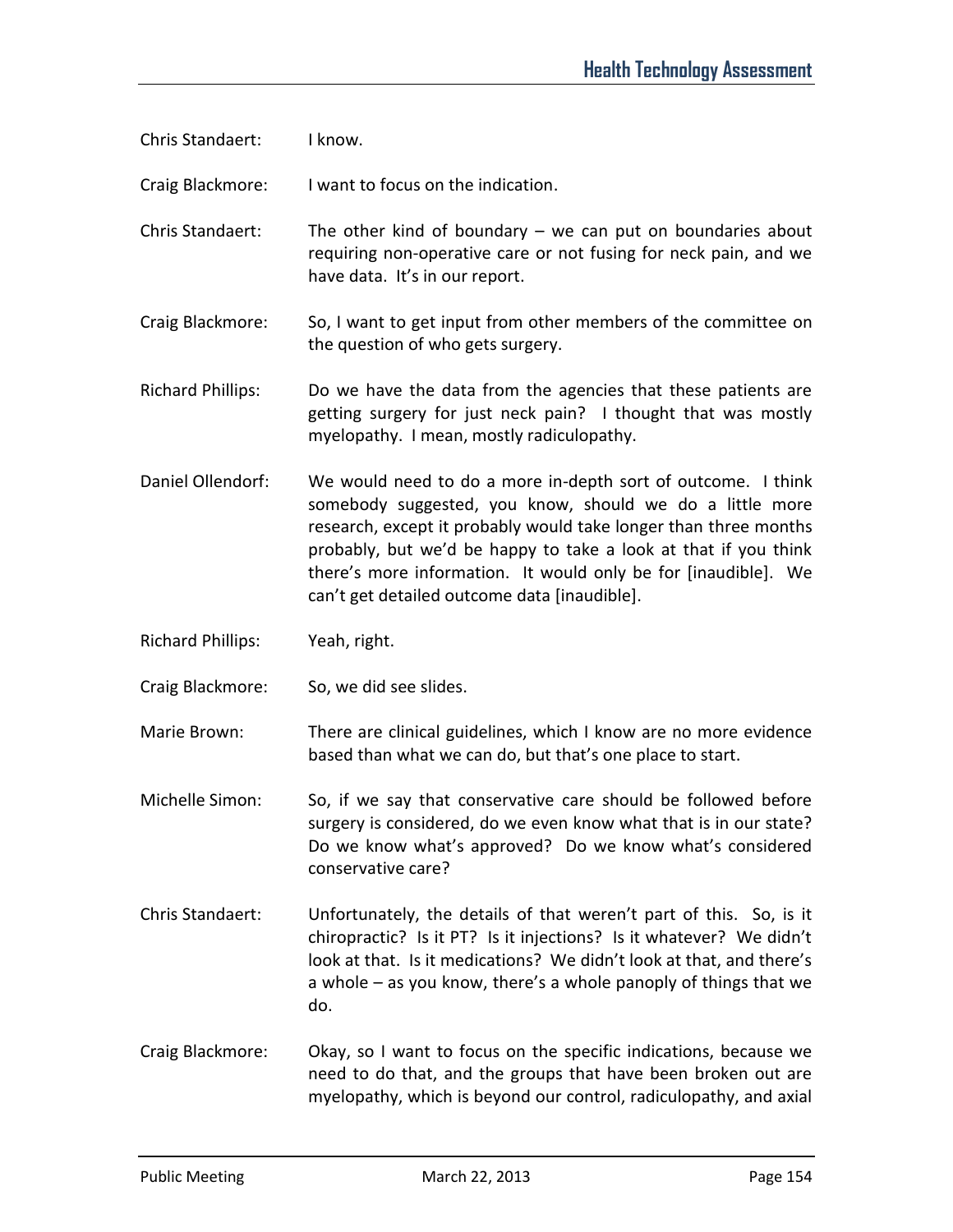Chris Standaert: I know.

Craig Blackmore: I want to focus on the indication.

Chris Standaert: The other kind of boundary – we can put on boundaries about requiring non-operative care or not fusing for neck pain, and we have data. It's in our report.

Craig Blackmore: So, I want to get input from other members of the committee on the question of who gets surgery.

Richard Phillips: Do we have the data from the agencies that these patients are getting surgery for just neck pain? I thought that was mostly myelopathy. I mean, mostly radiculopathy.

Daniel Ollendorf: We would need to do a more in-depth sort of outcome. I think somebody suggested, you know, should we do a little more research, except it probably would take longer than three months probably, but we'd be happy to take a look at that if you think there's more information. It would only be for [inaudible]. We can't get detailed outcome data [inaudible].

Richard Phillips: Yeah, right.

Craig Blackmore: So, we did see slides.

Marie Brown: There are clinical guidelines, which I know are no more evidence based than what we can do, but that's one place to start.

Michelle Simon: So, if we say that conservative care should be followed before surgery is considered, do we even know what that is in our state? Do we know what's approved? Do we know what's considered conservative care?

Chris Standaert: Unfortunately, the details of that weren't part of this. So, is it chiropractic? Is it PT? Is it injections? Is it whatever? We didn't look at that. Is it medications? We didn't look at that, and there's a whole – as you know, there's a whole panoply of things that we do.

Craig Blackmore: Okay, so I want to focus on the specific indications, because we need to do that, and the groups that have been broken out are myelopathy, which is beyond our control, radiculopathy, and axial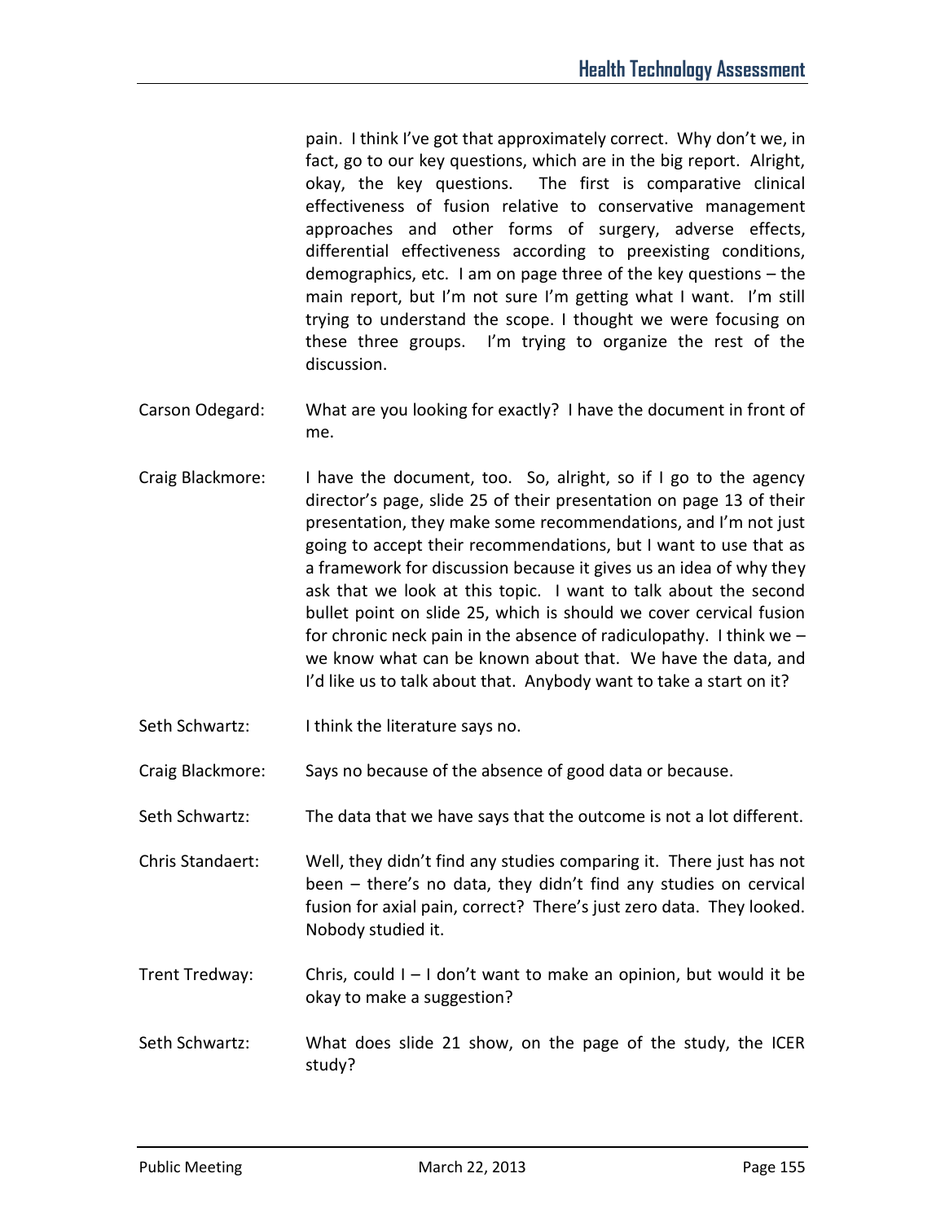pain. I think I've got that approximately correct. Why don't we, in fact, go to our key questions, which are in the big report. Alright, okay, the key questions. The first is comparative clinical effectiveness of fusion relative to conservative management approaches and other forms of surgery, adverse effects, differential effectiveness according to preexisting conditions, demographics, etc. I am on page three of the key questions – the main report, but I'm not sure I'm getting what I want. I'm still trying to understand the scope. I thought we were focusing on these three groups. I'm trying to organize the rest of the discussion.

Carson Odegard: What are you looking for exactly? I have the document in front of me.

Craig Blackmore: I have the document, too. So, alright, so if I go to the agency director's page, slide 25 of their presentation on page 13 of their presentation, they make some recommendations, and I'm not just going to accept their recommendations, but I want to use that as a framework for discussion because it gives us an idea of why they ask that we look at this topic. I want to talk about the second bullet point on slide 25, which is should we cover cervical fusion for chronic neck pain in the absence of radiculopathy. I think we – we know what can be known about that. We have the data, and I'd like us to talk about that. Anybody want to take a start on it?

Seth Schwartz: I think the literature says no.

Craig Blackmore: Says no because of the absence of good data or because.

Seth Schwartz: The data that we have says that the outcome is not a lot different.

Chris Standaert: Well, they didn't find any studies comparing it. There just has not been – there's no data, they didn't find any studies on cervical fusion for axial pain, correct? There's just zero data. They looked. Nobody studied it.

Trent Tredway: Chris, could I – I don't want to make an opinion, but would it be okay to make a suggestion?

Seth Schwartz: What does slide 21 show, on the page of the study, the ICER study?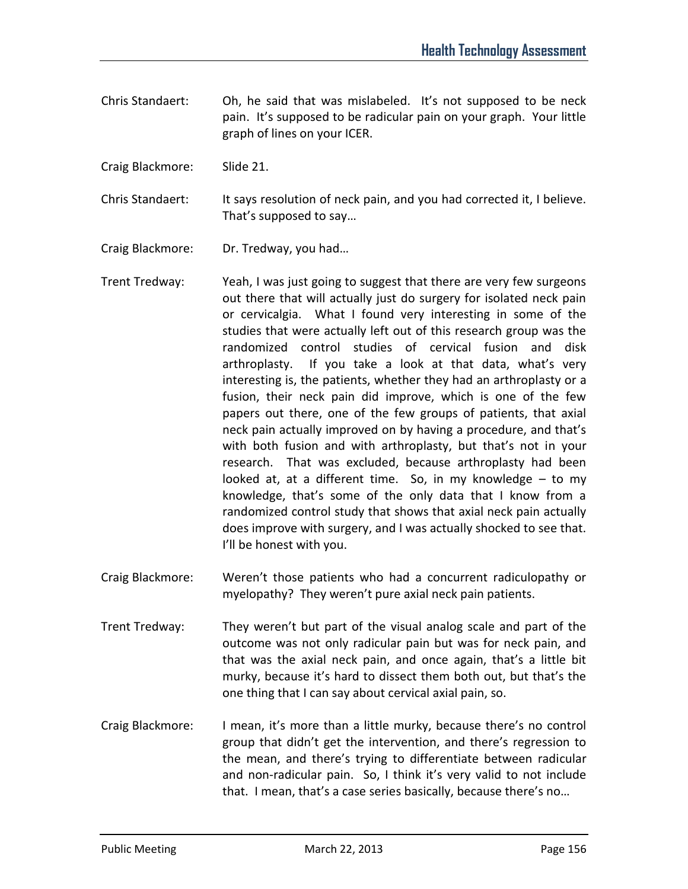Chris Standaert: Oh, he said that was mislabeled. It's not supposed to be neck pain. It's supposed to be radicular pain on your graph. Your little graph of lines on your ICER.

Craig Blackmore: Slide 21.

Chris Standaert: It says resolution of neck pain, and you had corrected it, I believe. That's supposed to say…

Craig Blackmore: Dr. Tredway, you had…

Trent Tredway: Yeah, I was just going to suggest that there are very few surgeons out there that will actually just do surgery for isolated neck pain or cervicalgia. What I found very interesting in some of the studies that were actually left out of this research group was the randomized control studies of cervical fusion and disk arthroplasty. If you take a look at that data, what's very interesting is, the patients, whether they had an arthroplasty or a fusion, their neck pain did improve, which is one of the few papers out there, one of the few groups of patients, that axial neck pain actually improved on by having a procedure, and that's with both fusion and with arthroplasty, but that's not in your research. That was excluded, because arthroplasty had been looked at, at a different time. So, in my knowledge – to my knowledge, that's some of the only data that I know from a randomized control study that shows that axial neck pain actually does improve with surgery, and I was actually shocked to see that. I'll be honest with you.

Craig Blackmore: Weren't those patients who had a concurrent radiculopathy or myelopathy? They weren't pure axial neck pain patients.

Trent Tredway: They weren't but part of the visual analog scale and part of the outcome was not only radicular pain but was for neck pain, and that was the axial neck pain, and once again, that's a little bit murky, because it's hard to dissect them both out, but that's the one thing that I can say about cervical axial pain, so.

Craig Blackmore: I mean, it's more than a little murky, because there's no control group that didn't get the intervention, and there's regression to the mean, and there's trying to differentiate between radicular and non-radicular pain. So, I think it's very valid to not include that. I mean, that's a case series basically, because there's no…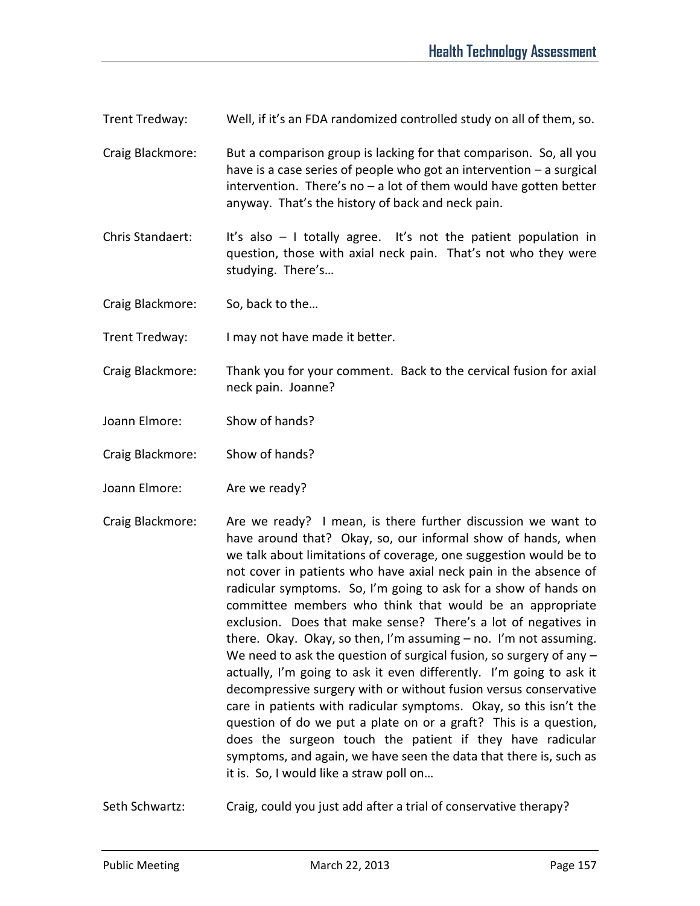Trent Tredway: Well, if it's an FDA randomized controlled study on all of them, so.

Craig Blackmore: But a comparison group is lacking for that comparison. So, all you have is a case series of people who got an intervention – a surgical intervention. There's no – a lot of them would have gotten better anyway. That's the history of back and neck pain.

Chris Standaert: It's also – I totally agree. It's not the patient population in question, those with axial neck pain. That's not who they were studying. There's…

Craig Blackmore: So, back to the…

Trent Tredway: I may not have made it better.

Craig Blackmore: Thank you for your comment. Back to the cervical fusion for axial neck pain. Joanne?

Joann Elmore: Show of hands?

Craig Blackmore: Show of hands?

Joann Elmore: Are we ready?

Craig Blackmore: Are we ready? I mean, is there further discussion we want to have around that? Okay, so, our informal show of hands, when we talk about limitations of coverage, one suggestion would be to not cover in patients who have axial neck pain in the absence of radicular symptoms. So, I'm going to ask for a show of hands on committee members who think that would be an appropriate exclusion. Does that make sense? There's a lot of negatives in there. Okay. Okay, so then, I'm assuming – no. I'm not assuming. We need to ask the question of surgical fusion, so surgery of any – actually, I'm going to ask it even differently. I'm going to ask it decompressive surgery with or without fusion versus conservative care in patients with radicular symptoms. Okay, so this isn't the question of do we put a plate on or a graft? This is a question, does the surgeon touch the patient if they have radicular symptoms, and again, we have seen the data that there is, such as it is. So, I would like a straw poll on…

Seth Schwartz: Craig, could you just add after a trial of conservative therapy?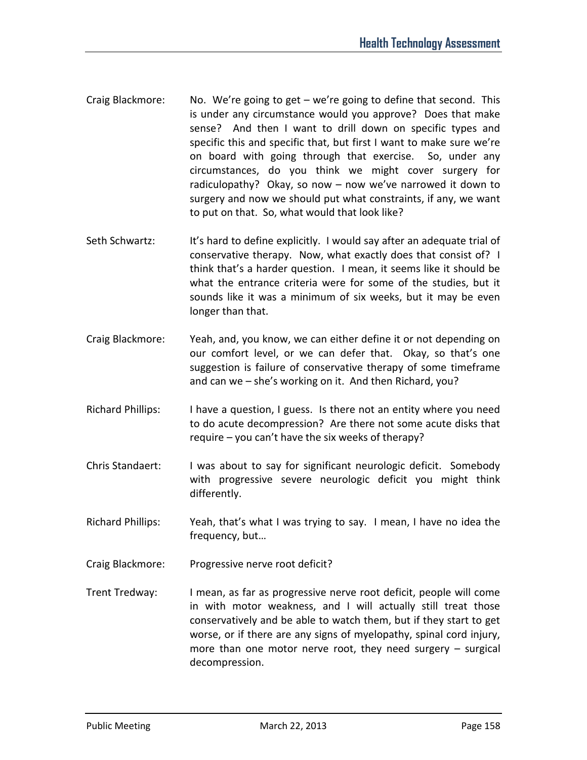Craig Blackmore: No. We're going to get – we're going to define that second. This is under any circumstance would you approve? Does that make sense? And then I want to drill down on specific types and specific this and specific that, but first I want to make sure we're on board with going through that exercise. So, under any circumstances, do you think we might cover surgery for radiculopathy? Okay, so now – now we've narrowed it down to surgery and now we should put what constraints, if any, we want to put on that. So, what would that look like?

Seth Schwartz: It's hard to define explicitly. I would say after an adequate trial of conservative therapy. Now, what exactly does that consist of? I think that's a harder question. I mean, it seems like it should be what the entrance criteria were for some of the studies, but it sounds like it was a minimum of six weeks, but it may be even longer than that.

Craig Blackmore: Yeah, and, you know, we can either define it or not depending on our comfort level, or we can defer that. Okay, so that's one suggestion is failure of conservative therapy of some timeframe and can we – she's working on it. And then Richard, you?

Richard Phillips: I have a question, I guess. Is there not an entity where you need to do acute decompression? Are there not some acute disks that require – you can't have the six weeks of therapy?

Chris Standaert: I was about to say for significant neurologic deficit. Somebody with progressive severe neurologic deficit you might think differently.

Richard Phillips: Yeah, that's what I was trying to say. I mean, I have no idea the frequency, but…

Craig Blackmore: Progressive nerve root deficit?

Trent Tredway: I mean, as far as progressive nerve root deficit, people will come in with motor weakness, and I will actually still treat those conservatively and be able to watch them, but if they start to get worse, or if there are any signs of myelopathy, spinal cord injury, more than one motor nerve root, they need surgery – surgical decompression.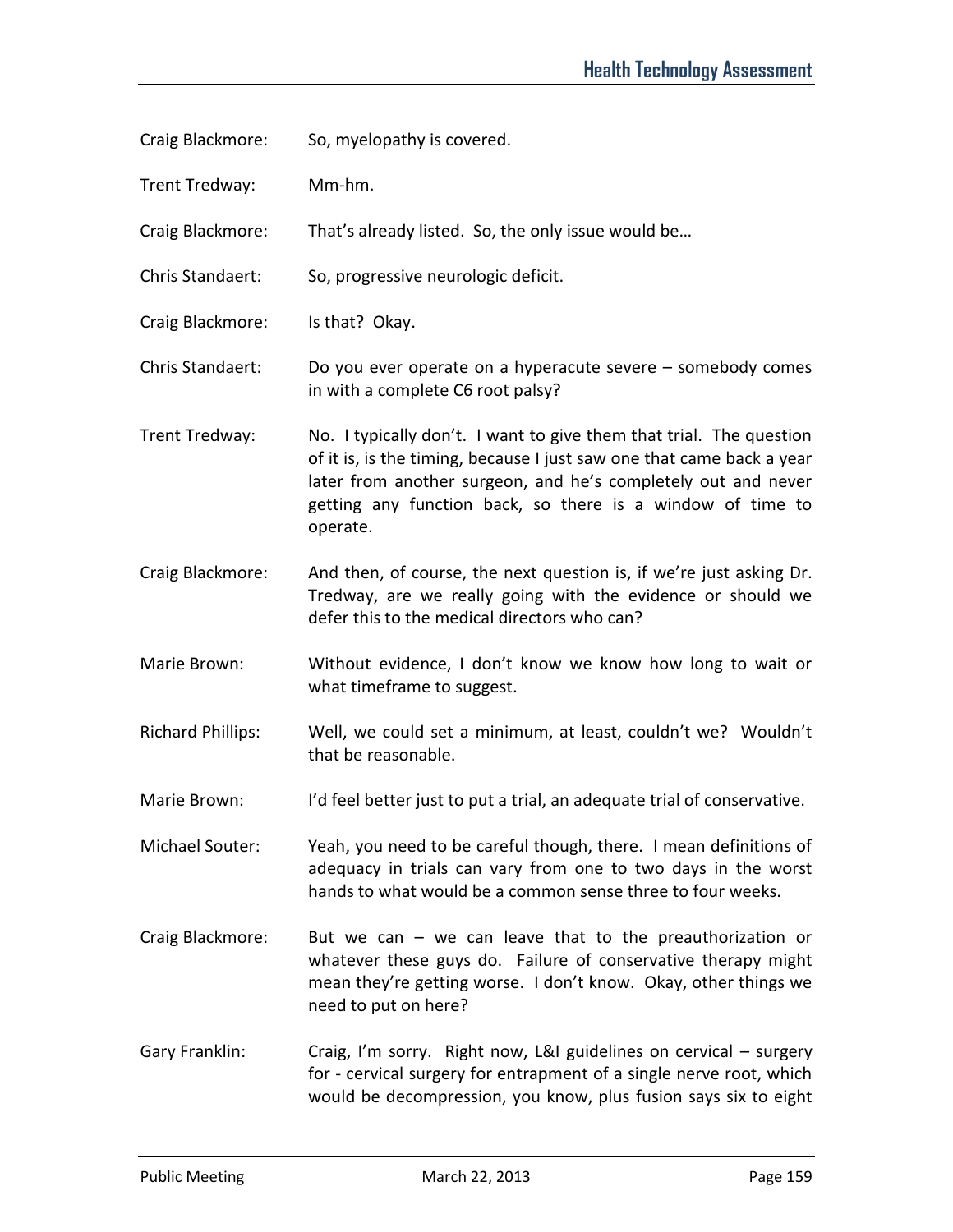Craig Blackmore: So, myelopathy is covered.

Trent Tredway: Mm-hm.

Craig Blackmore: That's already listed. So, the only issue would be…

Chris Standaert: So, progressive neurologic deficit.

Craig Blackmore: Is that? Okay.

Chris Standaert: Do you ever operate on a hyperacute severe – somebody comes in with a complete C6 root palsy?

Trent Tredway: No. I typically don't. I want to give them that trial. The question of it is, is the timing, because I just saw one that came back a year later from another surgeon, and he's completely out and never getting any function back, so there is a window of time to operate.

Craig Blackmore: And then, of course, the next question is, if we're just asking Dr. Tredway, are we really going with the evidence or should we defer this to the medical directors who can?

Marie Brown: Without evidence, I don't know we know how long to wait or what timeframe to suggest.

Richard Phillips: Well, we could set a minimum, at least, couldn't we? Wouldn't that be reasonable.

Marie Brown: I'd feel better just to put a trial, an adequate trial of conservative.

Michael Souter: Yeah, you need to be careful though, there. I mean definitions of adequacy in trials can vary from one to two days in the worst hands to what would be a common sense three to four weeks.

Craig Blackmore: But we can – we can leave that to the preauthorization or whatever these guys do. Failure of conservative therapy might mean they're getting worse. I don't know. Okay, other things we need to put on here?

Gary Franklin: Craig, I'm sorry. Right now, L&I guidelines on cervical – surgery for - cervical surgery for entrapment of a single nerve root, which would be decompression, you know, plus fusion says six to eight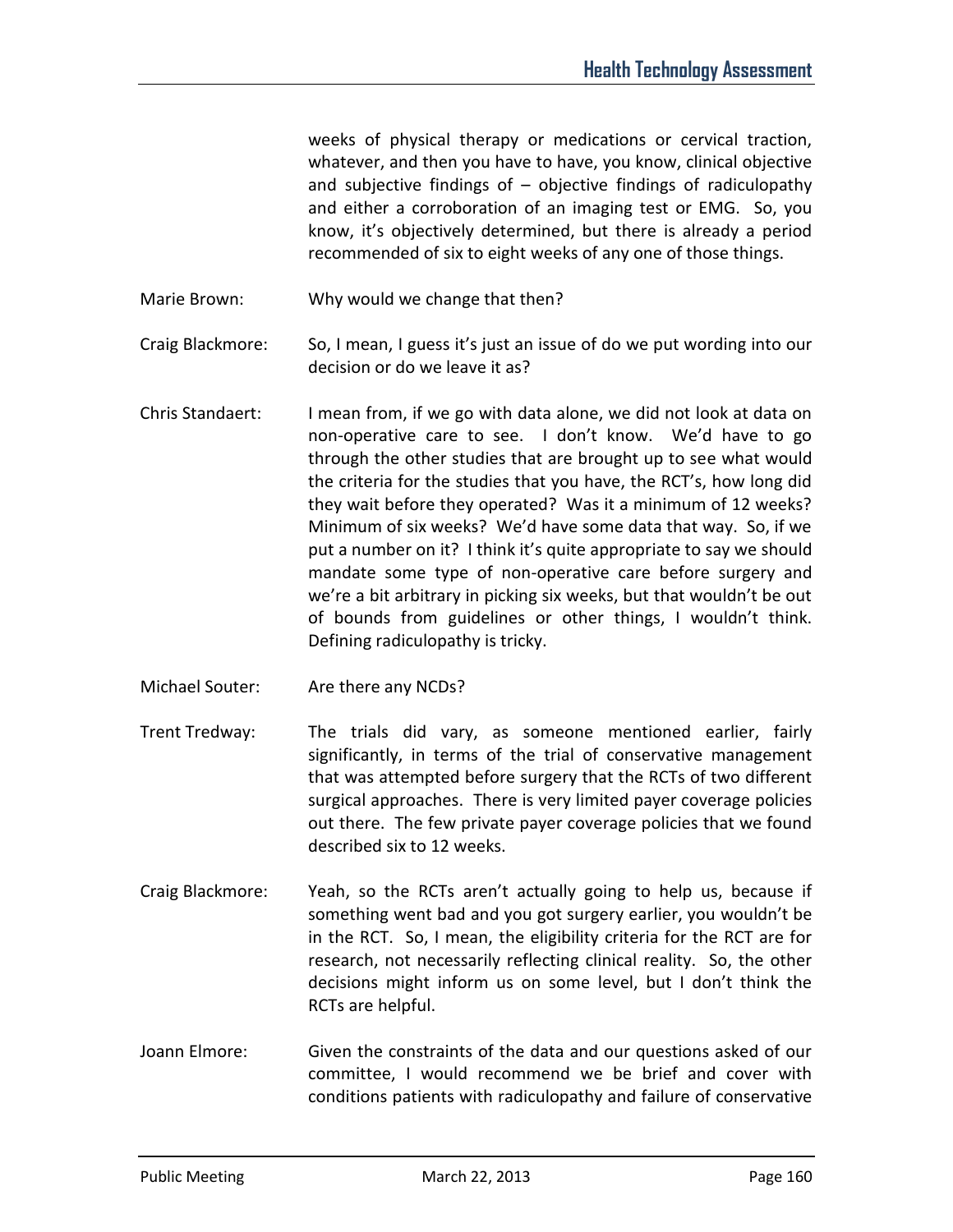weeks of physical therapy or medications or cervical traction, whatever, and then you have to have, you know, clinical objective and subjective findings of – objective findings of radiculopathy and either a corroboration of an imaging test or EMG. So, you know, it's objectively determined, but there is already a period recommended of six to eight weeks of any one of those things.

Marie Brown: Why would we change that then?

Craig Blackmore: So, I mean, I guess it's just an issue of do we put wording into our decision or do we leave it as?

Chris Standaert: I mean from, if we go with data alone, we did not look at data on non-operative care to see. I don't know. We'd have to go through the other studies that are brought up to see what would the criteria for the studies that you have, the RCT's, how long did they wait before they operated? Was it a minimum of 12 weeks? Minimum of six weeks? We'd have some data that way. So, if we put a number on it? I think it's quite appropriate to say we should mandate some type of non-operative care before surgery and we're a bit arbitrary in picking six weeks, but that wouldn't be out of bounds from guidelines or other things, I wouldn't think. Defining radiculopathy is tricky.

Michael Souter: Are there any NCDs?

Trent Tredway: The trials did vary, as someone mentioned earlier, fairly significantly, in terms of the trial of conservative management that was attempted before surgery that the RCTs of two different surgical approaches. There is very limited payer coverage policies out there. The few private payer coverage policies that we found described six to 12 weeks.

Craig Blackmore: Yeah, so the RCTs aren't actually going to help us, because if something went bad and you got surgery earlier, you wouldn't be in the RCT. So, I mean, the eligibility criteria for the RCT are for research, not necessarily reflecting clinical reality. So, the other decisions might inform us on some level, but I don't think the RCTs are helpful.

Joann Elmore: Given the constraints of the data and our questions asked of our committee, I would recommend we be brief and cover with conditions patients with radiculopathy and failure of conservative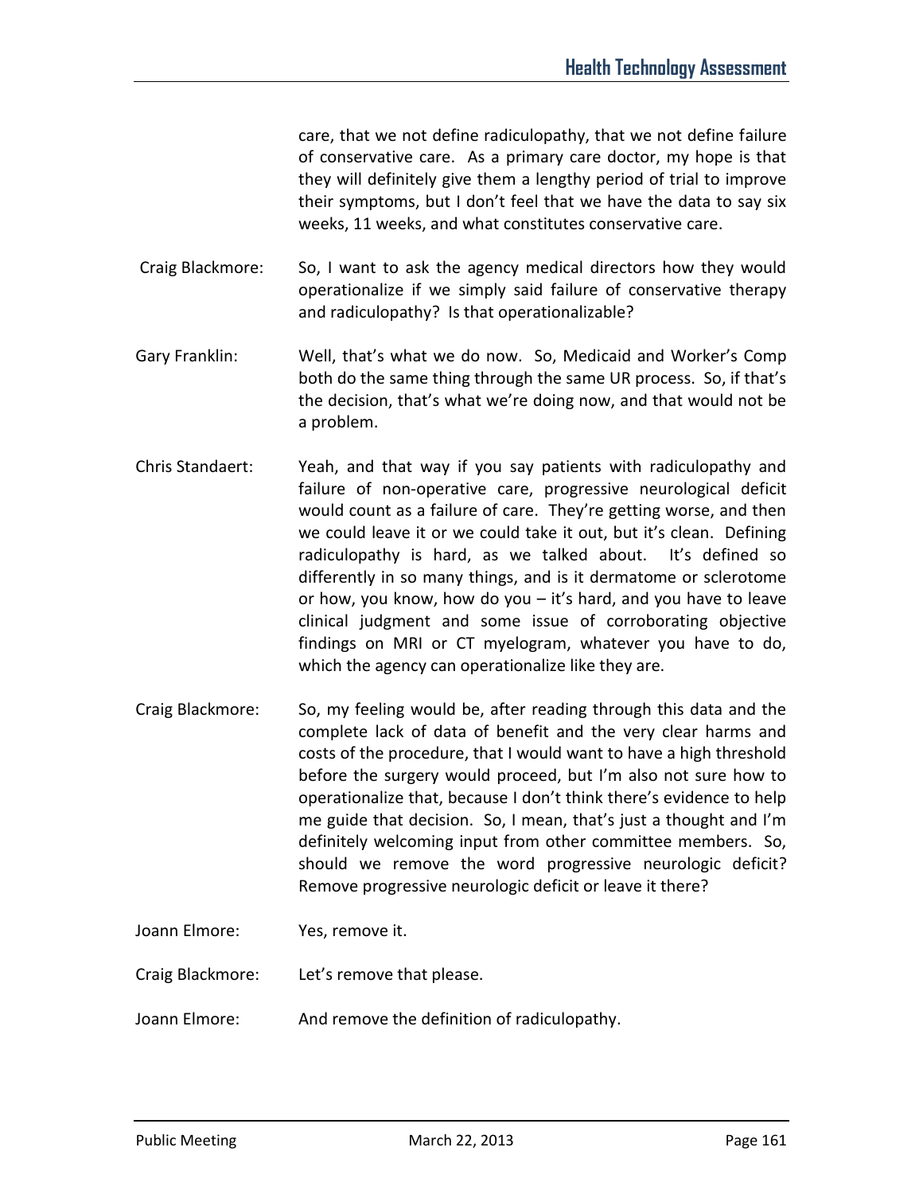care, that we not define radiculopathy, that we not define failure of conservative care. As a primary care doctor, my hope is that they will definitely give them a lengthy period of trial to improve their symptoms, but I don't feel that we have the data to say six weeks, 11 weeks, and what constitutes conservative care.

**Craig Blackmore:** So, I want to ask the agency medical directors how they would operationalize if we simply said failure of conservative therapy and radiculopathy? Is that operationalizable?

**Gary Franklin:** Well, that's what we do now. So, Medicaid and Worker's Comp both do the same thing through the same UR process. So, if that's the decision, that's what we're doing now, and that would not be a problem.

**Chris Standaert:** Yeah, and that way if you say patients with radiculopathy and failure of non-operative care, progressive neurological deficit would count as a failure of care. They're getting worse, and then we could leave it or we could take it out, but it's clean. Defining radiculopathy is hard, as we talked about. It's defined so differently in so many things, and is it dermatome or sclerotome or how, you know, how do you – it's hard, and you have to leave clinical judgment and some issue of corroborating objective findings on MRI or CT myelogram, whatever you have to do, which the agency can operationalize like they are.

**Craig Blackmore:** So, my feeling would be, after reading through this data and the complete lack of data of benefit and the very clear harms and costs of the procedure, that I would want to have a high threshold before the surgery would proceed, but I'm also not sure how to operationalize that, because I don't think there's evidence to help me guide that decision. So, I mean, that's just a thought and I'm definitely welcoming input from other committee members. So, should we remove the word progressive neurologic deficit? Remove progressive neurologic deficit or leave it there?

**Joann Elmore:** Yes, remove it.

**Craig Blackmore:** Let's remove that please.

**Joann Elmore:** And remove the definition of radiculopathy.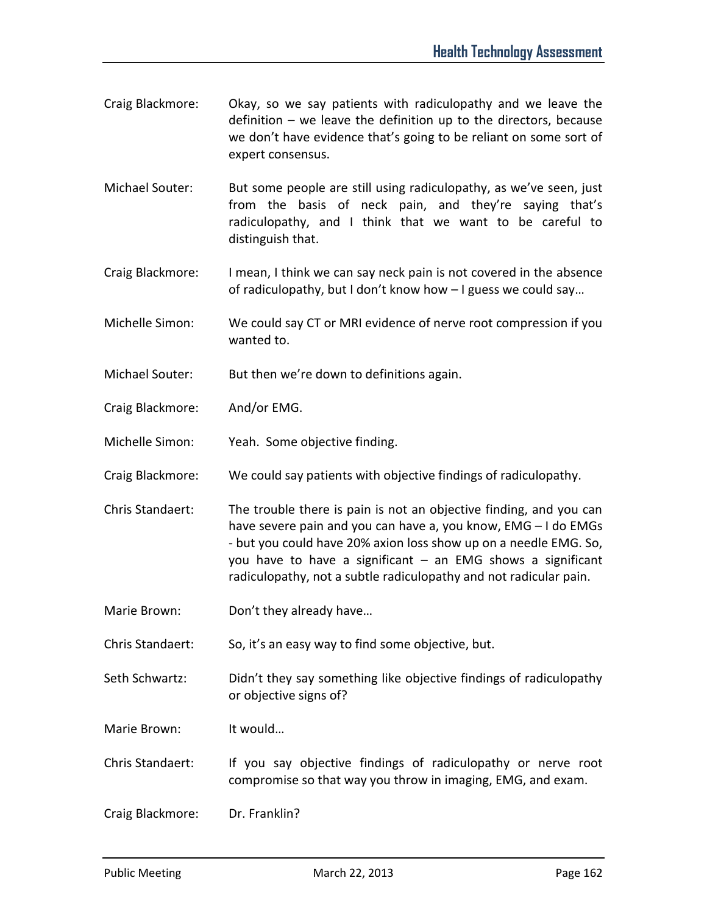Craig Blackmore: Okay, so we say patients with radiculopathy and we leave the definition – we leave the definition up to the directors, because we don't have evidence that's going to be reliant on some sort of expert consensus.

Michael Souter: But some people are still using radiculopathy, as we've seen, just from the basis of neck pain, and they're saying that's radiculopathy, and I think that we want to be careful to distinguish that.

Craig Blackmore: I mean, I think we can say neck pain is not covered in the absence of radiculopathy, but I don't know how – I guess we could say…

Michelle Simon: We could say CT or MRI evidence of nerve root compression if you wanted to.

Michael Souter: But then we're down to definitions again.

Craig Blackmore: And/or EMG.

Michelle Simon: Yeah. Some objective finding.

Craig Blackmore: We could say patients with objective findings of radiculopathy.

Chris Standaert: The trouble there is pain is not an objective finding, and you can have severe pain and you can have a, you know, EMG – I do EMGs - but you could have 20% axion loss show up on a needle EMG. So, you have to have a significant – an EMG shows a significant radiculopathy, not a subtle radiculopathy and not radicular pain.

Marie Brown: Don't they already have…

Chris Standaert: So, it's an easy way to find some objective, but.

Seth Schwartz: Didn't they say something like objective findings of radiculopathy or objective signs of?

Marie Brown: It would…

Chris Standaert: If you say objective findings of radiculopathy or nerve root compromise so that way you throw in imaging, EMG, and exam.

Craig Blackmore: Dr. Franklin?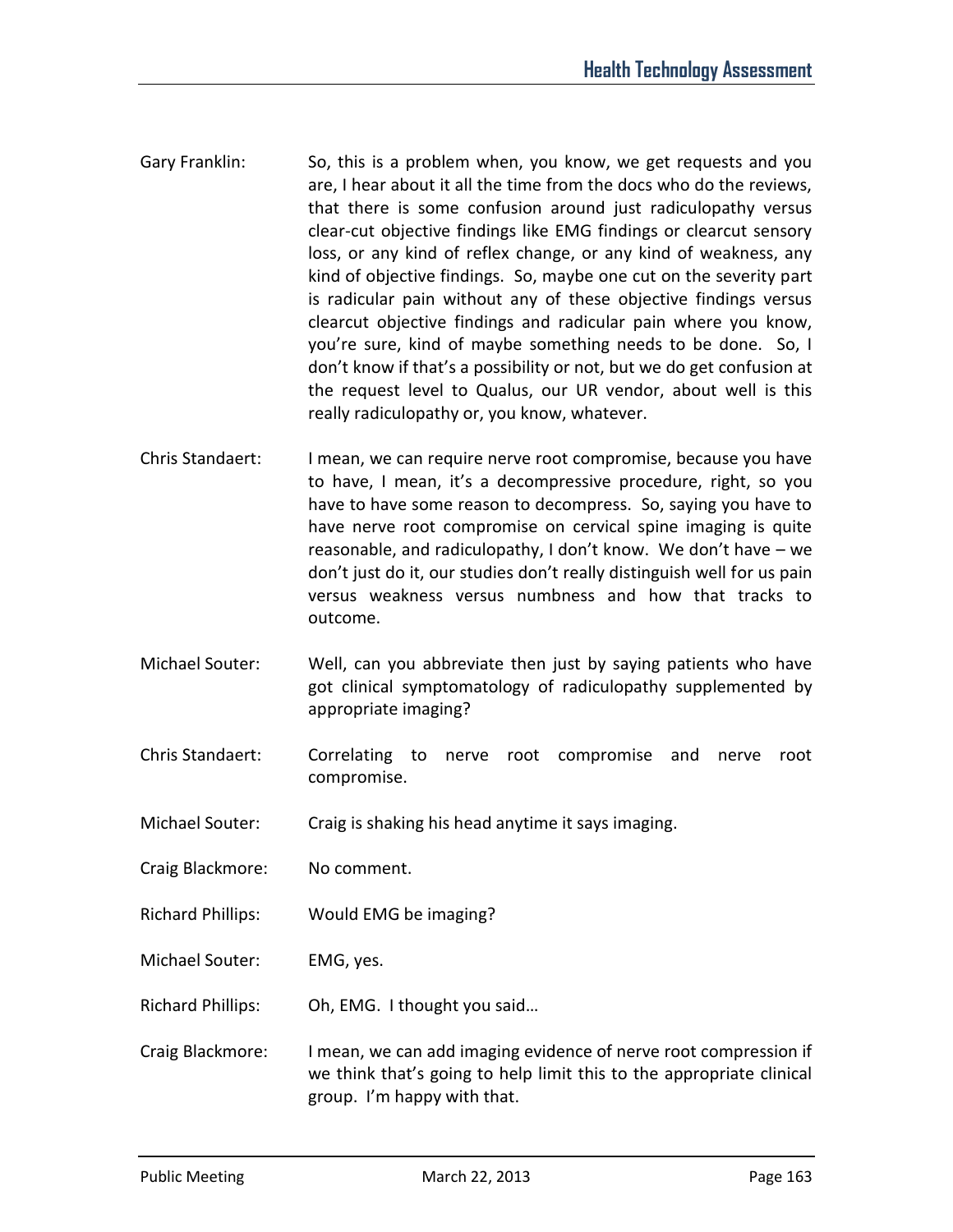Gary Franklin: So, this is a problem when, you know, we get requests and you are, I hear about it all the time from the docs who do the reviews, that there is some confusion around just radiculopathy versus clear-cut objective findings like EMG findings or clearcut sensory loss, or any kind of reflex change, or any kind of weakness, any kind of objective findings. So, maybe one cut on the severity part is radicular pain without any of these objective findings versus clearcut objective findings and radicular pain where you know, you're sure, kind of maybe something needs to be done. So, I don't know if that's a possibility or not, but we do get confusion at the request level to Qualus, our UR vendor, about well is this really radiculopathy or, you know, whatever.

Chris Standaert: I mean, we can require nerve root compromise, because you have to have, I mean, it's a decompressive procedure, right, so you have to have some reason to decompress. So, saying you have to have nerve root compromise on cervical spine imaging is quite reasonable, and radiculopathy, I don't know. We don't have – we don't just do it, our studies don't really distinguish well for us pain versus weakness versus numbness and how that tracks to outcome.

Michael Souter: Well, can you abbreviate then just by saying patients who have got clinical symptomatology of radiculopathy supplemented by appropriate imaging?

Chris Standaert: Correlating to nerve root compromise and nerve root compromise.

Michael Souter: Craig is shaking his head anytime it says imaging.

Craig Blackmore: No comment.

Richard Phillips: Would EMG be imaging?

Michael Souter: EMG, yes.

Richard Phillips: Oh, EMG. I thought you said…

Craig Blackmore: I mean, we can add imaging evidence of nerve root compression if we think that's going to help limit this to the appropriate clinical group. I'm happy with that.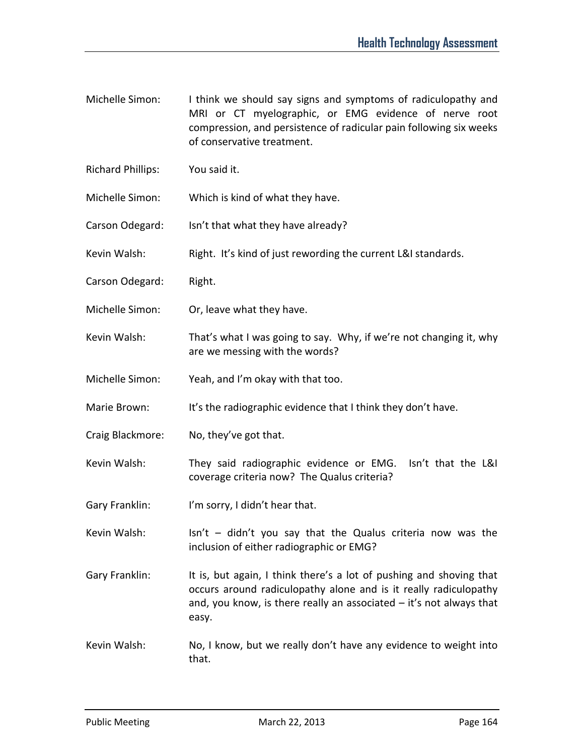Michelle Simon: I think we should say signs and symptoms of radiculopathy and MRI or CT myelographic, or EMG evidence of nerve root compression, and persistence of radicular pain following six weeks of conservative treatment.

Richard Phillips: You said it.

Michelle Simon: Which is kind of what they have.

Carson Odegard: Isn't that what they have already?

Kevin Walsh: Right. It's kind of just rewording the current L&I standards.

Carson Odegard: Right.

Michelle Simon: Or, leave what they have.

Kevin Walsh: That's what I was going to say. Why, if we're not changing it, why are we messing with the words?

Michelle Simon: Yeah, and I'm okay with that too.

Marie Brown: It's the radiographic evidence that I think they don't have.

Craig Blackmore: No, they've got that.

Kevin Walsh: They said radiographic evidence or EMG. Isn't that the L&I coverage criteria now? The Qualus criteria?

Gary Franklin: I'm sorry, I didn't hear that.

Kevin Walsh: Isn't – didn't you say that the Qualus criteria now was the inclusion of either radiographic or EMG?

Gary Franklin: It is, but again, I think there's a lot of pushing and shoving that occurs around radiculopathy alone and is it really radiculopathy and, you know, is there really an associated – it's not always that easy.

Kevin Walsh: No, I know, but we really don't have any evidence to weight into that.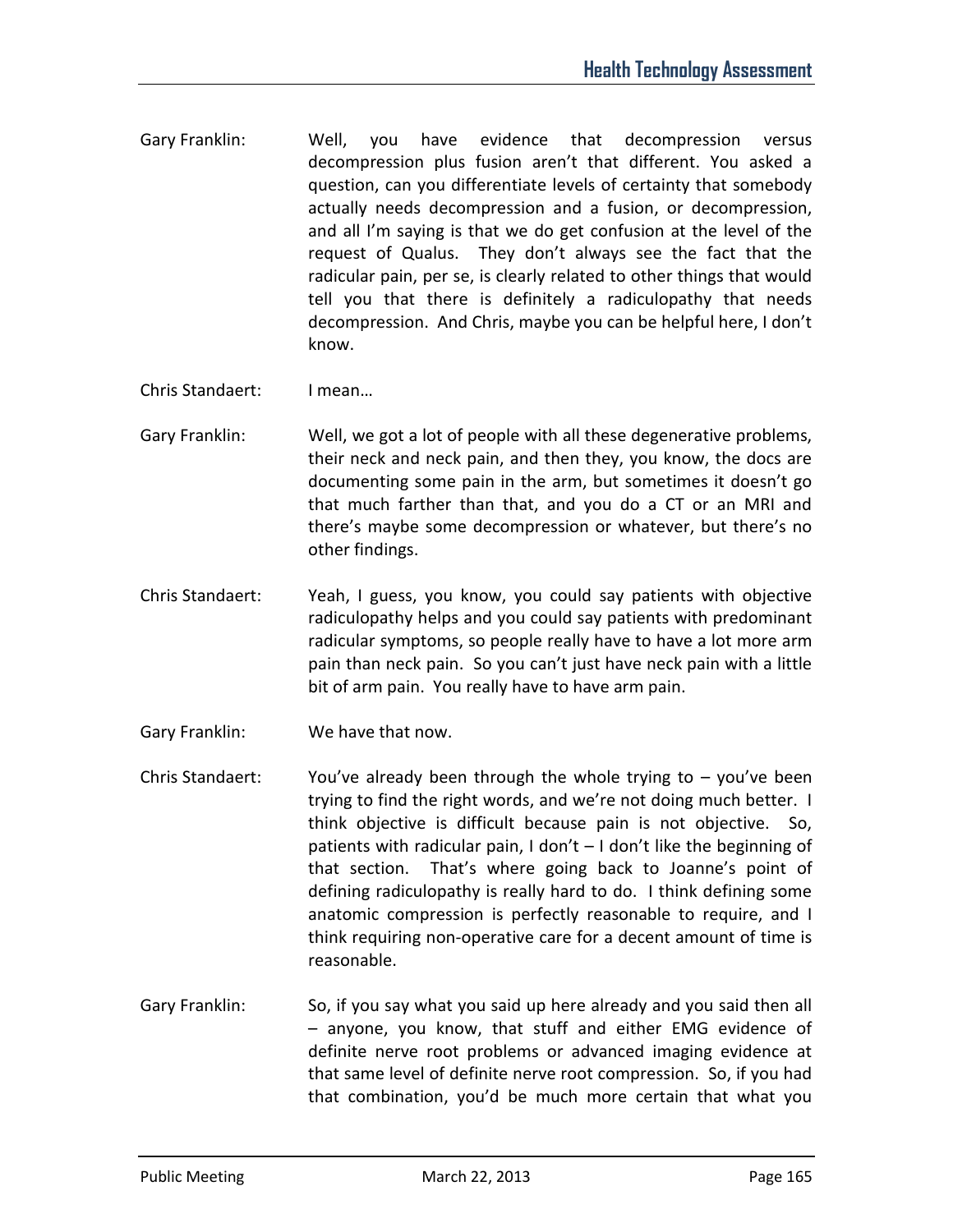Gary Franklin: Well, you have evidence that decompression versus decompression plus fusion aren't that different. You asked a question, can you differentiate levels of certainty that somebody actually needs decompression and a fusion, or decompression, and all I'm saying is that we do get confusion at the level of the request of Qualus. They don't always see the fact that the radicular pain, per se, is clearly related to other things that would tell you that there is definitely a radiculopathy that needs decompression. And Chris, maybe you can be helpful here, I don't know.

Chris Standaert: I mean…

Gary Franklin: Well, we got a lot of people with all these degenerative problems, their neck and neck pain, and then they, you know, the docs are documenting some pain in the arm, but sometimes it doesn't go that much farther than that, and you do a CT or an MRI and there's maybe some decompression or whatever, but there's no other findings.

Chris Standaert: Yeah, I guess, you know, you could say patients with objective radiculopathy helps and you could say patients with predominant radicular symptoms, so people really have to have a lot more arm pain than neck pain. So you can't just have neck pain with a little bit of arm pain. You really have to have arm pain.

Gary Franklin: We have that now.

Chris Standaert: You've already been through the whole trying to – you've been trying to find the right words, and we're not doing much better. I think objective is difficult because pain is not objective. So, patients with radicular pain, I don't – I don't like the beginning of that section. That's where going back to Joanne's point of defining radiculopathy is really hard to do. I think defining some anatomic compression is perfectly reasonable to require, and I think requiring non-operative care for a decent amount of time is reasonable.

Gary Franklin: So, if you say what you said up here already and you said then all – anyone, you know, that stuff and either EMG evidence of definite nerve root problems or advanced imaging evidence at that same level of definite nerve root compression. So, if you had that combination, you'd be much more certain that what you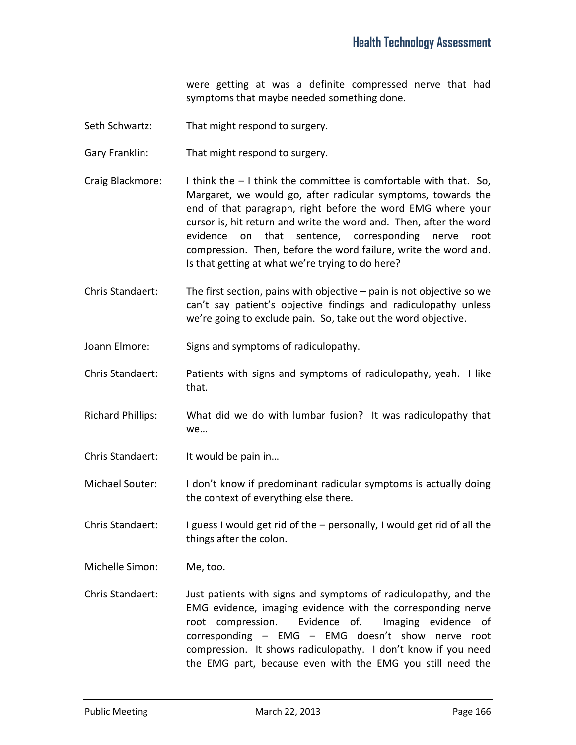were getting at was a definite compressed nerve that had symptoms that maybe needed something done.

Seth Schwartz: That might respond to surgery.

Gary Franklin: That might respond to surgery.

Craig Blackmore: I think the – I think the committee is comfortable with that. So, Margaret, we would go, after radicular symptoms, towards the end of that paragraph, right before the word EMG where your cursor is, hit return and write the word and. Then, after the word evidence on that sentence, corresponding nerve root compression. Then, before the word failure, write the word and. Is that getting at what we're trying to do here?

Chris Standaert: The first section, pains with objective – pain is not objective so we can't say patient's objective findings and radiculopathy unless we're going to exclude pain. So, take out the word objective.

Joann Elmore: Signs and symptoms of radiculopathy.

Chris Standaert: Patients with signs and symptoms of radiculopathy, yeah. I like that.

Richard Phillips: What did we do with lumbar fusion? It was radiculopathy that we…

Chris Standaert: It would be pain in…

Michael Souter: I don't know if predominant radicular symptoms is actually doing the context of everything else there.

Chris Standaert: I guess I would get rid of the – personally, I would get rid of all the things after the colon.

Michelle Simon: Me, too.

Chris Standaert: Just patients with signs and symptoms of radiculopathy, and the EMG evidence, imaging evidence with the corresponding nerve root compression. Evidence of. Imaging evidence of corresponding – EMG – EMG doesn't show nerve root compression. It shows radiculopathy. I don't know if you need the EMG part, because even with the EMG you still need the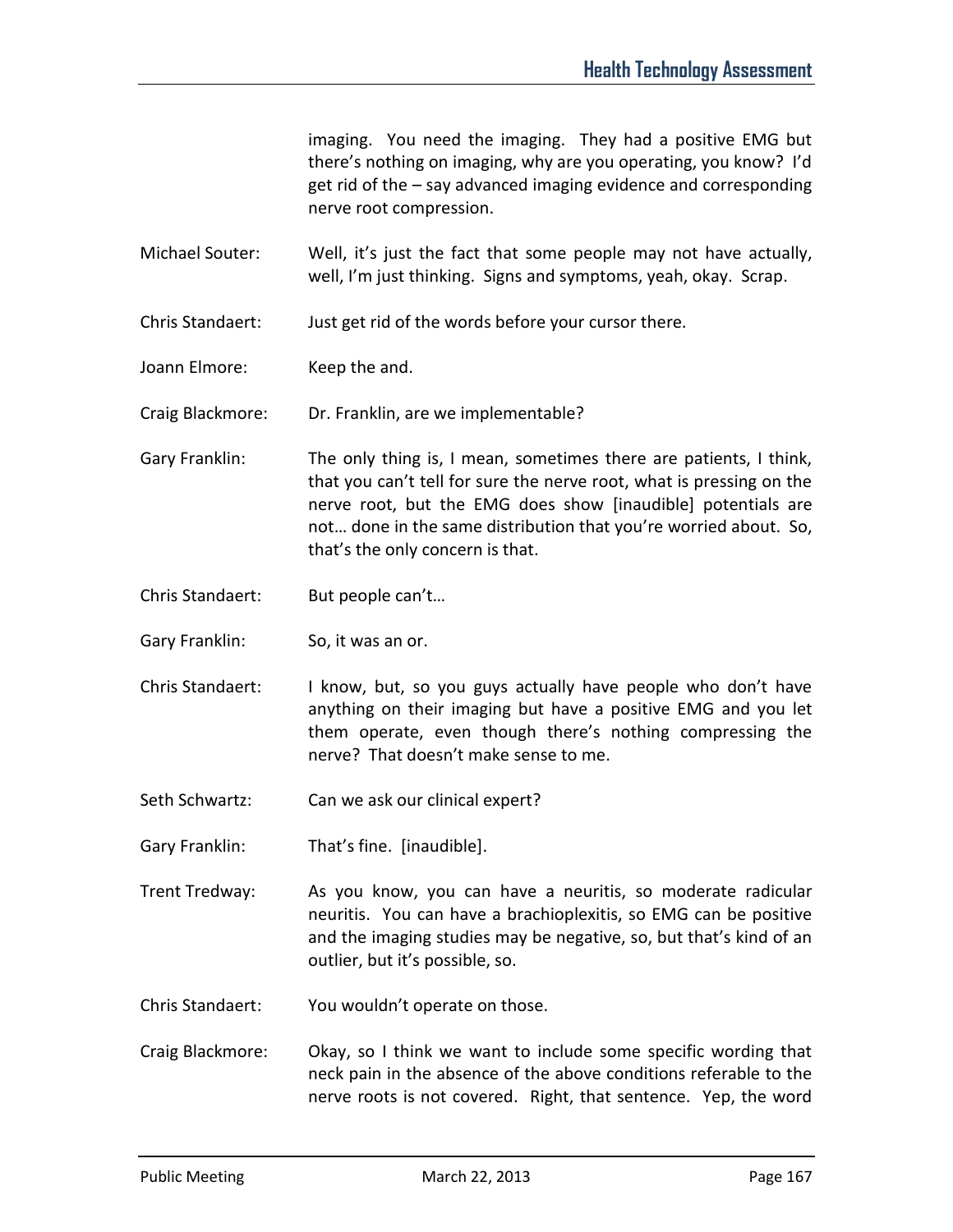imaging. You need the imaging. They had a positive EMG but there's nothing on imaging, why are you operating, you know? I'd get rid of the – say advanced imaging evidence and corresponding nerve root compression.

Michael Souter: Well, it's just the fact that some people may not have actually, well, I'm just thinking. Signs and symptoms, yeah, okay. Scrap.

Chris Standaert: Just get rid of the words before your cursor there.

Joann Elmore: Keep the and.

Craig Blackmore: Dr. Franklin, are we implementable?

Gary Franklin: The only thing is, I mean, sometimes there are patients, I think, that you can't tell for sure the nerve root, what is pressing on the nerve root, but the EMG does show [inaudible] potentials are not… done in the same distribution that you're worried about. So, that's the only concern is that.

Chris Standaert: But people can't…

Gary Franklin: So, it was an or.

Chris Standaert: I know, but, so you guys actually have people who don't have anything on their imaging but have a positive EMG and you let them operate, even though there's nothing compressing the nerve? That doesn't make sense to me.

Seth Schwartz: Can we ask our clinical expert?

Gary Franklin: That's fine. [inaudible].

Trent Tredway: As you know, you can have a neuritis, so moderate radicular neuritis. You can have a brachioplexitis, so EMG can be positive and the imaging studies may be negative, so, but that's kind of an outlier, but it's possible, so.

Chris Standaert: You wouldn't operate on those.

Craig Blackmore: Okay, so I think we want to include some specific wording that neck pain in the absence of the above conditions referable to the nerve roots is not covered. Right, that sentence. Yep, the word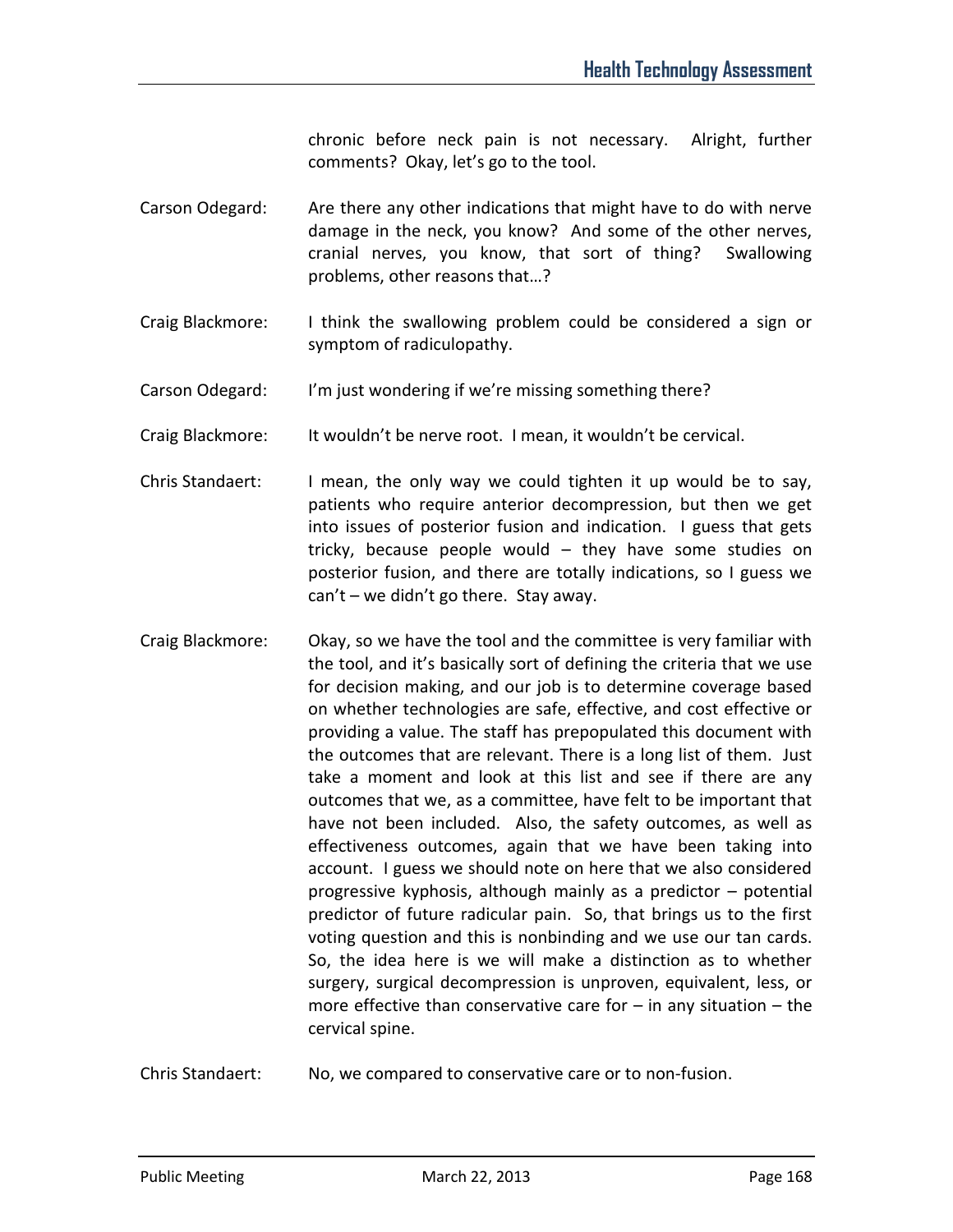chronic before neck pain is not necessary. Alright, further comments? Okay, let's go to the tool.

Carson Odegard: Are there any other indications that might have to do with nerve damage in the neck, you know? And some of the other nerves, cranial nerves, you know, that sort of thing? Swallowing problems, other reasons that…?

Craig Blackmore: I think the swallowing problem could be considered a sign or symptom of radiculopathy.

Carson Odegard: I'm just wondering if we're missing something there?

Craig Blackmore: It wouldn't be nerve root. I mean, it wouldn't be cervical.

Chris Standaert: I mean, the only way we could tighten it up would be to say, patients who require anterior decompression, but then we get into issues of posterior fusion and indication. I guess that gets tricky, because people would – they have some studies on posterior fusion, and there are totally indications, so I guess we can't – we didn't go there. Stay away.

Craig Blackmore: Okay, so we have the tool and the committee is very familiar with the tool, and it's basically sort of defining the criteria that we use for decision making, and our job is to determine coverage based on whether technologies are safe, effective, and cost effective or providing a value. The staff has prepopulated this document with the outcomes that are relevant. There is a long list of them. Just take a moment and look at this list and see if there are any outcomes that we, as a committee, have felt to be important that have not been included. Also, the safety outcomes, as well as effectiveness outcomes, again that we have been taking into account. I guess we should note on here that we also considered progressive kyphosis, although mainly as a predictor – potential predictor of future radicular pain. So, that brings us to the first voting question and this is nonbinding and we use our tan cards. So, the idea here is we will make a distinction as to whether surgery, surgical decompression is unproven, equivalent, less, or more effective than conservative care for – in any situation – the cervical spine.

Chris Standaert: No, we compared to conservative care or to non-fusion.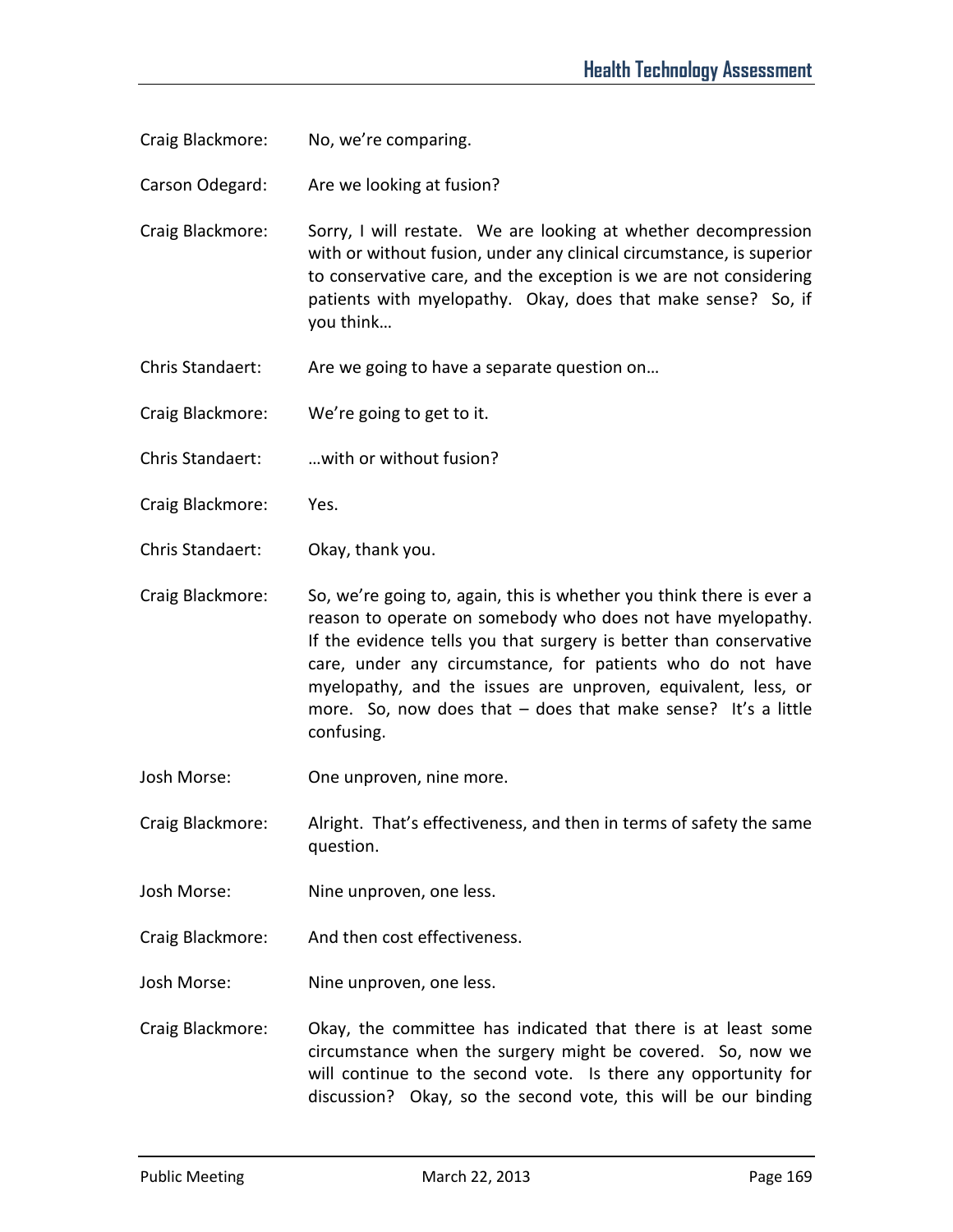Craig Blackmore: No, we're comparing.

Carson Odegard: Are we looking at fusion?

Craig Blackmore: Sorry, I will restate. We are looking at whether decompression with or without fusion, under any clinical circumstance, is superior to conservative care, and the exception is we are not considering patients with myelopathy. Okay, does that make sense? So, if you think…

Chris Standaert: Are we going to have a separate question on…

Craig Blackmore: We're going to get to it.

Chris Standaert: …with or without fusion?

Craig Blackmore: Yes.

Chris Standaert: Okay, thank you.

Craig Blackmore: So, we're going to, again, this is whether you think there is ever a reason to operate on somebody who does not have myelopathy. If the evidence tells you that surgery is better than conservative care, under any circumstance, for patients who do not have myelopathy, and the issues are unproven, equivalent, less, or more. So, now does that – does that make sense? It's a little confusing.

Josh Morse: One unproven, nine more.

Craig Blackmore: Alright. That's effectiveness, and then in terms of safety the same question.

Josh Morse: Nine unproven, one less.

Craig Blackmore: And then cost effectiveness.

Josh Morse: Nine unproven, one less.

Craig Blackmore: Okay, the committee has indicated that there is at least some circumstance when the surgery might be covered. So, now we will continue to the second vote. Is there any opportunity for discussion? Okay, so the second vote, this will be our binding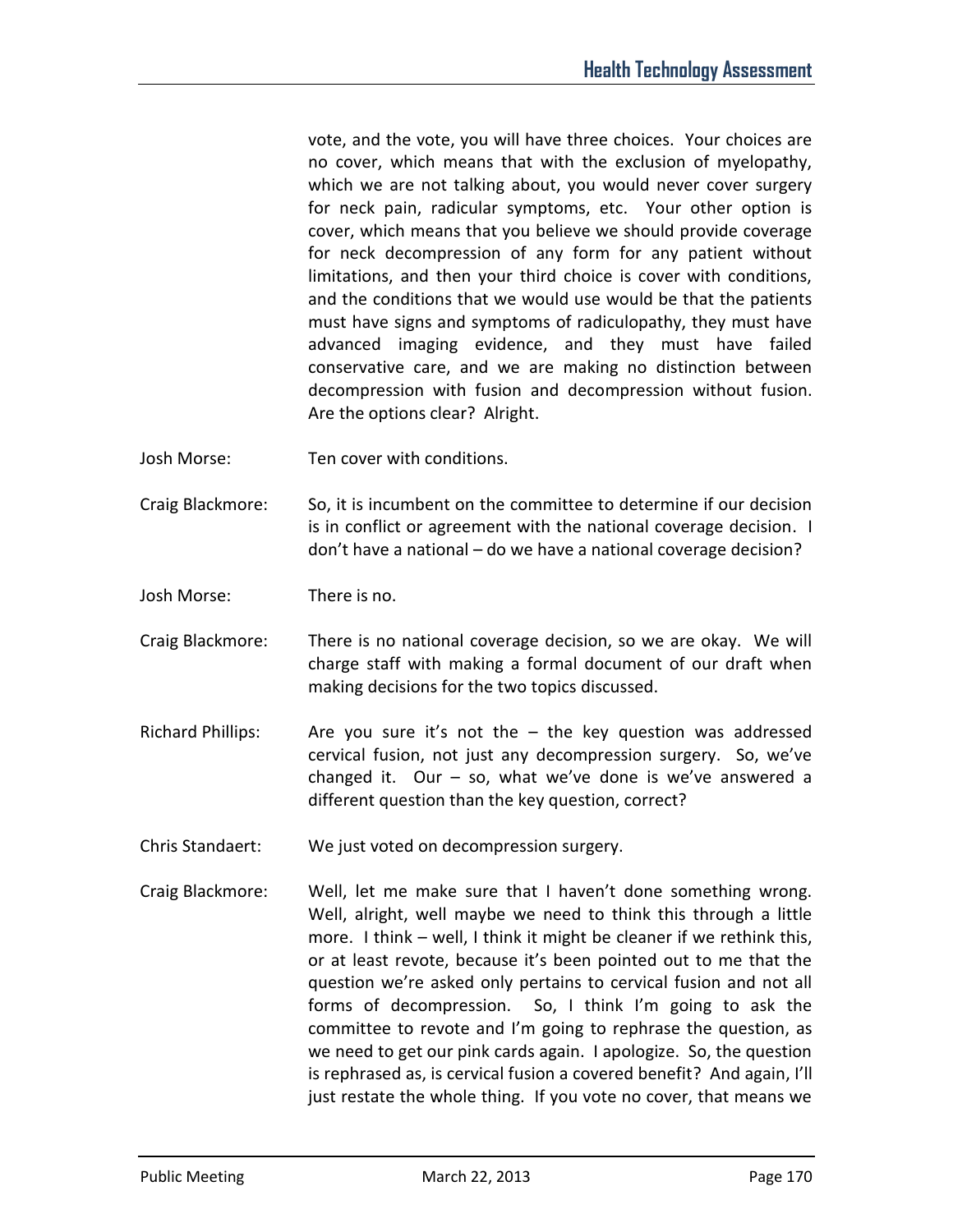vote, and the vote, you will have three choices. Your choices are no cover, which means that with the exclusion of myelopathy, which we are not talking about, you would never cover surgery for neck pain, radicular symptoms, etc. Your other option is cover, which means that you believe we should provide coverage for neck decompression of any form for any patient without limitations, and then your third choice is cover with conditions, and the conditions that we would use would be that the patients must have signs and symptoms of radiculopathy, they must have advanced imaging evidence, and they must have failed conservative care, and we are making no distinction between decompression with fusion and decompression without fusion. Are the options clear? Alright.

Josh Morse: Ten cover with conditions.

Craig Blackmore: So, it is incumbent on the committee to determine if our decision is in conflict or agreement with the national coverage decision. I don't have a national – do we have a national coverage decision?

Josh Morse: There is no.

Craig Blackmore: There is no national coverage decision, so we are okay. We will charge staff with making a formal document of our draft when making decisions for the two topics discussed.

Richard Phillips: Are you sure it's not the – the key question was addressed cervical fusion, not just any decompression surgery. So, we've changed it. Our – so, what we've done is we've answered a different question than the key question, correct?

Chris Standaert: We just voted on decompression surgery.

Craig Blackmore: Well, let me make sure that I haven't done something wrong. Well, alright, well maybe we need to think this through a little more. I think – well, I think it might be cleaner if we rethink this, or at least revote, because it's been pointed out to me that the question we're asked only pertains to cervical fusion and not all forms of decompression. So, I think I'm going to ask the committee to revote and I'm going to rephrase the question, as we need to get our pink cards again. I apologize. So, the question is rephrased as, is cervical fusion a covered benefit? And again, I'll just restate the whole thing. If you vote no cover, that means we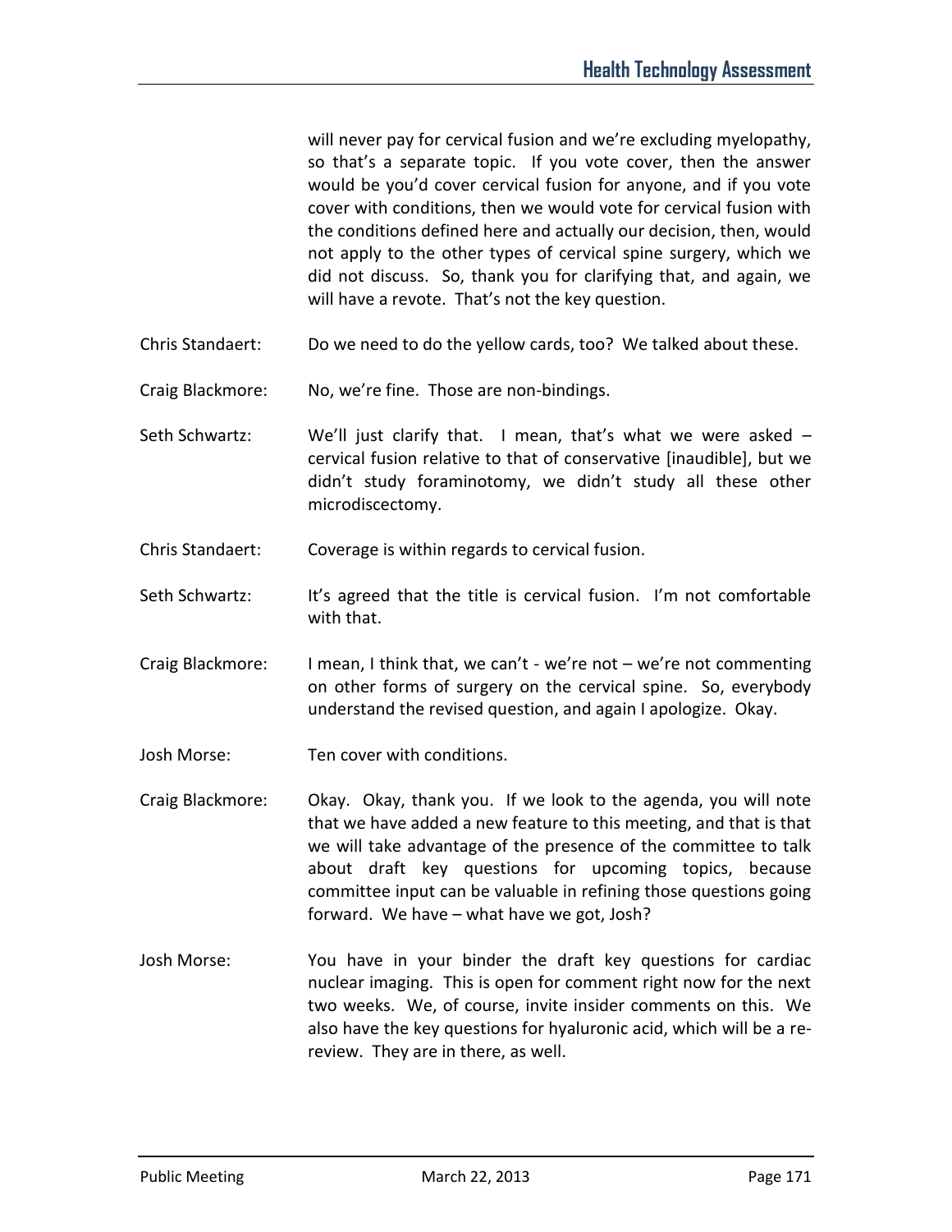will never pay for cervical fusion and we're excluding myelopathy, so that's a separate topic. If you vote cover, then the answer would be you'd cover cervical fusion for anyone, and if you vote cover with conditions, then we would vote for cervical fusion with the conditions defined here and actually our decision, then, would not apply to the other types of cervical spine surgery, which we did not discuss. So, thank you for clarifying that, and again, we will have a revote. That's not the key question.

Chris Standaert: Do we need to do the yellow cards, too? We talked about these.

Craig Blackmore: No, we're fine. Those are non-bindings.

Seth Schwartz: We'll just clarify that. I mean, that's what we were asked – cervical fusion relative to that of conservative [inaudible], but we didn't study foraminotomy, we didn't study all these other microdiscectomy.

Chris Standaert: Coverage is within regards to cervical fusion.

Seth Schwartz: It's agreed that the title is cervical fusion. I'm not comfortable with that.

Craig Blackmore: I mean, I think that, we can't - we're not – we're not commenting on other forms of surgery on the cervical spine. So, everybody understand the revised question, and again I apologize. Okay.

Josh Morse: Ten cover with conditions.

Craig Blackmore: Okay. Okay, thank you. If we look to the agenda, you will note that we have added a new feature to this meeting, and that is that we will take advantage of the presence of the committee to talk about draft key questions for upcoming topics, because committee input can be valuable in refining those questions going forward. We have – what have we got, Josh?

Josh Morse: You have in your binder the draft key questions for cardiac nuclear imaging. This is open for comment right now for the next two weeks. We, of course, invite insider comments on this. We also have the key questions for hyaluronic acid, which will be a re-review. They are in there, as well.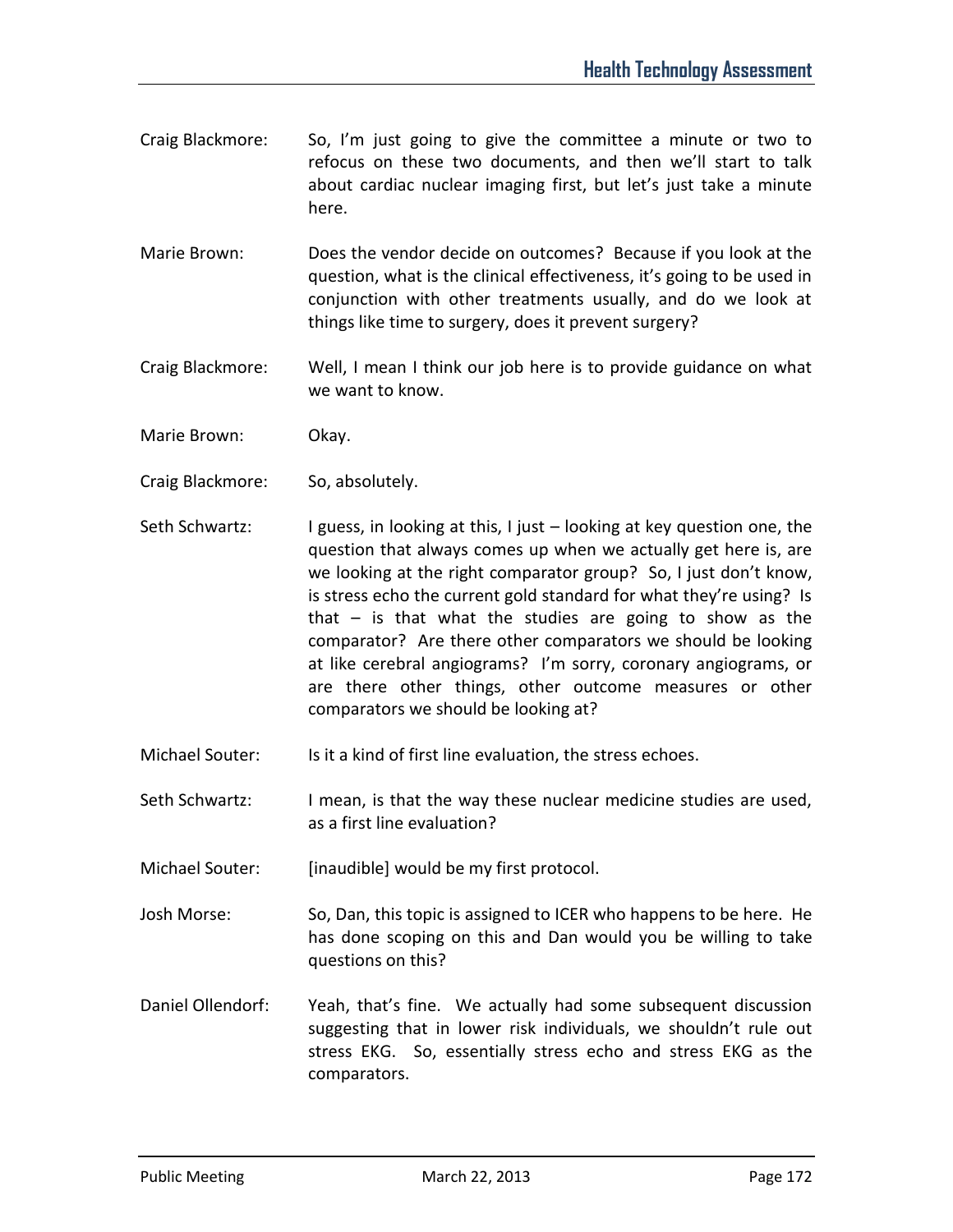Craig Blackmore: So, I'm just going to give the committee a minute or two to refocus on these two documents, and then we'll start to talk about cardiac nuclear imaging first, but let's just take a minute here.

Marie Brown: Does the vendor decide on outcomes? Because if you look at the question, what is the clinical effectiveness, it's going to be used in conjunction with other treatments usually, and do we look at things like time to surgery, does it prevent surgery?

Craig Blackmore: Well, I mean I think our job here is to provide guidance on what we want to know.

Marie Brown: Okay.

Craig Blackmore: So, absolutely.

Seth Schwartz: I guess, in looking at this, I just – looking at key question one, the question that always comes up when we actually get here is, are we looking at the right comparator group? So, I just don't know, is stress echo the current gold standard for what they're using? Is that – is that what the studies are going to show as the comparator? Are there other comparators we should be looking at like cerebral angiograms? I'm sorry, coronary angiograms, or are there other things, other outcome measures or other comparators we should be looking at?

Michael Souter: Is it a kind of first line evaluation, the stress echoes.

Seth Schwartz: I mean, is that the way these nuclear medicine studies are used, as a first line evaluation?

Michael Souter: [inaudible] would be my first protocol.

Josh Morse: So, Dan, this topic is assigned to ICER who happens to be here. He has done scoping on this and Dan would you be willing to take questions on this?

Daniel Ollendorf: Yeah, that's fine. We actually had some subsequent discussion suggesting that in lower risk individuals, we shouldn't rule out stress EKG. So, essentially stress echo and stress EKG as the comparators.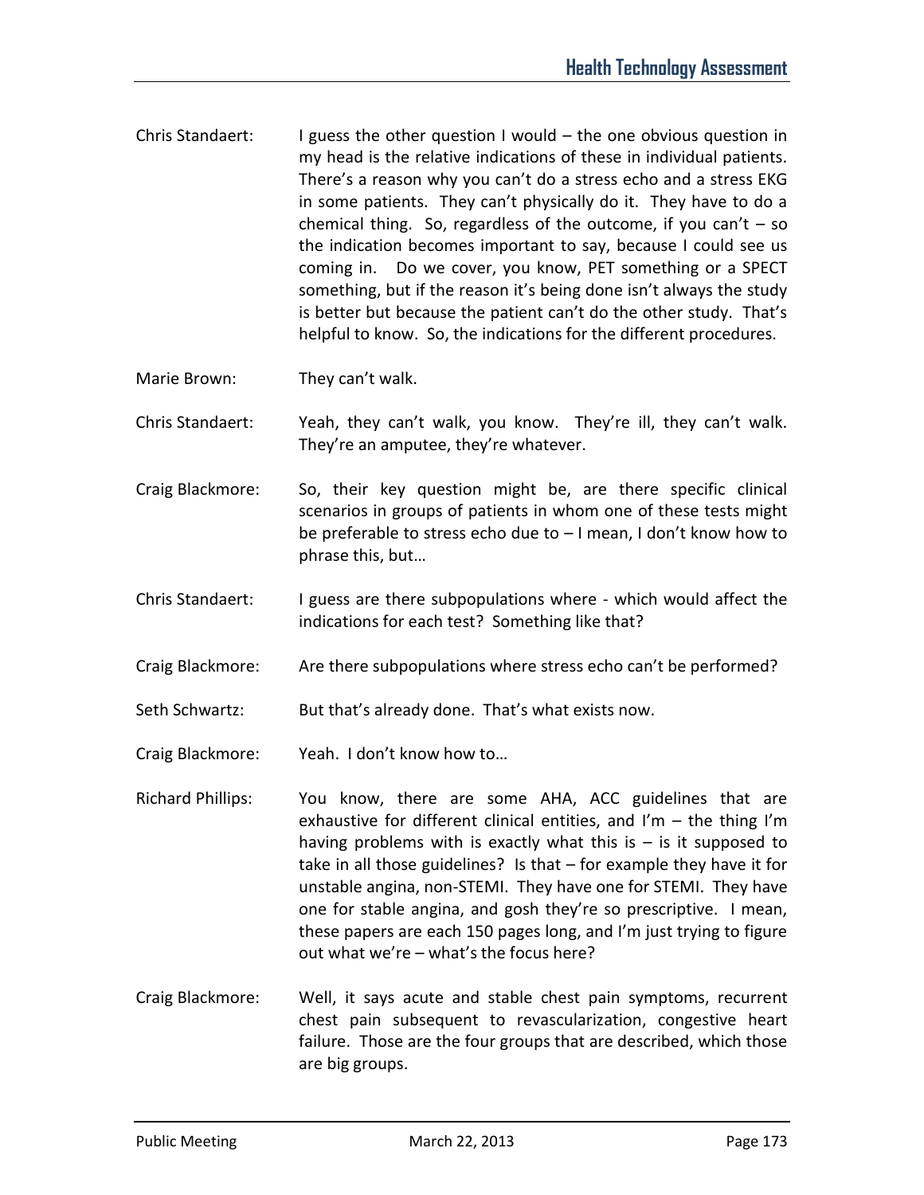Chris Standaert: I guess the other question I would – the one obvious question in my head is the relative indications of these in individual patients. There's a reason why you can't do a stress echo and a stress EKG in some patients. They can't physically do it. They have to do a chemical thing. So, regardless of the outcome, if you can't – so the indication becomes important to say, because I could see us coming in. Do we cover, you know, PET something or a SPECT something, but if the reason it's being done isn't always the study is better but because the patient can't do the other study. That's helpful to know. So, the indications for the different procedures.

Marie Brown: They can't walk.

Chris Standaert: Yeah, they can't walk, you know. They're ill, they can't walk. They're an amputee, they're whatever.

Craig Blackmore: So, their key question might be, are there specific clinical scenarios in groups of patients in whom one of these tests might be preferable to stress echo due to – I mean, I don't know how to phrase this, but…

Chris Standaert: I guess are there subpopulations where - which would affect the indications for each test? Something like that?

Craig Blackmore: Are there subpopulations where stress echo can't be performed?

Seth Schwartz: But that's already done. That's what exists now.

Craig Blackmore: Yeah. I don't know how to…

Richard Phillips: You know, there are some AHA, ACC guidelines that are exhaustive for different clinical entities, and I'm – the thing I'm having problems with is exactly what this is – is it supposed to take in all those guidelines? Is that – for example they have it for unstable angina, non-STEMI. They have one for STEMI. They have one for stable angina, and gosh they're so prescriptive. I mean, these papers are each 150 pages long, and I'm just trying to figure out what we're – what's the focus here?

Craig Blackmore: Well, it says acute and stable chest pain symptoms, recurrent chest pain subsequent to revascularization, congestive heart failure. Those are the four groups that are described, which those are big groups.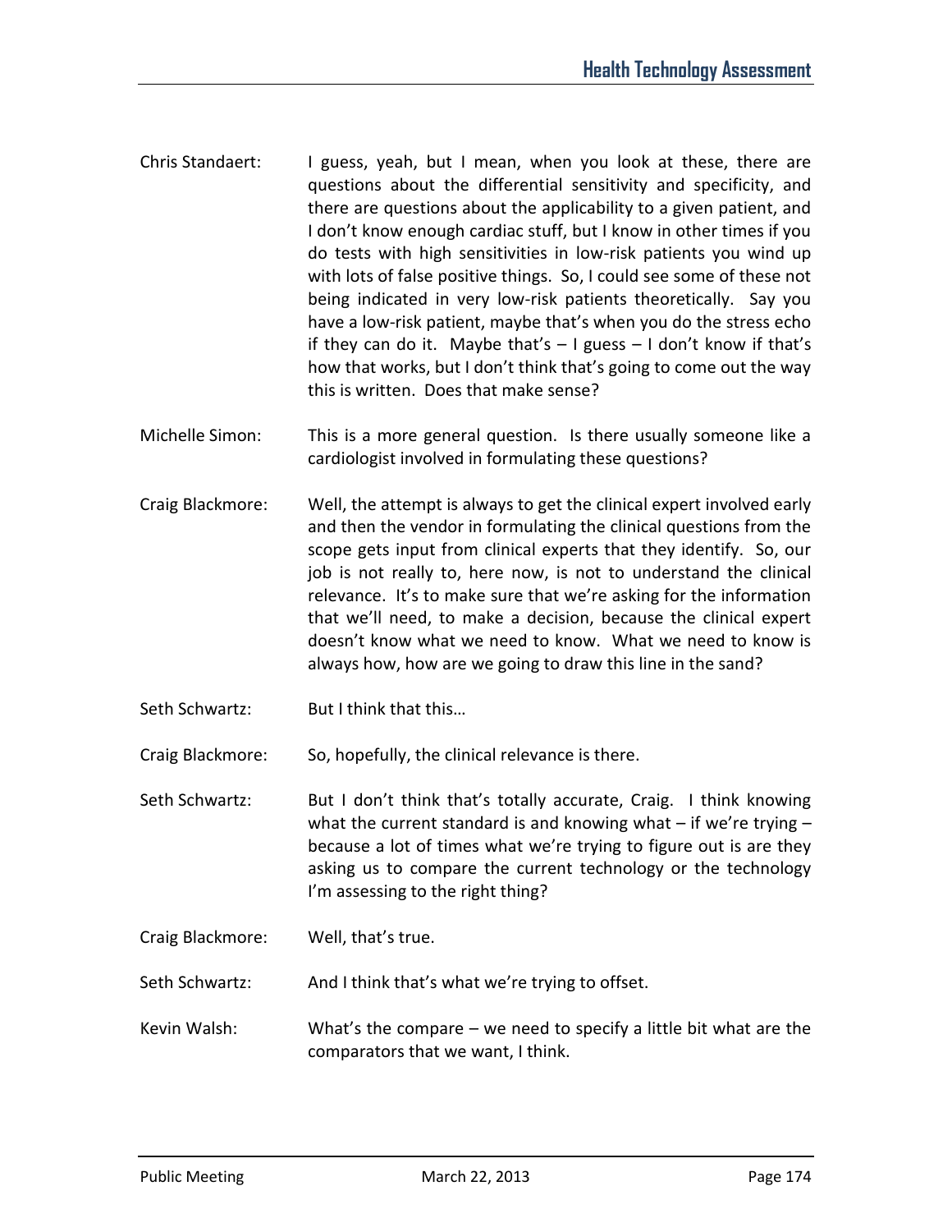Chris Standaert: I guess, yeah, but I mean, when you look at these, there are questions about the differential sensitivity and specificity, and there are questions about the applicability to a given patient, and I don't know enough cardiac stuff, but I know in other times if you do tests with high sensitivities in low-risk patients you wind up with lots of false positive things. So, I could see some of these not being indicated in very low-risk patients theoretically. Say you have a low-risk patient, maybe that's when you do the stress echo if they can do it. Maybe that's – I guess – I don't know if that's how that works, but I don't think that's going to come out the way this is written. Does that make sense?

Michelle Simon: This is a more general question. Is there usually someone like a cardiologist involved in formulating these questions?

Craig Blackmore: Well, the attempt is always to get the clinical expert involved early and then the vendor in formulating the clinical questions from the scope gets input from clinical experts that they identify. So, our job is not really to, here now, is not to understand the clinical relevance. It's to make sure that we're asking for the information that we'll need, to make a decision, because the clinical expert doesn't know what we need to know. What we need to know is always how, how are we going to draw this line in the sand?

Seth Schwartz: But I think that this…

Craig Blackmore: So, hopefully, the clinical relevance is there.

Seth Schwartz: But I don't think that's totally accurate, Craig. I think knowing what the current standard is and knowing what – if we're trying – because a lot of times what we're trying to figure out is are they asking us to compare the current technology or the technology I'm assessing to the right thing?

Craig Blackmore: Well, that's true.

Seth Schwartz: And I think that's what we're trying to offset.

Kevin Walsh: What's the compare – we need to specify a little bit what are the comparators that we want, I think.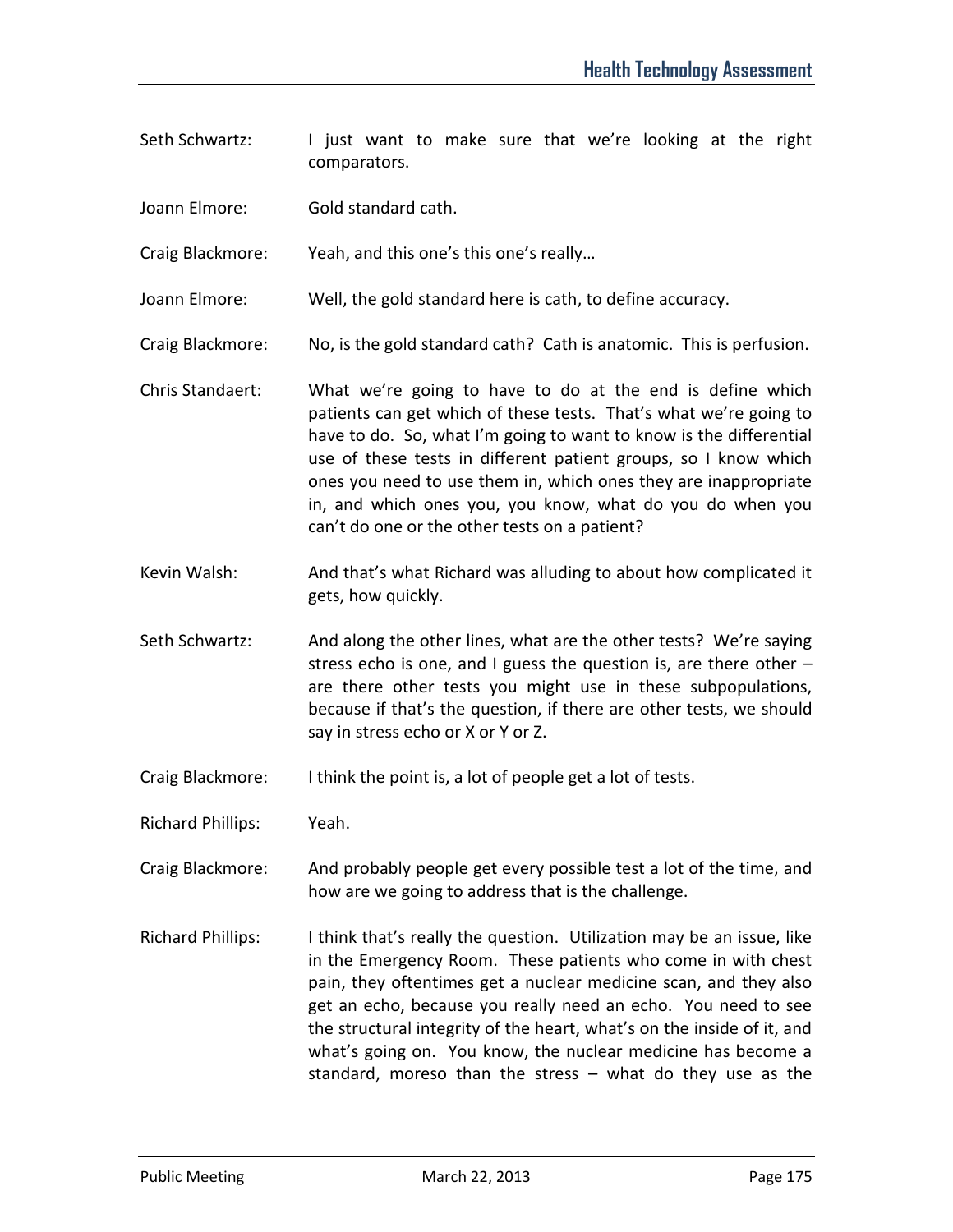Seth Schwartz: I just want to make sure that we're looking at the right comparators.

Joann Elmore: Gold standard cath.

Craig Blackmore: Yeah, and this one's this one's really…

Joann Elmore: Well, the gold standard here is cath, to define accuracy.

Craig Blackmore: No, is the gold standard cath? Cath is anatomic. This is perfusion.

Chris Standaert: What we're going to have to do at the end is define which patients can get which of these tests. That's what we're going to have to do. So, what I'm going to want to know is the differential use of these tests in different patient groups, so I know which ones you need to use them in, which ones they are inappropriate in, and which ones you, you know, what do you do when you can't do one or the other tests on a patient?

Kevin Walsh: And that's what Richard was alluding to about how complicated it gets, how quickly.

Seth Schwartz: And along the other lines, what are the other tests? We're saying stress echo is one, and I guess the question is, are there other – are there other tests you might use in these subpopulations, because if that's the question, if there are other tests, we should say in stress echo or X or Y or Z.

Craig Blackmore: I think the point is, a lot of people get a lot of tests.

Richard Phillips: Yeah.

Craig Blackmore: And probably people get every possible test a lot of the time, and how are we going to address that is the challenge.

Richard Phillips: I think that's really the question. Utilization may be an issue, like in the Emergency Room. These patients who come in with chest pain, they oftentimes get a nuclear medicine scan, and they also get an echo, because you really need an echo. You need to see the structural integrity of the heart, what's on the inside of it, and what's going on. You know, the nuclear medicine has become a standard, moreso than the stress – what do they use as the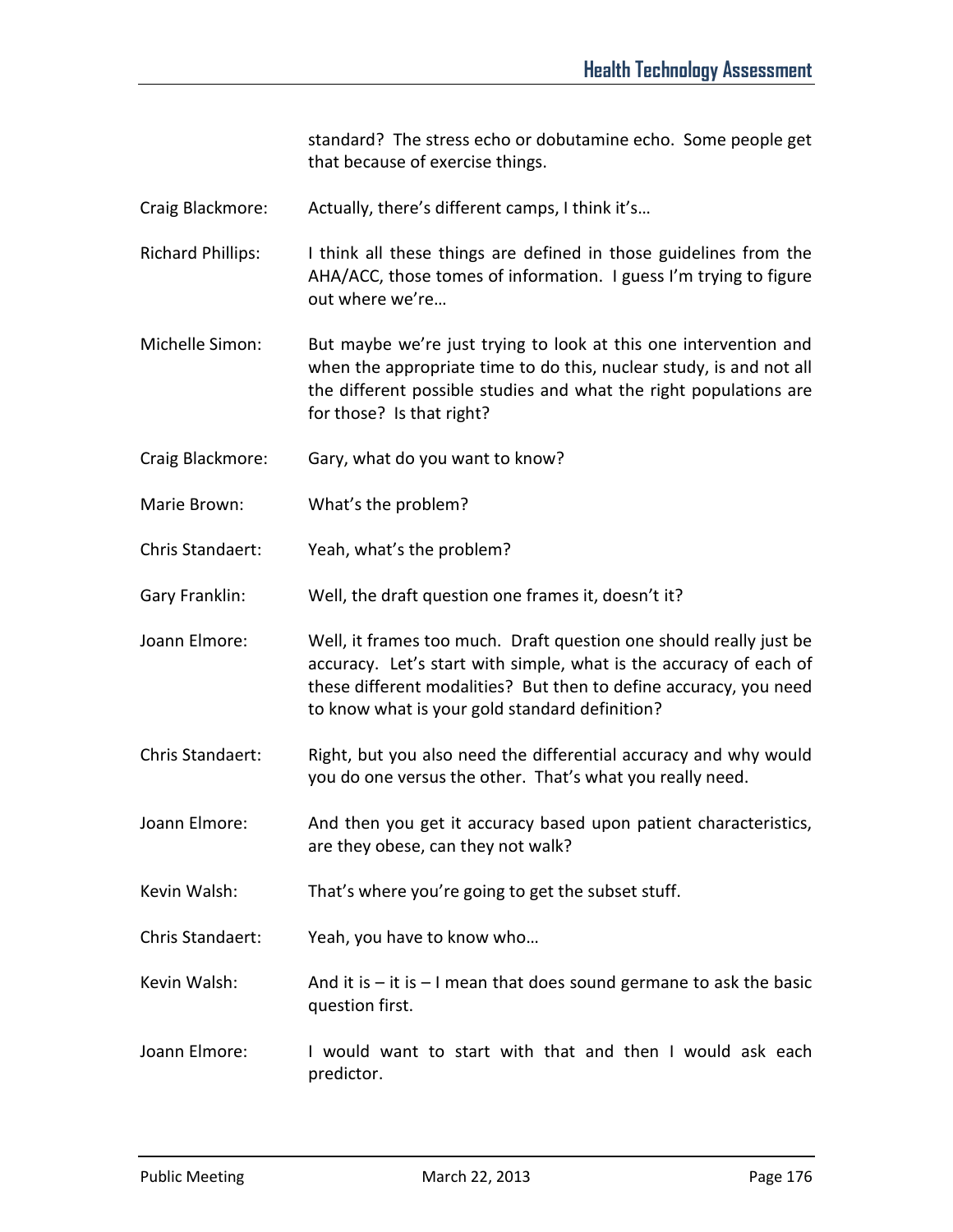standard? The stress echo or dobutamine echo. Some people get that because of exercise things.

Craig Blackmore: Actually, there's different camps, I think it's…

Richard Phillips: I think all these things are defined in those guidelines from the AHA/ACC, those tomes of information. I guess I'm trying to figure out where we're…

Michelle Simon: But maybe we're just trying to look at this one intervention and when the appropriate time to do this, nuclear study, is and not all the different possible studies and what the right populations are for those? Is that right?

Craig Blackmore: Gary, what do you want to know?

Marie Brown: What's the problem?

Chris Standaert: Yeah, what's the problem?

Gary Franklin: Well, the draft question one frames it, doesn't it?

Joann Elmore: Well, it frames too much. Draft question one should really just be accuracy. Let's start with simple, what is the accuracy of each of these different modalities? But then to define accuracy, you need to know what is your gold standard definition?

Chris Standaert: Right, but you also need the differential accuracy and why would you do one versus the other. That's what you really need.

Joann Elmore: And then you get it accuracy based upon patient characteristics, are they obese, can they not walk?

Kevin Walsh: That's where you're going to get the subset stuff.

Chris Standaert: Yeah, you have to know who…

Kevin Walsh: And it is – it is – I mean that does sound germane to ask the basic question first.

Joann Elmore: I would want to start with that and then I would ask each predictor.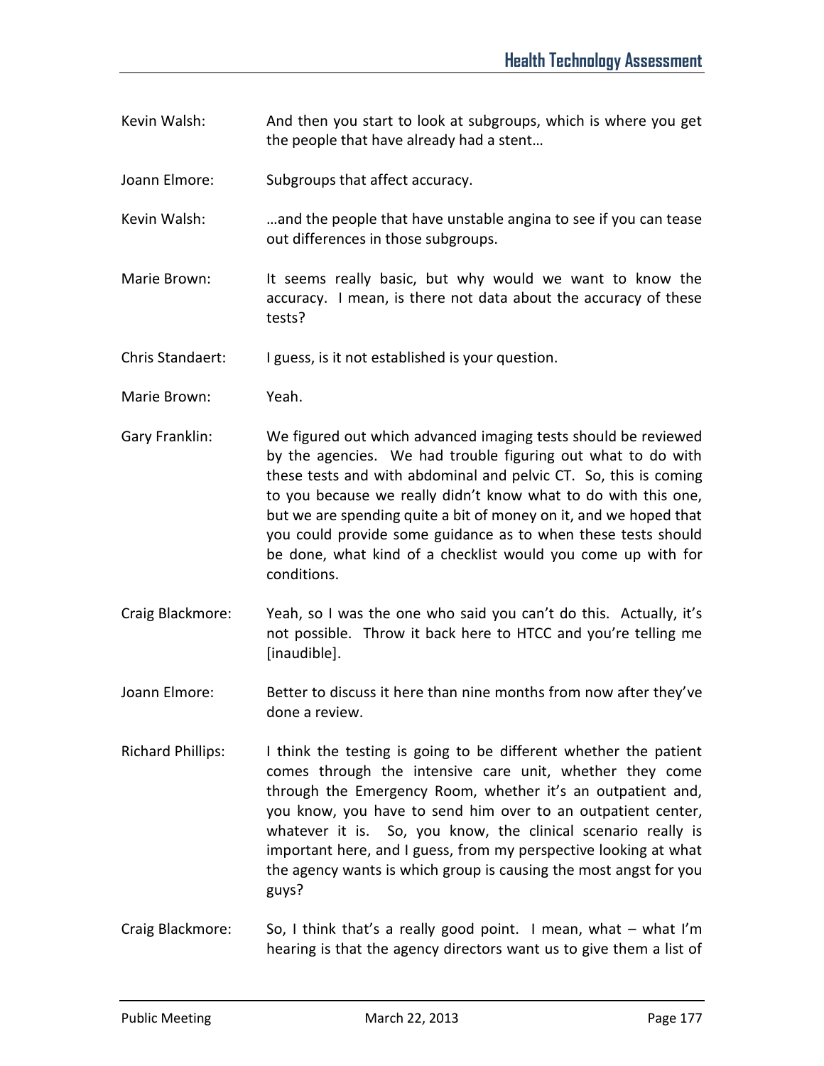Kevin Walsh: And then you start to look at subgroups, which is where you get the people that have already had a stent…

Joann Elmore: Subgroups that affect accuracy.

Kevin Walsh: …and the people that have unstable angina to see if you can tease out differences in those subgroups.

Marie Brown: It seems really basic, but why would we want to know the accuracy. I mean, is there not data about the accuracy of these tests?

Chris Standaert: I guess, is it not established is your question.

Marie Brown: Yeah.

Gary Franklin: We figured out which advanced imaging tests should be reviewed by the agencies. We had trouble figuring out what to do with these tests and with abdominal and pelvic CT. So, this is coming to you because we really didn't know what to do with this one, but we are spending quite a bit of money on it, and we hoped that you could provide some guidance as to when these tests should be done, what kind of a checklist would you come up with for conditions.

Craig Blackmore: Yeah, so I was the one who said you can't do this. Actually, it's not possible. Throw it back here to HTCC and you're telling me [inaudible].

Joann Elmore: Better to discuss it here than nine months from now after they've done a review.

Richard Phillips: I think the testing is going to be different whether the patient comes through the intensive care unit, whether they come through the Emergency Room, whether it's an outpatient and, you know, you have to send him over to an outpatient center, whatever it is. So, you know, the clinical scenario really is important here, and I guess, from my perspective looking at what the agency wants is which group is causing the most angst for you guys?

Craig Blackmore: So, I think that's a really good point. I mean, what – what I'm hearing is that the agency directors want us to give them a list of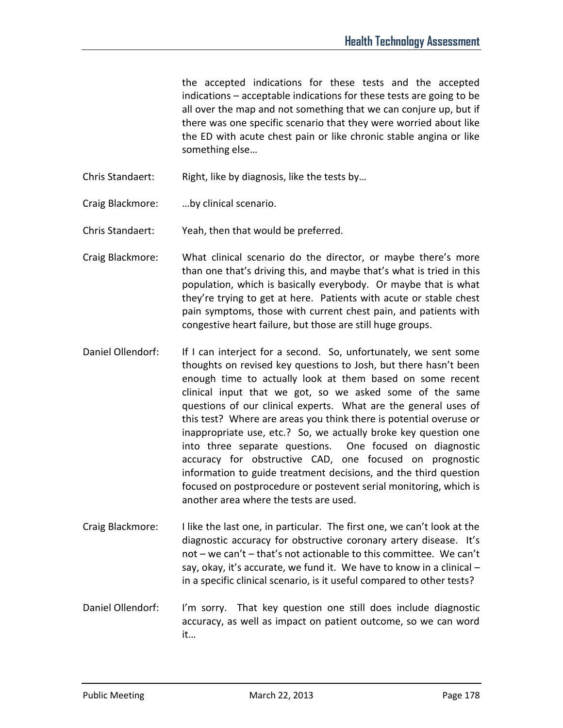the accepted indications for these tests and the accepted indications – acceptable indications for these tests are going to be all over the map and not something that we can conjure up, but if there was one specific scenario that they were worried about like the ED with acute chest pain or like chronic stable angina or like something else…

Chris Standaert: Right, like by diagnosis, like the tests by…

Craig Blackmore: …by clinical scenario.

Chris Standaert: Yeah, then that would be preferred.

Craig Blackmore: What clinical scenario do the director, or maybe there's more than one that's driving this, and maybe that's what is tried in this population, which is basically everybody. Or maybe that is what they're trying to get at here. Patients with acute or stable chest pain symptoms, those with current chest pain, and patients with congestive heart failure, but those are still huge groups.

Daniel Ollendorf: If I can interject for a second. So, unfortunately, we sent some thoughts on revised key questions to Josh, but there hasn't been enough time to actually look at them based on some recent clinical input that we got, so we asked some of the same questions of our clinical experts. What are the general uses of this test? Where are areas you think there is potential overuse or inappropriate use, etc.? So, we actually broke key question one into three separate questions. One focused on diagnostic accuracy for obstructive CAD, one focused on prognostic information to guide treatment decisions, and the third question focused on postprocedure or postevent serial monitoring, which is another area where the tests are used.

Craig Blackmore: I like the last one, in particular. The first one, we can't look at the diagnostic accuracy for obstructive coronary artery disease. It's not – we can't – that's not actionable to this committee. We can't say, okay, it's accurate, we fund it. We have to know in a clinical – in a specific clinical scenario, is it useful compared to other tests?

Daniel Ollendorf: I'm sorry. That key question one still does include diagnostic accuracy, as well as impact on patient outcome, so we can word it…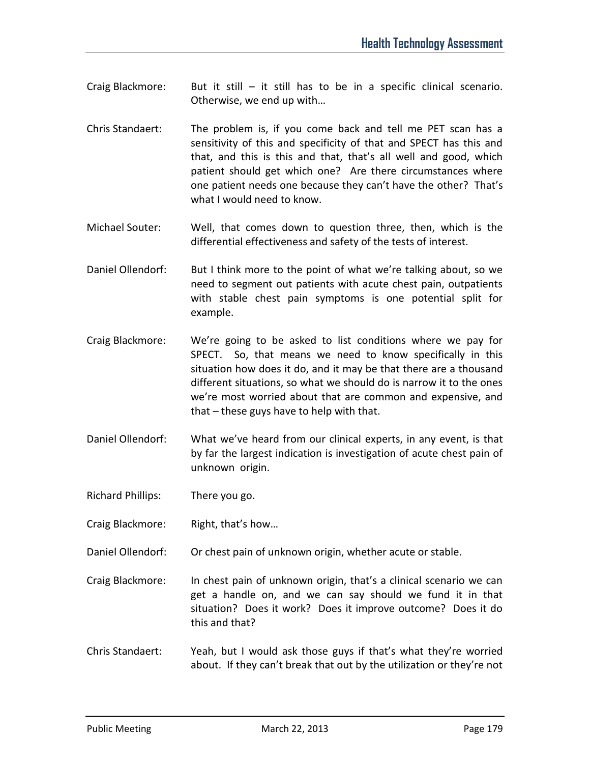Craig Blackmore: But it still – it still has to be in a specific clinical scenario. Otherwise, we end up with…

Chris Standaert: The problem is, if you come back and tell me PET scan has a sensitivity of this and specificity of that and SPECT has this and that, and this is this and that, that's all well and good, which patient should get which one? Are there circumstances where one patient needs one because they can't have the other? That's what I would need to know.

Michael Souter: Well, that comes down to question three, then, which is the differential effectiveness and safety of the tests of interest.

Daniel Ollendorf: But I think more to the point of what we're talking about, so we need to segment out patients with acute chest pain, outpatients with stable chest pain symptoms is one potential split for example.

Craig Blackmore: We're going to be asked to list conditions where we pay for SPECT. So, that means we need to know specifically in this situation how does it do, and it may be that there are a thousand different situations, so what we should do is narrow it to the ones we're most worried about that are common and expensive, and that – these guys have to help with that.

Daniel Ollendorf: What we've heard from our clinical experts, in any event, is that by far the largest indication is investigation of acute chest pain of unknown origin.

Richard Phillips: There you go.

Craig Blackmore: Right, that's how…

Daniel Ollendorf: Or chest pain of unknown origin, whether acute or stable.

Craig Blackmore: In chest pain of unknown origin, that's a clinical scenario we can get a handle on, and we can say should we fund it in that situation? Does it work? Does it improve outcome? Does it do this and that?

Chris Standaert: Yeah, but I would ask those guys if that's what they're worried about. If they can't break that out by the utilization or they're not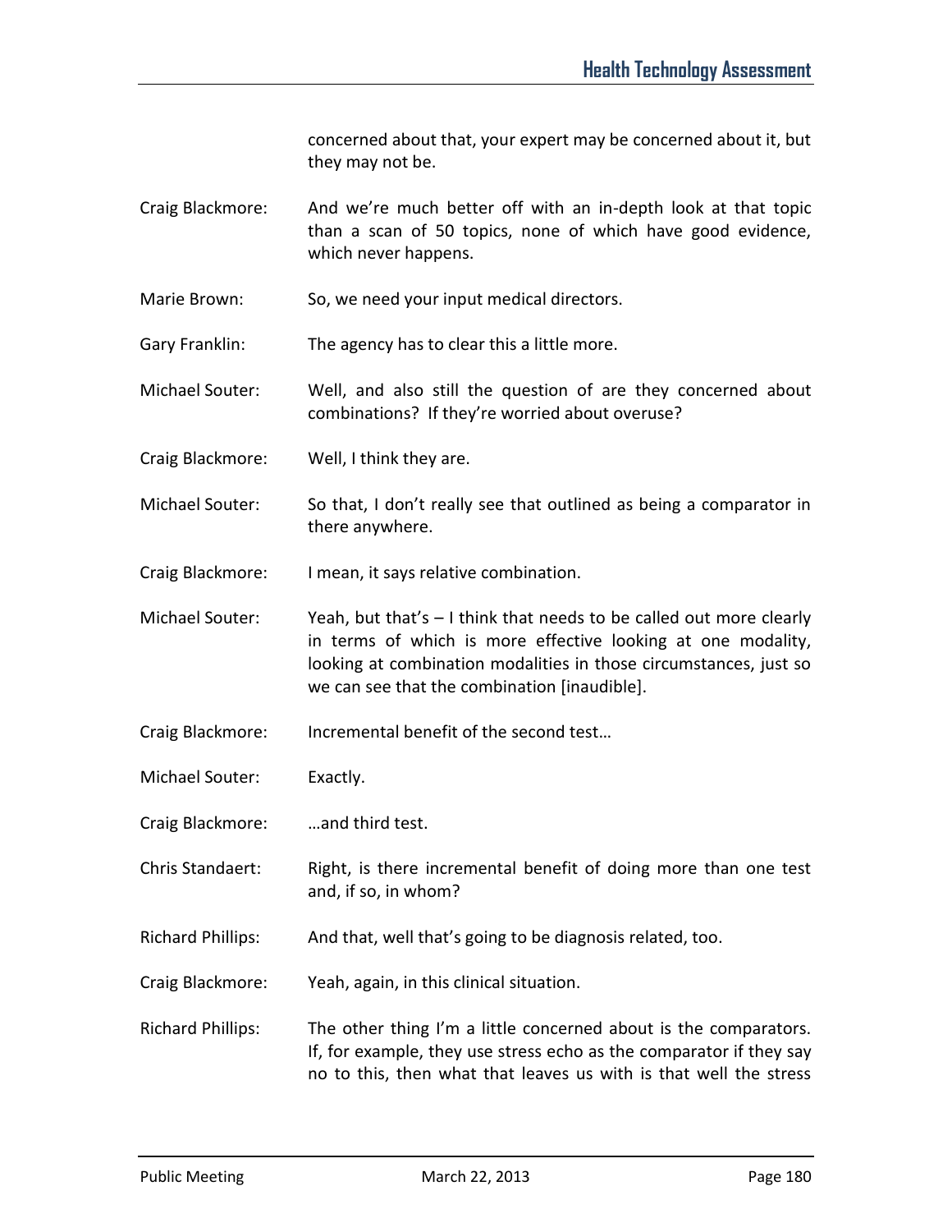concerned about that, your expert may be concerned about it, but they may not be.

Craig Blackmore: And we're much better off with an in-depth look at that topic than a scan of 50 topics, none of which have good evidence, which never happens.

Marie Brown: So, we need your input medical directors.

Gary Franklin: The agency has to clear this a little more.

Michael Souter: Well, and also still the question of are they concerned about combinations? If they're worried about overuse?

Craig Blackmore: Well, I think they are.

Michael Souter: So that, I don't really see that outlined as being a comparator in there anywhere.

Craig Blackmore: I mean, it says relative combination.

Michael Souter: Yeah, but that's – I think that needs to be called out more clearly in terms of which is more effective looking at one modality, looking at combination modalities in those circumstances, just so we can see that the combination [inaudible].

Craig Blackmore: Incremental benefit of the second test…

Michael Souter: Exactly.

Craig Blackmore: …and third test.

Chris Standaert: Right, is there incremental benefit of doing more than one test and, if so, in whom?

Richard Phillips: And that, well that's going to be diagnosis related, too.

Craig Blackmore: Yeah, again, in this clinical situation.

Richard Phillips: The other thing I'm a little concerned about is the comparators. If, for example, they use stress echo as the comparator if they say no to this, then what that leaves us with is that well the stress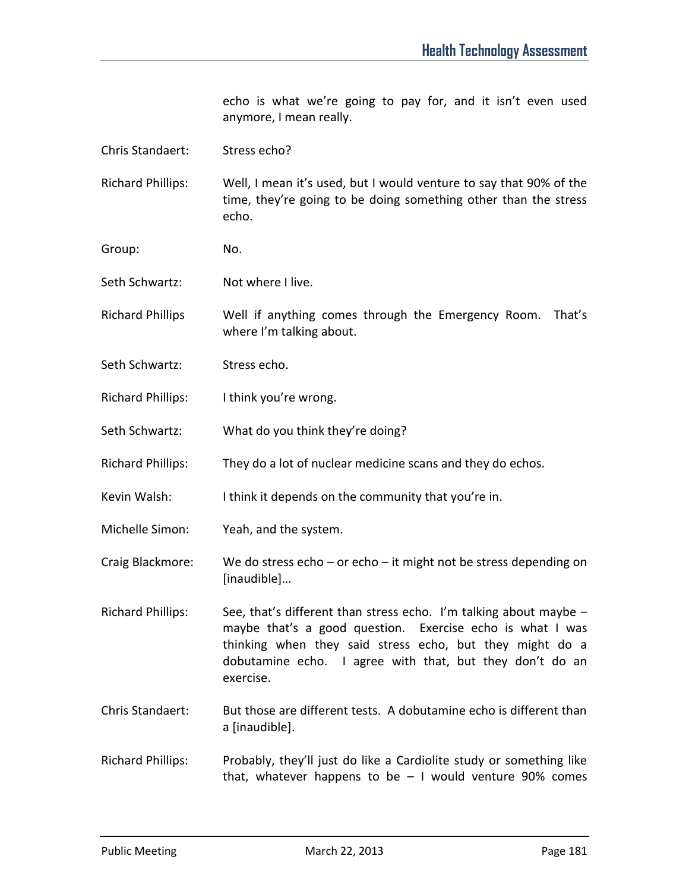echo is what we're going to pay for, and it isn't even used anymore, I mean really.

Chris Standaert: Stress echo?

Richard Phillips: Well, I mean it's used, but I would venture to say that 90% of the time, they're going to be doing something other than the stress echo.

Group: No.

Seth Schwartz: Not where I live.

Richard Phillips: Well if anything comes through the Emergency Room. That's where I'm talking about.

Seth Schwartz: Stress echo.

Richard Phillips: I think you're wrong.

Seth Schwartz: What do you think they're doing?

Richard Phillips: They do a lot of nuclear medicine scans and they do echos.

Kevin Walsh: I think it depends on the community that you're in.

Michelle Simon: Yeah, and the system.

Craig Blackmore: We do stress echo – or echo – it might not be stress depending on [inaudible]…

Richard Phillips: See, that's different than stress echo. I'm talking about maybe – maybe that's a good question. Exercise echo is what I was thinking when they said stress echo, but they might do a dobutamine echo. I agree with that, but they don't do an exercise.

Chris Standaert: But those are different tests. A dobutamine echo is different than a [inaudible].

Richard Phillips: Probably, they'll just do like a Cardiolite study or something like that, whatever happens to be – I would venture 90% comes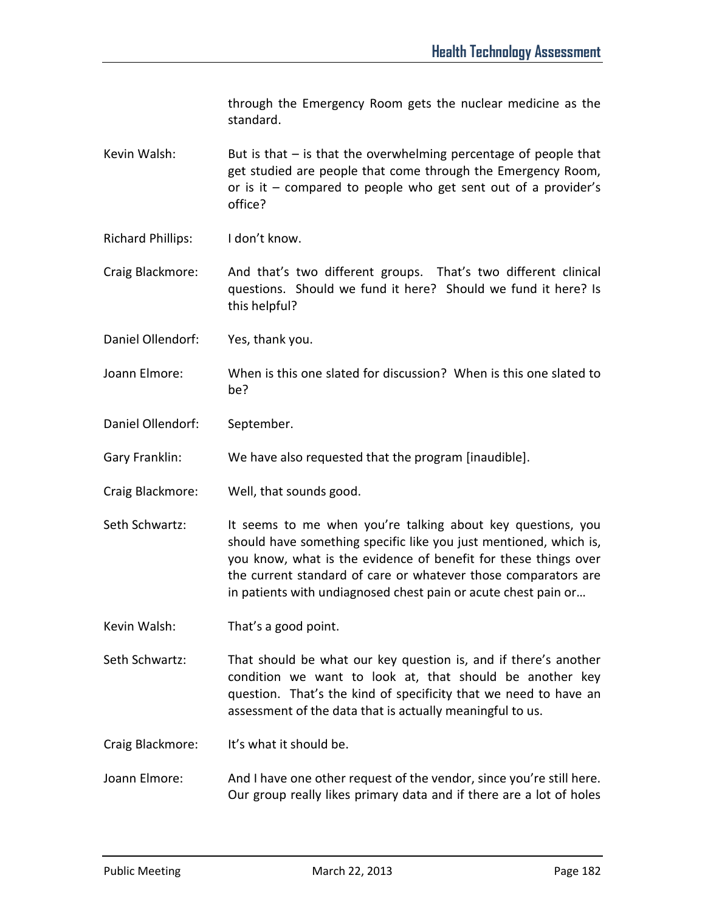through the Emergency Room gets the nuclear medicine as the standard.

Kevin Walsh: But is that – is that the overwhelming percentage of people that get studied are people that come through the Emergency Room, or is it – compared to people who get sent out of a provider's office?

Richard Phillips: I don't know.

Craig Blackmore: And that's two different groups. That's two different clinical questions. Should we fund it here? Should we fund it here? Is this helpful?

Daniel Ollendorf: Yes, thank you.

Joann Elmore: When is this one slated for discussion? When is this one slated to be?

Daniel Ollendorf: September.

Gary Franklin: We have also requested that the program [inaudible].

Craig Blackmore: Well, that sounds good.

Seth Schwartz: It seems to me when you're talking about key questions, you should have something specific like you just mentioned, which is, you know, what is the evidence of benefit for these things over the current standard of care or whatever those comparators are in patients with undiagnosed chest pain or acute chest pain or…

Kevin Walsh: That's a good point.

Seth Schwartz: That should be what our key question is, and if there's another condition we want to look at, that should be another key question. That's the kind of specificity that we need to have an assessment of the data that is actually meaningful to us.

Craig Blackmore: It's what it should be.

Joann Elmore: And I have one other request of the vendor, since you're still here. Our group really likes primary data and if there are a lot of holes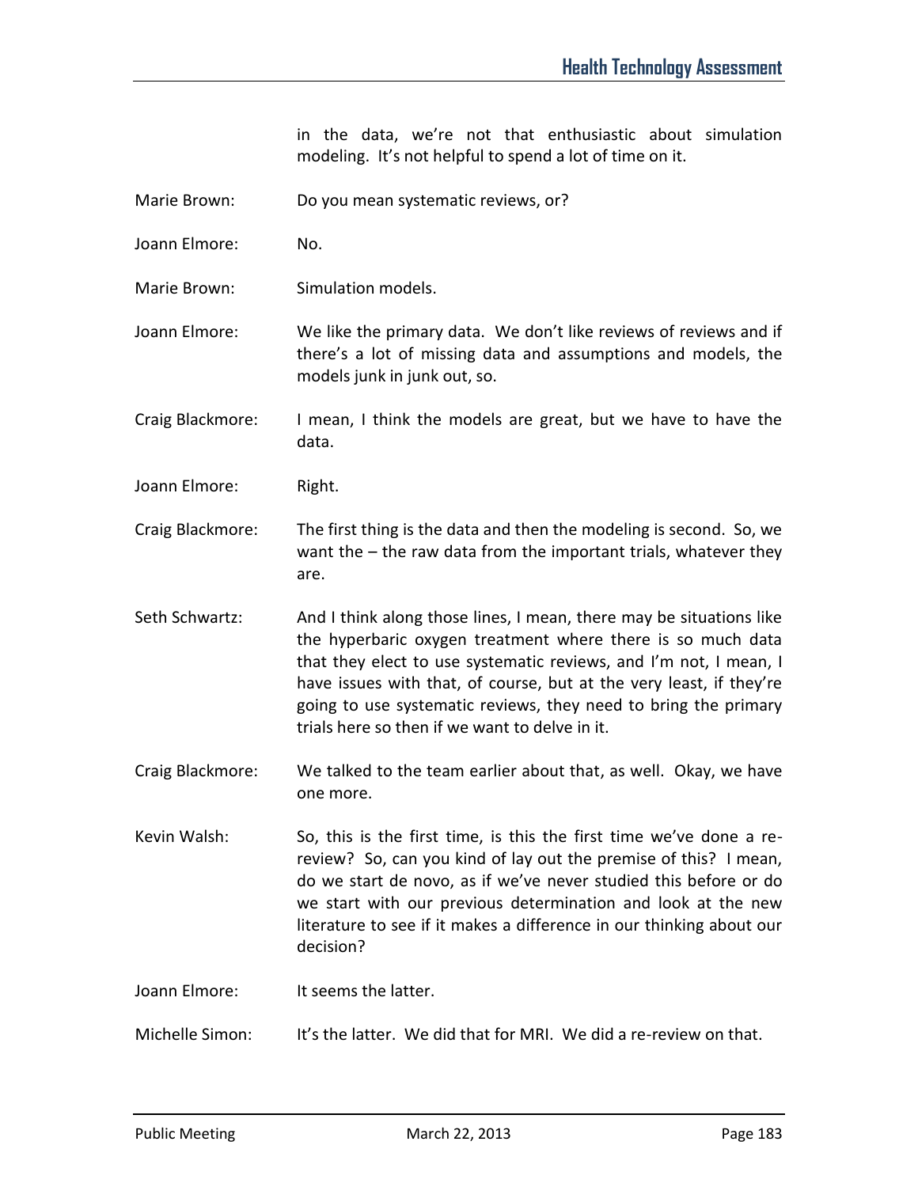in the data, we're not that enthusiastic about simulation modeling. It's not helpful to spend a lot of time on it.

Marie Brown: Do you mean systematic reviews, or?

Joann Elmore: No.

Marie Brown: Simulation models.

Joann Elmore: We like the primary data. We don't like reviews of reviews and if there's a lot of missing data and assumptions and models, the models junk in junk out, so.

Craig Blackmore: I mean, I think the models are great, but we have to have the data.

Joann Elmore: Right.

Craig Blackmore: The first thing is the data and then the modeling is second. So, we want the – the raw data from the important trials, whatever they are.

Seth Schwartz: And I think along those lines, I mean, there may be situations like the hyperbaric oxygen treatment where there is so much data that they elect to use systematic reviews, and I'm not, I mean, I have issues with that, of course, but at the very least, if they're going to use systematic reviews, they need to bring the primary trials here so then if we want to delve in it.

Craig Blackmore: We talked to the team earlier about that, as well. Okay, we have one more.

Kevin Walsh: So, this is the first time, is this the first time we've done a re-review? So, can you kind of lay out the premise of this? I mean, do we start de novo, as if we've never studied this before or do we start with our previous determination and look at the new literature to see if it makes a difference in our thinking about our decision?

Joann Elmore: It seems the latter.

Michelle Simon: It's the latter. We did that for MRI. We did a re-review on that.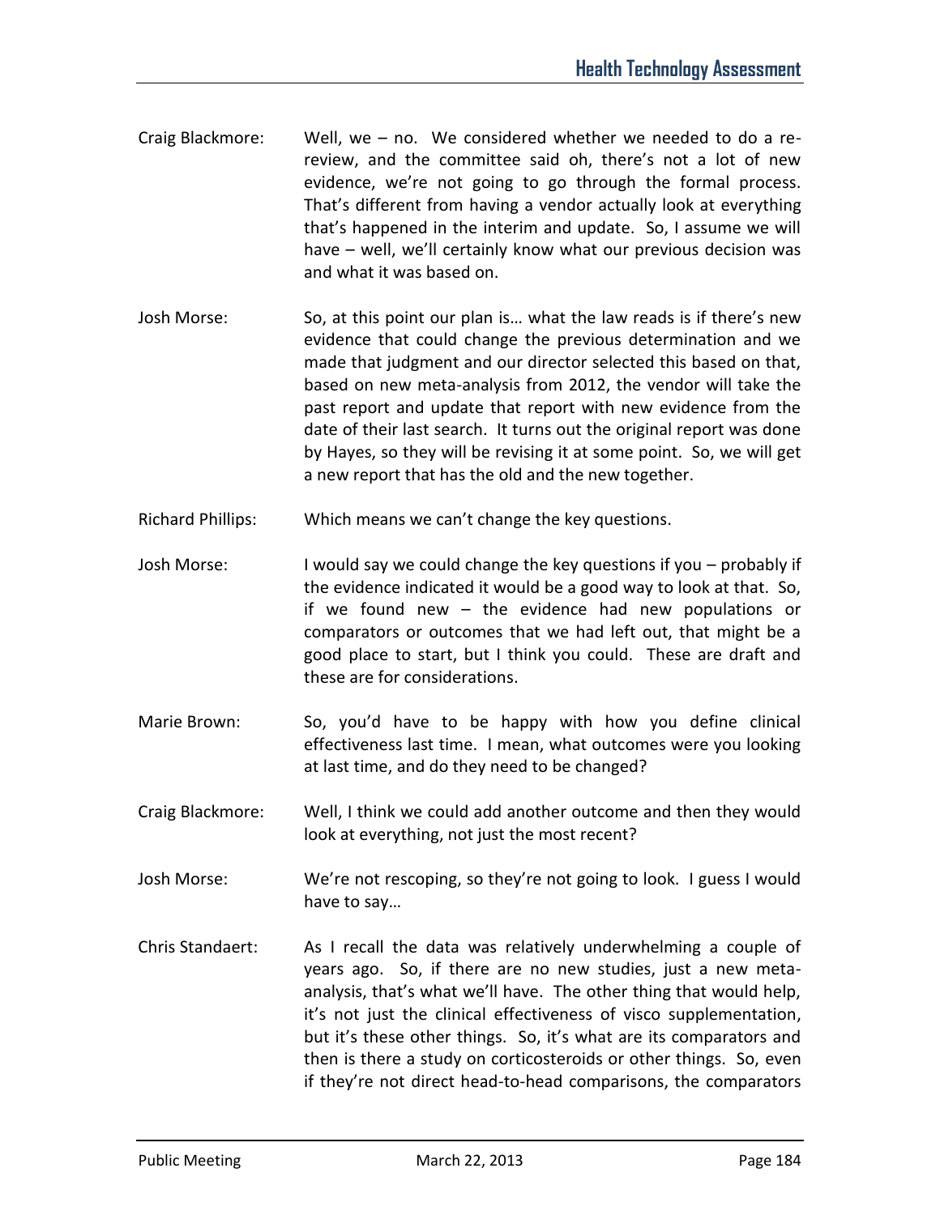Craig Blackmore: Well, we – no. We considered whether we needed to do a re-review, and the committee said oh, there's not a lot of new evidence, we're not going to go through the formal process. That's different from having a vendor actually look at everything that's happened in the interim and update. So, I assume we will have – well, we'll certainly know what our previous decision was and what it was based on.

Josh Morse: So, at this point our plan is… what the law reads is if there's new evidence that could change the previous determination and we made that judgment and our director selected this based on that, based on new meta-analysis from 2012, the vendor will take the past report and update that report with new evidence from the date of their last search. It turns out the original report was done by Hayes, so they will be revising it at some point. So, we will get a new report that has the old and the new together.

Richard Phillips: Which means we can't change the key questions.

Josh Morse: I would say we could change the key questions if you – probably if the evidence indicated it would be a good way to look at that. So, if we found new – the evidence had new populations or comparators or outcomes that we had left out, that might be a good place to start, but I think you could. These are draft and these are for considerations.

Marie Brown: So, you'd have to be happy with how you define clinical effectiveness last time. I mean, what outcomes were you looking at last time, and do they need to be changed?

Craig Blackmore: Well, I think we could add another outcome and then they would look at everything, not just the most recent?

Josh Morse: We're not rescoping, so they're not going to look. I guess I would have to say…

Chris Standaert: As I recall the data was relatively underwhelming a couple of years ago. So, if there are no new studies, just a new meta-analysis, that's what we'll have. The other thing that would help, it's not just the clinical effectiveness of visco supplementation, but it's these other things. So, it's what are its comparators and then is there a study on corticosteroids or other things. So, even if they're not direct head-to-head comparisons, the comparators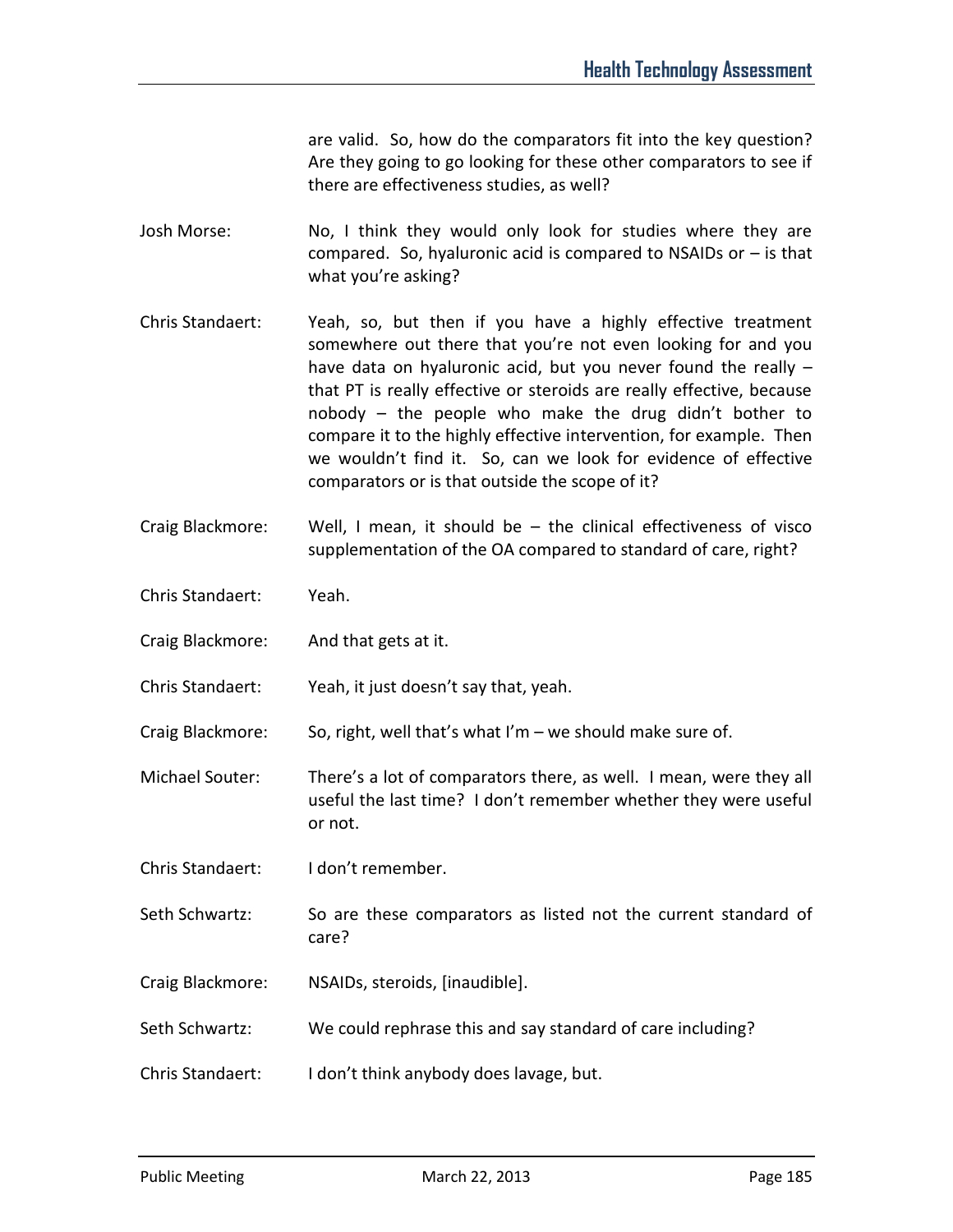are valid. So, how do the comparators fit into the key question? Are they going to go looking for these other comparators to see if there are effectiveness studies, as well?

Josh Morse: No, I think they would only look for studies where they are compared. So, hyaluronic acid is compared to NSAIDs or – is that what you're asking?

Chris Standaert: Yeah, so, but then if you have a highly effective treatment somewhere out there that you're not even looking for and you have data on hyaluronic acid, but you never found the really – that PT is really effective or steroids are really effective, because nobody – the people who make the drug didn't bother to compare it to the highly effective intervention, for example. Then we wouldn't find it. So, can we look for evidence of effective comparators or is that outside the scope of it?

Craig Blackmore: Well, I mean, it should be – the clinical effectiveness of visco supplementation of the OA compared to standard of care, right?

Chris Standaert: Yeah.

Craig Blackmore: And that gets at it.

Chris Standaert: Yeah, it just doesn't say that, yeah.

Craig Blackmore: So, right, well that's what I'm – we should make sure of.

Michael Souter: There's a lot of comparators there, as well. I mean, were they all useful the last time? I don't remember whether they were useful or not.

Chris Standaert: I don't remember.

Seth Schwartz: So are these comparators as listed not the current standard of care?

Craig Blackmore: NSAIDs, steroids, [inaudible].

Seth Schwartz: We could rephrase this and say standard of care including?

Chris Standaert: I don't think anybody does lavage, but.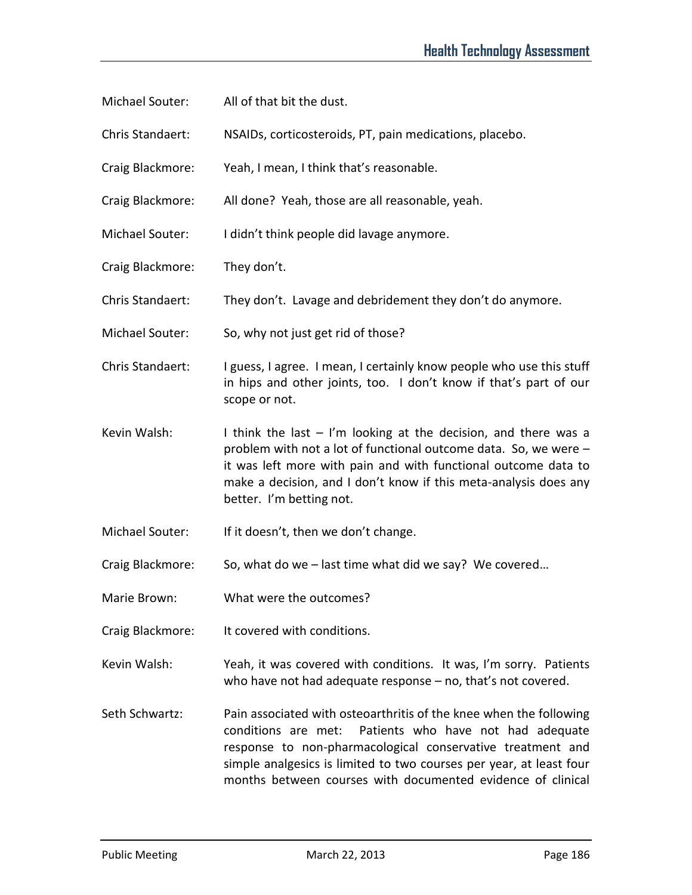Michael Souter: All of that bit the dust.

Chris Standaert: NSAIDs, corticosteroids, PT, pain medications, placebo.

Craig Blackmore: Yeah, I mean, I think that's reasonable.

Craig Blackmore: All done? Yeah, those are all reasonable, yeah.

Michael Souter: I didn't think people did lavage anymore.

Craig Blackmore: They don't.

Chris Standaert: They don't. Lavage and debridement they don't do anymore.

Michael Souter: So, why not just get rid of those?

Chris Standaert: I guess, I agree. I mean, I certainly know people who use this stuff in hips and other joints, too. I don't know if that's part of our scope or not.

Kevin Walsh: I think the last – I'm looking at the decision, and there was a problem with not a lot of functional outcome data. So, we were – it was left more with pain and with functional outcome data to make a decision, and I don't know if this meta-analysis does any better. I'm betting not.

Michael Souter: If it doesn't, then we don't change.

Craig Blackmore: So, what do we – last time what did we say? We covered…

Marie Brown: What were the outcomes?

Craig Blackmore: It covered with conditions.

Kevin Walsh: Yeah, it was covered with conditions. It was, I'm sorry. Patients who have not had adequate response – no, that's not covered.

Seth Schwartz: Pain associated with osteoarthritis of the knee when the following conditions are met: Patients who have not had adequate response to non-pharmacological conservative treatment and simple analgesics is limited to two courses per year, at least four months between courses with documented evidence of clinical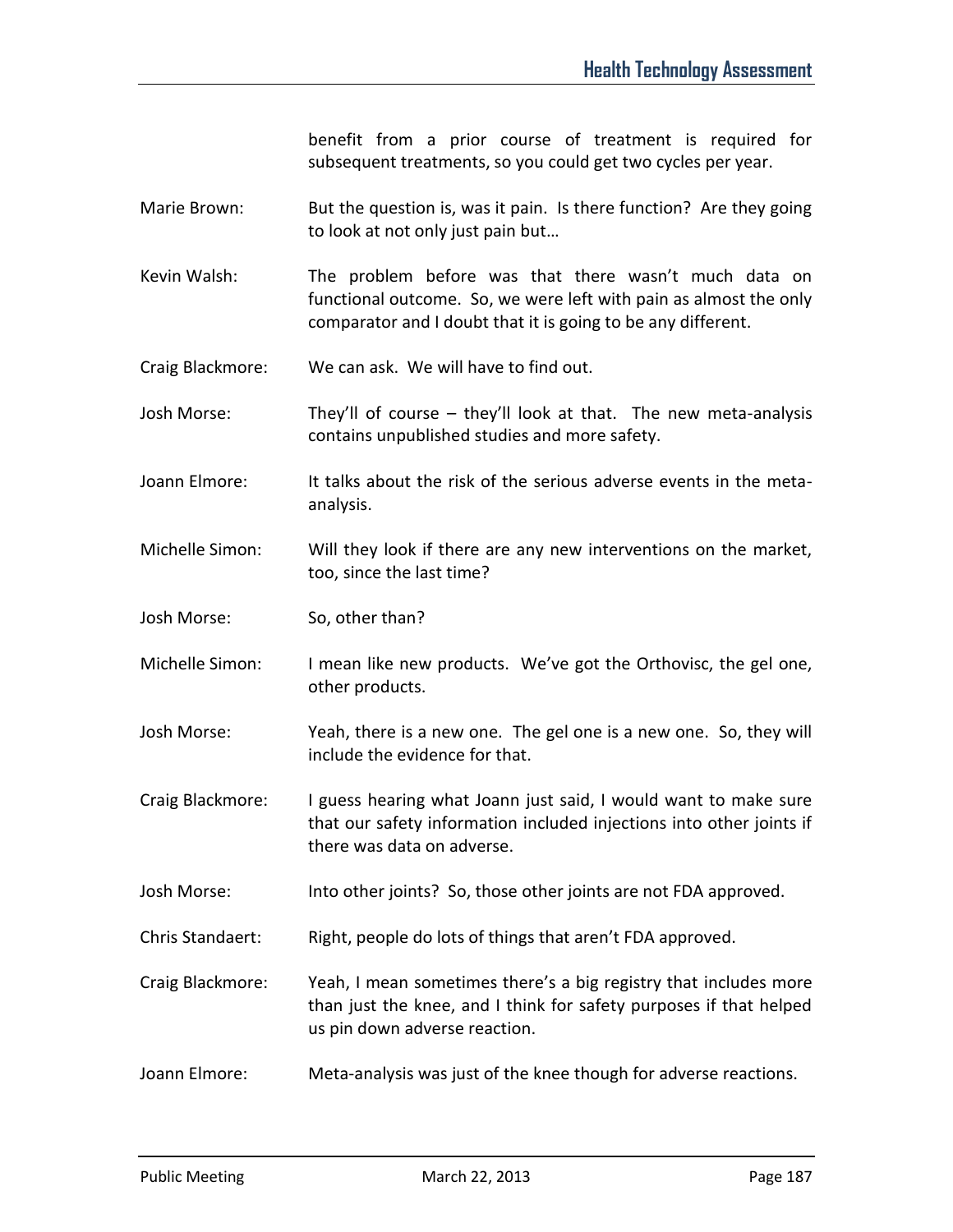benefit from a prior course of treatment is required for subsequent treatments, so you could get two cycles per year.

Marie Brown: But the question is, was it pain. Is there function? Are they going to look at not only just pain but…

Kevin Walsh: The problem before was that there wasn't much data on functional outcome. So, we were left with pain as almost the only comparator and I doubt that it is going to be any different.

Craig Blackmore: We can ask. We will have to find out.

Josh Morse: They'll of course – they'll look at that. The new meta-analysis contains unpublished studies and more safety.

Joann Elmore: It talks about the risk of the serious adverse events in the meta-analysis.

Michelle Simon: Will they look if there are any new interventions on the market, too, since the last time?

Josh Morse: So, other than?

Michelle Simon: I mean like new products. We've got the Orthovisc, the gel one, other products.

Josh Morse: Yeah, there is a new one. The gel one is a new one. So, they will include the evidence for that.

Craig Blackmore: I guess hearing what Joann just said, I would want to make sure that our safety information included injections into other joints if there was data on adverse.

Josh Morse: Into other joints? So, those other joints are not FDA approved.

Chris Standaert: Right, people do lots of things that aren't FDA approved.

Craig Blackmore: Yeah, I mean sometimes there's a big registry that includes more than just the knee, and I think for safety purposes if that helped us pin down adverse reaction.

Joann Elmore: Meta-analysis was just of the knee though for adverse reactions.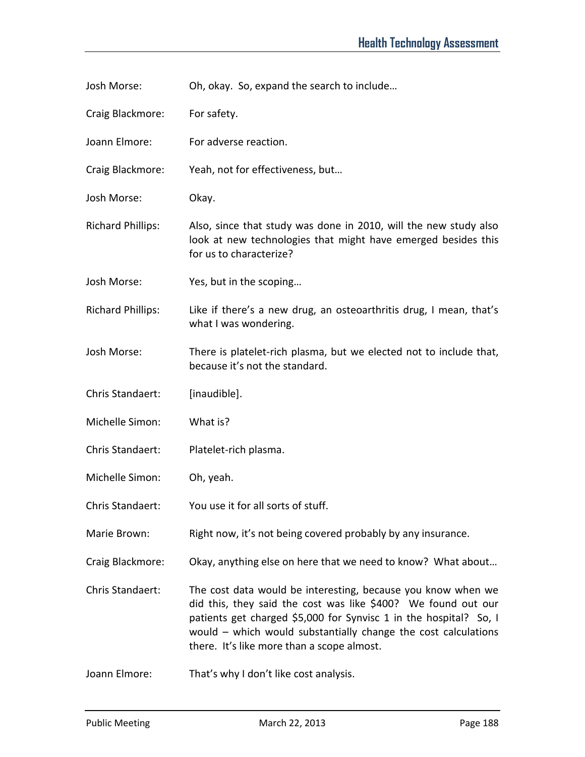Josh Morse: Oh, okay. So, expand the search to include…

Craig Blackmore: For safety.

Joann Elmore: For adverse reaction.

Craig Blackmore: Yeah, not for effectiveness, but…

Josh Morse: Okay.

Richard Phillips: Also, since that study was done in 2010, will the new study also look at new technologies that might have emerged besides this for us to characterize?

Josh Morse: Yes, but in the scoping…

Richard Phillips: Like if there's a new drug, an osteoarthritis drug, I mean, that's what I was wondering.

Josh Morse: There is platelet-rich plasma, but we elected not to include that, because it's not the standard.

Chris Standaert: [inaudible].

Michelle Simon: What is?

Chris Standaert: Platelet-rich plasma.

Michelle Simon: Oh, yeah.

Chris Standaert: You use it for all sorts of stuff.

Marie Brown: Right now, it's not being covered probably by any insurance.

Craig Blackmore: Okay, anything else on here that we need to know? What about…

Chris Standaert: The cost data would be interesting, because you know when we did this, they said the cost was like $400? We found out our patients get charged $5,000 for Synvisc 1 in the hospital? So, I would – which would substantially change the cost calculations there. It's like more than a scope almost.

Joann Elmore: That's why I don't like cost analysis.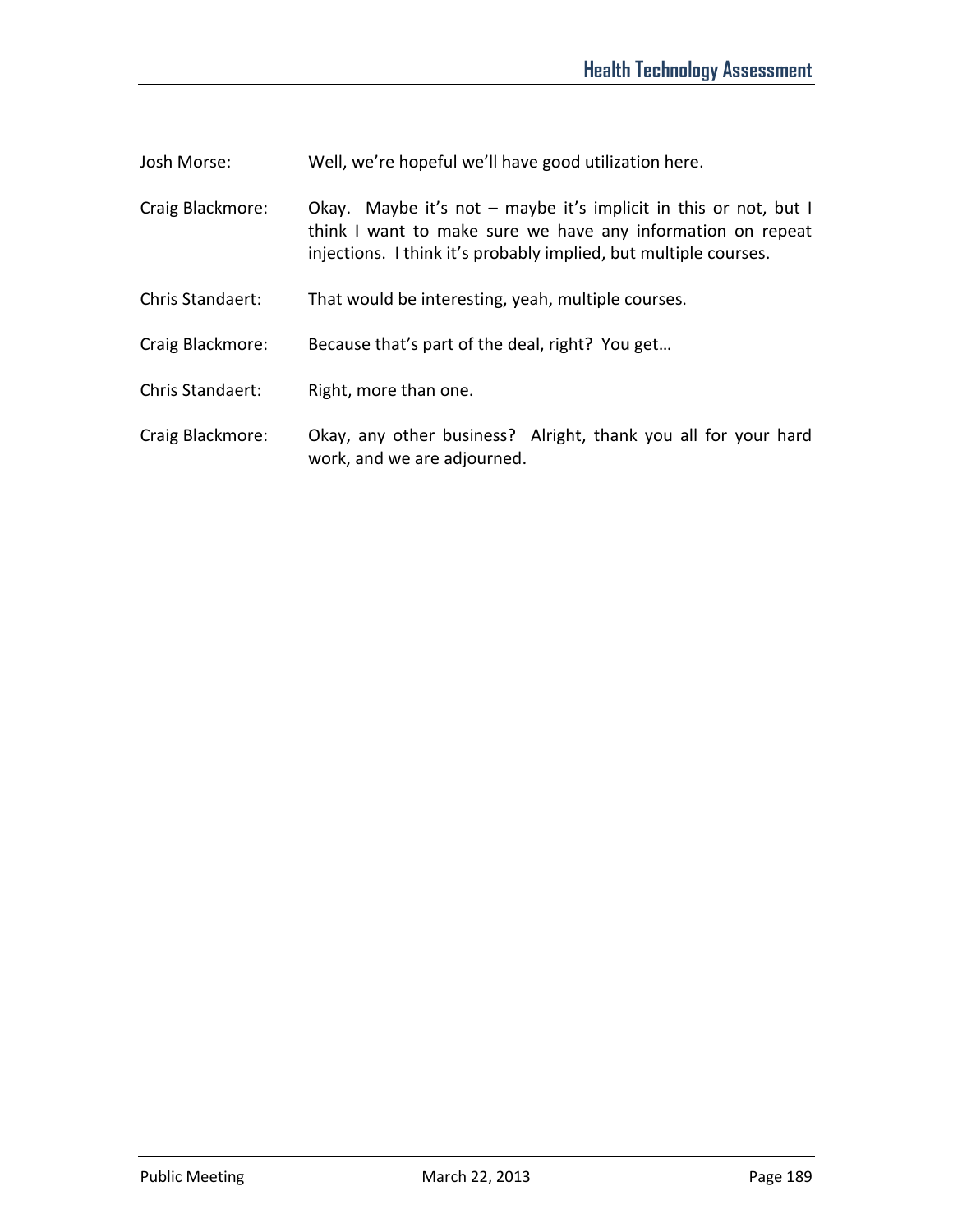Josh Morse: Well, we're hopeful we'll have good utilization here.

Craig Blackmore: Okay. Maybe it's not – maybe it's implicit in this or not, but I think I want to make sure we have any information on repeat injections. I think it's probably implied, but multiple courses.

Chris Standaert: That would be interesting, yeah, multiple courses.

Craig Blackmore: Because that's part of the deal, right? You get…

Chris Standaert: Right, more than one.

Craig Blackmore: Okay, any other business? Alright, thank you all for your hard work, and we are adjourned.